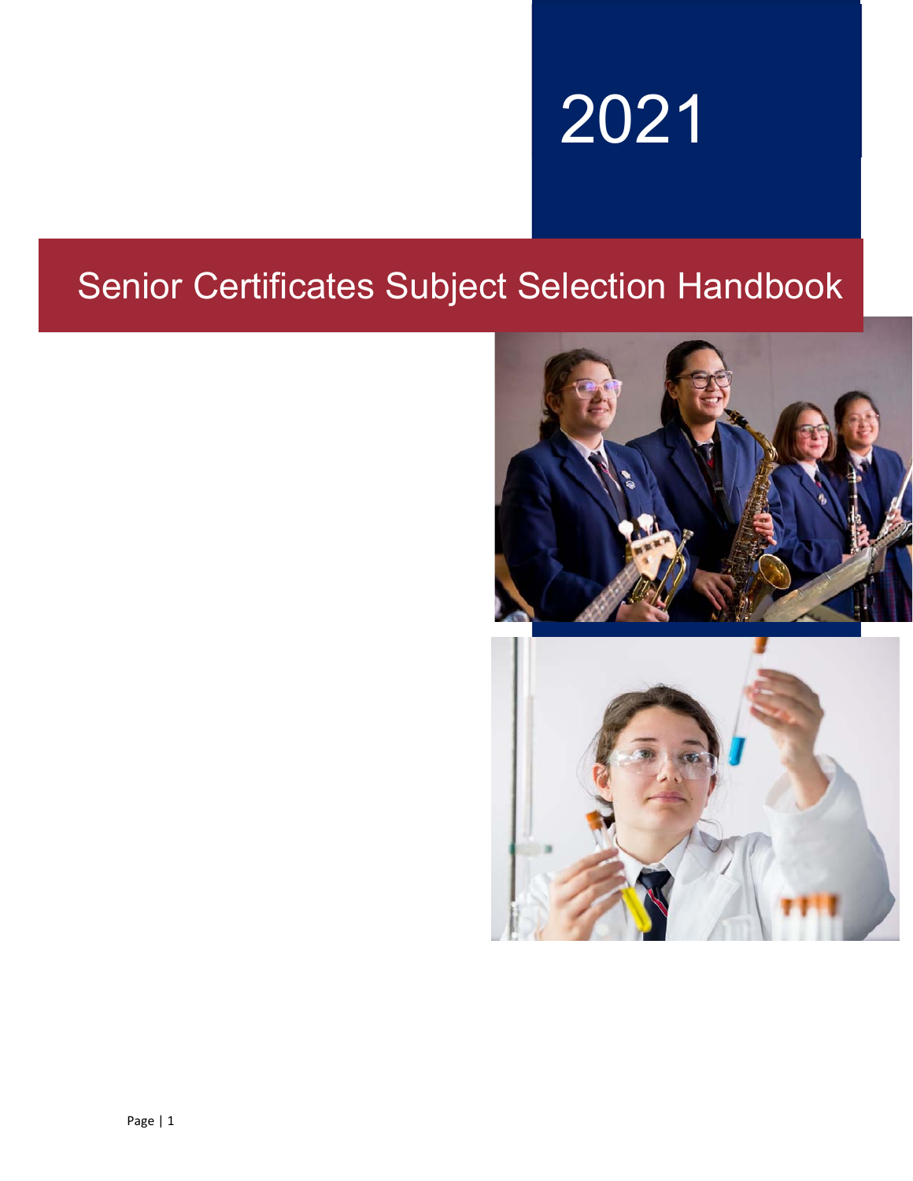# 2021

## Senior Certificates Subject Selection Handbook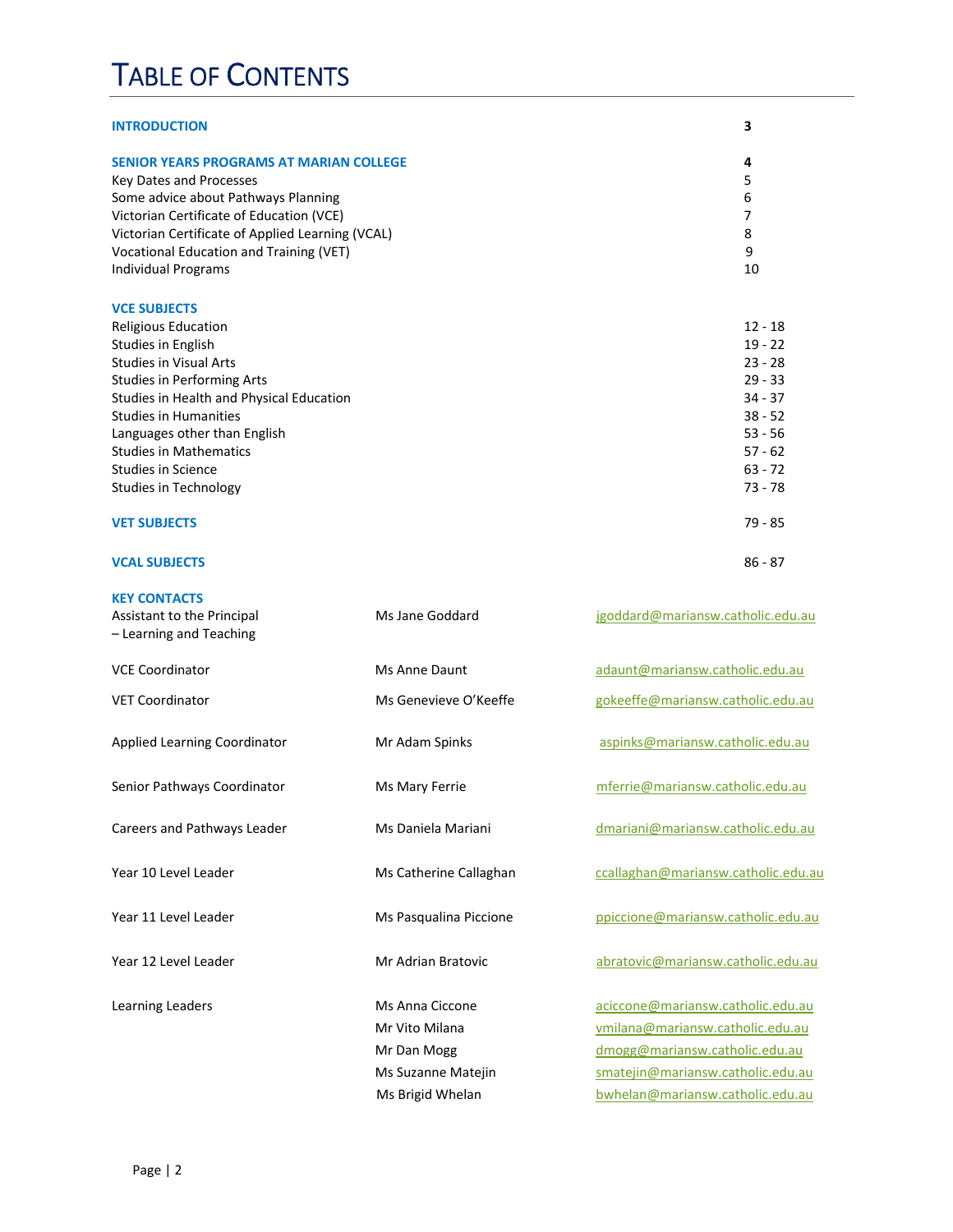# TABLE OF CONTENTS

| | |
|---|---|
| **INTRODUCTION** | **3** |
| **SENIOR YEARS PROGRAMS AT MARIAN COLLEGE** | **4** |
| Key Dates and Processes | 5 |
| Some advice about Pathways Planning | 6 |
| Victorian Certificate of Education (VCE) | 7 |
| Victorian Certificate of Applied Learning (VCAL) | 8 |
| Vocational Education and Training (VET) | 9 |
| Individual Programs | 10 |
| **VCE SUBJECTS** | |
| Religious Education | 12 - 18 |
| Studies in English | 19 - 22 |
| Studies in Visual Arts | 23 - 28 |
| Studies in Performing Arts | 29 - 33 |
| Studies in Health and Physical Education | 34 - 37 |
| Studies in Humanities | 38 - 52 |
| Languages other than English | 53 - 56 |
| Studies in Mathematics | 57 - 62 |
| Studies in Science | 63 - 72 |
| Studies in Technology | 73 - 78 |
| **VET SUBJECTS** | 79 - 85 |
| **VCAL SUBJECTS** | 86 - 87 |

**KEY CONTACTS**

| Role | Name | Email |
|---|---|---|
| Assistant to the Principal – Learning and Teaching | Ms Jane Goddard | jgoddard@mariansw.catholic.edu.au |
| VCE Coordinator | Ms Anne Daunt | adaunt@mariansw.catholic.edu.au |
| VET Coordinator | Ms Genevieve O'Keeffe | gokeeffe@mariansw.catholic.edu.au |
| Applied Learning Coordinator | Mr Adam Spinks | aspinks@mariansw.catholic.edu.au |
| Senior Pathways Coordinator | Ms Mary Ferrie | mferrie@mariansw.catholic.edu.au |
| Careers and Pathways Leader | Ms Daniela Mariani | dmariani@mariansw.catholic.edu.au |
| Year 10 Level Leader | Ms Catherine Callaghan | ccallaghan@mariansw.catholic.edu.au |
| Year 11 Level Leader | Ms Pasqualina Piccione | ppiccione@mariansw.catholic.edu.au |
| Year 12 Level Leader | Mr Adrian Bratovic | abratovic@mariansw.catholic.edu.au |
| Learning Leaders | Ms Anna Ciccone | aciccone@mariansw.catholic.edu.au |
| | Mr Vito Milana | vmilana@mariansw.catholic.edu.au |
| | Mr Dan Mogg | dmogg@mariansw.catholic.edu.au |
| | Ms Suzanne Matejin | smatejin@mariansw.catholic.edu.au |
| | Ms Brigid Whelan | bwhelan@mariansw.catholic.edu.au |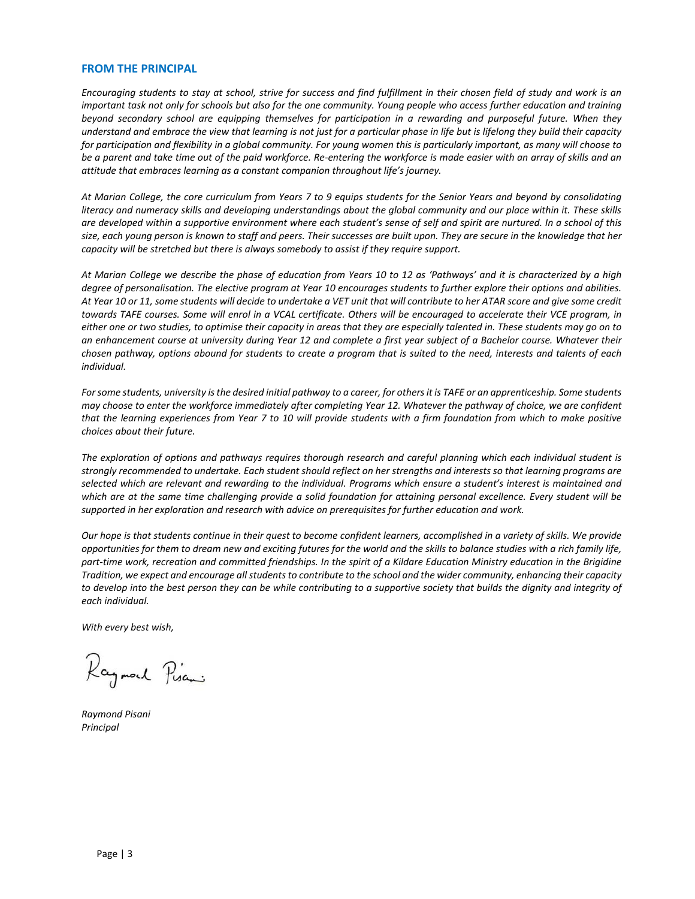## FROM THE PRINCIPAL

*Encouraging students to stay at school, strive for success and find fulfillment in their chosen field of study and work is an important task not only for schools but also for the one community. Young people who access further education and training beyond secondary school are equipping themselves for participation in a rewarding and purposeful future. When they understand and embrace the view that learning is not just for a particular phase in life but is lifelong they build their capacity for participation and flexibility in a global community. For young women this is particularly important, as many will choose to be a parent and take time out of the paid workforce. Re-entering the workforce is made easier with an array of skills and an attitude that embraces learning as a constant companion throughout life's journey.*

*At Marian College, the core curriculum from Years 7 to 9 equips students for the Senior Years and beyond by consolidating literacy and numeracy skills and developing understandings about the global community and our place within it. These skills are developed within a supportive environment where each student's sense of self and spirit are nurtured. In a school of this size, each young person is known to staff and peers. Their successes are built upon. They are secure in the knowledge that her capacity will be stretched but there is always somebody to assist if they require support.*

*At Marian College we describe the phase of education from Years 10 to 12 as 'Pathways' and it is characterized by a high degree of personalisation. The elective program at Year 10 encourages students to further explore their options and abilities. At Year 10 or 11, some students will decide to undertake a VET unit that will contribute to her ATAR score and give some credit towards TAFE courses. Some will enrol in a VCAL certificate. Others will be encouraged to accelerate their VCE program, in either one or two studies, to optimise their capacity in areas that they are especially talented in. These students may go on to an enhancement course at university during Year 12 and complete a first year subject of a Bachelor course. Whatever their chosen pathway, options abound for students to create a program that is suited to the need, interests and talents of each individual.*

*For some students, university is the desired initial pathway to a career, for others it is TAFE or an apprenticeship. Some students may choose to enter the workforce immediately after completing Year 12. Whatever the pathway of choice, we are confident that the learning experiences from Year 7 to 10 will provide students with a firm foundation from which to make positive choices about their future.*

*The exploration of options and pathways requires thorough research and careful planning which each individual student is strongly recommended to undertake. Each student should reflect on her strengths and interests so that learning programs are selected which are relevant and rewarding to the individual. Programs which ensure a student's interest is maintained and which are at the same time challenging provide a solid foundation for attaining personal excellence. Every student will be supported in her exploration and research with advice on prerequisites for further education and work.*

*Our hope is that students continue in their quest to become confident learners, accomplished in a variety of skills. We provide opportunities for them to dream new and exciting futures for the world and the skills to balance studies with a rich family life, part-time work, recreation and committed friendships. In the spirit of a Kildare Education Ministry education in the Brigidine Tradition, we expect and encourage all students to contribute to the school and the wider community, enhancing their capacity to develop into the best person they can be while contributing to a supportive society that builds the dignity and integrity of each individual.*

*With every best wish,*

Raymond Pisani

*Raymond Pisani*
*Principal*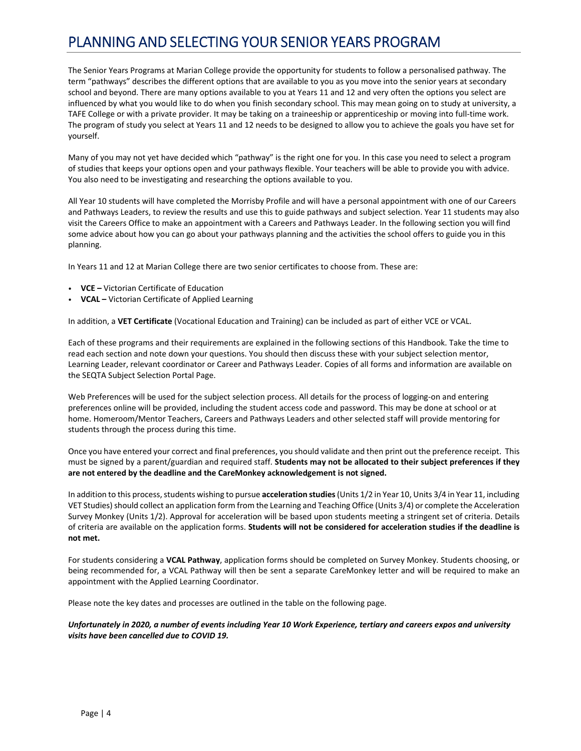# PLANNING AND SELECTING YOUR SENIOR YEARS PROGRAM

The Senior Years Programs at Marian College provide the opportunity for students to follow a personalised pathway. The term "pathways" describes the different options that are available to you as you move into the senior years at secondary school and beyond. There are many options available to you at Years 11 and 12 and very often the options you select are influenced by what you would like to do when you finish secondary school. This may mean going on to study at university, a TAFE College or with a private provider. It may be taking on a traineeship or apprenticeship or moving into full-time work. The program of study you select at Years 11 and 12 needs to be designed to allow you to achieve the goals you have set for yourself.

Many of you may not yet have decided which "pathway" is the right one for you. In this case you need to select a program of studies that keeps your options open and your pathways flexible. Your teachers will be able to provide you with advice. You also need to be investigating and researching the options available to you.

All Year 10 students will have completed the Morrisby Profile and will have a personal appointment with one of our Careers and Pathways Leaders, to review the results and use this to guide pathways and subject selection. Year 11 students may also visit the Careers Office to make an appointment with a Careers and Pathways Leader. In the following section you will find some advice about how you can go about your pathways planning and the activities the school offers to guide you in this planning.

In Years 11 and 12 at Marian College there are two senior certificates to choose from. These are:

- **VCE –** Victorian Certificate of Education
- **VCAL –** Victorian Certificate of Applied Learning

In addition, a **VET Certificate** (Vocational Education and Training) can be included as part of either VCE or VCAL.

Each of these programs and their requirements are explained in the following sections of this Handbook. Take the time to read each section and note down your questions. You should then discuss these with your subject selection mentor, Learning Leader, relevant coordinator or Career and Pathways Leader. Copies of all forms and information are available on the SEQTA Subject Selection Portal Page.

Web Preferences will be used for the subject selection process. All details for the process of logging-on and entering preferences online will be provided, including the student access code and password. This may be done at school or at home. Homeroom/Mentor Teachers, Careers and Pathways Leaders and other selected staff will provide mentoring for students through the process during this time.

Once you have entered your correct and final preferences, you should validate and then print out the preference receipt. This must be signed by a parent/guardian and required staff. **Students may not be allocated to their subject preferences if they are not entered by the deadline and the CareMonkey acknowledgement is not signed.**

In addition to this process, students wishing to pursue **acceleration studies** (Units 1/2 in Year 10, Units 3/4 in Year 11, including VET Studies) should collect an application form from the Learning and Teaching Office (Units 3/4) or complete the Acceleration Survey Monkey (Units 1/2). Approval for acceleration will be based upon students meeting a stringent set of criteria. Details of criteria are available on the application forms. **Students will not be considered for acceleration studies if the deadline is not met.**

For students considering a **VCAL Pathway**, application forms should be completed on Survey Monkey. Students choosing, or being recommended for, a VCAL Pathway will then be sent a separate CareMonkey letter and will be required to make an appointment with the Applied Learning Coordinator.

Please note the key dates and processes are outlined in the table on the following page.

***Unfortunately in 2020, a number of events including Year 10 Work Experience, tertiary and careers expos and university visits have been cancelled due to COVID 19.***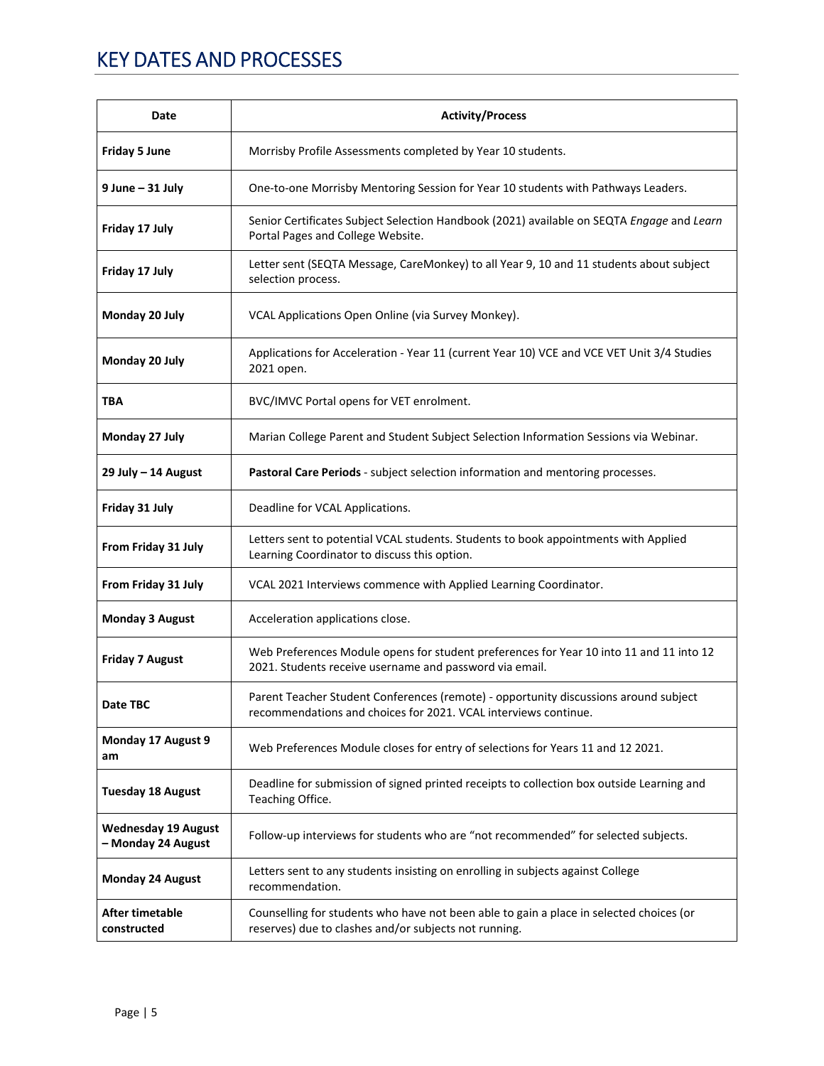# KEY DATES AND PROCESSES

| Date | Activity/Process |
|---|---|
| **Friday 5 June** | Morrisby Profile Assessments completed by Year 10 students. |
| **9 June – 31 July** | One-to-one Morrisby Mentoring Session for Year 10 students with Pathways Leaders. |
| **Friday 17 July** | Senior Certificates Subject Selection Handbook (2021) available on SEQTA *Engage* and *Learn* Portal Pages and College Website. |
| **Friday 17 July** | Letter sent (SEQTA Message, CareMonkey) to all Year 9, 10 and 11 students about subject selection process. |
| **Monday 20 July** | VCAL Applications Open Online (via Survey Monkey). |
| **Monday 20 July** | Applications for Acceleration - Year 11 (current Year 10) VCE and VCE VET Unit 3/4 Studies 2021 open. |
| **TBA** | BVC/IMVC Portal opens for VET enrolment. |
| **Monday 27 July** | Marian College Parent and Student Subject Selection Information Sessions via Webinar. |
| **29 July – 14 August** | **Pastoral Care Periods** - subject selection information and mentoring processes. |
| **Friday 31 July** | Deadline for VCAL Applications. |
| **From Friday 31 July** | Letters sent to potential VCAL students. Students to book appointments with Applied Learning Coordinator to discuss this option. |
| **From Friday 31 July** | VCAL 2021 Interviews commence with Applied Learning Coordinator. |
| **Monday 3 August** | Acceleration applications close. |
| **Friday 7 August** | Web Preferences Module opens for student preferences for Year 10 into 11 and 11 into 12 2021. Students receive username and password via email. |
| **Date TBC** | Parent Teacher Student Conferences (remote) - opportunity discussions around subject recommendations and choices for 2021. VCAL interviews continue. |
| **Monday 17 August 9 am** | Web Preferences Module closes for entry of selections for Years 11 and 12 2021. |
| **Tuesday 18 August** | Deadline for submission of signed printed receipts to collection box outside Learning and Teaching Office. |
| **Wednesday 19 August – Monday 24 August** | Follow-up interviews for students who are "not recommended" for selected subjects. |
| **Monday 24 August** | Letters sent to any students insisting on enrolling in subjects against College recommendation. |
| **After timetable constructed** | Counselling for students who have not been able to gain a place in selected choices (or reserves) due to clashes and/or subjects not running. |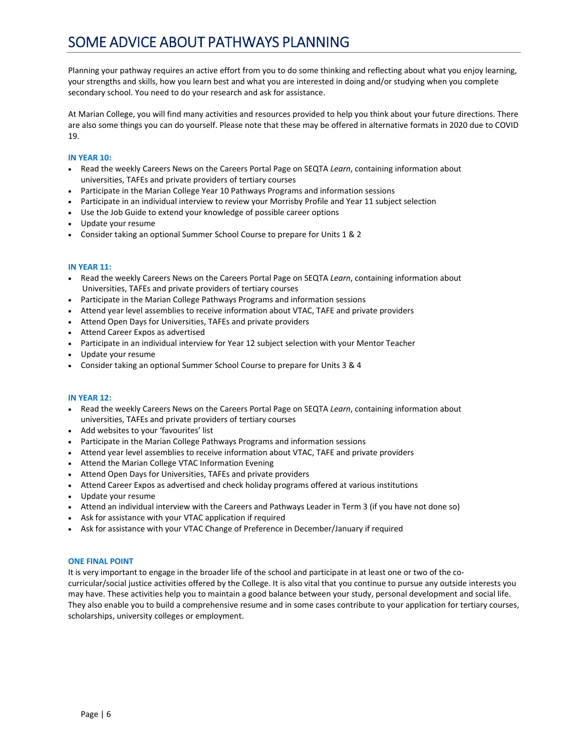# SOME ADVICE ABOUT PATHWAYS PLANNING

Planning your pathway requires an active effort from you to do some thinking and reflecting about what you enjoy learning, your strengths and skills, how you learn best and what you are interested in doing and/or studying when you complete secondary school. You need to do your research and ask for assistance.

At Marian College, you will find many activities and resources provided to help you think about your future directions. There are also some things you can do yourself. Please note that these may be offered in alternative formats in 2020 due to COVID 19.

**IN YEAR 10:**

- Read the weekly Careers News on the Careers Portal Page on SEQTA *Learn*, containing information about universities, TAFEs and private providers of tertiary courses
- Participate in the Marian College Year 10 Pathways Programs and information sessions
- Participate in an individual interview to review your Morrisby Profile and Year 11 subject selection
- Use the Job Guide to extend your knowledge of possible career options
- Update your resume
- Consider taking an optional Summer School Course to prepare for Units 1 & 2

**IN YEAR 11:**

- Read the weekly Careers News on the Careers Portal Page on SEQTA *Learn*, containing information about Universities, TAFEs and private providers of tertiary courses
- Participate in the Marian College Pathways Programs and information sessions
- Attend year level assemblies to receive information about VTAC, TAFE and private providers
- Attend Open Days for Universities, TAFEs and private providers
- Attend Career Expos as advertised
- Participate in an individual interview for Year 12 subject selection with your Mentor Teacher
- Update your resume
- Consider taking an optional Summer School Course to prepare for Units 3 & 4

**IN YEAR 12:**

- Read the weekly Careers News on the Careers Portal Page on SEQTA *Learn*, containing information about universities, TAFEs and private providers of tertiary courses
- Add websites to your 'favourites' list
- Participate in the Marian College Pathways Programs and information sessions
- Attend year level assemblies to receive information about VTAC, TAFE and private providers
- Attend the Marian College VTAC Information Evening
- Attend Open Days for Universities, TAFEs and private providers
- Attend Career Expos as advertised and check holiday programs offered at various institutions
- Update your resume
- Attend an individual interview with the Careers and Pathways Leader in Term 3 (if you have not done so)
- Ask for assistance with your VTAC application if required
- Ask for assistance with your VTAC Change of Preference in December/January if required

**ONE FINAL POINT**

It is very important to engage in the broader life of the school and participate in at least one or two of the co-curricular/social justice activities offered by the College. It is also vital that you continue to pursue any outside interests you may have. These activities help you to maintain a good balance between your study, personal development and social life. They also enable you to build a comprehensive resume and in some cases contribute to your application for tertiary courses, scholarships, university colleges or employment.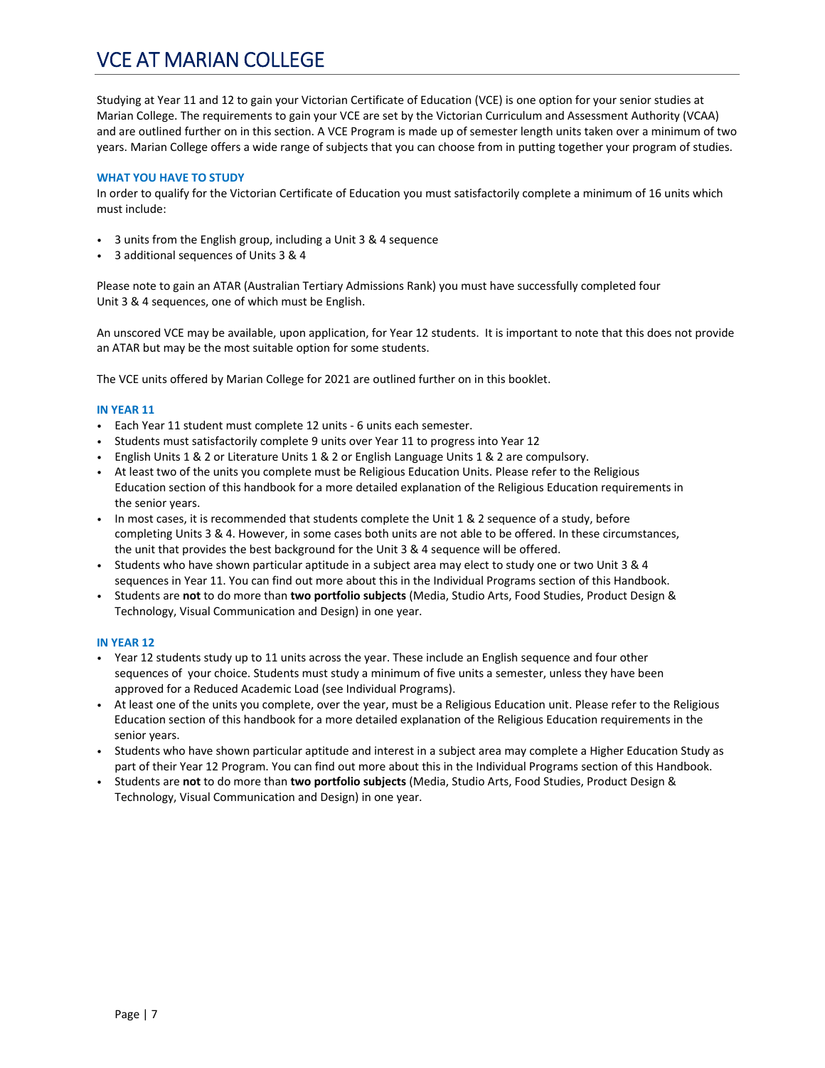# VCE AT MARIAN COLLEGE

Studying at Year 11 and 12 to gain your Victorian Certificate of Education (VCE) is one option for your senior studies at Marian College. The requirements to gain your VCE are set by the Victorian Curriculum and Assessment Authority (VCAA) and are outlined further on in this section. A VCE Program is made up of semester length units taken over a minimum of two years. Marian College offers a wide range of subjects that you can choose from in putting together your program of studies.

### WHAT YOU HAVE TO STUDY

In order to qualify for the Victorian Certificate of Education you must satisfactorily complete a minimum of 16 units which must include:

- 3 units from the English group, including a Unit 3 & 4 sequence
- 3 additional sequences of Units 3 & 4

Please note to gain an ATAR (Australian Tertiary Admissions Rank) you must have successfully completed four Unit 3 & 4 sequences, one of which must be English.

An unscored VCE may be available, upon application, for Year 12 students. It is important to note that this does not provide an ATAR but may be the most suitable option for some students.

The VCE units offered by Marian College for 2021 are outlined further on in this booklet.

### IN YEAR 11

- Each Year 11 student must complete 12 units - 6 units each semester.
- Students must satisfactorily complete 9 units over Year 11 to progress into Year 12
- English Units 1 & 2 or Literature Units 1 & 2 or English Language Units 1 & 2 are compulsory.
- At least two of the units you complete must be Religious Education Units. Please refer to the Religious Education section of this handbook for a more detailed explanation of the Religious Education requirements in the senior years.
- In most cases, it is recommended that students complete the Unit 1 & 2 sequence of a study, before completing Units 3 & 4. However, in some cases both units are not able to be offered. In these circumstances, the unit that provides the best background for the Unit 3 & 4 sequence will be offered.
- Students who have shown particular aptitude in a subject area may elect to study one or two Unit 3 & 4 sequences in Year 11. You can find out more about this in the Individual Programs section of this Handbook.
- Students are **not** to do more than **two portfolio subjects** (Media, Studio Arts, Food Studies, Product Design & Technology, Visual Communication and Design) in one year.

### IN YEAR 12

- Year 12 students study up to 11 units across the year. These include an English sequence and four other sequences of your choice. Students must study a minimum of five units a semester, unless they have been approved for a Reduced Academic Load (see Individual Programs).
- At least one of the units you complete, over the year, must be a Religious Education unit. Please refer to the Religious Education section of this handbook for a more detailed explanation of the Religious Education requirements in the senior years.
- Students who have shown particular aptitude and interest in a subject area may complete a Higher Education Study as part of their Year 12 Program. You can find out more about this in the Individual Programs section of this Handbook.
- Students are **not** to do more than **two portfolio subjects** (Media, Studio Arts, Food Studies, Product Design & Technology, Visual Communication and Design) in one year.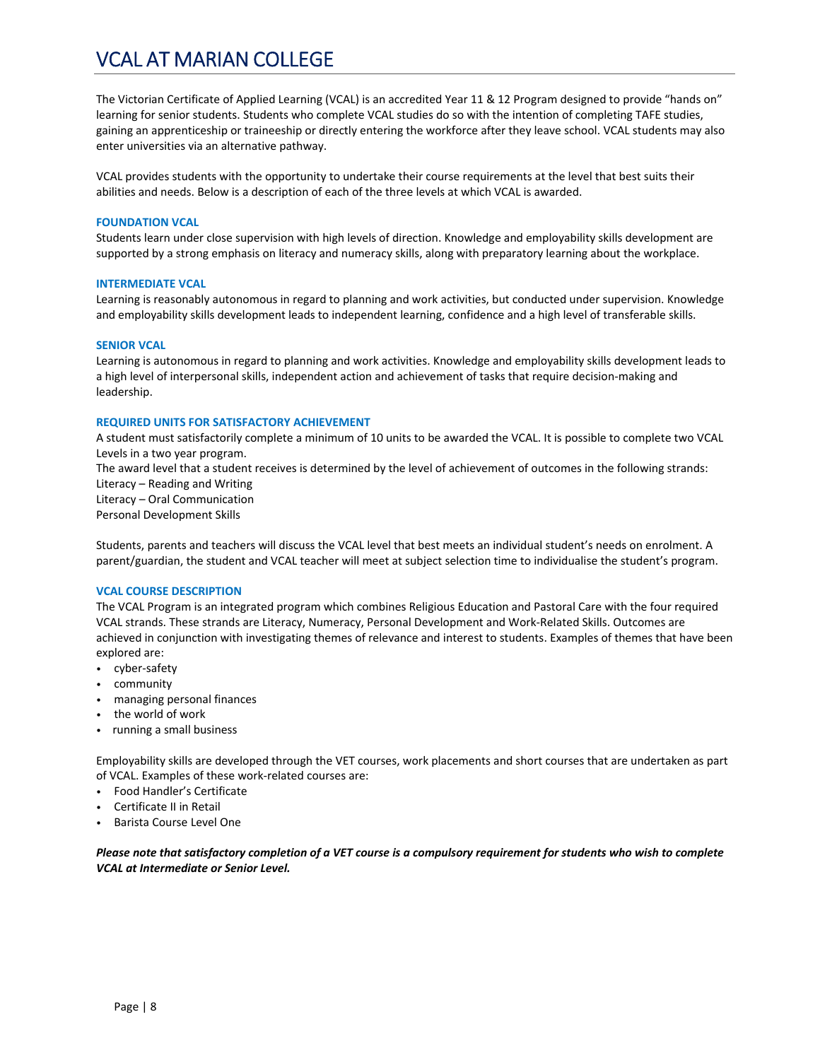# VCAL AT MARIAN COLLEGE

The Victorian Certificate of Applied Learning (VCAL) is an accredited Year 11 & 12 Program designed to provide "hands on" learning for senior students. Students who complete VCAL studies do so with the intention of completing TAFE studies, gaining an apprenticeship or traineeship or directly entering the workforce after they leave school. VCAL students may also enter universities via an alternative pathway.

VCAL provides students with the opportunity to undertake their course requirements at the level that best suits their abilities and needs. Below is a description of each of the three levels at which VCAL is awarded.

### FOUNDATION VCAL

Students learn under close supervision with high levels of direction. Knowledge and employability skills development are supported by a strong emphasis on literacy and numeracy skills, along with preparatory learning about the workplace.

### INTERMEDIATE VCAL

Learning is reasonably autonomous in regard to planning and work activities, but conducted under supervision. Knowledge and employability skills development leads to independent learning, confidence and a high level of transferable skills.

### SENIOR VCAL

Learning is autonomous in regard to planning and work activities. Knowledge and employability skills development leads to a high level of interpersonal skills, independent action and achievement of tasks that require decision-making and leadership.

### REQUIRED UNITS FOR SATISFACTORY ACHIEVEMENT

A student must satisfactorily complete a minimum of 10 units to be awarded the VCAL. It is possible to complete two VCAL Levels in a two year program.
The award level that a student receives is determined by the level of achievement of outcomes in the following strands:
Literacy – Reading and Writing
Literacy – Oral Communication
Personal Development Skills

Students, parents and teachers will discuss the VCAL level that best meets an individual student's needs on enrolment. A parent/guardian, the student and VCAL teacher will meet at subject selection time to individualise the student's program.

### VCAL COURSE DESCRIPTION

The VCAL Program is an integrated program which combines Religious Education and Pastoral Care with the four required VCAL strands. These strands are Literacy, Numeracy, Personal Development and Work-Related Skills. Outcomes are achieved in conjunction with investigating themes of relevance and interest to students. Examples of themes that have been explored are:

- cyber-safety
- community
- managing personal finances
- the world of work
- running a small business

Employability skills are developed through the VET courses, work placements and short courses that are undertaken as part of VCAL. Examples of these work-related courses are:

- Food Handler's Certificate
- Certificate II in Retail
- Barista Course Level One

***Please note that satisfactory completion of a VET course is a compulsory requirement for students who wish to complete VCAL at Intermediate or Senior Level.***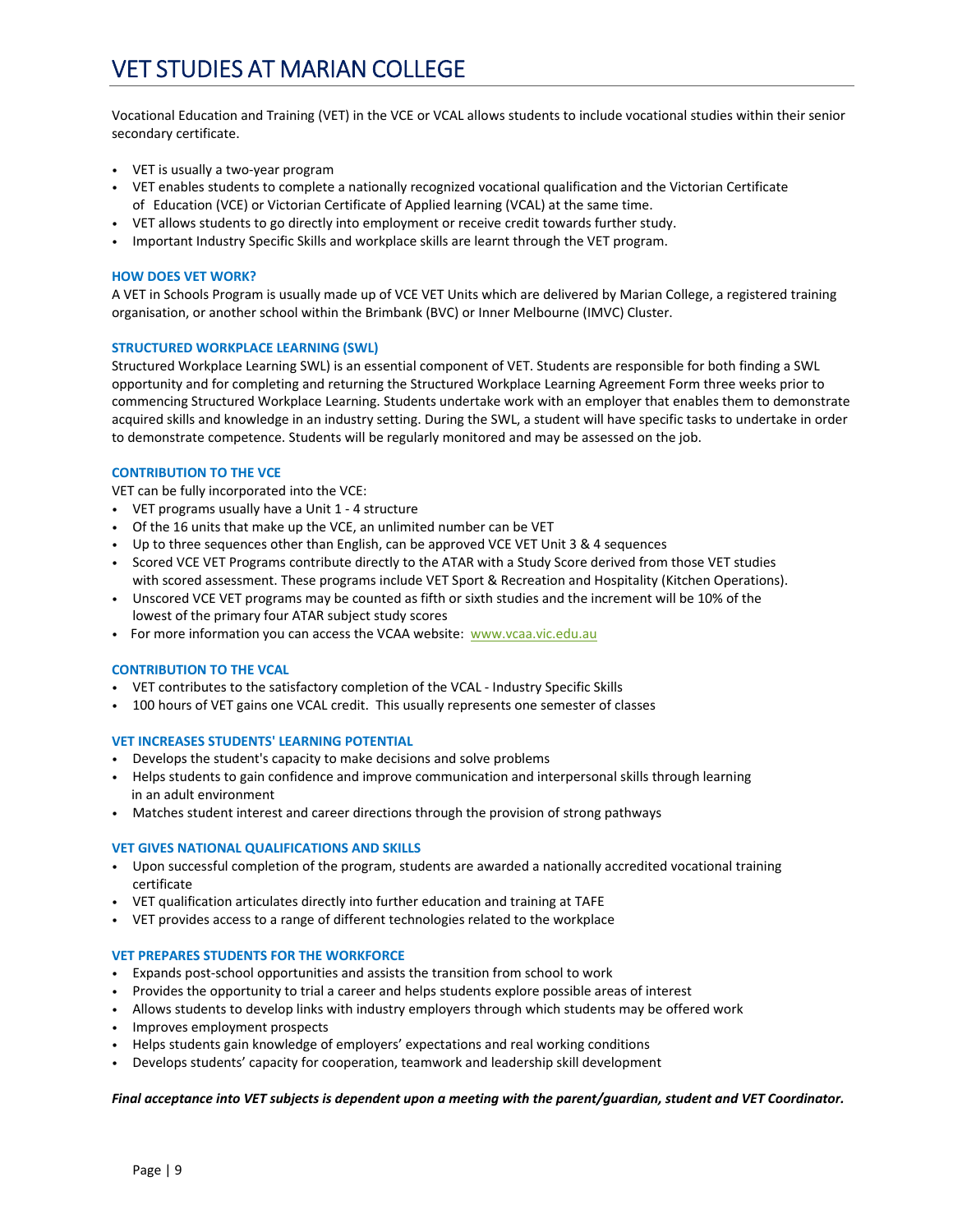# VET STUDIES AT MARIAN COLLEGE

Vocational Education and Training (VET) in the VCE or VCAL allows students to include vocational studies within their senior secondary certificate.

- VET is usually a two-year program
- VET enables students to complete a nationally recognized vocational qualification and the Victorian Certificate of Education (VCE) or Victorian Certificate of Applied learning (VCAL) at the same time.
- VET allows students to go directly into employment or receive credit towards further study.
- Important Industry Specific Skills and workplace skills are learnt through the VET program.

### HOW DOES VET WORK?

A VET in Schools Program is usually made up of VCE VET Units which are delivered by Marian College, a registered training organisation, or another school within the Brimbank (BVC) or Inner Melbourne (IMVC) Cluster.

### STRUCTURED WORKPLACE LEARNING (SWL)

Structured Workplace Learning SWL) is an essential component of VET. Students are responsible for both finding a SWL opportunity and for completing and returning the Structured Workplace Learning Agreement Form three weeks prior to commencing Structured Workplace Learning. Students undertake work with an employer that enables them to demonstrate acquired skills and knowledge in an industry setting. During the SWL, a student will have specific tasks to undertake in order to demonstrate competence. Students will be regularly monitored and may be assessed on the job.

### CONTRIBUTION TO THE VCE

VET can be fully incorporated into the VCE:

- VET programs usually have a Unit 1 - 4 structure
- Of the 16 units that make up the VCE, an unlimited number can be VET
- Up to three sequences other than English, can be approved VCE VET Unit 3 & 4 sequences
- Scored VCE VET Programs contribute directly to the ATAR with a Study Score derived from those VET studies with scored assessment. These programs include VET Sport & Recreation and Hospitality (Kitchen Operations).
- Unscored VCE VET programs may be counted as fifth or sixth studies and the increment will be 10% of the lowest of the primary four ATAR subject study scores
- For more information you can access the VCAA website: www.vcaa.vic.edu.au

### CONTRIBUTION TO THE VCAL

- VET contributes to the satisfactory completion of the VCAL - Industry Specific Skills
- 100 hours of VET gains one VCAL credit. This usually represents one semester of classes

### VET INCREASES STUDENTS' LEARNING POTENTIAL

- Develops the student's capacity to make decisions and solve problems
- Helps students to gain confidence and improve communication and interpersonal skills through learning in an adult environment
- Matches student interest and career directions through the provision of strong pathways

### VET GIVES NATIONAL QUALIFICATIONS AND SKILLS

- Upon successful completion of the program, students are awarded a nationally accredited vocational training certificate
- VET qualification articulates directly into further education and training at TAFE
- VET provides access to a range of different technologies related to the workplace

### VET PREPARES STUDENTS FOR THE WORKFORCE

- Expands post-school opportunities and assists the transition from school to work
- Provides the opportunity to trial a career and helps students explore possible areas of interest
- Allows students to develop links with industry employers through which students may be offered work
- Improves employment prospects
- Helps students gain knowledge of employers' expectations and real working conditions
- Develops students' capacity for cooperation, teamwork and leadership skill development

***Final acceptance into VET subjects is dependent upon a meeting with the parent/guardian, student and VET Coordinator.***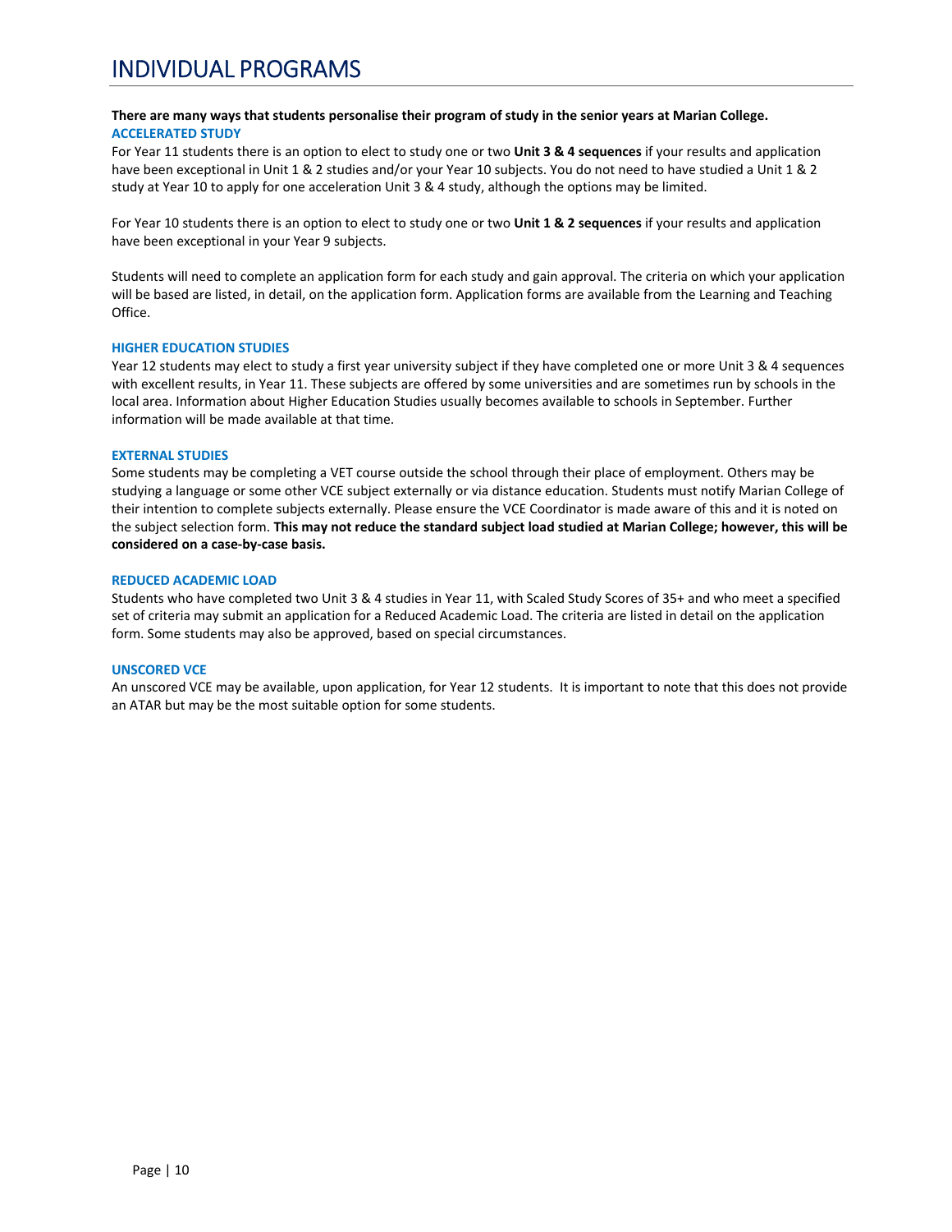# INDIVIDUAL PROGRAMS

**There are many ways that students personalise their program of study in the senior years at Marian College.**

### ACCELERATED STUDY

For Year 11 students there is an option to elect to study one or two **Unit 3 & 4 sequences** if your results and application have been exceptional in Unit 1 & 2 studies and/or your Year 10 subjects. You do not need to have studied a Unit 1 & 2 study at Year 10 to apply for one acceleration Unit 3 & 4 study, although the options may be limited.

For Year 10 students there is an option to elect to study one or two **Unit 1 & 2 sequences** if your results and application have been exceptional in your Year 9 subjects.

Students will need to complete an application form for each study and gain approval. The criteria on which your application will be based are listed, in detail, on the application form. Application forms are available from the Learning and Teaching Office.

### HIGHER EDUCATION STUDIES

Year 12 students may elect to study a first year university subject if they have completed one or more Unit 3 & 4 sequences with excellent results, in Year 11. These subjects are offered by some universities and are sometimes run by schools in the local area. Information about Higher Education Studies usually becomes available to schools in September. Further information will be made available at that time.

### EXTERNAL STUDIES

Some students may be completing a VET course outside the school through their place of employment. Others may be studying a language or some other VCE subject externally or via distance education. Students must notify Marian College of their intention to complete subjects externally. Please ensure the VCE Coordinator is made aware of this and it is noted on the subject selection form. **This may not reduce the standard subject load studied at Marian College; however, this will be considered on a case-by-case basis.**

### REDUCED ACADEMIC LOAD

Students who have completed two Unit 3 & 4 studies in Year 11, with Scaled Study Scores of 35+ and who meet a specified set of criteria may submit an application for a Reduced Academic Load. The criteria are listed in detail on the application form. Some students may also be approved, based on special circumstances.

### UNSCORED VCE

An unscored VCE may be available, upon application, for Year 12 students. It is important to note that this does not provide an ATAR but may be the most suitable option for some students.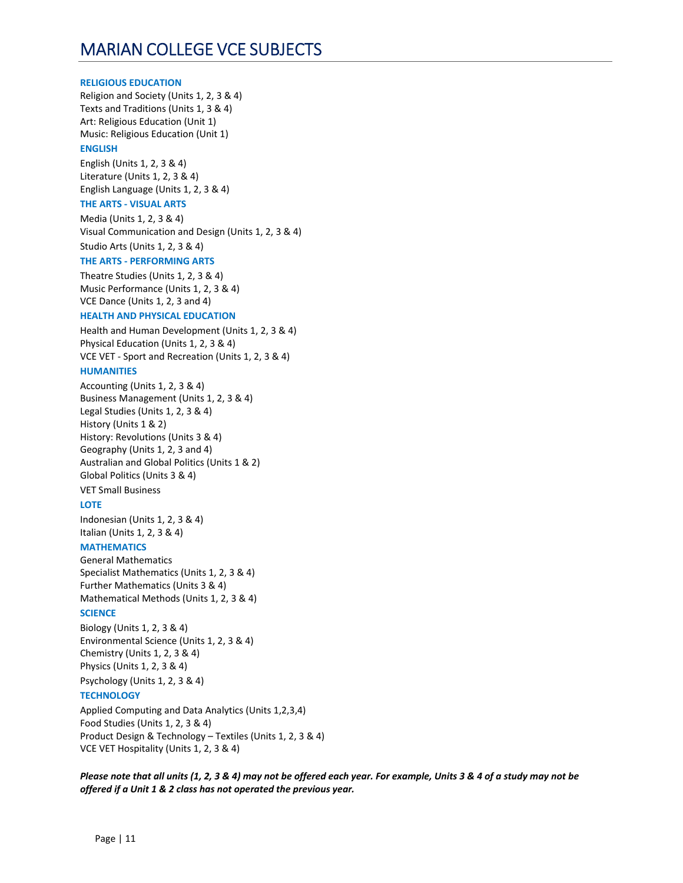# MARIAN COLLEGE VCE SUBJECTS

### RELIGIOUS EDUCATION

Religion and Society (Units 1, 2, 3 & 4)
Texts and Traditions (Units 1, 3 & 4)
Art: Religious Education (Unit 1)
Music: Religious Education (Unit 1)

### ENGLISH

English (Units 1, 2, 3 & 4)
Literature (Units 1, 2, 3 & 4)
English Language (Units 1, 2, 3 & 4)

### THE ARTS - VISUAL ARTS

Media (Units 1, 2, 3 & 4)
Visual Communication and Design (Units 1, 2, 3 & 4)
Studio Arts (Units 1, 2, 3 & 4)

### THE ARTS - PERFORMING ARTS

Theatre Studies (Units 1, 2, 3 & 4)
Music Performance (Units 1, 2, 3 & 4)
VCE Dance (Units 1, 2, 3 and 4)

### HEALTH AND PHYSICAL EDUCATION

Health and Human Development (Units 1, 2, 3 & 4)
Physical Education (Units 1, 2, 3 & 4)
VCE VET - Sport and Recreation (Units 1, 2, 3 & 4)

### HUMANITIES

Accounting (Units 1, 2, 3 & 4)
Business Management (Units 1, 2, 3 & 4)
Legal Studies (Units 1, 2, 3 & 4)
History (Units 1 & 2)
History: Revolutions (Units 3 & 4)
Geography (Units 1, 2, 3 and 4)
Australian and Global Politics (Units 1 & 2)
Global Politics (Units 3 & 4)
VET Small Business

### LOTE

Indonesian (Units 1, 2, 3 & 4)
Italian (Units 1, 2, 3 & 4)

### MATHEMATICS

General Mathematics
Specialist Mathematics (Units 1, 2, 3 & 4)
Further Mathematics (Units 3 & 4)
Mathematical Methods (Units 1, 2, 3 & 4)

### SCIENCE

Biology (Units 1, 2, 3 & 4)
Environmental Science (Units 1, 2, 3 & 4)
Chemistry (Units 1, 2, 3 & 4)
Physics (Units 1, 2, 3 & 4)
Psychology (Units 1, 2, 3 & 4)

### TECHNOLOGY

Applied Computing and Data Analytics (Units 1,2,3,4)
Food Studies (Units 1, 2, 3 & 4)
Product Design & Technology – Textiles (Units 1, 2, 3 & 4)
VCE VET Hospitality (Units 1, 2, 3 & 4)

***Please note that all units (1, 2, 3 & 4) may not be offered each year. For example, Units 3 & 4 of a study may not be offered if a Unit 1 & 2 class has not operated the previous year.***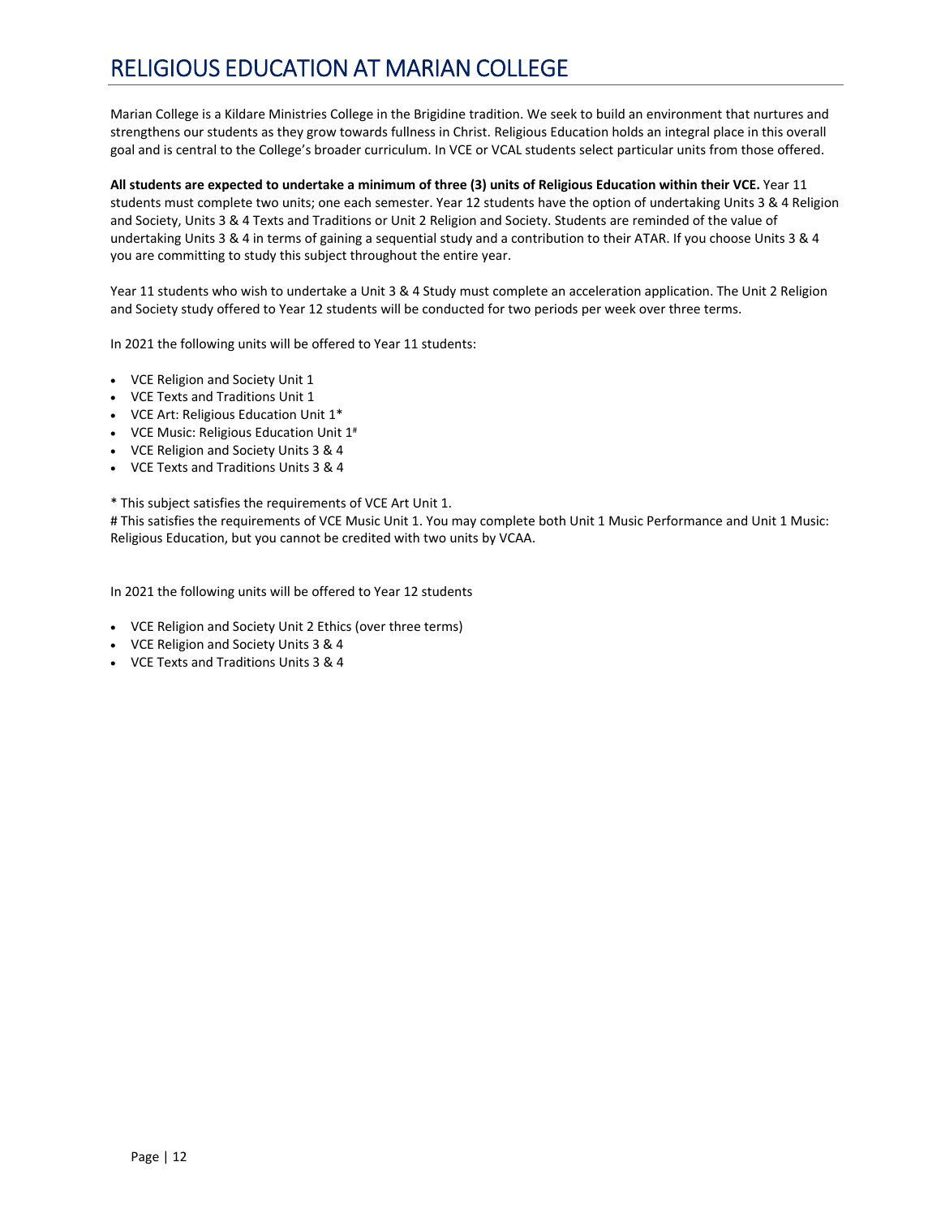# RELIGIOUS EDUCATION AT MARIAN COLLEGE

Marian College is a Kildare Ministries College in the Brigidine tradition. We seek to build an environment that nurtures and strengthens our students as they grow towards fullness in Christ. Religious Education holds an integral place in this overall goal and is central to the College's broader curriculum. In VCE or VCAL students select particular units from those offered.

**All students are expected to undertake a minimum of three (3) units of Religious Education within their VCE.** Year 11 students must complete two units; one each semester. Year 12 students have the option of undertaking Units 3 & 4 Religion and Society, Units 3 & 4 Texts and Traditions or Unit 2 Religion and Society. Students are reminded of the value of undertaking Units 3 & 4 in terms of gaining a sequential study and a contribution to their ATAR. If you choose Units 3 & 4 you are committing to study this subject throughout the entire year.

Year 11 students who wish to undertake a Unit 3 & 4 Study must complete an acceleration application. The Unit 2 Religion and Society study offered to Year 12 students will be conducted for two periods per week over three terms.

In 2021 the following units will be offered to Year 11 students:

- VCE Religion and Society Unit 1
- VCE Texts and Traditions Unit 1
- VCE Art: Religious Education Unit 1*
- VCE Music: Religious Education Unit 1#
- VCE Religion and Society Units 3 & 4
- VCE Texts and Traditions Units 3 & 4

* This subject satisfies the requirements of VCE Art Unit 1.
# This satisfies the requirements of VCE Music Unit 1. You may complete both Unit 1 Music Performance and Unit 1 Music: Religious Education, but you cannot be credited with two units by VCAA.

In 2021 the following units will be offered to Year 12 students

- VCE Religion and Society Unit 2 Ethics (over three terms)
- VCE Religion and Society Units 3 & 4
- VCE Texts and Traditions Units 3 & 4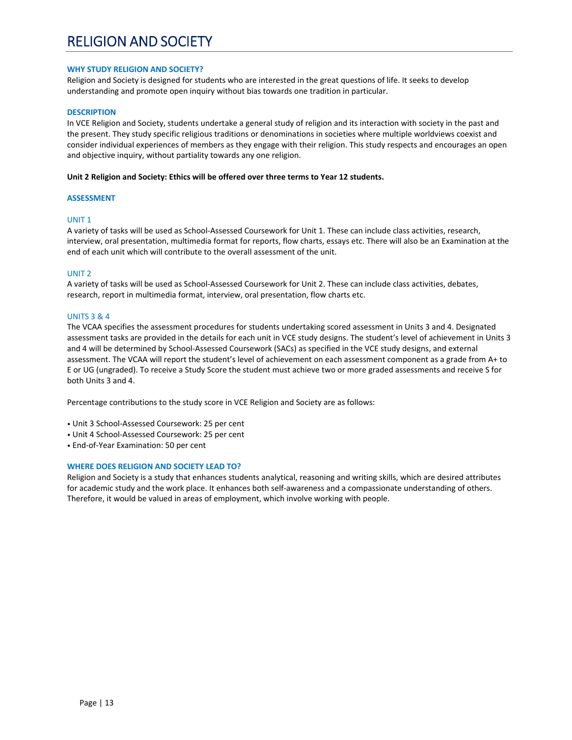# RELIGION AND SOCIETY

### WHY STUDY RELIGION AND SOCIETY?

Religion and Society is designed for students who are interested in the great questions of life. It seeks to develop understanding and promote open inquiry without bias towards one tradition in particular.

### DESCRIPTION

In VCE Religion and Society, students undertake a general study of religion and its interaction with society in the past and the present. They study specific religious traditions or denominations in societies where multiple worldviews coexist and consider individual experiences of members as they engage with their religion. This study respects and encourages an open and objective inquiry, without partiality towards any one religion.

**Unit 2 Religion and Society: Ethics will be offered over three terms to Year 12 students.**

### ASSESSMENT

#### UNIT 1

A variety of tasks will be used as School-Assessed Coursework for Unit 1. These can include class activities, research, interview, oral presentation, multimedia format for reports, flow charts, essays etc. There will also be an Examination at the end of each unit which will contribute to the overall assessment of the unit.

#### UNIT 2

A variety of tasks will be used as School-Assessed Coursework for Unit 2. These can include class activities, debates, research, report in multimedia format, interview, oral presentation, flow charts etc.

#### UNITS 3 & 4

The VCAA specifies the assessment procedures for students undertaking scored assessment in Units 3 and 4. Designated assessment tasks are provided in the details for each unit in VCE study designs. The student's level of achievement in Units 3 and 4 will be determined by School-Assessed Coursework (SACs) as specified in the VCE study designs, and external assessment. The VCAA will report the student's level of achievement on each assessment component as a grade from A+ to E or UG (ungraded). To receive a Study Score the student must achieve two or more graded assessments and receive S for both Units 3 and 4.

Percentage contributions to the study score in VCE Religion and Society are as follows:

- Unit 3 School-Assessed Coursework: 25 per cent
- Unit 4 School-Assessed Coursework: 25 per cent
- End-of-Year Examination: 50 per cent

### WHERE DOES RELIGION AND SOCIETY LEAD TO?

Religion and Society is a study that enhances students analytical, reasoning and writing skills, which are desired attributes for academic study and the work place. It enhances both self-awareness and a compassionate understanding of others. Therefore, it would be valued in areas of employment, which involve working with people.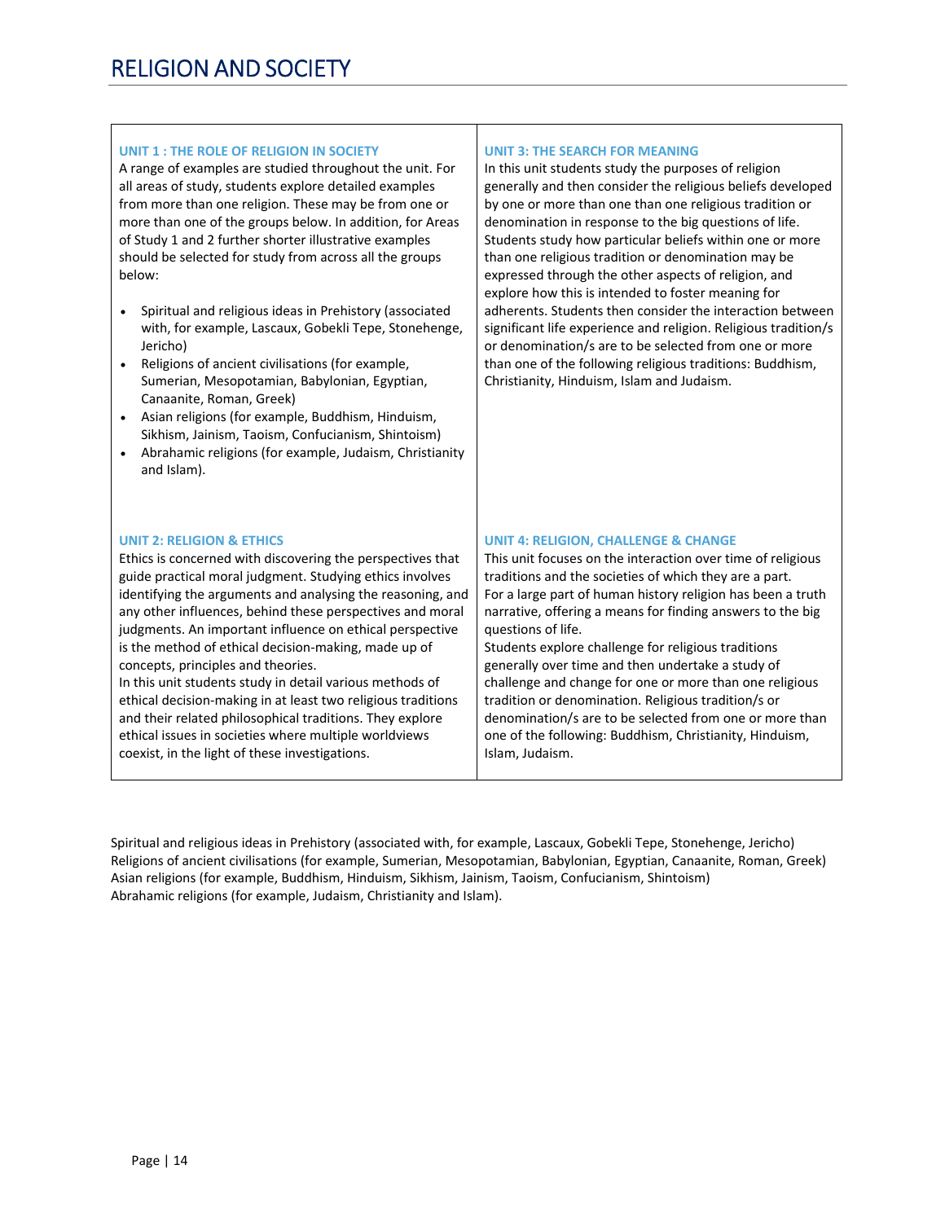# RELIGION AND SOCIETY

### UNIT 1 : THE ROLE OF RELIGION IN SOCIETY

A range of examples are studied throughout the unit. For all areas of study, students explore detailed examples from more than one religion. These may be from one or more than one of the groups below. In addition, for Areas of Study 1 and 2 further shorter illustrative examples should be selected for study from across all the groups below:

- Spiritual and religious ideas in Prehistory (associated with, for example, Lascaux, Gobekli Tepe, Stonehenge, Jericho)
- Religions of ancient civilisations (for example, Sumerian, Mesopotamian, Babylonian, Egyptian, Canaanite, Roman, Greek)
- Asian religions (for example, Buddhism, Hinduism, Sikhism, Jainism, Taoism, Confucianism, Shintoism)
- Abrahamic religions (for example, Judaism, Christianity and Islam).

### UNIT 2: RELIGION & ETHICS

Ethics is concerned with discovering the perspectives that guide practical moral judgment. Studying ethics involves identifying the arguments and analysing the reasoning, and any other influences, behind these perspectives and moral judgments. An important influence on ethical perspective is the method of ethical decision-making, made up of concepts, principles and theories.

In this unit students study in detail various methods of ethical decision-making in at least two religious traditions and their related philosophical traditions. They explore ethical issues in societies where multiple worldviews coexist, in the light of these investigations.

### UNIT 3: THE SEARCH FOR MEANING

In this unit students study the purposes of religion generally and then consider the religious beliefs developed by one or more than one than one religious tradition or denomination in response to the big questions of life. Students study how particular beliefs within one or more than one religious tradition or denomination may be expressed through the other aspects of religion, and explore how this is intended to foster meaning for adherents. Students then consider the interaction between significant life experience and religion. Religious tradition/s or denomination/s are to be selected from one or more than one of the following religious traditions: Buddhism, Christianity, Hinduism, Islam and Judaism.

### UNIT 4: RELIGION, CHALLENGE & CHANGE

This unit focuses on the interaction over time of religious traditions and the societies of which they are a part.

For a large part of human history religion has been a truth narrative, offering a means for finding answers to the big questions of life.

Students explore challenge for religious traditions generally over time and then undertake a study of challenge and change for one or more than one religious tradition or denomination. Religious tradition/s or denomination/s are to be selected from one or more than one of the following: Buddhism, Christianity, Hinduism, Islam, Judaism.

Spiritual and religious ideas in Prehistory (associated with, for example, Lascaux, Gobekli Tepe, Stonehenge, Jericho)
Religions of ancient civilisations (for example, Sumerian, Mesopotamian, Babylonian, Egyptian, Canaanite, Roman, Greek)
Asian religions (for example, Buddhism, Hinduism, Sikhism, Jainism, Taoism, Confucianism, Shintoism)
Abrahamic religions (for example, Judaism, Christianity and Islam).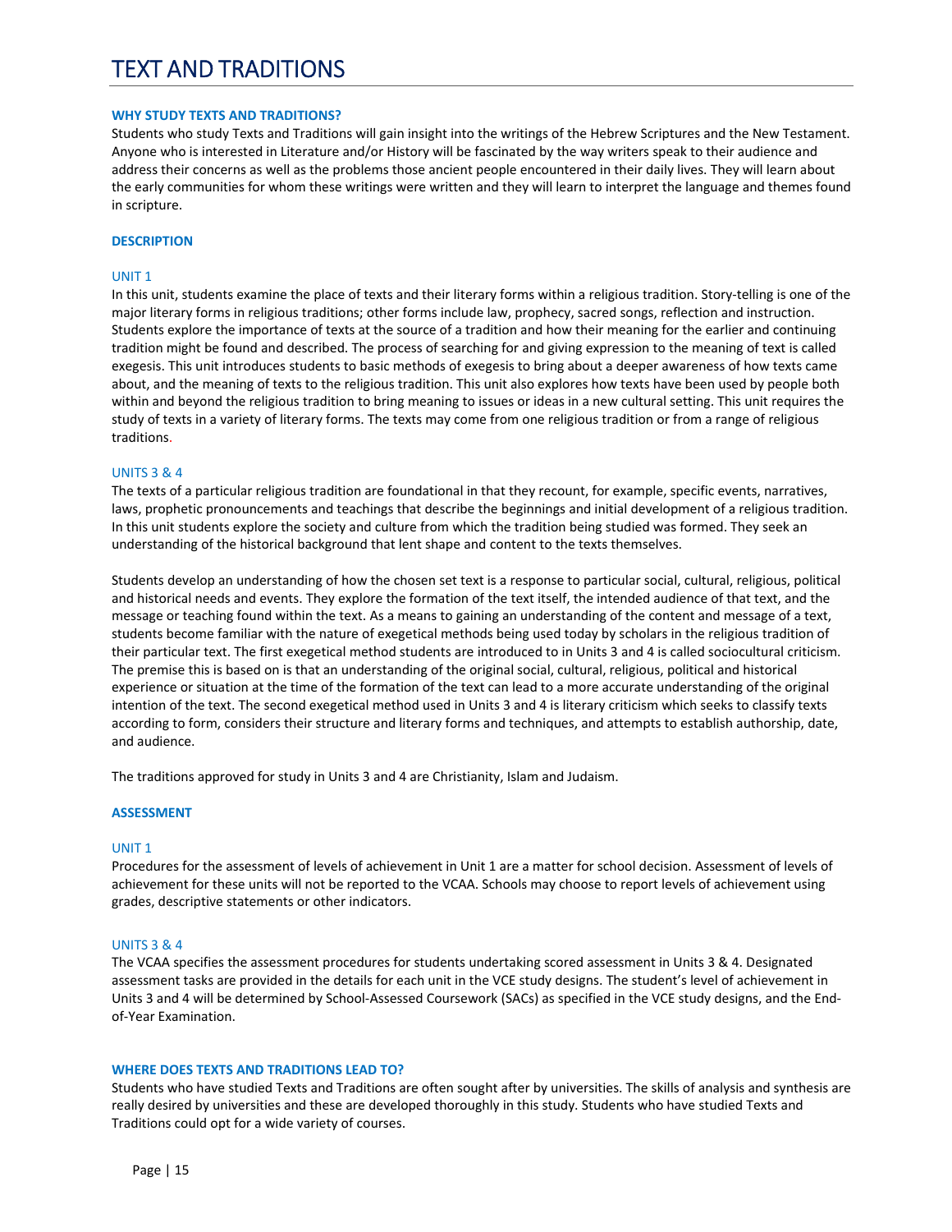# TEXT AND TRADITIONS

### WHY STUDY TEXTS AND TRADITIONS?

Students who study Texts and Traditions will gain insight into the writings of the Hebrew Scriptures and the New Testament. Anyone who is interested in Literature and/or History will be fascinated by the way writers speak to their audience and address their concerns as well as the problems those ancient people encountered in their daily lives. They will learn about the early communities for whom these writings were written and they will learn to interpret the language and themes found in scripture.

### DESCRIPTION

#### UNIT 1

In this unit, students examine the place of texts and their literary forms within a religious tradition. Story-telling is one of the major literary forms in religious traditions; other forms include law, prophecy, sacred songs, reflection and instruction. Students explore the importance of texts at the source of a tradition and how their meaning for the earlier and continuing tradition might be found and described. The process of searching for and giving expression to the meaning of text is called exegesis. This unit introduces students to basic methods of exegesis to bring about a deeper awareness of how texts came about, and the meaning of texts to the religious tradition. This unit also explores how texts have been used by people both within and beyond the religious tradition to bring meaning to issues or ideas in a new cultural setting. This unit requires the study of texts in a variety of literary forms. The texts may come from one religious tradition or from a range of religious traditions.

#### UNITS 3 & 4

The texts of a particular religious tradition are foundational in that they recount, for example, specific events, narratives, laws, prophetic pronouncements and teachings that describe the beginnings and initial development of a religious tradition. In this unit students explore the society and culture from which the tradition being studied was formed. They seek an understanding of the historical background that lent shape and content to the texts themselves.

Students develop an understanding of how the chosen set text is a response to particular social, cultural, religious, political and historical needs and events. They explore the formation of the text itself, the intended audience of that text, and the message or teaching found within the text. As a means to gaining an understanding of the content and message of a text, students become familiar with the nature of exegetical methods being used today by scholars in the religious tradition of their particular text. The first exegetical method students are introduced to in Units 3 and 4 is called sociocultural criticism. The premise this is based on is that an understanding of the original social, cultural, religious, political and historical experience or situation at the time of the formation of the text can lead to a more accurate understanding of the original intention of the text. The second exegetical method used in Units 3 and 4 is literary criticism which seeks to classify texts according to form, considers their structure and literary forms and techniques, and attempts to establish authorship, date, and audience.

The traditions approved for study in Units 3 and 4 are Christianity, Islam and Judaism.

### ASSESSMENT

#### UNIT 1

Procedures for the assessment of levels of achievement in Unit 1 are a matter for school decision. Assessment of levels of achievement for these units will not be reported to the VCAA. Schools may choose to report levels of achievement using grades, descriptive statements or other indicators.

#### UNITS 3 & 4

The VCAA specifies the assessment procedures for students undertaking scored assessment in Units 3 & 4. Designated assessment tasks are provided in the details for each unit in the VCE study designs. The student's level of achievement in Units 3 and 4 will be determined by School-Assessed Coursework (SACs) as specified in the VCE study designs, and the End-of-Year Examination.

### WHERE DOES TEXTS AND TRADITIONS LEAD TO?

Students who have studied Texts and Traditions are often sought after by universities. The skills of analysis and synthesis are really desired by universities and these are developed thoroughly in this study. Students who have studied Texts and Traditions could opt for a wide variety of courses.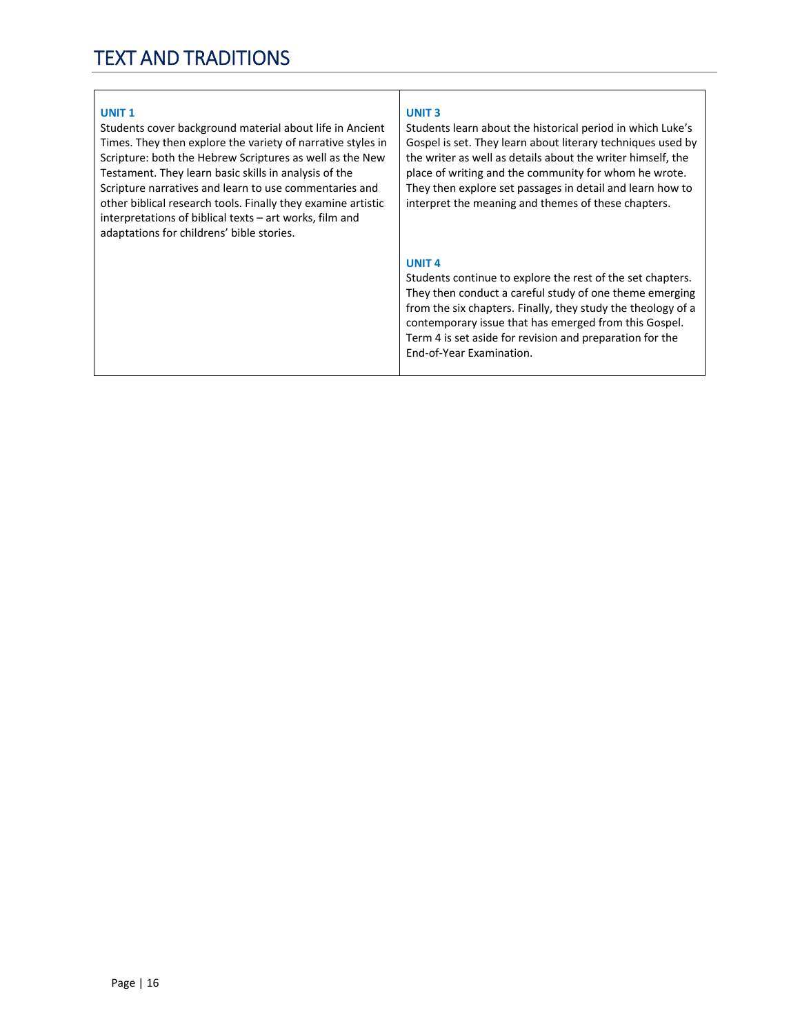# TEXT AND TRADITIONS

**UNIT 1**

Students cover background material about life in Ancient Times. They then explore the variety of narrative styles in Scripture: both the Hebrew Scriptures as well as the New Testament. They learn basic skills in analysis of the Scripture narratives and learn to use commentaries and other biblical research tools. Finally they examine artistic interpretations of biblical texts – art works, film and adaptations for childrens' bible stories.

**UNIT 3**

Students learn about the historical period in which Luke's Gospel is set. They learn about literary techniques used by the writer as well as details about the writer himself, the place of writing and the community for whom he wrote. They then explore set passages in detail and learn how to interpret the meaning and themes of these chapters.

**UNIT 4**

Students continue to explore the rest of the set chapters. They then conduct a careful study of one theme emerging from the six chapters. Finally, they study the theology of a contemporary issue that has emerged from this Gospel. Term 4 is set aside for revision and preparation for the End-of-Year Examination.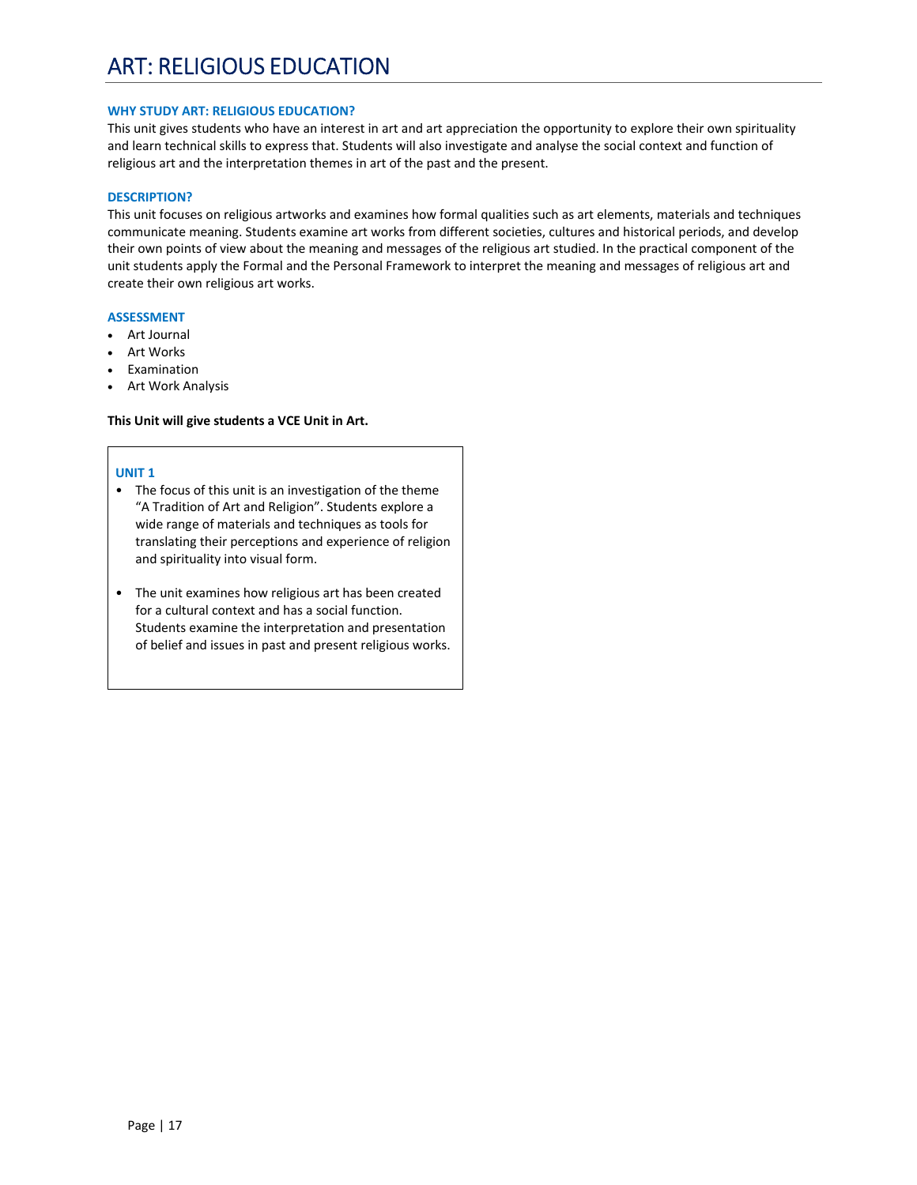# ART: RELIGIOUS EDUCATION

### WHY STUDY ART: RELIGIOUS EDUCATION?

This unit gives students who have an interest in art and art appreciation the opportunity to explore their own spirituality and learn technical skills to express that. Students will also investigate and analyse the social context and function of religious art and the interpretation themes in art of the past and the present.

### DESCRIPTION?

This unit focuses on religious artworks and examines how formal qualities such as art elements, materials and techniques communicate meaning. Students examine art works from different societies, cultures and historical periods, and develop their own points of view about the meaning and messages of the religious art studied. In the practical component of the unit students apply the Formal and the Personal Framework to interpret the meaning and messages of religious art and create their own religious art works.

### ASSESSMENT

- Art Journal
- Art Works
- Examination
- Art Work Analysis

**This Unit will give students a VCE Unit in Art.**

### UNIT 1

- The focus of this unit is an investigation of the theme "A Tradition of Art and Religion". Students explore a wide range of materials and techniques as tools for translating their perceptions and experience of religion and spirituality into visual form.
- The unit examines how religious art has been created for a cultural context and has a social function. Students examine the interpretation and presentation of belief and issues in past and present religious works.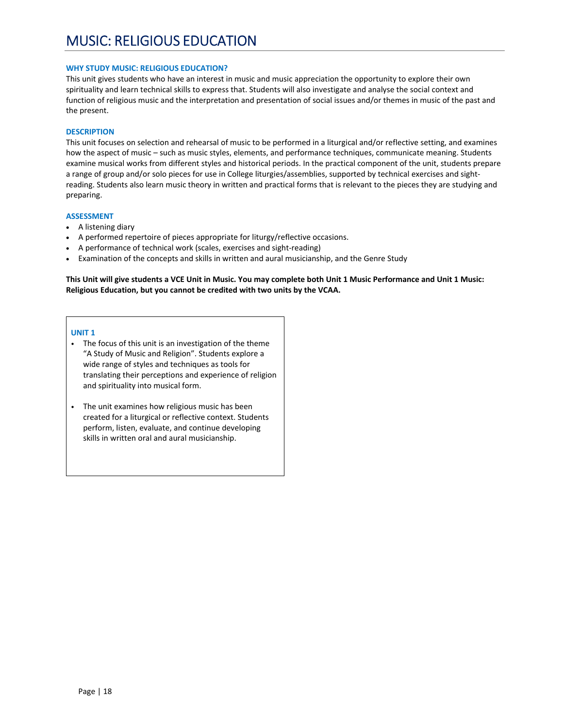# MUSIC: RELIGIOUS EDUCATION

### WHY STUDY MUSIC: RELIGIOUS EDUCATION?

This unit gives students who have an interest in music and music appreciation the opportunity to explore their own spirituality and learn technical skills to express that. Students will also investigate and analyse the social context and function of religious music and the interpretation and presentation of social issues and/or themes in music of the past and the present.

### DESCRIPTION

This unit focuses on selection and rehearsal of music to be performed in a liturgical and/or reflective setting, and examines how the aspect of music – such as music styles, elements, and performance techniques, communicate meaning. Students examine musical works from different styles and historical periods. In the practical component of the unit, students prepare a range of group and/or solo pieces for use in College liturgies/assemblies, supported by technical exercises and sight-reading. Students also learn music theory in written and practical forms that is relevant to the pieces they are studying and preparing.

### ASSESSMENT

- A listening diary
- A performed repertoire of pieces appropriate for liturgy/reflective occasions.
- A performance of technical work (scales, exercises and sight-reading)
- Examination of the concepts and skills in written and aural musicianship, and the Genre Study

**This Unit will give students a VCE Unit in Music. You may complete both Unit 1 Music Performance and Unit 1 Music: Religious Education, but you cannot be credited with two units by the VCAA.**

### UNIT 1

- The focus of this unit is an investigation of the theme "A Study of Music and Religion". Students explore a wide range of styles and techniques as tools for translating their perceptions and experience of religion and spirituality into musical form.
- The unit examines how religious music has been created for a liturgical or reflective context. Students perform, listen, evaluate, and continue developing skills in written oral and aural musicianship.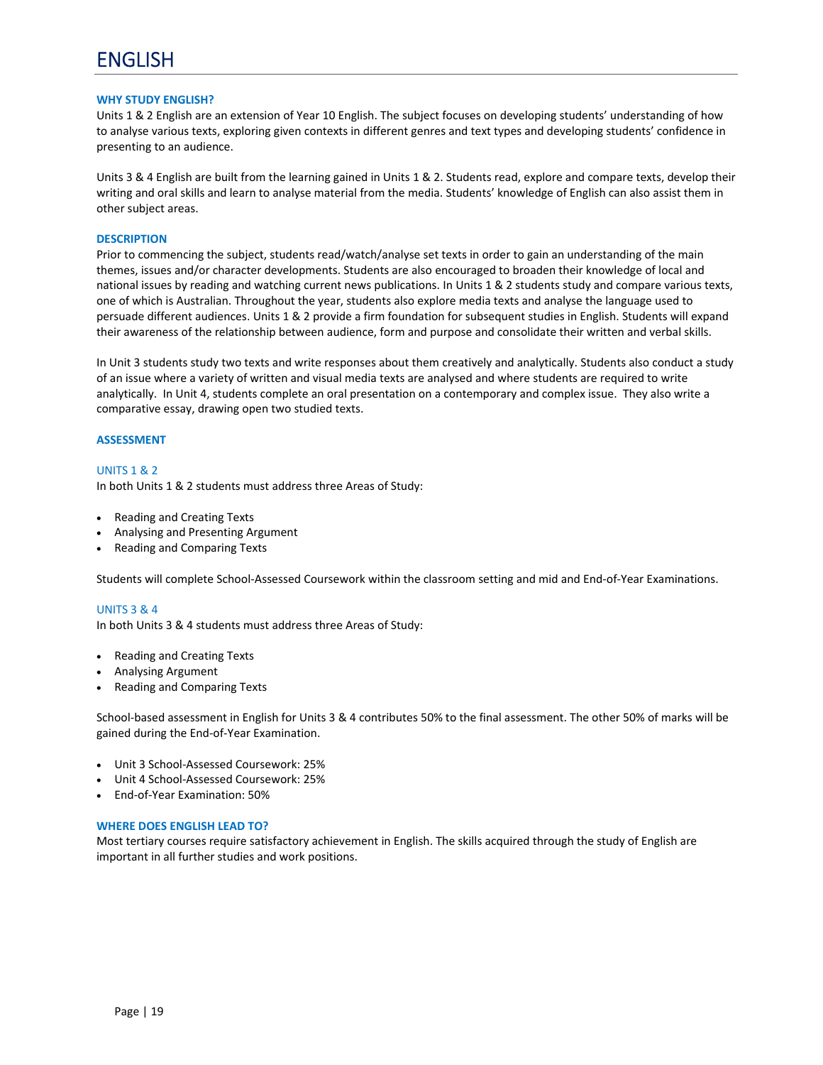# ENGLISH

### WHY STUDY ENGLISH?

Units 1 & 2 English are an extension of Year 10 English. The subject focuses on developing students' understanding of how to analyse various texts, exploring given contexts in different genres and text types and developing students' confidence in presenting to an audience.

Units 3 & 4 English are built from the learning gained in Units 1 & 2. Students read, explore and compare texts, develop their writing and oral skills and learn to analyse material from the media. Students' knowledge of English can also assist them in other subject areas.

### DESCRIPTION

Prior to commencing the subject, students read/watch/analyse set texts in order to gain an understanding of the main themes, issues and/or character developments. Students are also encouraged to broaden their knowledge of local and national issues by reading and watching current news publications. In Units 1 & 2 students study and compare various texts, one of which is Australian. Throughout the year, students also explore media texts and analyse the language used to persuade different audiences. Units 1 & 2 provide a firm foundation for subsequent studies in English. Students will expand their awareness of the relationship between audience, form and purpose and consolidate their written and verbal skills.

In Unit 3 students study two texts and write responses about them creatively and analytically. Students also conduct a study of an issue where a variety of written and visual media texts are analysed and where students are required to write analytically. In Unit 4, students complete an oral presentation on a contemporary and complex issue. They also write a comparative essay, drawing open two studied texts.

### ASSESSMENT

#### UNITS 1 & 2

In both Units 1 & 2 students must address three Areas of Study:

- Reading and Creating Texts
- Analysing and Presenting Argument
- Reading and Comparing Texts

Students will complete School-Assessed Coursework within the classroom setting and mid and End-of-Year Examinations.

#### UNITS 3 & 4

In both Units 3 & 4 students must address three Areas of Study:

- Reading and Creating Texts
- Analysing Argument
- Reading and Comparing Texts

School-based assessment in English for Units 3 & 4 contributes 50% to the final assessment. The other 50% of marks will be gained during the End-of-Year Examination.

- Unit 3 School-Assessed Coursework: 25%
- Unit 4 School-Assessed Coursework: 25%
- End-of-Year Examination: 50%

### WHERE DOES ENGLISH LEAD TO?

Most tertiary courses require satisfactory achievement in English. The skills acquired through the study of English are important in all further studies and work positions.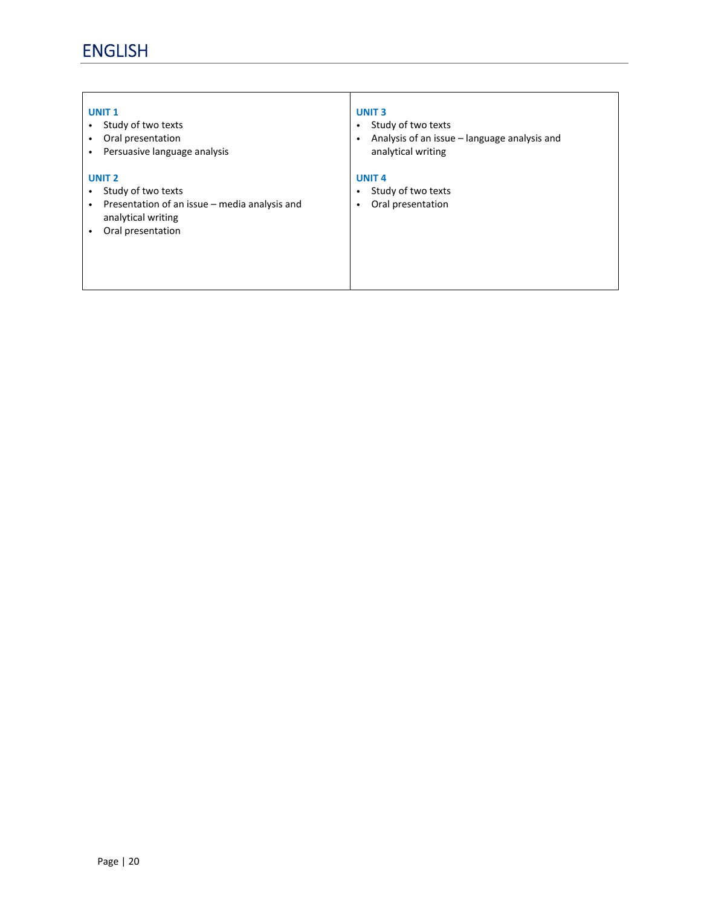# ENGLISH

**UNIT 1**
- Study of two texts
- Oral presentation
- Persuasive language analysis

**UNIT 2**
- Study of two texts
- Presentation of an issue – media analysis and analytical writing
- Oral presentation

**UNIT 3**
- Study of two texts
- Analysis of an issue – language analysis and analytical writing

**UNIT 4**
- Study of two texts
- Oral presentation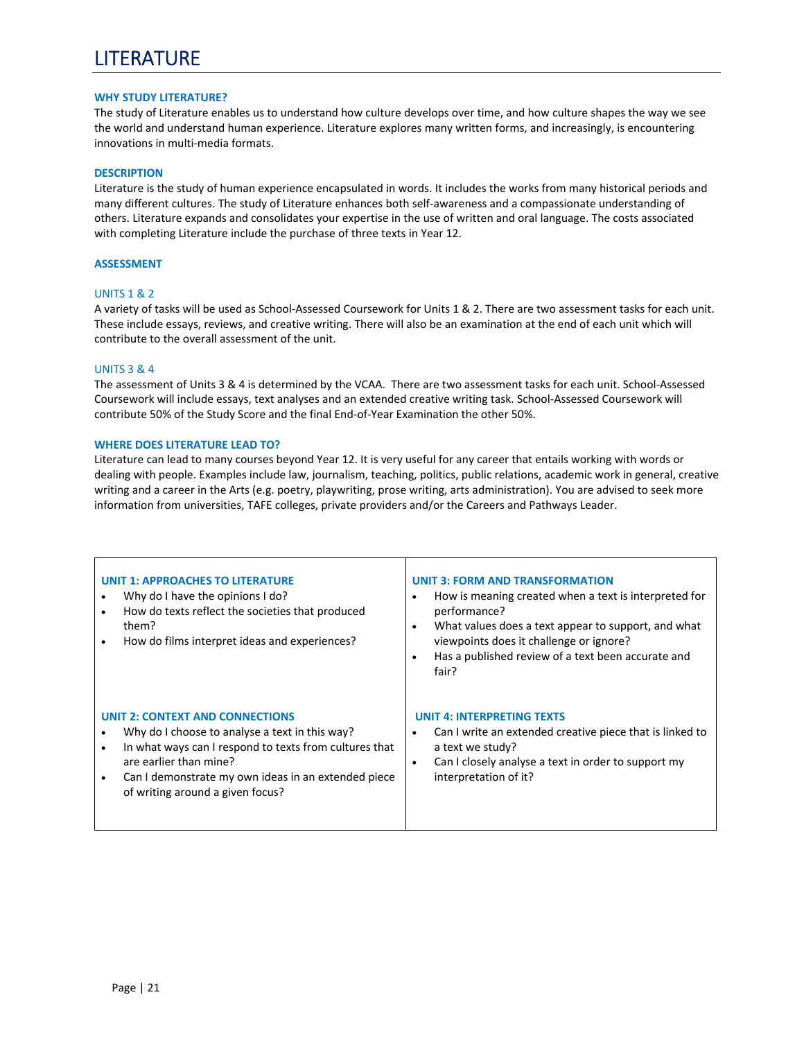# LITERATURE

### WHY STUDY LITERATURE?

The study of Literature enables us to understand how culture develops over time, and how culture shapes the way we see the world and understand human experience. Literature explores many written forms, and increasingly, is encountering innovations in multi-media formats.

### DESCRIPTION

Literature is the study of human experience encapsulated in words. It includes the works from many historical periods and many different cultures. The study of Literature enhances both self-awareness and a compassionate understanding of others. Literature expands and consolidates your expertise in the use of written and oral language. The costs associated with completing Literature include the purchase of three texts in Year 12.

### ASSESSMENT

#### UNITS 1 & 2

A variety of tasks will be used as School-Assessed Coursework for Units 1 & 2. There are two assessment tasks for each unit. These include essays, reviews, and creative writing. There will also be an examination at the end of each unit which will contribute to the overall assessment of the unit.

#### UNITS 3 & 4

The assessment of Units 3 & 4 is determined by the VCAA. There are two assessment tasks for each unit. School-Assessed Coursework will include essays, text analyses and an extended creative writing task. School-Assessed Coursework will contribute 50% of the Study Score and the final End-of-Year Examination the other 50%.

### WHERE DOES LITERATURE LEAD TO?

Literature can lead to many courses beyond Year 12. It is very useful for any career that entails working with words or dealing with people. Examples include law, journalism, teaching, politics, public relations, academic work in general, creative writing and a career in the Arts (e.g. poetry, playwriting, prose writing, arts administration). You are advised to seek more information from universities, TAFE colleges, private providers and/or the Careers and Pathways Leader.

**UNIT 1: APPROACHES TO LITERATURE**

- Why do I have the opinions I do?
- How do texts reflect the societies that produced them?
- How do films interpret ideas and experiences?

**UNIT 2: CONTEXT AND CONNECTIONS**

- Why do I choose to analyse a text in this way?
- In what ways can I respond to texts from cultures that are earlier than mine?
- Can I demonstrate my own ideas in an extended piece of writing around a given focus?

**UNIT 3: FORM AND TRANSFORMATION**

- How is meaning created when a text is interpreted for performance?
- What values does a text appear to support, and what viewpoints does it challenge or ignore?
- Has a published review of a text been accurate and fair?

**UNIT 4: INTERPRETING TEXTS**

- Can I write an extended creative piece that is linked to a text we study?
- Can I closely analyse a text in order to support my interpretation of it?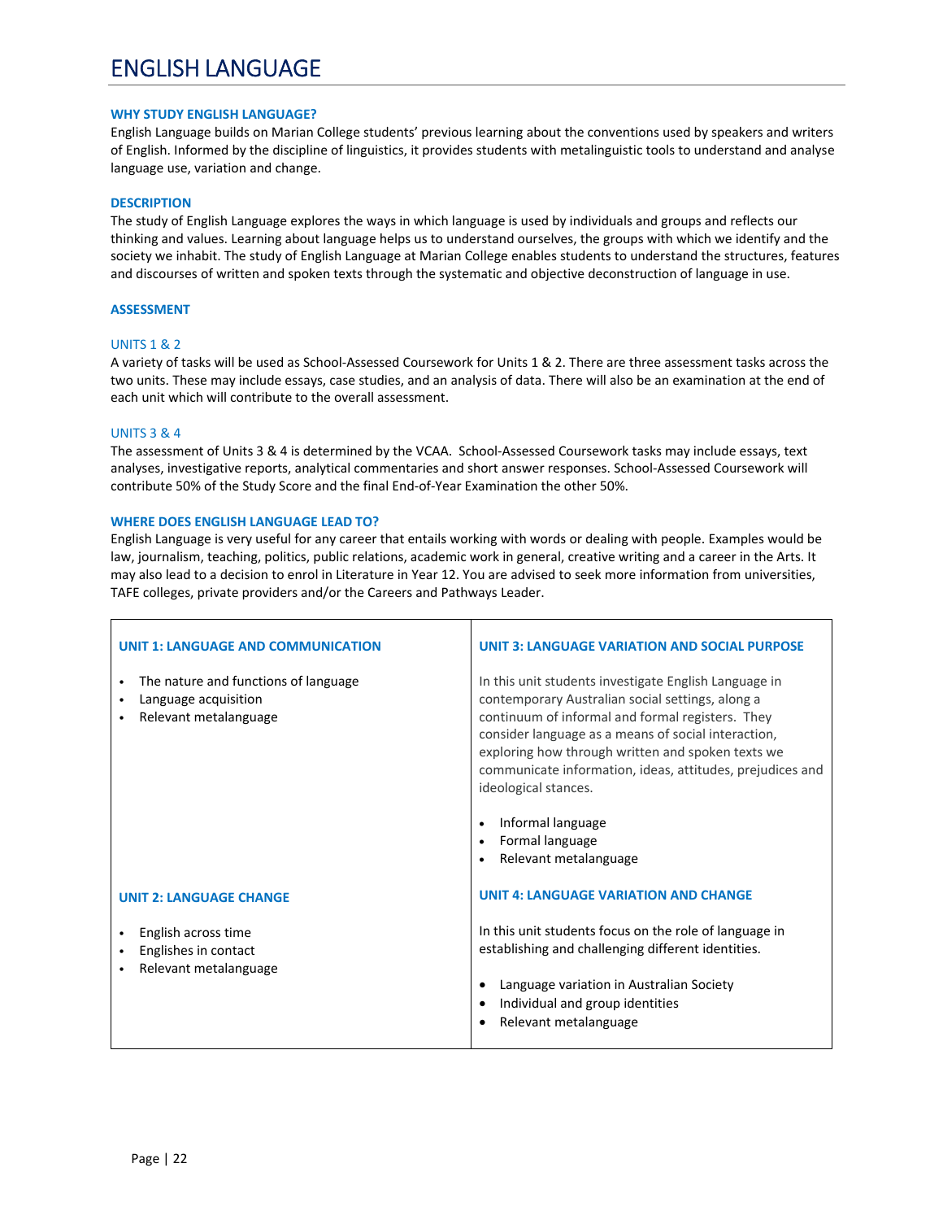# ENGLISH LANGUAGE

### WHY STUDY ENGLISH LANGUAGE?

English Language builds on Marian College students' previous learning about the conventions used by speakers and writers of English. Informed by the discipline of linguistics, it provides students with metalinguistic tools to understand and analyse language use, variation and change.

### DESCRIPTION

The study of English Language explores the ways in which language is used by individuals and groups and reflects our thinking and values. Learning about language helps us to understand ourselves, the groups with which we identify and the society we inhabit. The study of English Language at Marian College enables students to understand the structures, features and discourses of written and spoken texts through the systematic and objective deconstruction of language in use.

### ASSESSMENT

#### UNITS 1 & 2

A variety of tasks will be used as School-Assessed Coursework for Units 1 & 2. There are three assessment tasks across the two units. These may include essays, case studies, and an analysis of data. There will also be an examination at the end of each unit which will contribute to the overall assessment.

#### UNITS 3 & 4

The assessment of Units 3 & 4 is determined by the VCAA. School-Assessed Coursework tasks may include essays, text analyses, investigative reports, analytical commentaries and short answer responses. School-Assessed Coursework will contribute 50% of the Study Score and the final End-of-Year Examination the other 50%.

### WHERE DOES ENGLISH LANGUAGE LEAD TO?

English Language is very useful for any career that entails working with words or dealing with people. Examples would be law, journalism, teaching, politics, public relations, academic work in general, creative writing and a career in the Arts. It may also lead to a decision to enrol in Literature in Year 12. You are advised to seek more information from universities, TAFE colleges, private providers and/or the Careers and Pathways Leader.

#### UNIT 1: LANGUAGE AND COMMUNICATION

- The nature and functions of language
- Language acquisition
- Relevant metalanguage

#### UNIT 2: LANGUAGE CHANGE

- English across time
- Englishes in contact
- Relevant metalanguage

#### UNIT 3: LANGUAGE VARIATION AND SOCIAL PURPOSE

In this unit students investigate English Language in contemporary Australian social settings, along a continuum of informal and formal registers. They consider language as a means of social interaction, exploring how through written and spoken texts we communicate information, ideas, attitudes, prejudices and ideological stances.

- Informal language
- Formal language
- Relevant metalanguage

#### UNIT 4: LANGUAGE VARIATION AND CHANGE

In this unit students focus on the role of language in establishing and challenging different identities.

- Language variation in Australian Society
- Individual and group identities
- Relevant metalanguage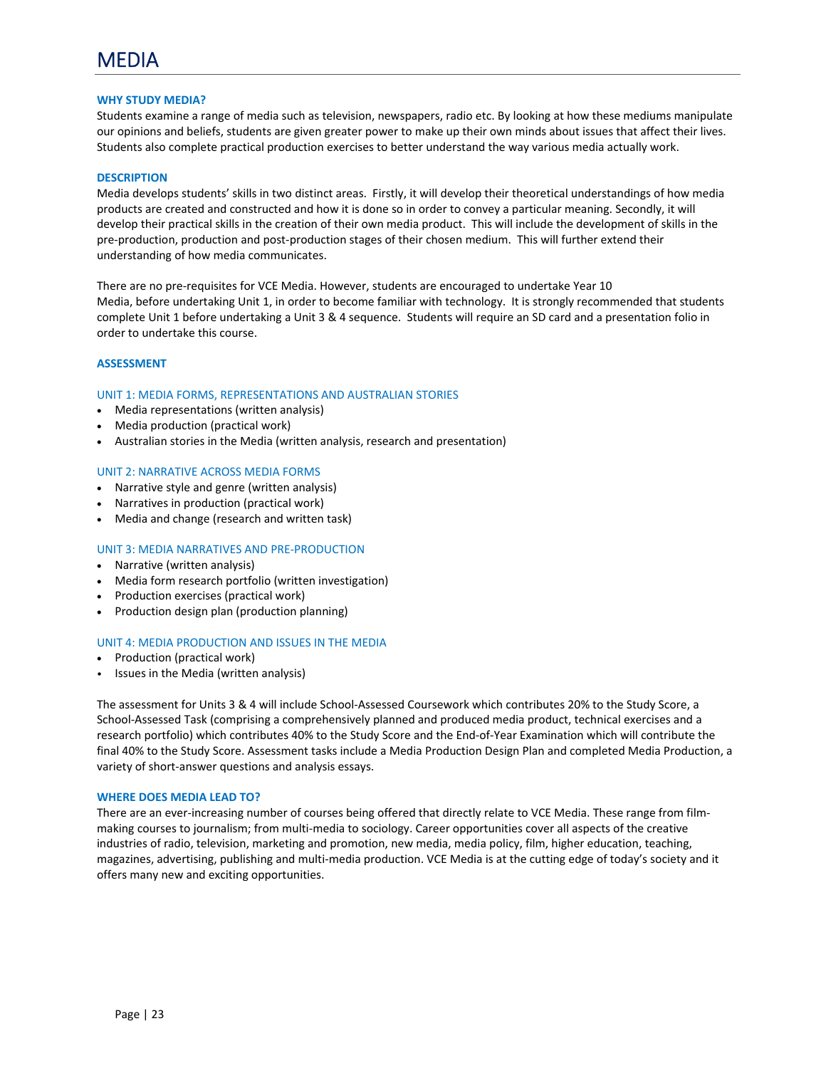# MEDIA

### WHY STUDY MEDIA?

Students examine a range of media such as television, newspapers, radio etc. By looking at how these mediums manipulate our opinions and beliefs, students are given greater power to make up their own minds about issues that affect their lives. Students also complete practical production exercises to better understand the way various media actually work.

### DESCRIPTION

Media develops students' skills in two distinct areas. Firstly, it will develop their theoretical understandings of how media products are created and constructed and how it is done so in order to convey a particular meaning. Secondly, it will develop their practical skills in the creation of their own media product. This will include the development of skills in the pre-production, production and post-production stages of their chosen medium. This will further extend their understanding of how media communicates.

There are no pre-requisites for VCE Media. However, students are encouraged to undertake Year 10 Media, before undertaking Unit 1, in order to become familiar with technology. It is strongly recommended that students complete Unit 1 before undertaking a Unit 3 & 4 sequence. Students will require an SD card and a presentation folio in order to undertake this course.

### ASSESSMENT

#### UNIT 1: MEDIA FORMS, REPRESENTATIONS AND AUSTRALIAN STORIES

- Media representations (written analysis)
- Media production (practical work)
- Australian stories in the Media (written analysis, research and presentation)

#### UNIT 2: NARRATIVE ACROSS MEDIA FORMS

- Narrative style and genre (written analysis)
- Narratives in production (practical work)
- Media and change (research and written task)

#### UNIT 3: MEDIA NARRATIVES AND PRE-PRODUCTION

- Narrative (written analysis)
- Media form research portfolio (written investigation)
- Production exercises (practical work)
- Production design plan (production planning)

#### UNIT 4: MEDIA PRODUCTION AND ISSUES IN THE MEDIA

- Production (practical work)
- Issues in the Media (written analysis)

The assessment for Units 3 & 4 will include School-Assessed Coursework which contributes 20% to the Study Score, a School-Assessed Task (comprising a comprehensively planned and produced media product, technical exercises and a research portfolio) which contributes 40% to the Study Score and the End-of-Year Examination which will contribute the final 40% to the Study Score. Assessment tasks include a Media Production Design Plan and completed Media Production, a variety of short-answer questions and analysis essays.

### WHERE DOES MEDIA LEAD TO?

There are an ever-increasing number of courses being offered that directly relate to VCE Media. These range from film-making courses to journalism; from multi-media to sociology. Career opportunities cover all aspects of the creative industries of radio, television, marketing and promotion, new media, media policy, film, higher education, teaching, magazines, advertising, publishing and multi-media production. VCE Media is at the cutting edge of today's society and it offers many new and exciting opportunities.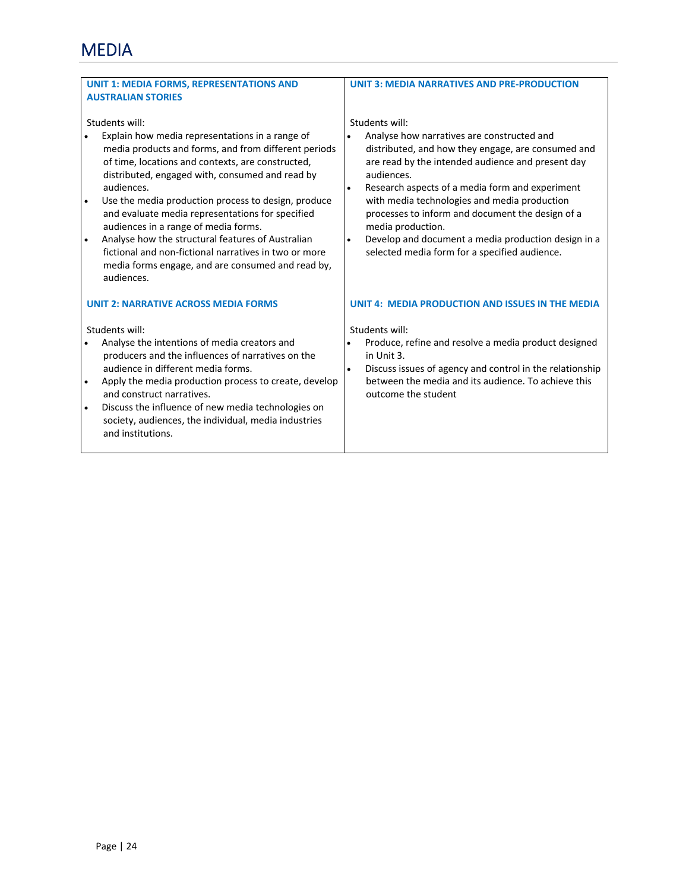# MEDIA

### UNIT 1: MEDIA FORMS, REPRESENTATIONS AND AUSTRALIAN STORIES

Students will:

- Explain how media representations in a range of media products and forms, and from different periods of time, locations and contexts, are constructed, distributed, engaged with, consumed and read by audiences.
- Use the media production process to design, produce and evaluate media representations for specified audiences in a range of media forms.
- Analyse how the structural features of Australian fictional and non-fictional narratives in two or more media forms engage, and are consumed and read by, audiences.

### UNIT 2: NARRATIVE ACROSS MEDIA FORMS

Students will:

- Analyse the intentions of media creators and producers and the influences of narratives on the audience in different media forms.
- Apply the media production process to create, develop and construct narratives.
- Discuss the influence of new media technologies on society, audiences, the individual, media industries and institutions.

### UNIT 3: MEDIA NARRATIVES AND PRE-PRODUCTION

Students will:

- Analyse how narratives are constructed and distributed, and how they engage, are consumed and are read by the intended audience and present day audiences.
- Research aspects of a media form and experiment with media technologies and media production processes to inform and document the design of a media production.
- Develop and document a media production design in a selected media form for a specified audience.

### UNIT 4: MEDIA PRODUCTION AND ISSUES IN THE MEDIA

Students will:

- Produce, refine and resolve a media product designed in Unit 3.
- Discuss issues of agency and control in the relationship between the media and its audience. To achieve this outcome the student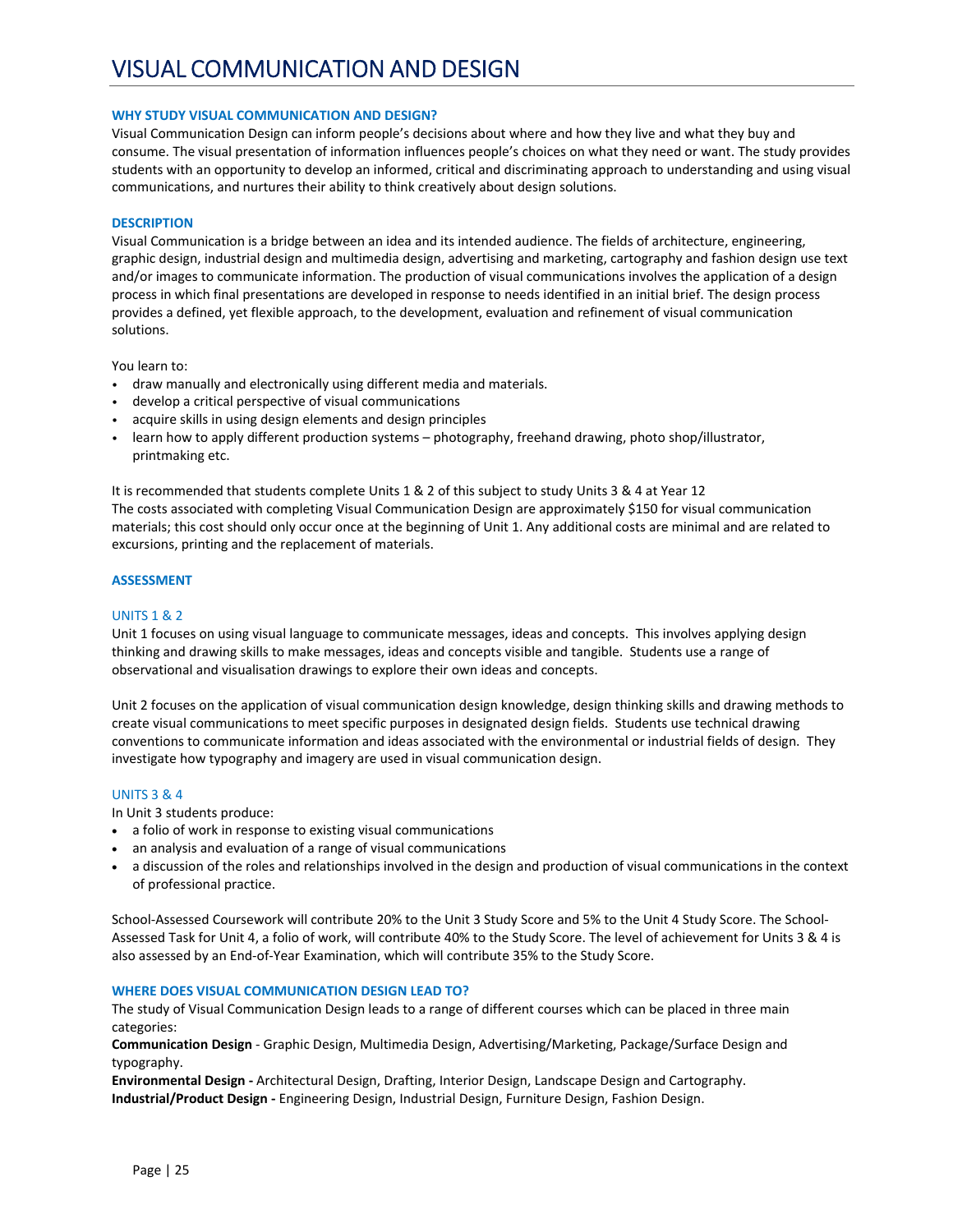# VISUAL COMMUNICATION AND DESIGN

### WHY STUDY VISUAL COMMUNICATION AND DESIGN?

Visual Communication Design can inform people's decisions about where and how they live and what they buy and consume. The visual presentation of information influences people's choices on what they need or want. The study provides students with an opportunity to develop an informed, critical and discriminating approach to understanding and using visual communications, and nurtures their ability to think creatively about design solutions.

### DESCRIPTION

Visual Communication is a bridge between an idea and its intended audience. The fields of architecture, engineering, graphic design, industrial design and multimedia design, advertising and marketing, cartography and fashion design use text and/or images to communicate information. The production of visual communications involves the application of a design process in which final presentations are developed in response to needs identified in an initial brief. The design process provides a defined, yet flexible approach, to the development, evaluation and refinement of visual communication solutions.

You learn to:

- draw manually and electronically using different media and materials.
- develop a critical perspective of visual communications
- acquire skills in using design elements and design principles
- learn how to apply different production systems – photography, freehand drawing, photo shop/illustrator, printmaking etc.

It is recommended that students complete Units 1 & 2 of this subject to study Units 3 & 4 at Year 12
The costs associated with completing Visual Communication Design are approximately $150 for visual communication materials; this cost should only occur once at the beginning of Unit 1. Any additional costs are minimal and are related to excursions, printing and the replacement of materials.

### ASSESSMENT

#### UNITS 1 & 2

Unit 1 focuses on using visual language to communicate messages, ideas and concepts. This involves applying design thinking and drawing skills to make messages, ideas and concepts visible and tangible. Students use a range of observational and visualisation drawings to explore their own ideas and concepts.

Unit 2 focuses on the application of visual communication design knowledge, design thinking skills and drawing methods to create visual communications to meet specific purposes in designated design fields. Students use technical drawing conventions to communicate information and ideas associated with the environmental or industrial fields of design. They investigate how typography and imagery are used in visual communication design.

#### UNITS 3 & 4

In Unit 3 students produce:

- a folio of work in response to existing visual communications
- an analysis and evaluation of a range of visual communications
- a discussion of the roles and relationships involved in the design and production of visual communications in the context of professional practice.

School-Assessed Coursework will contribute 20% to the Unit 3 Study Score and 5% to the Unit 4 Study Score. The School-Assessed Task for Unit 4, a folio of work, will contribute 40% to the Study Score. The level of achievement for Units 3 & 4 is also assessed by an End-of-Year Examination, which will contribute 35% to the Study Score.

### WHERE DOES VISUAL COMMUNICATION DESIGN LEAD TO?

The study of Visual Communication Design leads to a range of different courses which can be placed in three main categories:

**Communication Design** - Graphic Design, Multimedia Design, Advertising/Marketing, Package/Surface Design and typography.
**Environmental Design -** Architectural Design, Drafting, Interior Design, Landscape Design and Cartography.
**Industrial/Product Design -** Engineering Design, Industrial Design, Furniture Design, Fashion Design.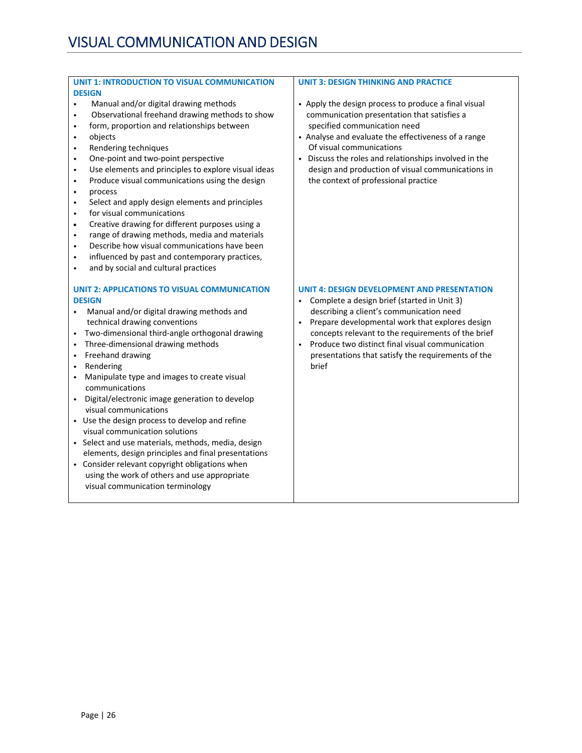# VISUAL COMMUNICATION AND DESIGN

## UNIT 1: INTRODUCTION TO VISUAL COMMUNICATION DESIGN

- Manual and/or digital drawing methods
- Observational freehand drawing methods to show
- form, proportion and relationships between
- objects
- Rendering techniques
- One-point and two-point perspective
- Use elements and principles to explore visual ideas
- Produce visual communications using the design
- process
- Select and apply design elements and principles
- for visual communications
- Creative drawing for different purposes using a
- range of drawing methods, media and materials
- Describe how visual communications have been
- influenced by past and contemporary practices,
- and by social and cultural practices

## UNIT 2: APPLICATIONS TO VISUAL COMMUNICATION DESIGN

- Manual and/or digital drawing methods and technical drawing conventions
- Two-dimensional third-angle orthogonal drawing
- Three-dimensional drawing methods
- Freehand drawing
- Rendering
- Manipulate type and images to create visual communications
- Digital/electronic image generation to develop visual communications
- Use the design process to develop and refine visual communication solutions
- Select and use materials, methods, media, design elements, design principles and final presentations
- Consider relevant copyright obligations when using the work of others and use appropriate visual communication terminology

## UNIT 3: DESIGN THINKING AND PRACTICE

- Apply the design process to produce a final visual communication presentation that satisfies a specified communication need
- Analyse and evaluate the effectiveness of a range Of visual communications
- Discuss the roles and relationships involved in the design and production of visual communications in the context of professional practice

## UNIT 4: DESIGN DEVELOPMENT AND PRESENTATION

- Complete a design brief (started in Unit 3) describing a client's communication need
- Prepare developmental work that explores design concepts relevant to the requirements of the brief
- Produce two distinct final visual communication presentations that satisfy the requirements of the brief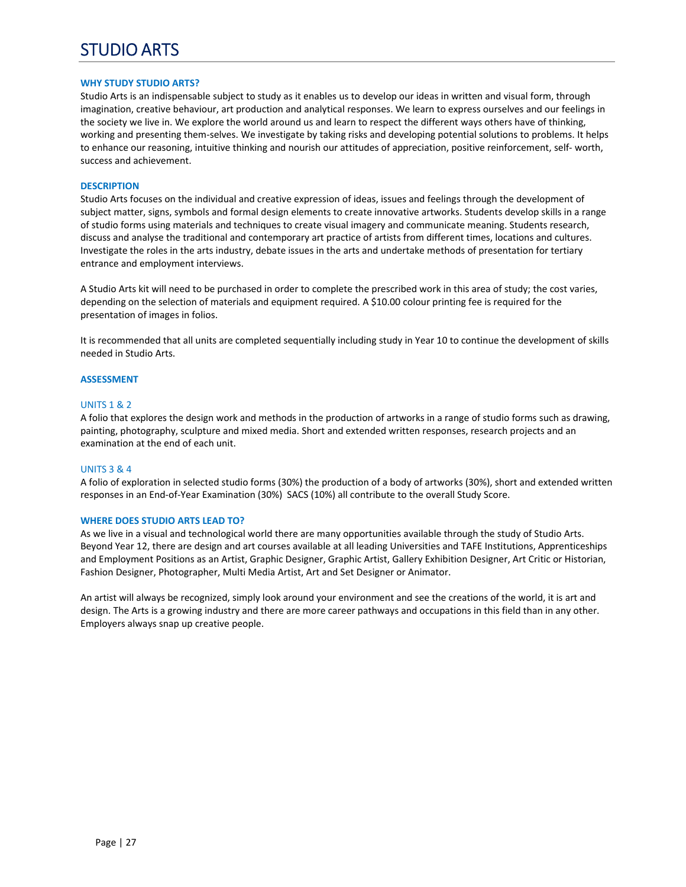# STUDIO ARTS

### WHY STUDY STUDIO ARTS?

Studio Arts is an indispensable subject to study as it enables us to develop our ideas in written and visual form, through imagination, creative behaviour, art production and analytical responses. We learn to express ourselves and our feelings in the society we live in. We explore the world around us and learn to respect the different ways others have of thinking, working and presenting them-selves. We investigate by taking risks and developing potential solutions to problems. It helps to enhance our reasoning, intuitive thinking and nourish our attitudes of appreciation, positive reinforcement, self- worth, success and achievement.

### DESCRIPTION

Studio Arts focuses on the individual and creative expression of ideas, issues and feelings through the development of subject matter, signs, symbols and formal design elements to create innovative artworks. Students develop skills in a range of studio forms using materials and techniques to create visual imagery and communicate meaning. Students research, discuss and analyse the traditional and contemporary art practice of artists from different times, locations and cultures. Investigate the roles in the arts industry, debate issues in the arts and undertake methods of presentation for tertiary entrance and employment interviews.

A Studio Arts kit will need to be purchased in order to complete the prescribed work in this area of study; the cost varies, depending on the selection of materials and equipment required. A $10.00 colour printing fee is required for the presentation of images in folios.

It is recommended that all units are completed sequentially including study in Year 10 to continue the development of skills needed in Studio Arts.

### ASSESSMENT

#### UNITS 1 & 2

A folio that explores the design work and methods in the production of artworks in a range of studio forms such as drawing, painting, photography, sculpture and mixed media. Short and extended written responses, research projects and an examination at the end of each unit.

#### UNITS 3 & 4

A folio of exploration in selected studio forms (30%) the production of a body of artworks (30%), short and extended written responses in an End-of-Year Examination (30%) SACS (10%) all contribute to the overall Study Score.

### WHERE DOES STUDIO ARTS LEAD TO?

As we live in a visual and technological world there are many opportunities available through the study of Studio Arts. Beyond Year 12, there are design and art courses available at all leading Universities and TAFE Institutions, Apprenticeships and Employment Positions as an Artist, Graphic Designer, Graphic Artist, Gallery Exhibition Designer, Art Critic or Historian, Fashion Designer, Photographer, Multi Media Artist, Art and Set Designer or Animator.

An artist will always be recognized, simply look around your environment and see the creations of the world, it is art and design. The Arts is a growing industry and there are more career pathways and occupations in this field than in any other. Employers always snap up creative people.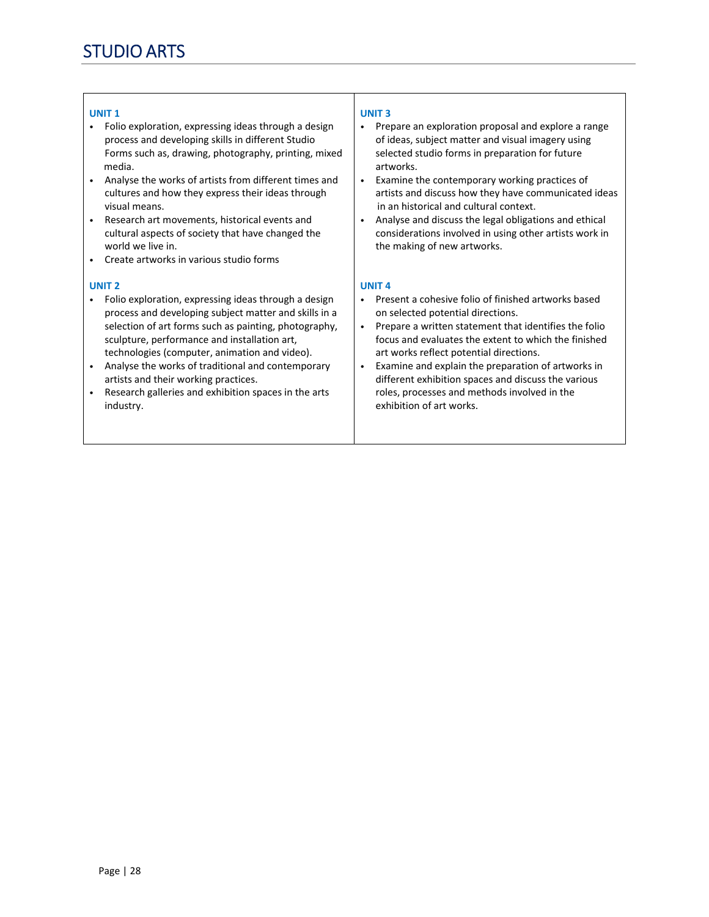# STUDIO ARTS

### UNIT 1

- Folio exploration, expressing ideas through a design process and developing skills in different Studio Forms such as, drawing, photography, printing, mixed media.
- Analyse the works of artists from different times and cultures and how they express their ideas through visual means.
- Research art movements, historical events and cultural aspects of society that have changed the world we live in.
- Create artworks in various studio forms

### UNIT 2

- Folio exploration, expressing ideas through a design process and developing subject matter and skills in a selection of art forms such as painting, photography, sculpture, performance and installation art, technologies (computer, animation and video).
- Analyse the works of traditional and contemporary artists and their working practices.
- Research galleries and exhibition spaces in the arts industry.

### UNIT 3

- Prepare an exploration proposal and explore a range of ideas, subject matter and visual imagery using selected studio forms in preparation for future artworks.
- Examine the contemporary working practices of artists and discuss how they have communicated ideas in an historical and cultural context.
- Analyse and discuss the legal obligations and ethical considerations involved in using other artists work in the making of new artworks.

### UNIT 4

- Present a cohesive folio of finished artworks based on selected potential directions.
- Prepare a written statement that identifies the folio focus and evaluates the extent to which the finished art works reflect potential directions.
- Examine and explain the preparation of artworks in different exhibition spaces and discuss the various roles, processes and methods involved in the exhibition of art works.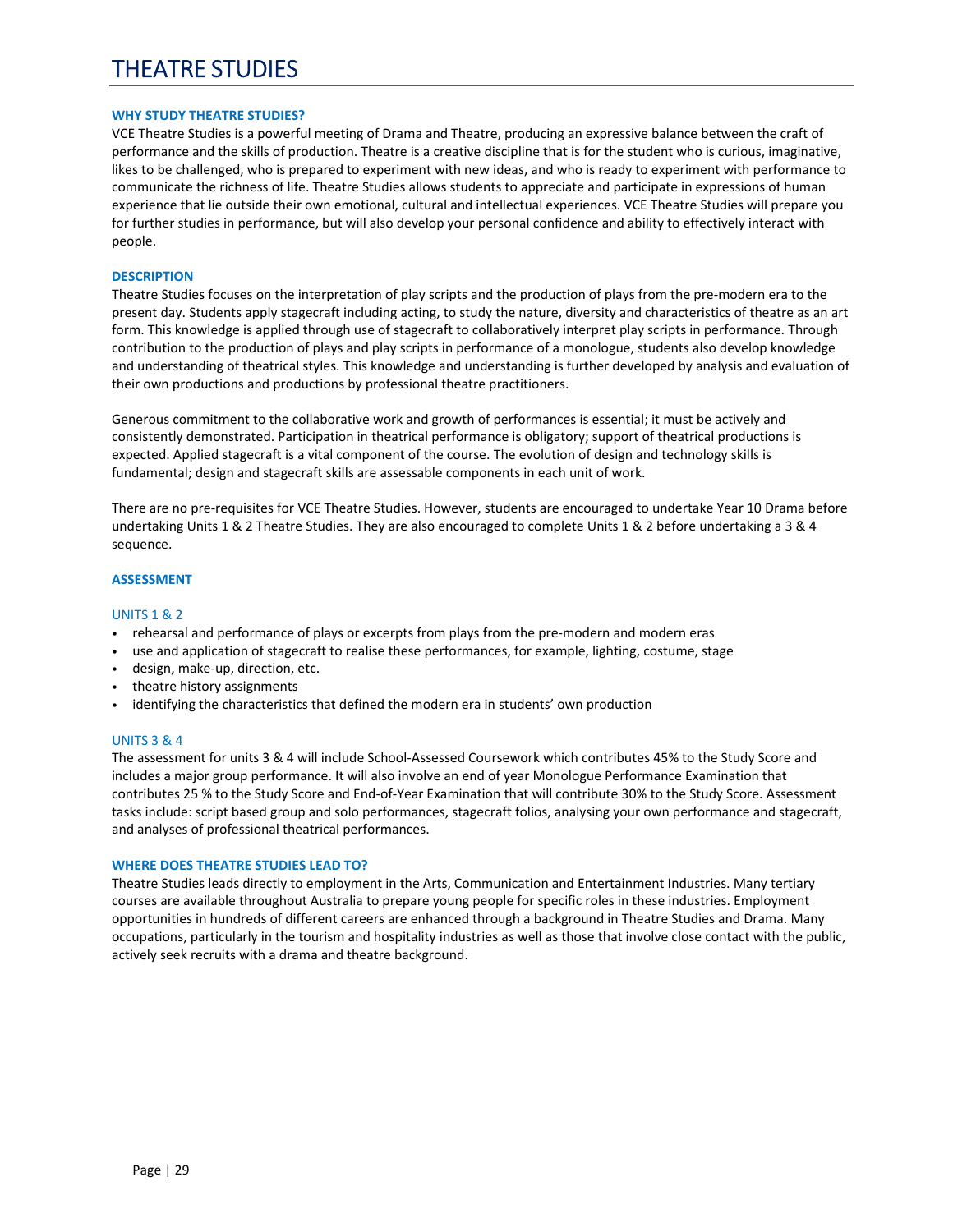# THEATRE STUDIES

### WHY STUDY THEATRE STUDIES?

VCE Theatre Studies is a powerful meeting of Drama and Theatre, producing an expressive balance between the craft of performance and the skills of production. Theatre is a creative discipline that is for the student who is curious, imaginative, likes to be challenged, who is prepared to experiment with new ideas, and who is ready to experiment with performance to communicate the richness of life. Theatre Studies allows students to appreciate and participate in expressions of human experience that lie outside their own emotional, cultural and intellectual experiences. VCE Theatre Studies will prepare you for further studies in performance, but will also develop your personal confidence and ability to effectively interact with people.

### DESCRIPTION

Theatre Studies focuses on the interpretation of play scripts and the production of plays from the pre-modern era to the present day. Students apply stagecraft including acting, to study the nature, diversity and characteristics of theatre as an art form. This knowledge is applied through use of stagecraft to collaboratively interpret play scripts in performance. Through contribution to the production of plays and play scripts in performance of a monologue, students also develop knowledge and understanding of theatrical styles. This knowledge and understanding is further developed by analysis and evaluation of their own productions and productions by professional theatre practitioners.

Generous commitment to the collaborative work and growth of performances is essential; it must be actively and consistently demonstrated. Participation in theatrical performance is obligatory; support of theatrical productions is expected. Applied stagecraft is a vital component of the course. The evolution of design and technology skills is fundamental; design and stagecraft skills are assessable components in each unit of work.

There are no pre-requisites for VCE Theatre Studies. However, students are encouraged to undertake Year 10 Drama before undertaking Units 1 & 2 Theatre Studies. They are also encouraged to complete Units 1 & 2 before undertaking a 3 & 4 sequence.

### ASSESSMENT

#### UNITS 1 & 2

- rehearsal and performance of plays or excerpts from plays from the pre-modern and modern eras
- use and application of stagecraft to realise these performances, for example, lighting, costume, stage
- design, make-up, direction, etc.
- theatre history assignments
- identifying the characteristics that defined the modern era in students' own production

#### UNITS 3 & 4

The assessment for units 3 & 4 will include School-Assessed Coursework which contributes 45% to the Study Score and includes a major group performance. It will also involve an end of year Monologue Performance Examination that contributes 25 % to the Study Score and End-of-Year Examination that will contribute 30% to the Study Score. Assessment tasks include: script based group and solo performances, stagecraft folios, analysing your own performance and stagecraft, and analyses of professional theatrical performances.

### WHERE DOES THEATRE STUDIES LEAD TO?

Theatre Studies leads directly to employment in the Arts, Communication and Entertainment Industries. Many tertiary courses are available throughout Australia to prepare young people for specific roles in these industries. Employment opportunities in hundreds of different careers are enhanced through a background in Theatre Studies and Drama. Many occupations, particularly in the tourism and hospitality industries as well as those that involve close contact with the public, actively seek recruits with a drama and theatre background.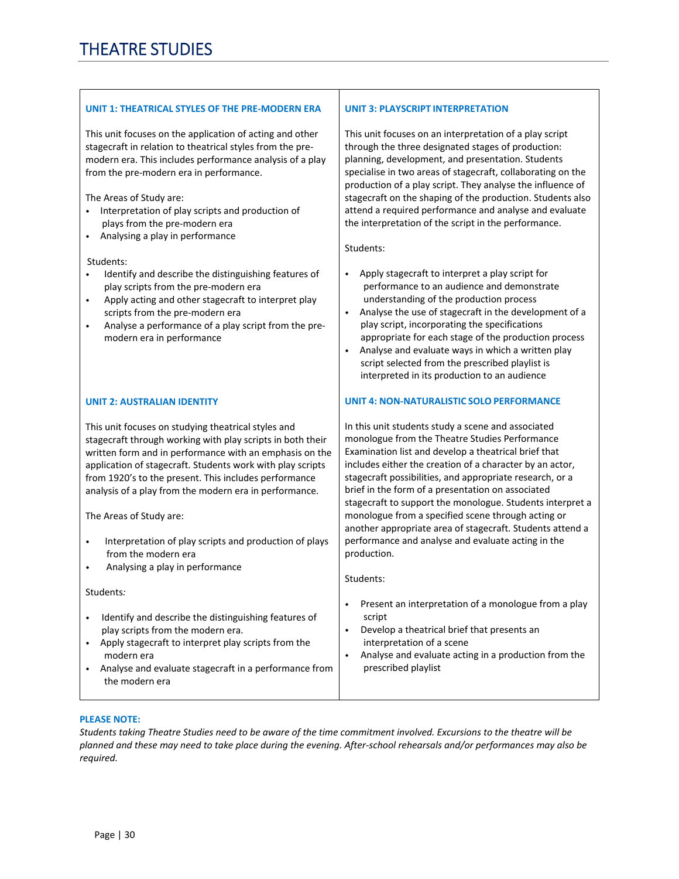# THEATRE STUDIES

### UNIT 1: THEATRICAL STYLES OF THE PRE-MODERN ERA

This unit focuses on the application of acting and other stagecraft in relation to theatrical styles from the pre-modern era. This includes performance analysis of a play from the pre-modern era in performance.

The Areas of Study are:

- Interpretation of play scripts and production of plays from the pre-modern era
- Analysing a play in performance

Students:

- Identify and describe the distinguishing features of play scripts from the pre-modern era
- Apply acting and other stagecraft to interpret play scripts from the pre-modern era
- Analyse a performance of a play script from the pre-modern era in performance

### UNIT 2: AUSTRALIAN IDENTITY

This unit focuses on studying theatrical styles and stagecraft through working with play scripts in both their written form and in performance with an emphasis on the application of stagecraft. Students work with play scripts from 1920's to the present. This includes performance analysis of a play from the modern era in performance.

The Areas of Study are:

- Interpretation of play scripts and production of plays from the modern era
- Analysing a play in performance

Students*:*

- Identify and describe the distinguishing features of play scripts from the modern era.
- Apply stagecraft to interpret play scripts from the modern era
- Analyse and evaluate stagecraft in a performance from the modern era

### UNIT 3: PLAYSCRIPT INTERPRETATION

This unit focuses on an interpretation of a play script through the three designated stages of production: planning, development, and presentation. Students specialise in two areas of stagecraft, collaborating on the production of a play script. They analyse the influence of stagecraft on the shaping of the production. Students also attend a required performance and analyse and evaluate the interpretation of the script in the performance.

Students:

- Apply stagecraft to interpret a play script for performance to an audience and demonstrate understanding of the production process
- Analyse the use of stagecraft in the development of a play script, incorporating the specifications appropriate for each stage of the production process
- Analyse and evaluate ways in which a written play script selected from the prescribed playlist is interpreted in its production to an audience

### UNIT 4: NON-NATURALISTIC SOLO PERFORMANCE

In this unit students study a scene and associated monologue from the Theatre Studies Performance Examination list and develop a theatrical brief that includes either the creation of a character by an actor, stagecraft possibilities, and appropriate research, or a brief in the form of a presentation on associated stagecraft to support the monologue. Students interpret a monologue from a specified scene through acting or another appropriate area of stagecraft. Students attend a performance and analyse and evaluate acting in the production.

Students:

- Present an interpretation of a monologue from a play script
- Develop a theatrical brief that presents an interpretation of a scene
- Analyse and evaluate acting in a production from the prescribed playlist

**PLEASE NOTE:**

*Students taking Theatre Studies need to be aware of the time commitment involved. Excursions to the theatre will be planned and these may need to take place during the evening. After-school rehearsals and/or performances may also be required.*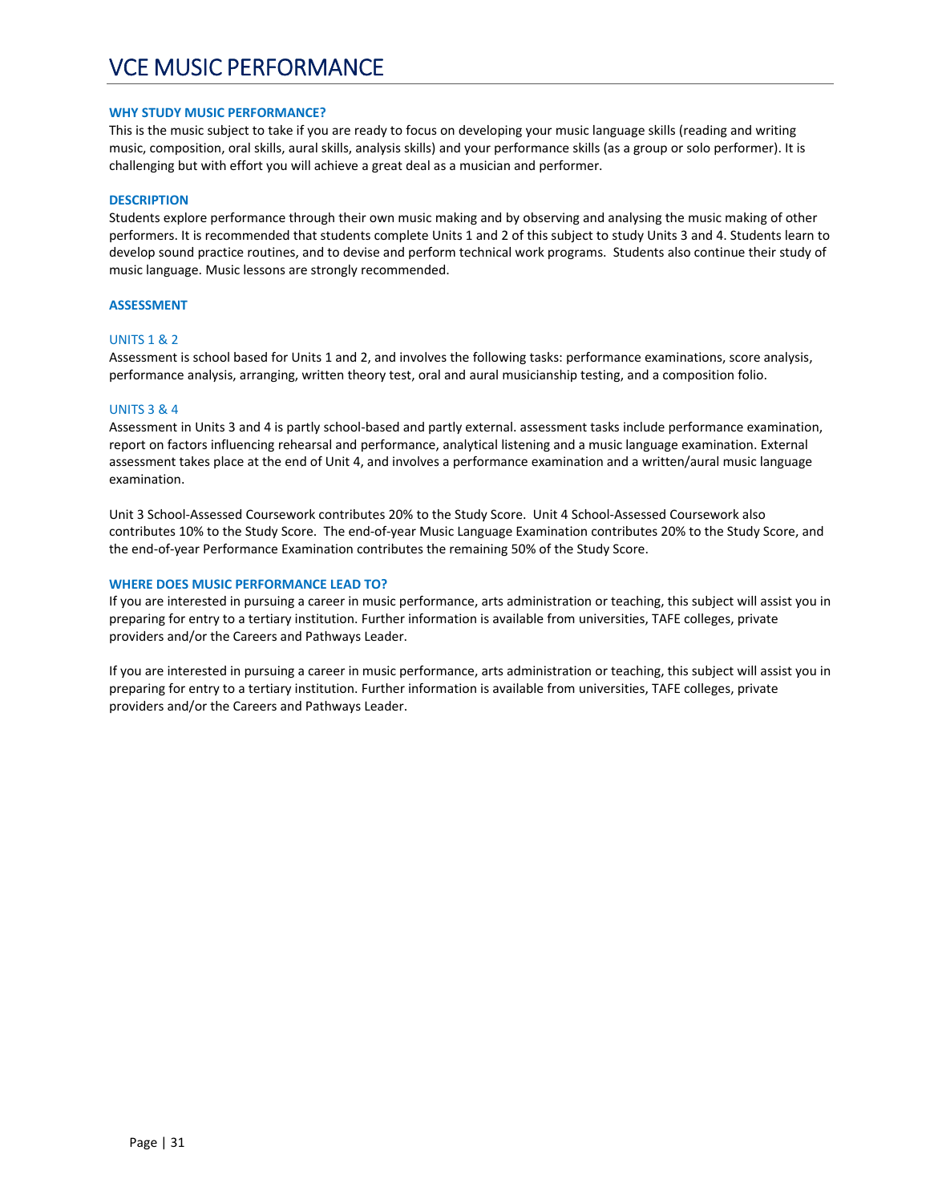# VCE MUSIC PERFORMANCE

### WHY STUDY MUSIC PERFORMANCE?

This is the music subject to take if you are ready to focus on developing your music language skills (reading and writing music, composition, oral skills, aural skills, analysis skills) and your performance skills (as a group or solo performer). It is challenging but with effort you will achieve a great deal as a musician and performer.

### DESCRIPTION

Students explore performance through their own music making and by observing and analysing the music making of other performers. It is recommended that students complete Units 1 and 2 of this subject to study Units 3 and 4. Students learn to develop sound practice routines, and to devise and perform technical work programs. Students also continue their study of music language. Music lessons are strongly recommended.

### ASSESSMENT

#### UNITS 1 & 2

Assessment is school based for Units 1 and 2, and involves the following tasks: performance examinations, score analysis, performance analysis, arranging, written theory test, oral and aural musicianship testing, and a composition folio.

#### UNITS 3 & 4

Assessment in Units 3 and 4 is partly school-based and partly external. assessment tasks include performance examination, report on factors influencing rehearsal and performance, analytical listening and a music language examination. External assessment takes place at the end of Unit 4, and involves a performance examination and a written/aural music language examination.

Unit 3 School-Assessed Coursework contributes 20% to the Study Score. Unit 4 School-Assessed Coursework also contributes 10% to the Study Score. The end-of-year Music Language Examination contributes 20% to the Study Score, and the end-of-year Performance Examination contributes the remaining 50% of the Study Score.

### WHERE DOES MUSIC PERFORMANCE LEAD TO?

If you are interested in pursuing a career in music performance, arts administration or teaching, this subject will assist you in preparing for entry to a tertiary institution. Further information is available from universities, TAFE colleges, private providers and/or the Careers and Pathways Leader.

If you are interested in pursuing a career in music performance, arts administration or teaching, this subject will assist you in preparing for entry to a tertiary institution. Further information is available from universities, TAFE colleges, private providers and/or the Careers and Pathways Leader.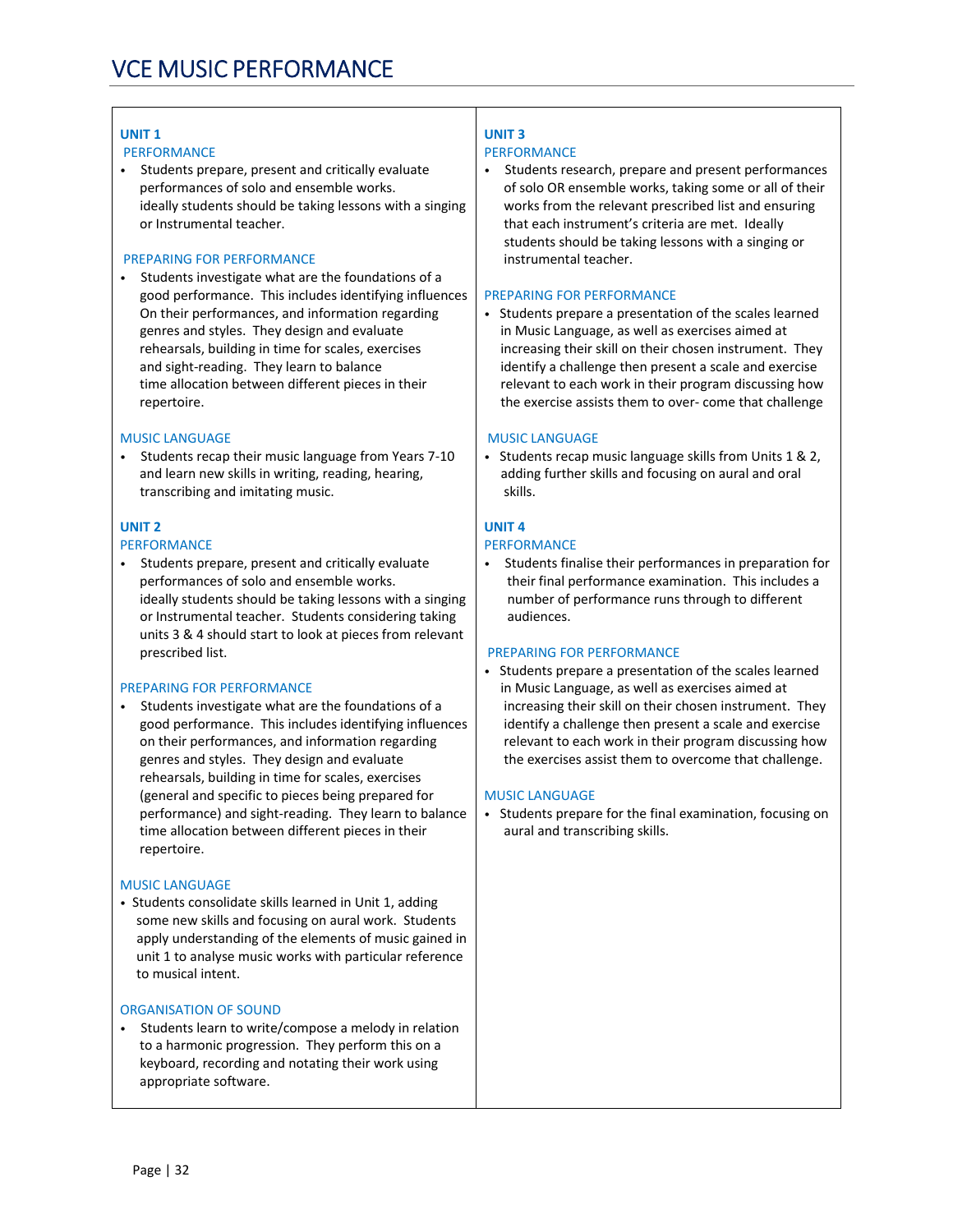# VCE MUSIC PERFORMANCE

## UNIT 1

### PERFORMANCE

- Students prepare, present and critically evaluate performances of solo and ensemble works. ideally students should be taking lessons with a singing or Instrumental teacher.

### PREPARING FOR PERFORMANCE

- Students investigate what are the foundations of a good performance. This includes identifying influences On their performances, and information regarding genres and styles. They design and evaluate rehearsals, building in time for scales, exercises and sight-reading. They learn to balance time allocation between different pieces in their repertoire.

### MUSIC LANGUAGE

- Students recap their music language from Years 7-10 and learn new skills in writing, reading, hearing, transcribing and imitating music.

## UNIT 2

### PERFORMANCE

- Students prepare, present and critically evaluate performances of solo and ensemble works. ideally students should be taking lessons with a singing or Instrumental teacher. Students considering taking units 3 & 4 should start to look at pieces from relevant prescribed list.

### PREPARING FOR PERFORMANCE

- Students investigate what are the foundations of a good performance. This includes identifying influences on their performances, and information regarding genres and styles. They design and evaluate rehearsals, building in time for scales, exercises (general and specific to pieces being prepared for performance) and sight-reading. They learn to balance time allocation between different pieces in their repertoire.

### MUSIC LANGUAGE

- Students consolidate skills learned in Unit 1, adding some new skills and focusing on aural work. Students apply understanding of the elements of music gained in unit 1 to analyse music works with particular reference to musical intent.

### ORGANISATION OF SOUND

- Students learn to write/compose a melody in relation to a harmonic progression. They perform this on a keyboard, recording and notating their work using appropriate software.

## UNIT 3

### PERFORMANCE

- Students research, prepare and present performances of solo OR ensemble works, taking some or all of their works from the relevant prescribed list and ensuring that each instrument's criteria are met. Ideally students should be taking lessons with a singing or instrumental teacher.

### PREPARING FOR PERFORMANCE

- Students prepare a presentation of the scales learned in Music Language, as well as exercises aimed at increasing their skill on their chosen instrument. They identify a challenge then present a scale and exercise relevant to each work in their program discussing how the exercise assists them to over- come that challenge

### MUSIC LANGUAGE

- Students recap music language skills from Units 1 & 2, adding further skills and focusing on aural and oral skills.

## UNIT 4

### PERFORMANCE

- Students finalise their performances in preparation for their final performance examination. This includes a number of performance runs through to different audiences.

### PREPARING FOR PERFORMANCE

- Students prepare a presentation of the scales learned in Music Language, as well as exercises aimed at increasing their skill on their chosen instrument. They identify a challenge then present a scale and exercise relevant to each work in their program discussing how the exercises assist them to overcome that challenge.

### MUSIC LANGUAGE

- Students prepare for the final examination, focusing on aural and transcribing skills.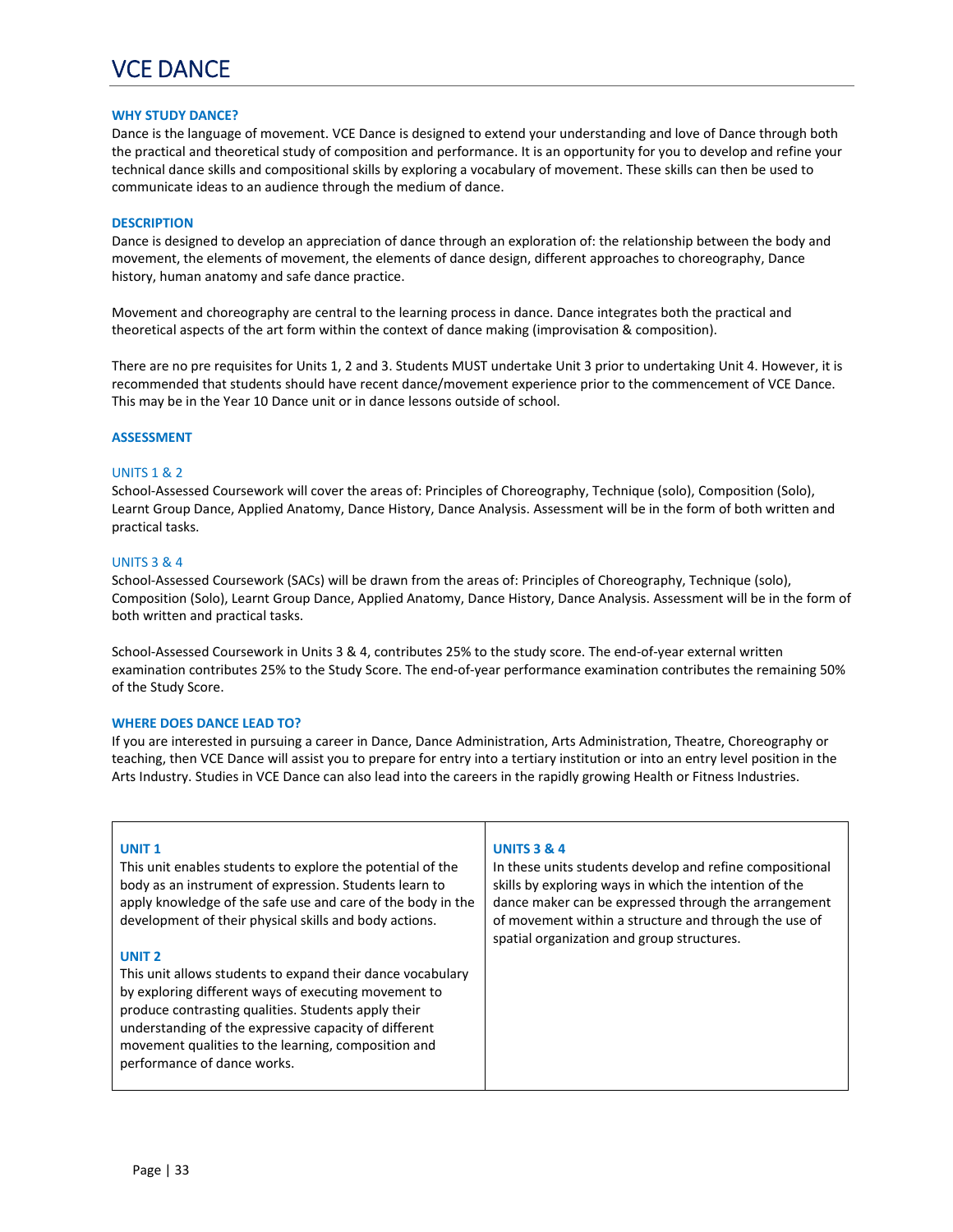# VCE DANCE

### WHY STUDY DANCE?

Dance is the language of movement. VCE Dance is designed to extend your understanding and love of Dance through both the practical and theoretical study of composition and performance. It is an opportunity for you to develop and refine your technical dance skills and compositional skills by exploring a vocabulary of movement. These skills can then be used to communicate ideas to an audience through the medium of dance.

### DESCRIPTION

Dance is designed to develop an appreciation of dance through an exploration of: the relationship between the body and movement, the elements of movement, the elements of dance design, different approaches to choreography, Dance history, human anatomy and safe dance practice.

Movement and choreography are central to the learning process in dance. Dance integrates both the practical and theoretical aspects of the art form within the context of dance making (improvisation & composition).

There are no pre requisites for Units 1, 2 and 3. Students MUST undertake Unit 3 prior to undertaking Unit 4. However, it is recommended that students should have recent dance/movement experience prior to the commencement of VCE Dance. This may be in the Year 10 Dance unit or in dance lessons outside of school.

### ASSESSMENT

#### UNITS 1 & 2

School-Assessed Coursework will cover the areas of: Principles of Choreography, Technique (solo), Composition (Solo), Learnt Group Dance, Applied Anatomy, Dance History, Dance Analysis. Assessment will be in the form of both written and practical tasks.

#### UNITS 3 & 4

School-Assessed Coursework (SACs) will be drawn from the areas of: Principles of Choreography, Technique (solo), Composition (Solo), Learnt Group Dance, Applied Anatomy, Dance History, Dance Analysis. Assessment will be in the form of both written and practical tasks.

School-Assessed Coursework in Units 3 & 4, contributes 25% to the study score. The end-of-year external written examination contributes 25% to the Study Score. The end-of-year performance examination contributes the remaining 50% of the Study Score.

### WHERE DOES DANCE LEAD TO?

If you are interested in pursuing a career in Dance, Dance Administration, Arts Administration, Theatre, Choreography or teaching, then VCE Dance will assist you to prepare for entry into a tertiary institution or into an entry level position in the Arts Industry. Studies in VCE Dance can also lead into the careers in the rapidly growing Health or Fitness Industries.

| **UNIT 1**<br>This unit enables students to explore the potential of the body as an instrument of expression. Students learn to apply knowledge of the safe use and care of the body in the development of their physical skills and body actions.<br><br>**UNIT 2**<br>This unit allows students to expand their dance vocabulary by exploring different ways of executing movement to produce contrasting qualities. Students apply their understanding of the expressive capacity of different movement qualities to the learning, composition and performance of dance works. | **UNITS 3 & 4**<br>In these units students develop and refine compositional skills by exploring ways in which the intention of the dance maker can be expressed through the arrangement of movement within a structure and through the use of spatial organization and group structures. |
|---|---|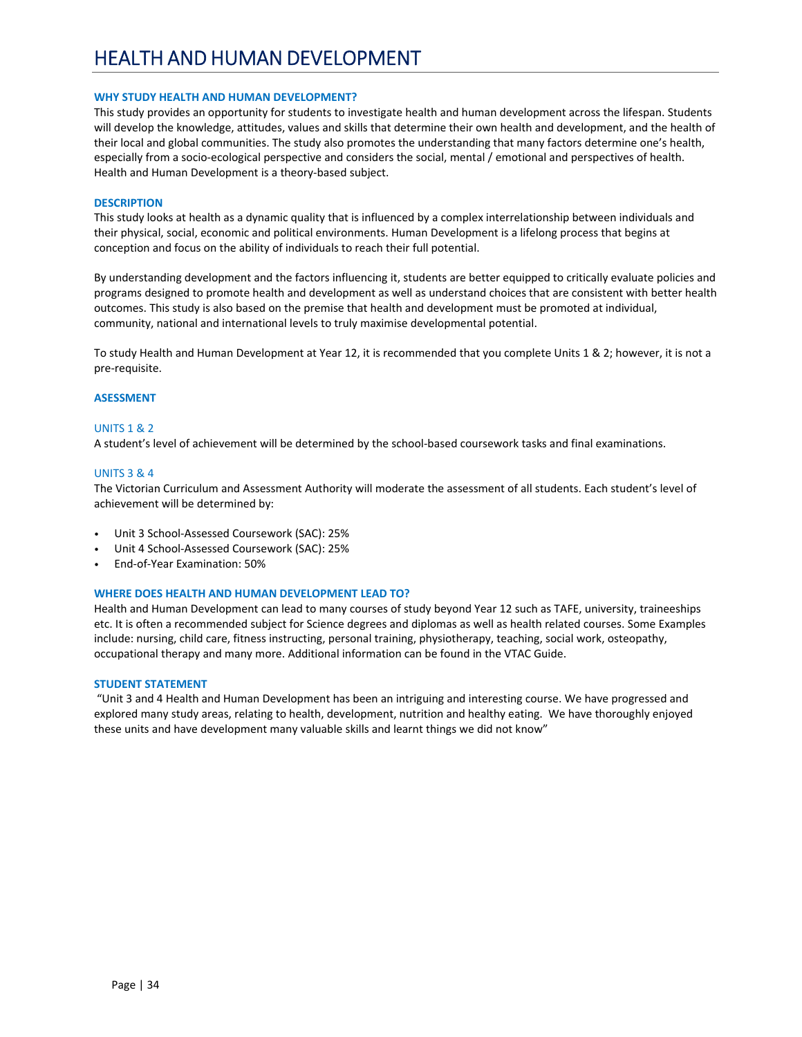# HEALTH AND HUMAN DEVELOPMENT

### WHY STUDY HEALTH AND HUMAN DEVELOPMENT?

This study provides an opportunity for students to investigate health and human development across the lifespan. Students will develop the knowledge, attitudes, values and skills that determine their own health and development, and the health of their local and global communities. The study also promotes the understanding that many factors determine one's health, especially from a socio-ecological perspective and considers the social, mental / emotional and perspectives of health. Health and Human Development is a theory-based subject.

### DESCRIPTION

This study looks at health as a dynamic quality that is influenced by a complex interrelationship between individuals and their physical, social, economic and political environments. Human Development is a lifelong process that begins at conception and focus on the ability of individuals to reach their full potential.

By understanding development and the factors influencing it, students are better equipped to critically evaluate policies and programs designed to promote health and development as well as understand choices that are consistent with better health outcomes. This study is also based on the premise that health and development must be promoted at individual, community, national and international levels to truly maximise developmental potential.

To study Health and Human Development at Year 12, it is recommended that you complete Units 1 & 2; however, it is not a pre-requisite.

### ASESSMENT

#### UNITS 1 & 2

A student's level of achievement will be determined by the school-based coursework tasks and final examinations.

#### UNITS 3 & 4

The Victorian Curriculum and Assessment Authority will moderate the assessment of all students. Each student's level of achievement will be determined by:

- Unit 3 School-Assessed Coursework (SAC): 25%
- Unit 4 School-Assessed Coursework (SAC): 25%
- End-of-Year Examination: 50%

### WHERE DOES HEALTH AND HUMAN DEVELOPMENT LEAD TO?

Health and Human Development can lead to many courses of study beyond Year 12 such as TAFE, university, traineeships etc. It is often a recommended subject for Science degrees and diplomas as well as health related courses. Some Examples include: nursing, child care, fitness instructing, personal training, physiotherapy, teaching, social work, osteopathy, occupational therapy and many more. Additional information can be found in the VTAC Guide.

### STUDENT STATEMENT

"Unit 3 and 4 Health and Human Development has been an intriguing and interesting course. We have progressed and explored many study areas, relating to health, development, nutrition and healthy eating. We have thoroughly enjoyed these units and have development many valuable skills and learnt things we did not know"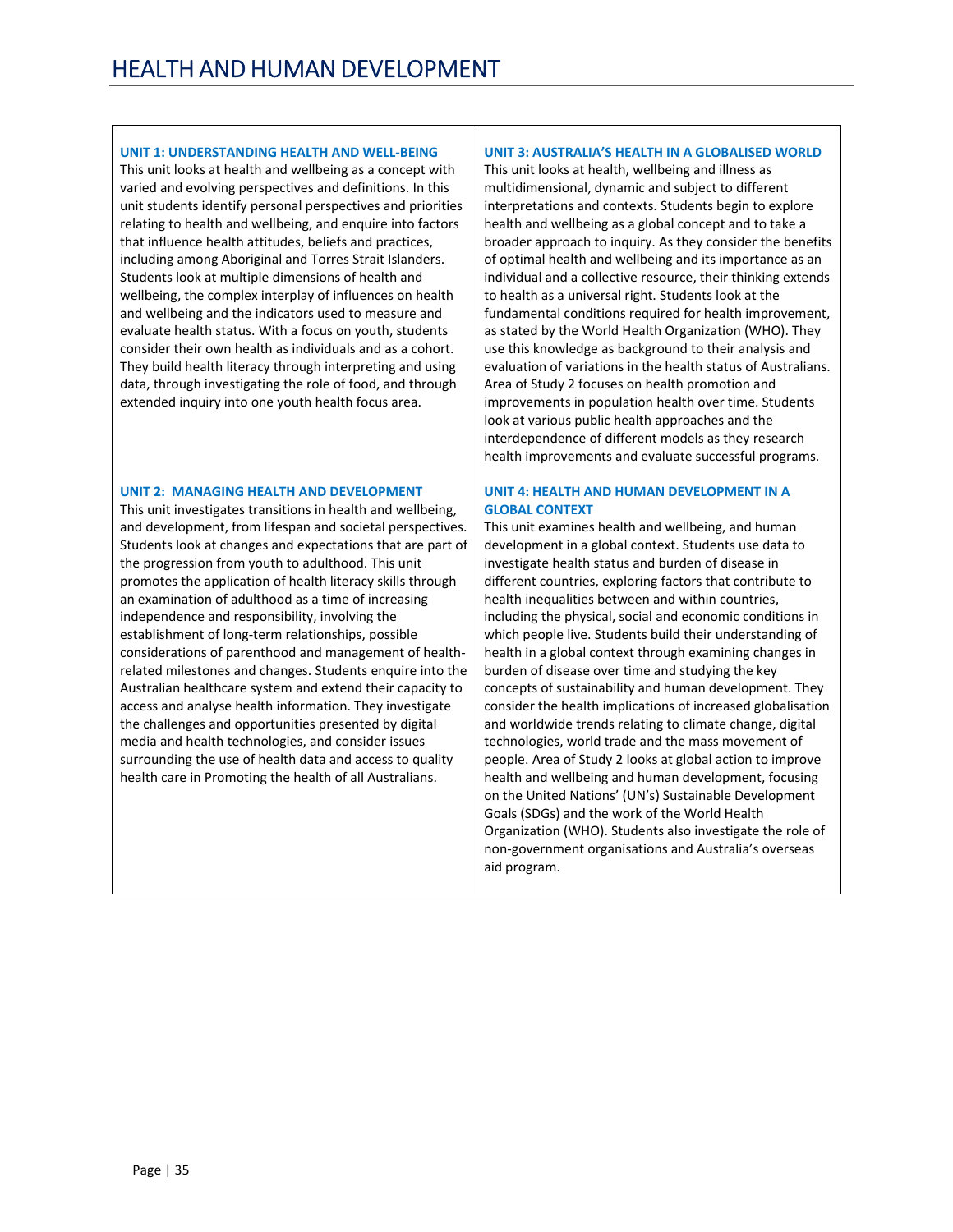# HEALTH AND HUMAN DEVELOPMENT

### UNIT 1: UNDERSTANDING HEALTH AND WELL-BEING

This unit looks at health and wellbeing as a concept with varied and evolving perspectives and definitions. In this unit students identify personal perspectives and priorities relating to health and wellbeing, and enquire into factors that influence health attitudes, beliefs and practices, including among Aboriginal and Torres Strait Islanders. Students look at multiple dimensions of health and wellbeing, the complex interplay of influences on health and wellbeing and the indicators used to measure and evaluate health status. With a focus on youth, students consider their own health as individuals and as a cohort. They build health literacy through interpreting and using data, through investigating the role of food, and through extended inquiry into one youth health focus area.

### UNIT 2: MANAGING HEALTH AND DEVELOPMENT

This unit investigates transitions in health and wellbeing, and development, from lifespan and societal perspectives. Students look at changes and expectations that are part of the progression from youth to adulthood. This unit promotes the application of health literacy skills through an examination of adulthood as a time of increasing independence and responsibility, involving the establishment of long-term relationships, possible considerations of parenthood and management of health-related milestones and changes. Students enquire into the Australian healthcare system and extend their capacity to access and analyse health information. They investigate the challenges and opportunities presented by digital media and health technologies, and consider issues surrounding the use of health data and access to quality health care in Promoting the health of all Australians.

### UNIT 3: AUSTRALIA'S HEALTH IN A GLOBALISED WORLD

This unit looks at health, wellbeing and illness as multidimensional, dynamic and subject to different interpretations and contexts. Students begin to explore health and wellbeing as a global concept and to take a broader approach to inquiry. As they consider the benefits of optimal health and wellbeing and its importance as an individual and a collective resource, their thinking extends to health as a universal right. Students look at the fundamental conditions required for health improvement, as stated by the World Health Organization (WHO). They use this knowledge as background to their analysis and evaluation of variations in the health status of Australians. Area of Study 2 focuses on health promotion and improvements in population health over time. Students look at various public health approaches and the interdependence of different models as they research health improvements and evaluate successful programs.

### UNIT 4: HEALTH AND HUMAN DEVELOPMENT IN A GLOBAL CONTEXT

This unit examines health and wellbeing, and human development in a global context. Students use data to investigate health status and burden of disease in different countries, exploring factors that contribute to health inequalities between and within countries, including the physical, social and economic conditions in which people live. Students build their understanding of health in a global context through examining changes in burden of disease over time and studying the key concepts of sustainability and human development. They consider the health implications of increased globalisation and worldwide trends relating to climate change, digital technologies, world trade and the mass movement of people. Area of Study 2 looks at global action to improve health and wellbeing and human development, focusing on the United Nations' (UN's) Sustainable Development Goals (SDGs) and the work of the World Health Organization (WHO). Students also investigate the role of non-government organisations and Australia's overseas aid program.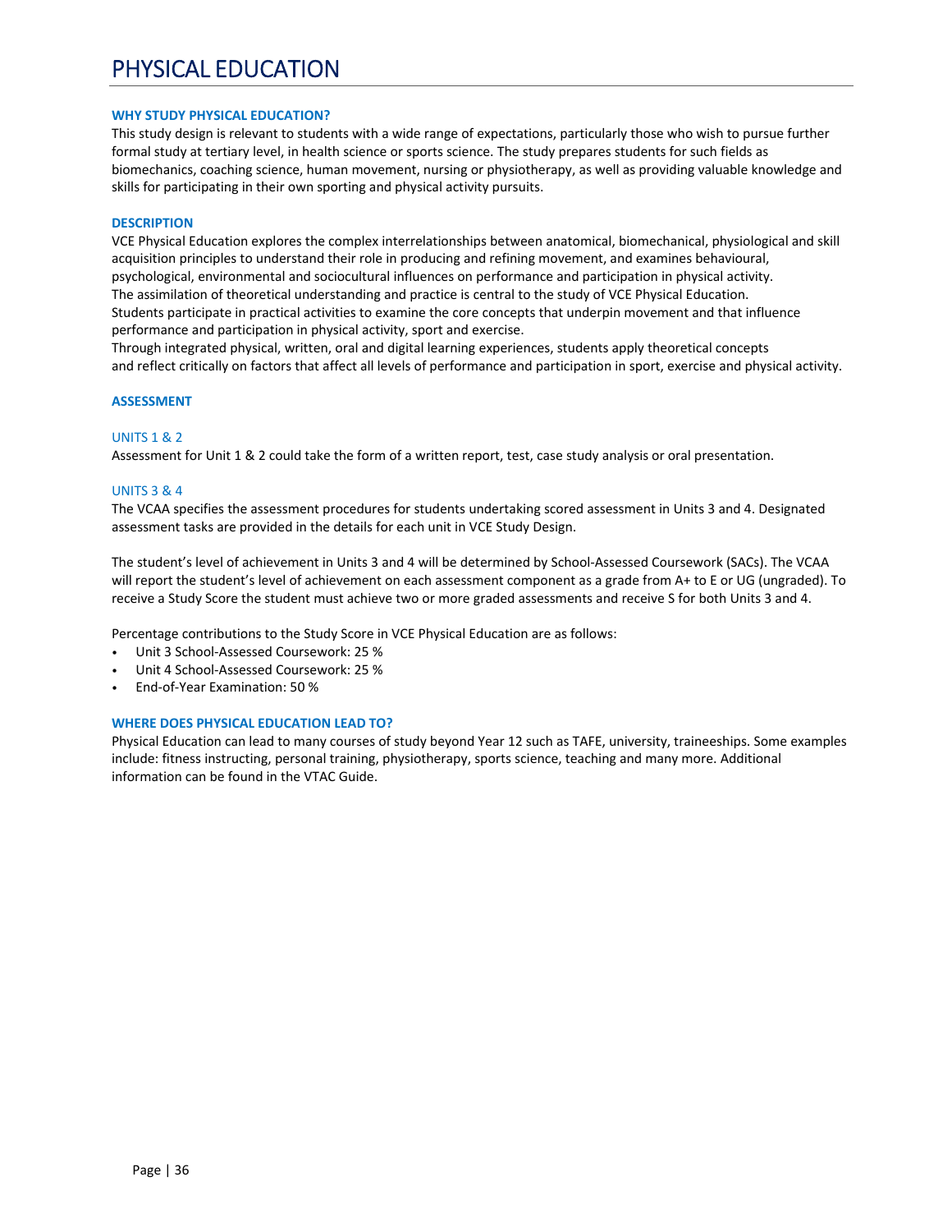# PHYSICAL EDUCATION

### WHY STUDY PHYSICAL EDUCATION?

This study design is relevant to students with a wide range of expectations, particularly those who wish to pursue further formal study at tertiary level, in health science or sports science. The study prepares students for such fields as biomechanics, coaching science, human movement, nursing or physiotherapy, as well as providing valuable knowledge and skills for participating in their own sporting and physical activity pursuits.

### DESCRIPTION

VCE Physical Education explores the complex interrelationships between anatomical, biomechanical, physiological and skill acquisition principles to understand their role in producing and refining movement, and examines behavioural, psychological, environmental and sociocultural influences on performance and participation in physical activity.
The assimilation of theoretical understanding and practice is central to the study of VCE Physical Education.
Students participate in practical activities to examine the core concepts that underpin movement and that influence performance and participation in physical activity, sport and exercise.
Through integrated physical, written, oral and digital learning experiences, students apply theoretical concepts and reflect critically on factors that affect all levels of performance and participation in sport, exercise and physical activity.

### ASSESSMENT

#### UNITS 1 & 2

Assessment for Unit 1 & 2 could take the form of a written report, test, case study analysis or oral presentation.

#### UNITS 3 & 4

The VCAA specifies the assessment procedures for students undertaking scored assessment in Units 3 and 4. Designated assessment tasks are provided in the details for each unit in VCE Study Design.

The student's level of achievement in Units 3 and 4 will be determined by School-Assessed Coursework (SACs). The VCAA will report the student's level of achievement on each assessment component as a grade from A+ to E or UG (ungraded). To receive a Study Score the student must achieve two or more graded assessments and receive S for both Units 3 and 4.

Percentage contributions to the Study Score in VCE Physical Education are as follows:

- Unit 3 School-Assessed Coursework: 25 %
- Unit 4 School-Assessed Coursework: 25 %
- End-of-Year Examination: 50 %

### WHERE DOES PHYSICAL EDUCATION LEAD TO?

Physical Education can lead to many courses of study beyond Year 12 such as TAFE, university, traineeships. Some examples include: fitness instructing, personal training, physiotherapy, sports science, teaching and many more. Additional information can be found in the VTAC Guide.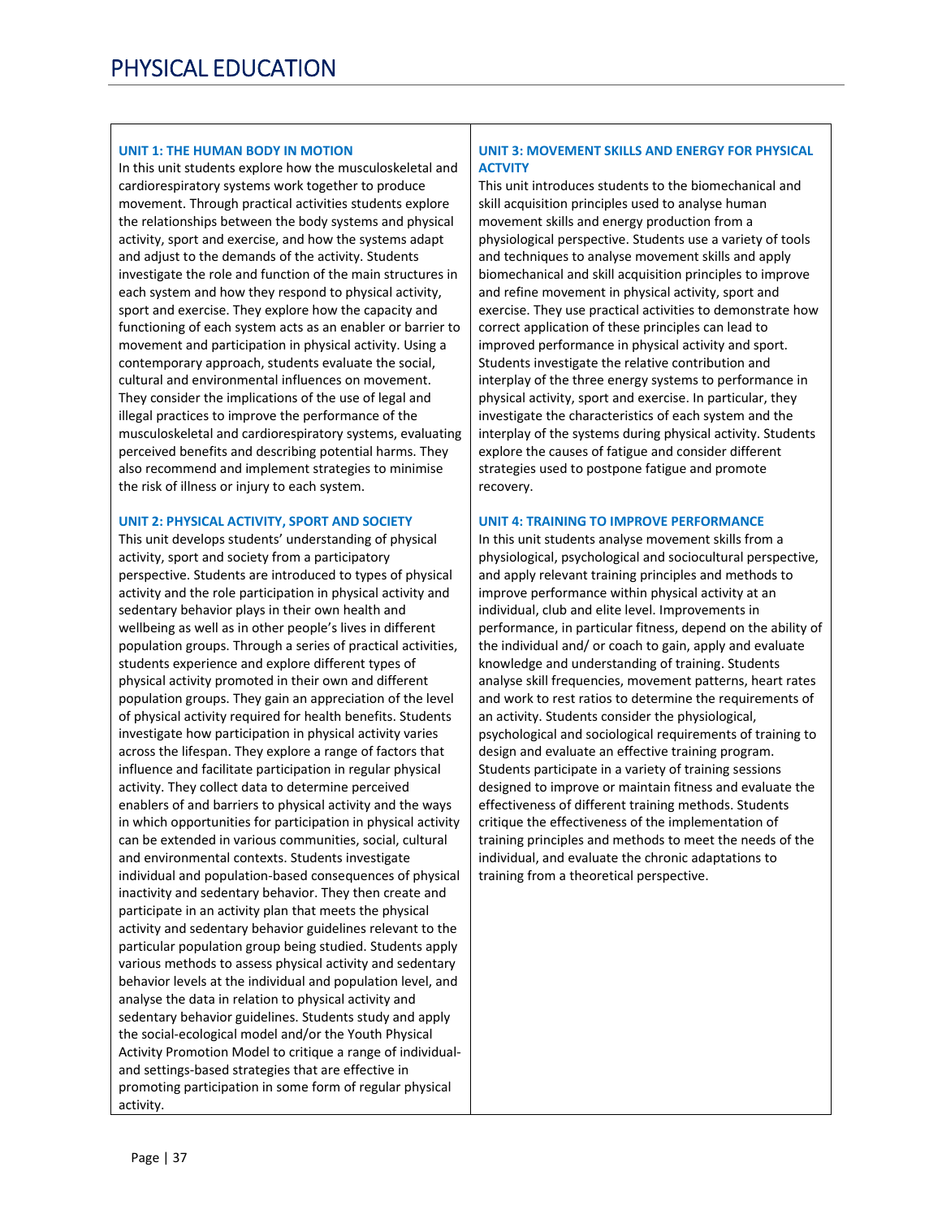# PHYSICAL EDUCATION

### UNIT 1: THE HUMAN BODY IN MOTION

In this unit students explore how the musculoskeletal and cardiorespiratory systems work together to produce movement. Through practical activities students explore the relationships between the body systems and physical activity, sport and exercise, and how the systems adapt and adjust to the demands of the activity. Students investigate the role and function of the main structures in each system and how they respond to physical activity, sport and exercise. They explore how the capacity and functioning of each system acts as an enabler or barrier to movement and participation in physical activity. Using a contemporary approach, students evaluate the social, cultural and environmental influences on movement. They consider the implications of the use of legal and illegal practices to improve the performance of the musculoskeletal and cardiorespiratory systems, evaluating perceived benefits and describing potential harms. They also recommend and implement strategies to minimise the risk of illness or injury to each system.

### UNIT 2: PHYSICAL ACTIVITY, SPORT AND SOCIETY

This unit develops students' understanding of physical activity, sport and society from a participatory perspective. Students are introduced to types of physical activity and the role participation in physical activity and sedentary behavior plays in their own health and wellbeing as well as in other people's lives in different population groups. Through a series of practical activities, students experience and explore different types of physical activity promoted in their own and different population groups. They gain an appreciation of the level of physical activity required for health benefits. Students investigate how participation in physical activity varies across the lifespan. They explore a range of factors that influence and facilitate participation in regular physical activity. They collect data to determine perceived enablers of and barriers to physical activity and the ways in which opportunities for participation in physical activity can be extended in various communities, social, cultural and environmental contexts. Students investigate individual and population-based consequences of physical inactivity and sedentary behavior. They then create and participate in an activity plan that meets the physical activity and sedentary behavior guidelines relevant to the particular population group being studied. Students apply various methods to assess physical activity and sedentary behavior levels at the individual and population level, and analyse the data in relation to physical activity and sedentary behavior guidelines. Students study and apply the social-ecological model and/or the Youth Physical Activity Promotion Model to critique a range of individual- and settings-based strategies that are effective in promoting participation in some form of regular physical activity.

### UNIT 3: MOVEMENT SKILLS AND ENERGY FOR PHYSICAL ACTVITY

This unit introduces students to the biomechanical and skill acquisition principles used to analyse human movement skills and energy production from a physiological perspective. Students use a variety of tools and techniques to analyse movement skills and apply biomechanical and skill acquisition principles to improve and refine movement in physical activity, sport and exercise. They use practical activities to demonstrate how correct application of these principles can lead to improved performance in physical activity and sport. Students investigate the relative contribution and interplay of the three energy systems to performance in physical activity, sport and exercise. In particular, they investigate the characteristics of each system and the interplay of the systems during physical activity. Students explore the causes of fatigue and consider different strategies used to postpone fatigue and promote recovery.

### UNIT 4: TRAINING TO IMPROVE PERFORMANCE

In this unit students analyse movement skills from a physiological, psychological and sociocultural perspective, and apply relevant training principles and methods to improve performance within physical activity at an individual, club and elite level. Improvements in performance, in particular fitness, depend on the ability of the individual and/ or coach to gain, apply and evaluate knowledge and understanding of training. Students analyse skill frequencies, movement patterns, heart rates and work to rest ratios to determine the requirements of an activity. Students consider the physiological, psychological and sociological requirements of training to design and evaluate an effective training program. Students participate in a variety of training sessions designed to improve or maintain fitness and evaluate the effectiveness of different training methods. Students critique the effectiveness of the implementation of training principles and methods to meet the needs of the individual, and evaluate the chronic adaptations to training from a theoretical perspective.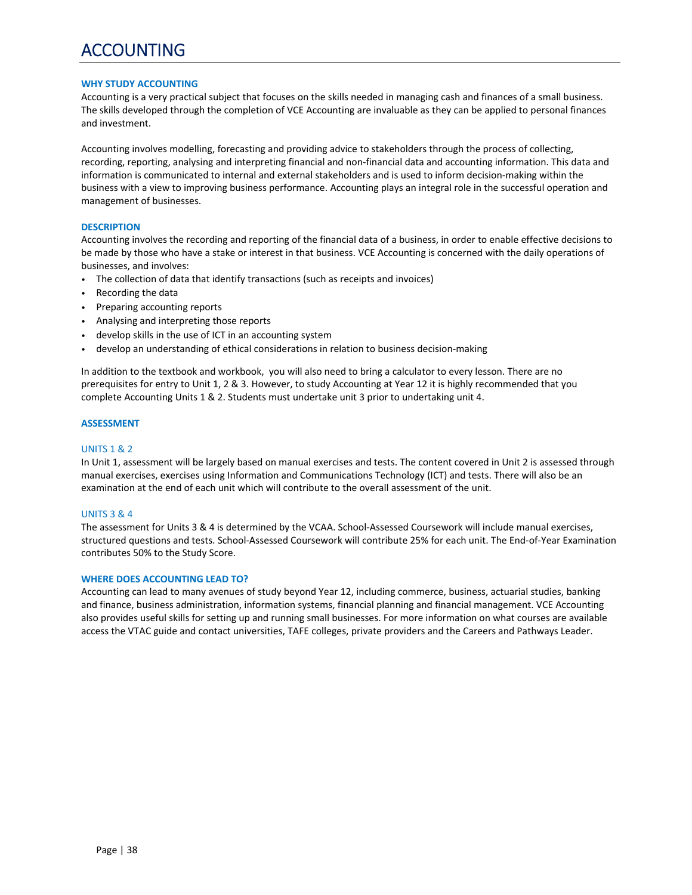# ACCOUNTING

### WHY STUDY ACCOUNTING

Accounting is a very practical subject that focuses on the skills needed in managing cash and finances of a small business. The skills developed through the completion of VCE Accounting are invaluable as they can be applied to personal finances and investment.

Accounting involves modelling, forecasting and providing advice to stakeholders through the process of collecting, recording, reporting, analysing and interpreting financial and non-financial data and accounting information. This data and information is communicated to internal and external stakeholders and is used to inform decision-making within the business with a view to improving business performance. Accounting plays an integral role in the successful operation and management of businesses.

### DESCRIPTION

Accounting involves the recording and reporting of the financial data of a business, in order to enable effective decisions to be made by those who have a stake or interest in that business. VCE Accounting is concerned with the daily operations of businesses, and involves:

- The collection of data that identify transactions (such as receipts and invoices)
- Recording the data
- Preparing accounting reports
- Analysing and interpreting those reports
- develop skills in the use of ICT in an accounting system
- develop an understanding of ethical considerations in relation to business decision-making

In addition to the textbook and workbook, you will also need to bring a calculator to every lesson. There are no prerequisites for entry to Unit 1, 2 & 3. However, to study Accounting at Year 12 it is highly recommended that you complete Accounting Units 1 & 2. Students must undertake unit 3 prior to undertaking unit 4.

### ASSESSMENT

#### UNITS 1 & 2

In Unit 1, assessment will be largely based on manual exercises and tests. The content covered in Unit 2 is assessed through manual exercises, exercises using Information and Communications Technology (ICT) and tests. There will also be an examination at the end of each unit which will contribute to the overall assessment of the unit.

#### UNITS 3 & 4

The assessment for Units 3 & 4 is determined by the VCAA. School-Assessed Coursework will include manual exercises, structured questions and tests. School-Assessed Coursework will contribute 25% for each unit. The End-of-Year Examination contributes 50% to the Study Score.

### WHERE DOES ACCOUNTING LEAD TO?

Accounting can lead to many avenues of study beyond Year 12, including commerce, business, actuarial studies, banking and finance, business administration, information systems, financial planning and financial management. VCE Accounting also provides useful skills for setting up and running small businesses. For more information on what courses are available access the VTAC guide and contact universities, TAFE colleges, private providers and the Careers and Pathways Leader.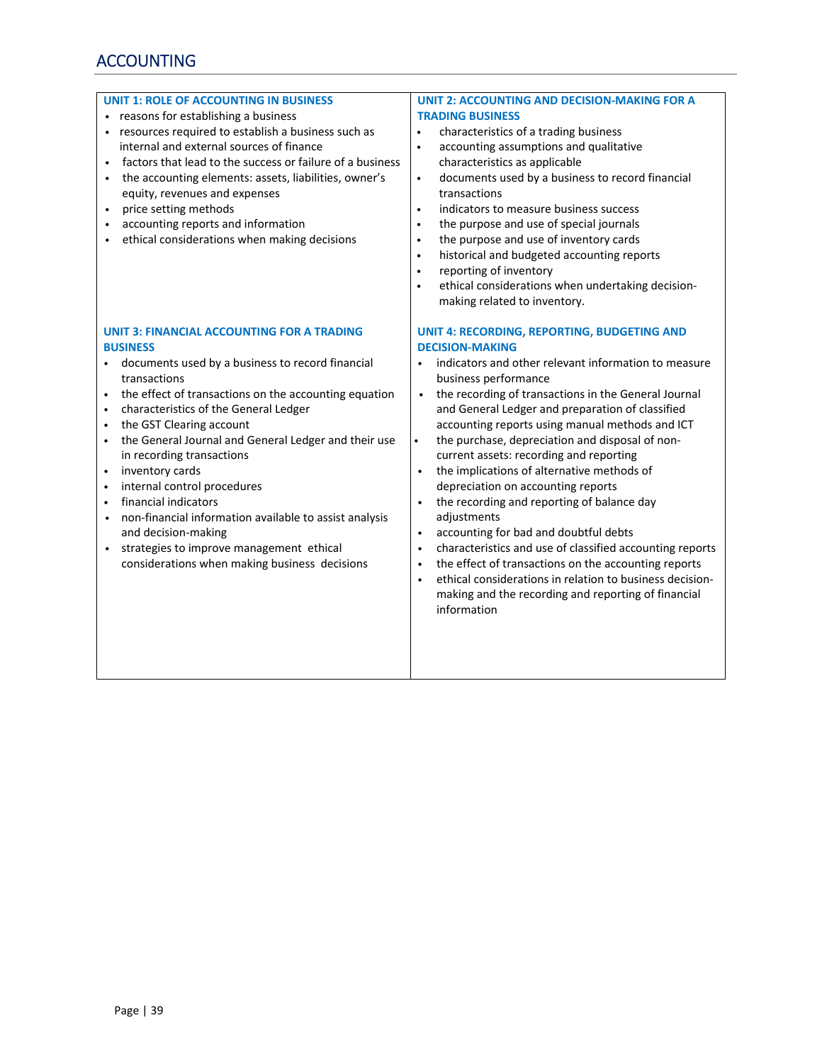# ACCOUNTING

### UNIT 1: ROLE OF ACCOUNTING IN BUSINESS

- reasons for establishing a business
- resources required to establish a business such as internal and external sources of finance
- factors that lead to the success or failure of a business
- the accounting elements: assets, liabilities, owner's equity, revenues and expenses
- price setting methods
- accounting reports and information
- ethical considerations when making decisions

### UNIT 2: ACCOUNTING AND DECISION-MAKING FOR A TRADING BUSINESS

- characteristics of a trading business
- accounting assumptions and qualitative characteristics as applicable
- documents used by a business to record financial transactions
- indicators to measure business success
- the purpose and use of special journals
- the purpose and use of inventory cards
- historical and budgeted accounting reports
- reporting of inventory
- ethical considerations when undertaking decision-making related to inventory.

### UNIT 3: FINANCIAL ACCOUNTING FOR A TRADING BUSINESS

- documents used by a business to record financial transactions
- the effect of transactions on the accounting equation
- characteristics of the General Ledger
- the GST Clearing account
- the General Journal and General Ledger and their use in recording transactions
- inventory cards
- internal control procedures
- financial indicators
- non-financial information available to assist analysis and decision-making
- strategies to improve management ethical considerations when making business decisions

### UNIT 4: RECORDING, REPORTING, BUDGETING AND DECISION-MAKING

- indicators and other relevant information to measure business performance
- the recording of transactions in the General Journal and General Ledger and preparation of classified accounting reports using manual methods and ICT
- the purchase, depreciation and disposal of non-current assets: recording and reporting
- the implications of alternative methods of depreciation on accounting reports
- the recording and reporting of balance day adjustments
- accounting for bad and doubtful debts
- characteristics and use of classified accounting reports
- the effect of transactions on the accounting reports
- ethical considerations in relation to business decision-making and the recording and reporting of financial information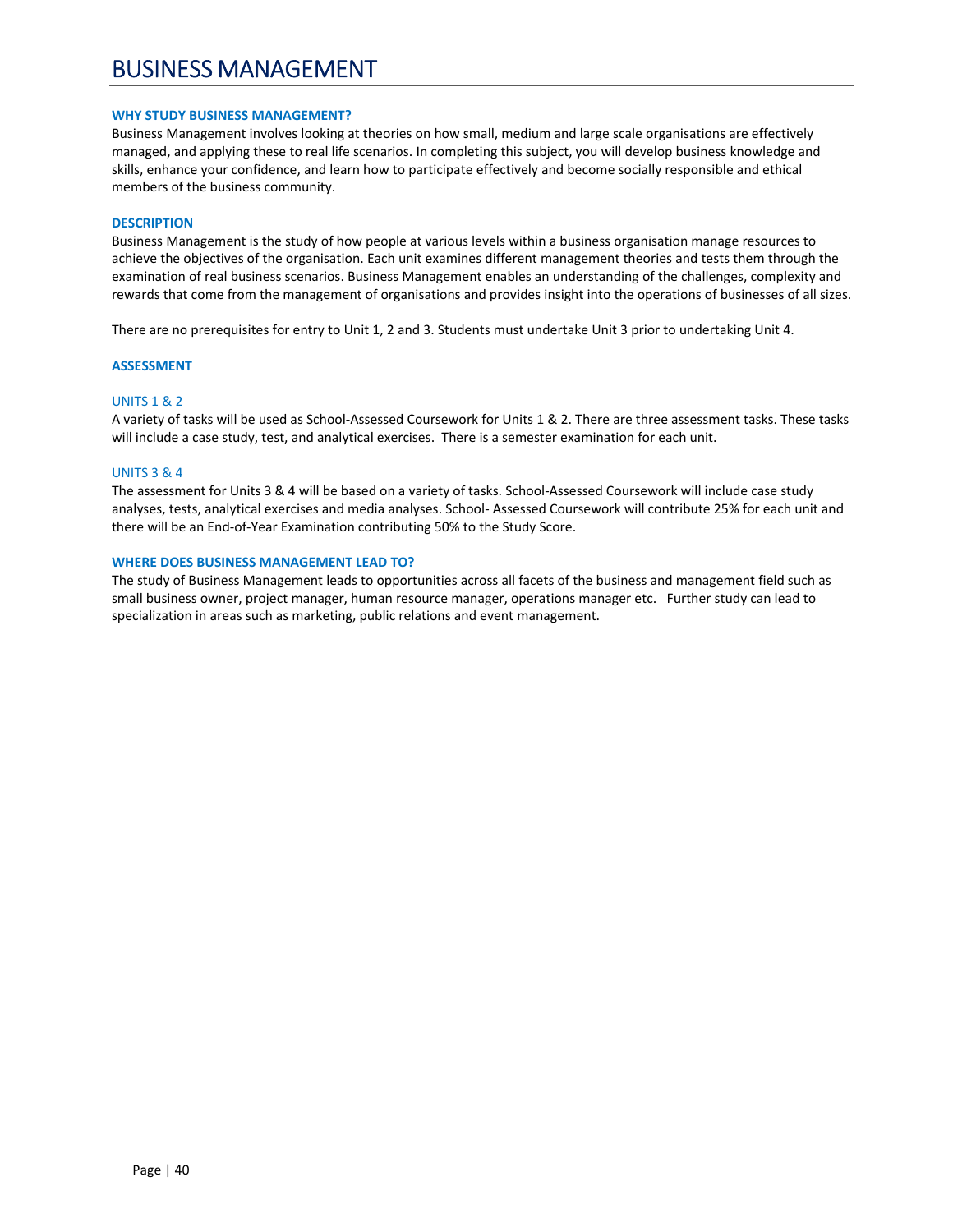# BUSINESS MANAGEMENT

### WHY STUDY BUSINESS MANAGEMENT?

Business Management involves looking at theories on how small, medium and large scale organisations are effectively managed, and applying these to real life scenarios. In completing this subject, you will develop business knowledge and skills, enhance your confidence, and learn how to participate effectively and become socially responsible and ethical members of the business community.

### DESCRIPTION

Business Management is the study of how people at various levels within a business organisation manage resources to achieve the objectives of the organisation. Each unit examines different management theories and tests them through the examination of real business scenarios. Business Management enables an understanding of the challenges, complexity and rewards that come from the management of organisations and provides insight into the operations of businesses of all sizes.

There are no prerequisites for entry to Unit 1, 2 and 3. Students must undertake Unit 3 prior to undertaking Unit 4.

### ASSESSMENT

#### UNITS 1 & 2

A variety of tasks will be used as School-Assessed Coursework for Units 1 & 2. There are three assessment tasks. These tasks will include a case study, test, and analytical exercises. There is a semester examination for each unit.

#### UNITS 3 & 4

The assessment for Units 3 & 4 will be based on a variety of tasks. School-Assessed Coursework will include case study analyses, tests, analytical exercises and media analyses. School- Assessed Coursework will contribute 25% for each unit and there will be an End-of-Year Examination contributing 50% to the Study Score.

### WHERE DOES BUSINESS MANAGEMENT LEAD TO?

The study of Business Management leads to opportunities across all facets of the business and management field such as small business owner, project manager, human resource manager, operations manager etc. Further study can lead to specialization in areas such as marketing, public relations and event management.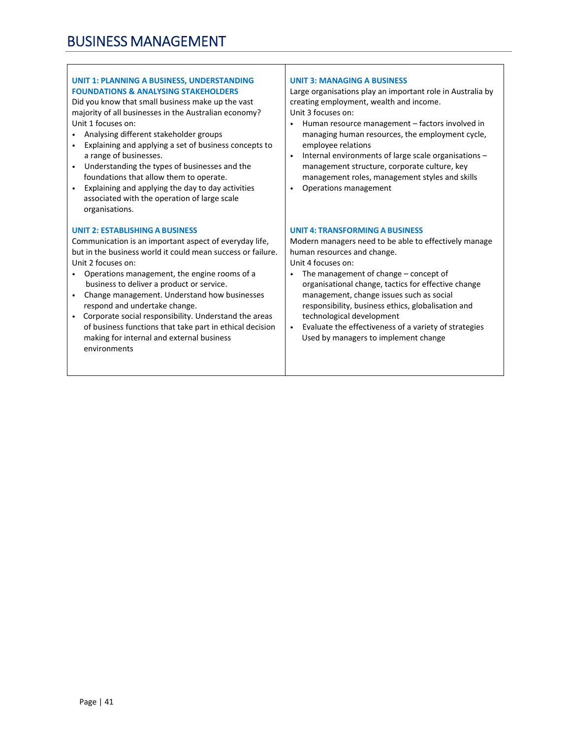# BUSINESS MANAGEMENT

### UNIT 1: PLANNING A BUSINESS, UNDERSTANDING FOUNDATIONS & ANALYSING STAKEHOLDERS

Did you know that small business make up the vast majority of all businesses in the Australian economy?

Unit 1 focuses on:

- Analysing different stakeholder groups
- Explaining and applying a set of business concepts to a range of businesses.
- Understanding the types of businesses and the foundations that allow them to operate.
- Explaining and applying the day to day activities associated with the operation of large scale organisations.

### UNIT 2: ESTABLISHING A BUSINESS

Communication is an important aspect of everyday life, but in the business world it could mean success or failure.

Unit 2 focuses on:

- Operations management, the engine rooms of a business to deliver a product or service.
- Change management. Understand how businesses respond and undertake change.
- Corporate social responsibility. Understand the areas of business functions that take part in ethical decision making for internal and external business environments

### UNIT 3: MANAGING A BUSINESS

Large organisations play an important role in Australia by creating employment, wealth and income.

Unit 3 focuses on:

- Human resource management – factors involved in managing human resources, the employment cycle, employee relations
- Internal environments of large scale organisations – management structure, corporate culture, key management roles, management styles and skills
- Operations management

### UNIT 4: TRANSFORMING A BUSINESS

Modern managers need to be able to effectively manage human resources and change.

Unit 4 focuses on:

- The management of change – concept of organisational change, tactics for effective change management, change issues such as social responsibility, business ethics, globalisation and technological development
- Evaluate the effectiveness of a variety of strategies Used by managers to implement change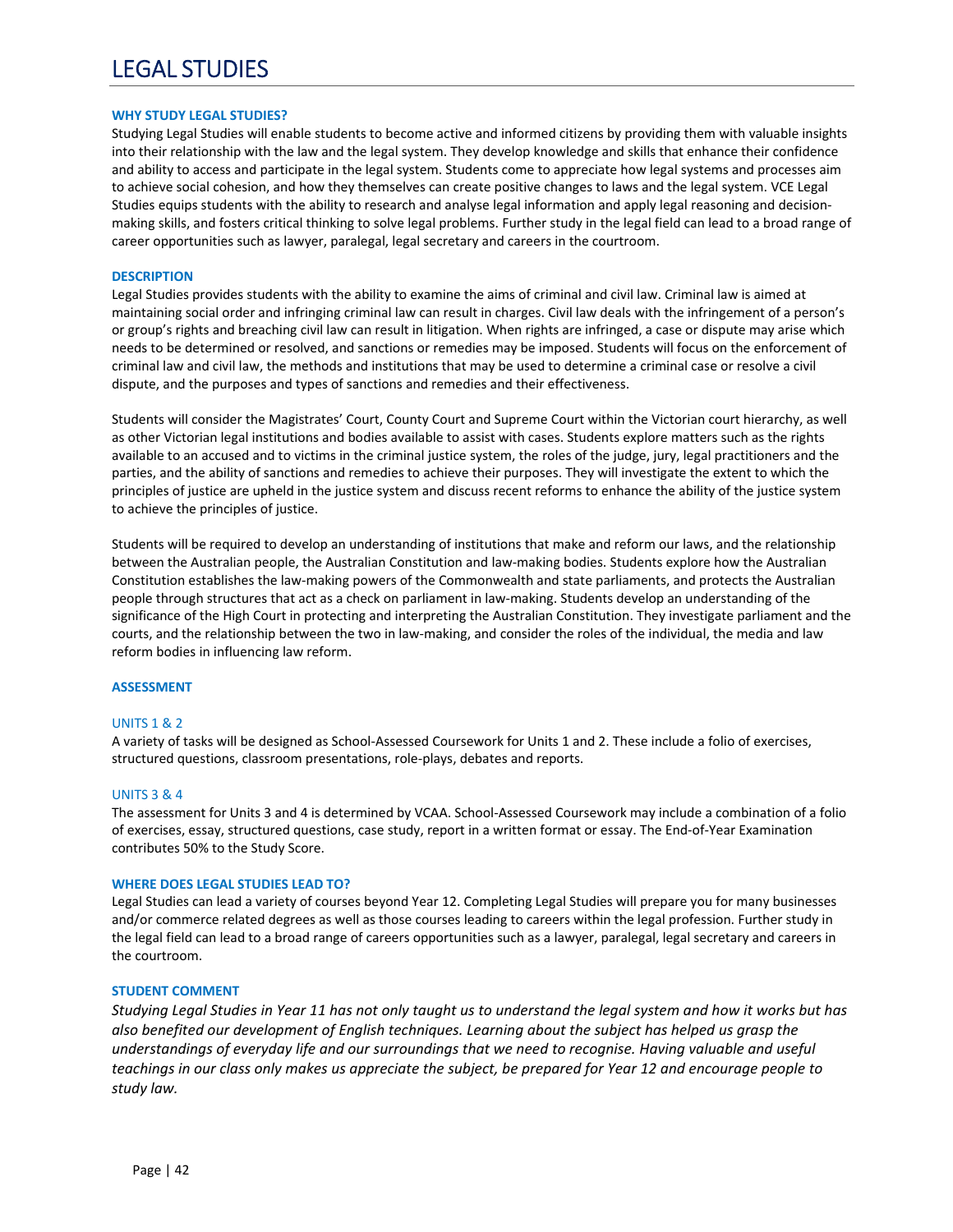# LEGAL STUDIES

### WHY STUDY LEGAL STUDIES?

Studying Legal Studies will enable students to become active and informed citizens by providing them with valuable insights into their relationship with the law and the legal system. They develop knowledge and skills that enhance their confidence and ability to access and participate in the legal system. Students come to appreciate how legal systems and processes aim to achieve social cohesion, and how they themselves can create positive changes to laws and the legal system. VCE Legal Studies equips students with the ability to research and analyse legal information and apply legal reasoning and decision-making skills, and fosters critical thinking to solve legal problems. Further study in the legal field can lead to a broad range of career opportunities such as lawyer, paralegal, legal secretary and careers in the courtroom.

### DESCRIPTION

Legal Studies provides students with the ability to examine the aims of criminal and civil law. Criminal law is aimed at maintaining social order and infringing criminal law can result in charges. Civil law deals with the infringement of a person's or group's rights and breaching civil law can result in litigation. When rights are infringed, a case or dispute may arise which needs to be determined or resolved, and sanctions or remedies may be imposed. Students will focus on the enforcement of criminal law and civil law, the methods and institutions that may be used to determine a criminal case or resolve a civil dispute, and the purposes and types of sanctions and remedies and their effectiveness.

Students will consider the Magistrates' Court, County Court and Supreme Court within the Victorian court hierarchy, as well as other Victorian legal institutions and bodies available to assist with cases. Students explore matters such as the rights available to an accused and to victims in the criminal justice system, the roles of the judge, jury, legal practitioners and the parties, and the ability of sanctions and remedies to achieve their purposes. They will investigate the extent to which the principles of justice are upheld in the justice system and discuss recent reforms to enhance the ability of the justice system to achieve the principles of justice.

Students will be required to develop an understanding of institutions that make and reform our laws, and the relationship between the Australian people, the Australian Constitution and law-making bodies. Students explore how the Australian Constitution establishes the law-making powers of the Commonwealth and state parliaments, and protects the Australian people through structures that act as a check on parliament in law-making. Students develop an understanding of the significance of the High Court in protecting and interpreting the Australian Constitution. They investigate parliament and the courts, and the relationship between the two in law-making, and consider the roles of the individual, the media and law reform bodies in influencing law reform.

### ASSESSMENT

#### UNITS 1 & 2

A variety of tasks will be designed as School-Assessed Coursework for Units 1 and 2. These include a folio of exercises, structured questions, classroom presentations, role-plays, debates and reports.

#### UNITS 3 & 4

The assessment for Units 3 and 4 is determined by VCAA. School-Assessed Coursework may include a combination of a folio of exercises, essay, structured questions, case study, report in a written format or essay. The End-of-Year Examination contributes 50% to the Study Score.

### WHERE DOES LEGAL STUDIES LEAD TO?

Legal Studies can lead a variety of courses beyond Year 12. Completing Legal Studies will prepare you for many businesses and/or commerce related degrees as well as those courses leading to careers within the legal profession. Further study in the legal field can lead to a broad range of careers opportunities such as a lawyer, paralegal, legal secretary and careers in the courtroom.

### STUDENT COMMENT

*Studying Legal Studies in Year 11 has not only taught us to understand the legal system and how it works but has also benefited our development of English techniques. Learning about the subject has helped us grasp the understandings of everyday life and our surroundings that we need to recognise. Having valuable and useful teachings in our class only makes us appreciate the subject, be prepared for Year 12 and encourage people to study law.*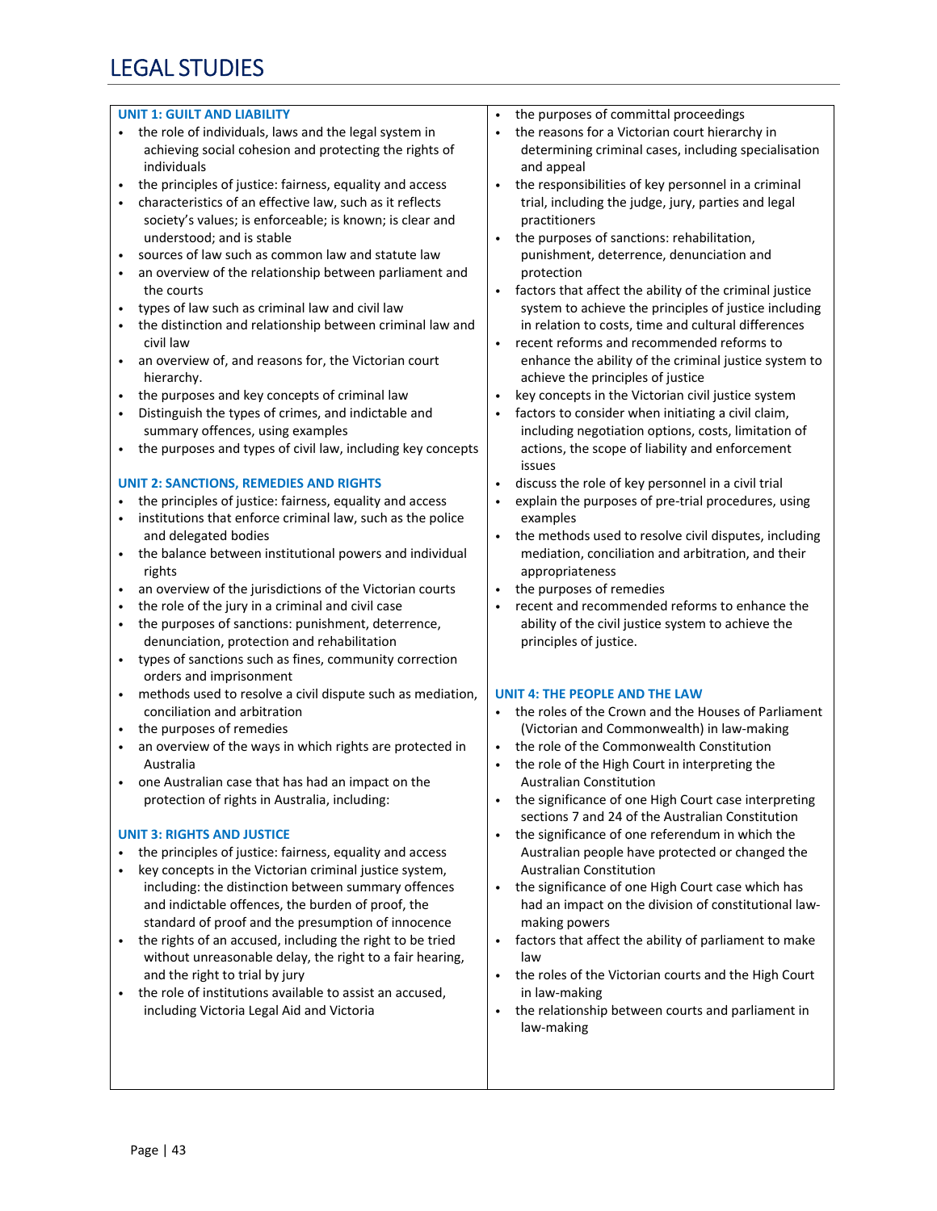# LEGAL STUDIES

## UNIT 1: GUILT AND LIABILITY

- the role of individuals, laws and the legal system in achieving social cohesion and protecting the rights of individuals
- the principles of justice: fairness, equality and access
- characteristics of an effective law, such as it reflects society's values; is enforceable; is known; is clear and understood; and is stable
- sources of law such as common law and statute law
- an overview of the relationship between parliament and the courts
- types of law such as criminal law and civil law
- the distinction and relationship between criminal law and civil law
- an overview of, and reasons for, the Victorian court hierarchy.
- the purposes and key concepts of criminal law
- Distinguish the types of crimes, and indictable and summary offences, using examples
- the purposes and types of civil law, including key concepts

## UNIT 2: SANCTIONS, REMEDIES AND RIGHTS

- the principles of justice: fairness, equality and access
- institutions that enforce criminal law, such as the police and delegated bodies
- the balance between institutional powers and individual rights
- an overview of the jurisdictions of the Victorian courts
- the role of the jury in a criminal and civil case
- the purposes of sanctions: punishment, deterrence, denunciation, protection and rehabilitation
- types of sanctions such as fines, community correction orders and imprisonment
- methods used to resolve a civil dispute such as mediation, conciliation and arbitration
- the purposes of remedies
- an overview of the ways in which rights are protected in Australia
- one Australian case that has had an impact on the protection of rights in Australia, including:

## UNIT 3: RIGHTS AND JUSTICE

- the principles of justice: fairness, equality and access
- key concepts in the Victorian criminal justice system, including: the distinction between summary offences and indictable offences, the burden of proof, the standard of proof and the presumption of innocence
- the rights of an accused, including the right to be tried without unreasonable delay, the right to a fair hearing, and the right to trial by jury
- the role of institutions available to assist an accused, including Victoria Legal Aid and Victoria
- the purposes of committal proceedings
- the reasons for a Victorian court hierarchy in determining criminal cases, including specialisation and appeal
- the responsibilities of key personnel in a criminal trial, including the judge, jury, parties and legal practitioners
- the purposes of sanctions: rehabilitation, punishment, deterrence, denunciation and protection
- factors that affect the ability of the criminal justice system to achieve the principles of justice including in relation to costs, time and cultural differences
- recent reforms and recommended reforms to enhance the ability of the criminal justice system to achieve the principles of justice
- key concepts in the Victorian civil justice system
- factors to consider when initiating a civil claim, including negotiation options, costs, limitation of actions, the scope of liability and enforcement issues
- discuss the role of key personnel in a civil trial
- explain the purposes of pre-trial procedures, using examples
- the methods used to resolve civil disputes, including mediation, conciliation and arbitration, and their appropriateness
- the purposes of remedies
- recent and recommended reforms to enhance the ability of the civil justice system to achieve the principles of justice.

## UNIT 4: THE PEOPLE AND THE LAW

- the roles of the Crown and the Houses of Parliament (Victorian and Commonwealth) in law-making
- the role of the Commonwealth Constitution
- the role of the High Court in interpreting the Australian Constitution
- the significance of one High Court case interpreting sections 7 and 24 of the Australian Constitution
- the significance of one referendum in which the Australian people have protected or changed the Australian Constitution
- the significance of one High Court case which has had an impact on the division of constitutional law-making powers
- factors that affect the ability of parliament to make law
- the roles of the Victorian courts and the High Court in law-making
- the relationship between courts and parliament in law-making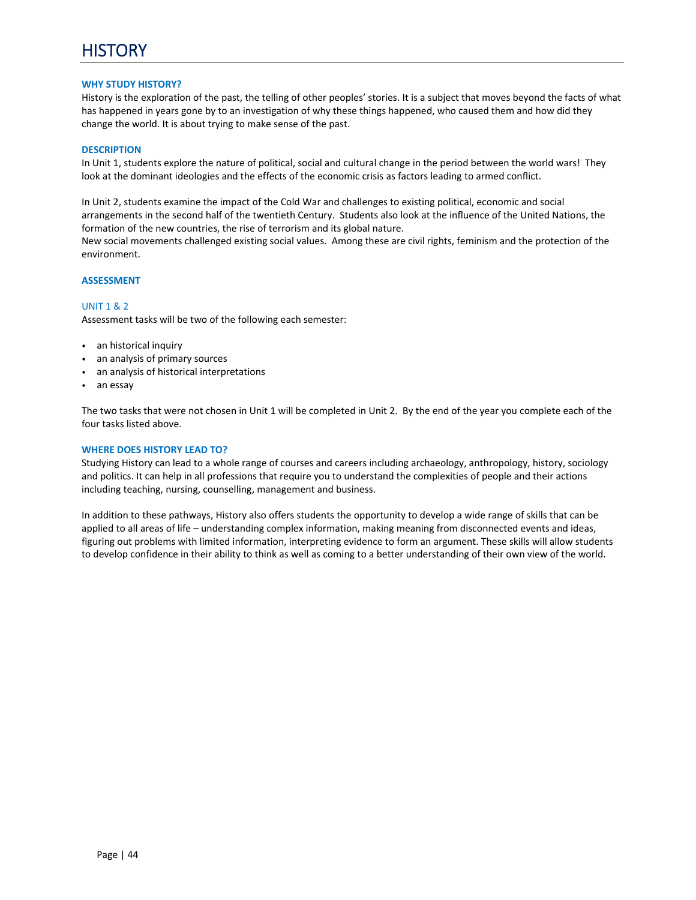# HISTORY

### WHY STUDY HISTORY?

History is the exploration of the past, the telling of other peoples' stories. It is a subject that moves beyond the facts of what has happened in years gone by to an investigation of why these things happened, who caused them and how did they change the world. It is about trying to make sense of the past.

### DESCRIPTION

In Unit 1, students explore the nature of political, social and cultural change in the period between the world wars! They look at the dominant ideologies and the effects of the economic crisis as factors leading to armed conflict.

In Unit 2, students examine the impact of the Cold War and challenges to existing political, economic and social arrangements in the second half of the twentieth Century. Students also look at the influence of the United Nations, the formation of the new countries, the rise of terrorism and its global nature.
New social movements challenged existing social values. Among these are civil rights, feminism and the protection of the environment.

### ASSESSMENT

#### UNIT 1 & 2

Assessment tasks will be two of the following each semester:

- an historical inquiry
- an analysis of primary sources
- an analysis of historical interpretations
- an essay

The two tasks that were not chosen in Unit 1 will be completed in Unit 2. By the end of the year you complete each of the four tasks listed above.

### WHERE DOES HISTORY LEAD TO?

Studying History can lead to a whole range of courses and careers including archaeology, anthropology, history, sociology and politics. It can help in all professions that require you to understand the complexities of people and their actions including teaching, nursing, counselling, management and business.

In addition to these pathways, History also offers students the opportunity to develop a wide range of skills that can be applied to all areas of life – understanding complex information, making meaning from disconnected events and ideas, figuring out problems with limited information, interpreting evidence to form an argument. These skills will allow students to develop confidence in their ability to think as well as coming to a better understanding of their own view of the world.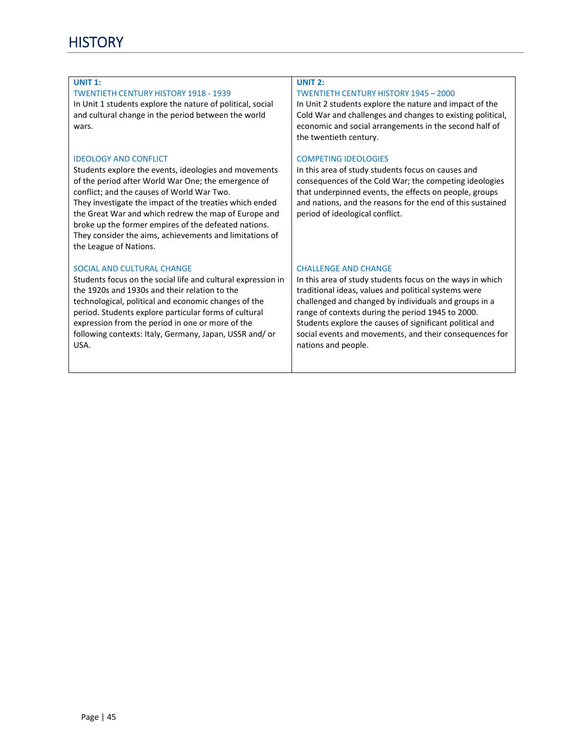# HISTORY

## UNIT 1:

### TWENTIETH CENTURY HISTORY 1918 - 1939

In Unit 1 students explore the nature of political, social and cultural change in the period between the world wars.

### IDEOLOGY AND CONFLICT

Students explore the events, ideologies and movements of the period after World War One; the emergence of conflict; and the causes of World War Two.
They investigate the impact of the treaties which ended the Great War and which redrew the map of Europe and broke up the former empires of the defeated nations.
They consider the aims, achievements and limitations of the League of Nations.

### SOCIAL AND CULTURAL CHANGE

Students focus on the social life and cultural expression in the 1920s and 1930s and their relation to the technological, political and economic changes of the period. Students explore particular forms of cultural expression from the period in one or more of the following contexts: Italy, Germany, Japan, USSR and/ or USA.

## UNIT 2:

### TWENTIETH CENTURY HISTORY 1945 – 2000

In Unit 2 students explore the nature and impact of the Cold War and challenges and changes to existing political, economic and social arrangements in the second half of the twentieth century.

### COMPETING IDEOLOGIES

In this area of study students focus on causes and consequences of the Cold War; the competing ideologies that underpinned events, the effects on people, groups and nations, and the reasons for the end of this sustained period of ideological conflict.

### CHALLENGE AND CHANGE

In this area of study students focus on the ways in which traditional ideas, values and political systems were challenged and changed by individuals and groups in a range of contexts during the period 1945 to 2000.
Students explore the causes of significant political and social events and movements, and their consequences for nations and people.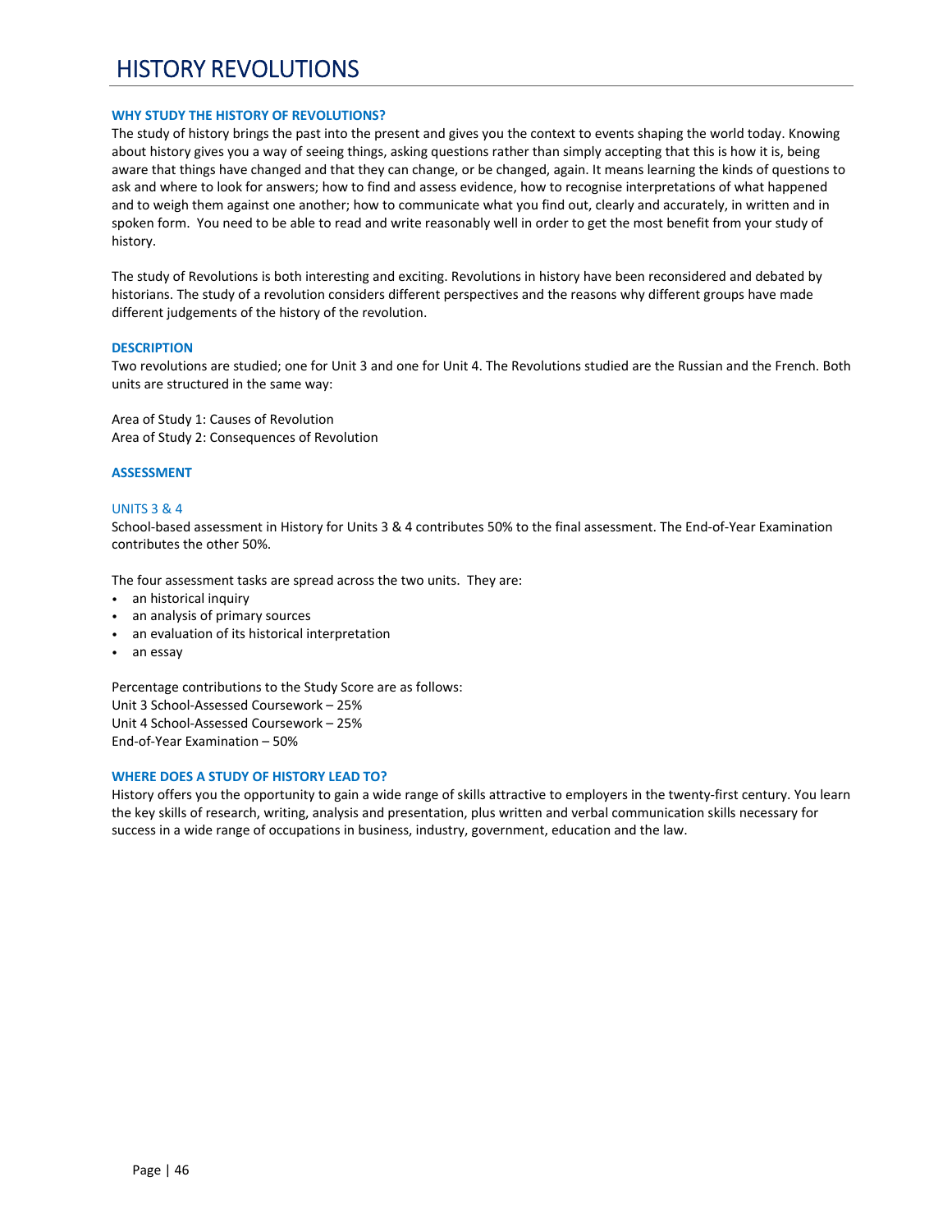# HISTORY REVOLUTIONS

### WHY STUDY THE HISTORY OF REVOLUTIONS?

The study of history brings the past into the present and gives you the context to events shaping the world today. Knowing about history gives you a way of seeing things, asking questions rather than simply accepting that this is how it is, being aware that things have changed and that they can change, or be changed, again. It means learning the kinds of questions to ask and where to look for answers; how to find and assess evidence, how to recognise interpretations of what happened and to weigh them against one another; how to communicate what you find out, clearly and accurately, in written and in spoken form. You need to be able to read and write reasonably well in order to get the most benefit from your study of history.

The study of Revolutions is both interesting and exciting. Revolutions in history have been reconsidered and debated by historians. The study of a revolution considers different perspectives and the reasons why different groups have made different judgements of the history of the revolution.

### DESCRIPTION

Two revolutions are studied; one for Unit 3 and one for Unit 4. The Revolutions studied are the Russian and the French. Both units are structured in the same way:

Area of Study 1: Causes of Revolution
Area of Study 2: Consequences of Revolution

### ASSESSMENT

#### UNITS 3 & 4

School-based assessment in History for Units 3 & 4 contributes 50% to the final assessment. The End-of-Year Examination contributes the other 50%.

The four assessment tasks are spread across the two units. They are:

- an historical inquiry
- an analysis of primary sources
- an evaluation of its historical interpretation
- an essay

Percentage contributions to the Study Score are as follows:
Unit 3 School-Assessed Coursework – 25%
Unit 4 School-Assessed Coursework – 25%
End-of-Year Examination – 50%

### WHERE DOES A STUDY OF HISTORY LEAD TO?

History offers you the opportunity to gain a wide range of skills attractive to employers in the twenty-first century. You learn the key skills of research, writing, analysis and presentation, plus written and verbal communication skills necessary for success in a wide range of occupations in business, industry, government, education and the law.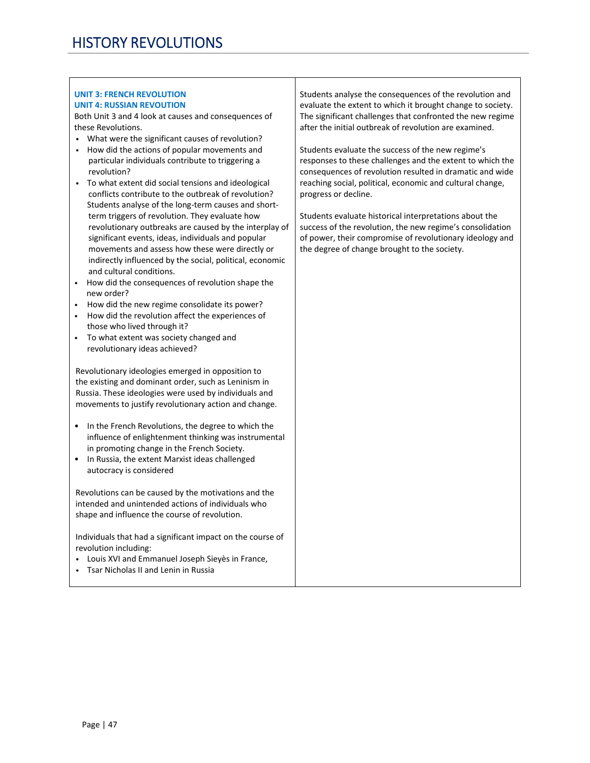# HISTORY REVOLUTIONS

**UNIT 3: FRENCH REVOLUTION**
**UNIT 4: RUSSIAN REVOUTION**

Both Unit 3 and 4 look at causes and consequences of these Revolutions.

- What were the significant causes of revolution?
- How did the actions of popular movements and particular individuals contribute to triggering a revolution?
- To what extent did social tensions and ideological conflicts contribute to the outbreak of revolution? Students analyse of the long-term causes and short-term triggers of revolution. They evaluate how revolutionary outbreaks are caused by the interplay of significant events, ideas, individuals and popular movements and assess how these were directly or indirectly influenced by the social, political, economic and cultural conditions.
- How did the consequences of revolution shape the new order?
- How did the new regime consolidate its power?
- How did the revolution affect the experiences of those who lived through it?
- To what extent was society changed and revolutionary ideas achieved?

Revolutionary ideologies emerged in opposition to the existing and dominant order, such as Leninism in Russia. These ideologies were used by individuals and movements to justify revolutionary action and change.

- In the French Revolutions, the degree to which the influence of enlightenment thinking was instrumental in promoting change in the French Society.
- In Russia, the extent Marxist ideas challenged autocracy is considered

Revolutions can be caused by the motivations and the intended and unintended actions of individuals who shape and influence the course of revolution.

Individuals that had a significant impact on the course of revolution including:

- Louis XVI and Emmanuel Joseph Sieyès in France,
- Tsar Nicholas II and Lenin in Russia

Students analyse the consequences of the revolution and evaluate the extent to which it brought change to society. The significant challenges that confronted the new regime after the initial outbreak of revolution are examined.

Students evaluate the success of the new regime's responses to these challenges and the extent to which the consequences of revolution resulted in dramatic and wide reaching social, political, economic and cultural change, progress or decline.

Students evaluate historical interpretations about the success of the revolution, the new regime's consolidation of power, their compromise of revolutionary ideology and the degree of change brought to the society.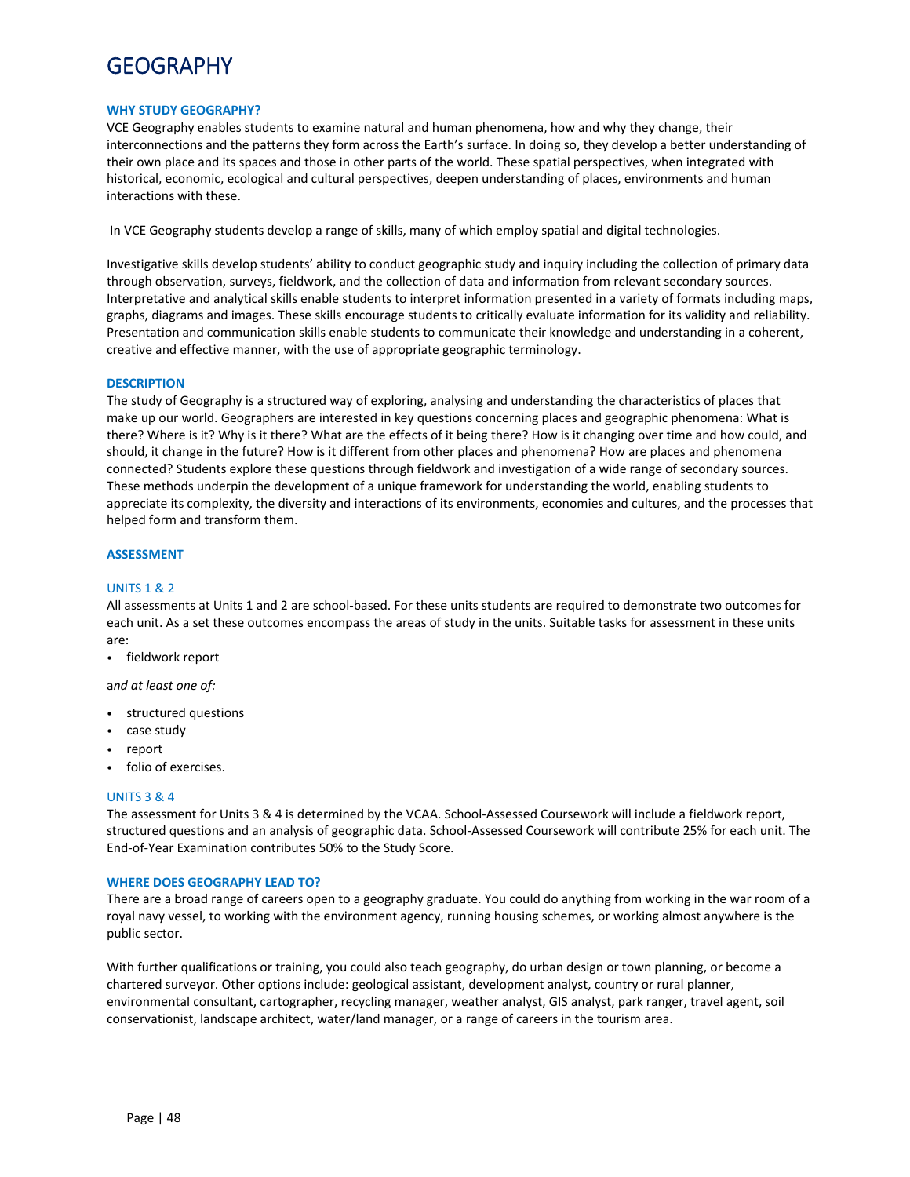# GEOGRAPHY

### WHY STUDY GEOGRAPHY?

VCE Geography enables students to examine natural and human phenomena, how and why they change, their interconnections and the patterns they form across the Earth's surface. In doing so, they develop a better understanding of their own place and its spaces and those in other parts of the world. These spatial perspectives, when integrated with historical, economic, ecological and cultural perspectives, deepen understanding of places, environments and human interactions with these.

In VCE Geography students develop a range of skills, many of which employ spatial and digital technologies.

Investigative skills develop students' ability to conduct geographic study and inquiry including the collection of primary data through observation, surveys, fieldwork, and the collection of data and information from relevant secondary sources. Interpretative and analytical skills enable students to interpret information presented in a variety of formats including maps, graphs, diagrams and images. These skills encourage students to critically evaluate information for its validity and reliability. Presentation and communication skills enable students to communicate their knowledge and understanding in a coherent, creative and effective manner, with the use of appropriate geographic terminology.

### DESCRIPTION

The study of Geography is a structured way of exploring, analysing and understanding the characteristics of places that make up our world. Geographers are interested in key questions concerning places and geographic phenomena: What is there? Where is it? Why is it there? What are the effects of it being there? How is it changing over time and how could, and should, it change in the future? How is it different from other places and phenomena? How are places and phenomena connected? Students explore these questions through fieldwork and investigation of a wide range of secondary sources. These methods underpin the development of a unique framework for understanding the world, enabling students to appreciate its complexity, the diversity and interactions of its environments, economies and cultures, and the processes that helped form and transform them.

### ASSESSMENT

#### UNITS 1 & 2

All assessments at Units 1 and 2 are school-based. For these units students are required to demonstrate two outcomes for each unit. As a set these outcomes encompass the areas of study in the units. Suitable tasks for assessment in these units are:

- fieldwork report

a*nd at least one of:*

- structured questions
- case study
- report
- folio of exercises.

#### UNITS 3 & 4

The assessment for Units 3 & 4 is determined by the VCAA. School-Assessed Coursework will include a fieldwork report, structured questions and an analysis of geographic data. School-Assessed Coursework will contribute 25% for each unit. The End-of-Year Examination contributes 50% to the Study Score.

### WHERE DOES GEOGRAPHY LEAD TO?

There are a broad range of careers open to a geography graduate. You could do anything from working in the war room of a royal navy vessel, to working with the environment agency, running housing schemes, or working almost anywhere is the public sector.

With further qualifications or training, you could also teach geography, do urban design or town planning, or become a chartered surveyor. Other options include: geological assistant, development analyst, country or rural planner, environmental consultant, cartographer, recycling manager, weather analyst, GIS analyst, park ranger, travel agent, soil conservationist, landscape architect, water/land manager, or a range of careers in the tourism area.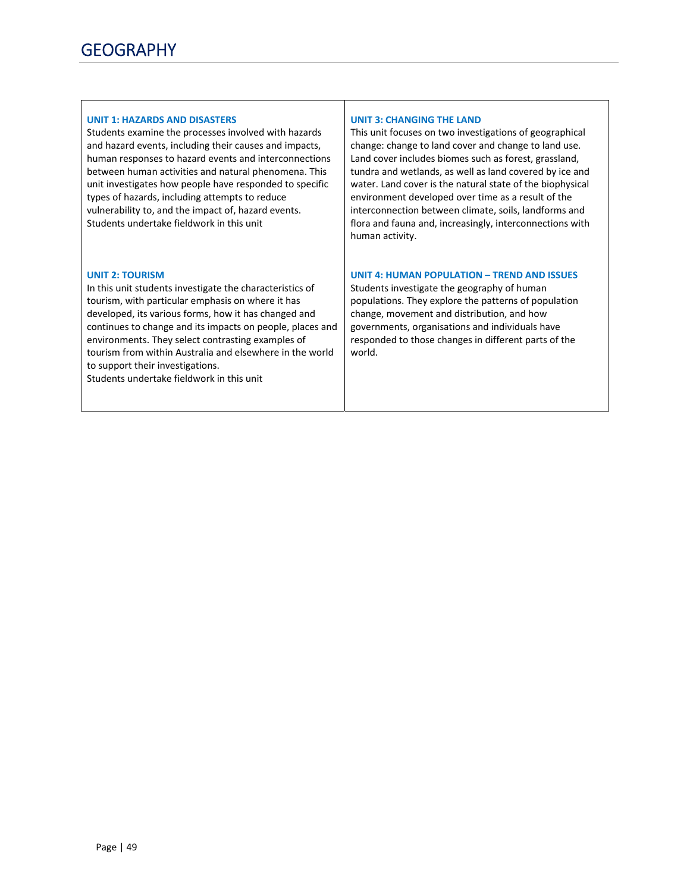# GEOGRAPHY

### UNIT 1: HAZARDS AND DISASTERS

Students examine the processes involved with hazards and hazard events, including their causes and impacts, human responses to hazard events and interconnections between human activities and natural phenomena. This unit investigates how people have responded to specific types of hazards, including attempts to reduce vulnerability to, and the impact of, hazard events.
Students undertake fieldwork in this unit

### UNIT 2: TOURISM

In this unit students investigate the characteristics of tourism, with particular emphasis on where it has developed, its various forms, how it has changed and continues to change and its impacts on people, places and environments. They select contrasting examples of tourism from within Australia and elsewhere in the world to support their investigations.
Students undertake fieldwork in this unit

### UNIT 3: CHANGING THE LAND

This unit focuses on two investigations of geographical change: change to land cover and change to land use. Land cover includes biomes such as forest, grassland, tundra and wetlands, as well as land covered by ice and water. Land cover is the natural state of the biophysical environment developed over time as a result of the interconnection between climate, soils, landforms and flora and fauna and, increasingly, interconnections with human activity.

### UNIT 4: HUMAN POPULATION – TREND AND ISSUES

Students investigate the geography of human populations. They explore the patterns of population change, movement and distribution, and how governments, organisations and individuals have responded to those changes in different parts of the world.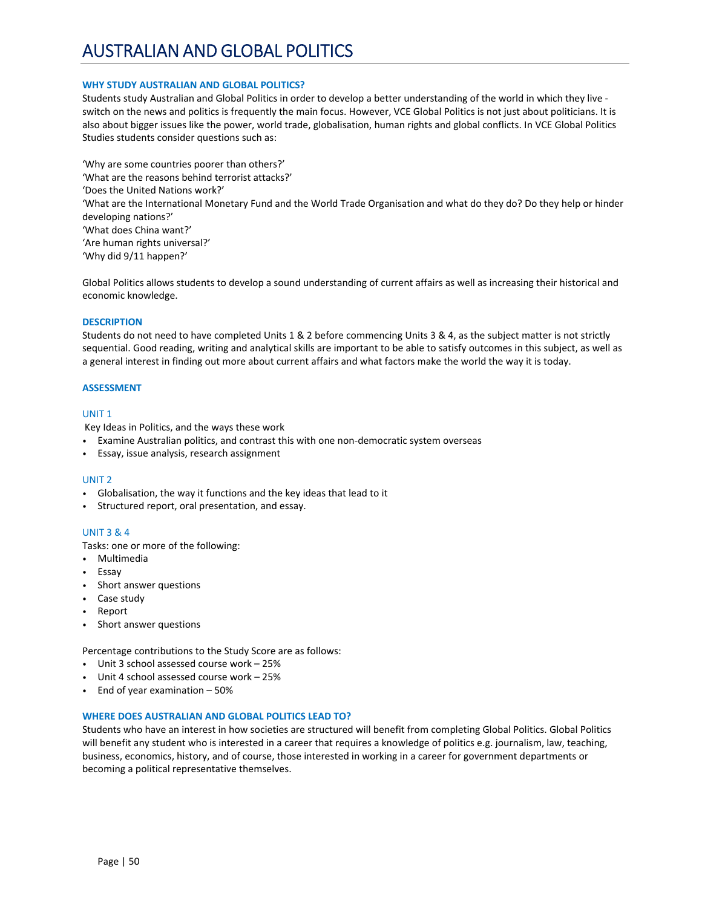# AUSTRALIAN AND GLOBAL POLITICS

### WHY STUDY AUSTRALIAN AND GLOBAL POLITICS?

Students study Australian and Global Politics in order to develop a better understanding of the world in which they live - switch on the news and politics is frequently the main focus. However, VCE Global Politics is not just about politicians. It is also about bigger issues like the power, world trade, globalisation, human rights and global conflicts. In VCE Global Politics Studies students consider questions such as:

'Why are some countries poorer than others?'
'What are the reasons behind terrorist attacks?'
'Does the United Nations work?'
'What are the International Monetary Fund and the World Trade Organisation and what do they do? Do they help or hinder developing nations?'
'What does China want?'
'Are human rights universal?'
'Why did 9/11 happen?'

Global Politics allows students to develop a sound understanding of current affairs as well as increasing their historical and economic knowledge.

### DESCRIPTION

Students do not need to have completed Units 1 & 2 before commencing Units 3 & 4, as the subject matter is not strictly sequential. Good reading, writing and analytical skills are important to be able to satisfy outcomes in this subject, as well as a general interest in finding out more about current affairs and what factors make the world the way it is today.

### ASSESSMENT

#### UNIT 1

Key Ideas in Politics, and the ways these work

- Examine Australian politics, and contrast this with one non-democratic system overseas
- Essay, issue analysis, research assignment

#### UNIT 2

- Globalisation, the way it functions and the key ideas that lead to it
- Structured report, oral presentation, and essay.

#### UNIT 3 & 4

Tasks: one or more of the following:

- Multimedia
- Essay
- Short answer questions
- Case study
- Report
- Short answer questions

Percentage contributions to the Study Score are as follows:

- Unit 3 school assessed course work – 25%
- Unit 4 school assessed course work – 25%
- End of year examination – 50%

### WHERE DOES AUSTRALIAN AND GLOBAL POLITICS LEAD TO?

Students who have an interest in how societies are structured will benefit from completing Global Politics. Global Politics will benefit any student who is interested in a career that requires a knowledge of politics e.g. journalism, law, teaching, business, economics, history, and of course, those interested in working in a career for government departments or becoming a political representative themselves.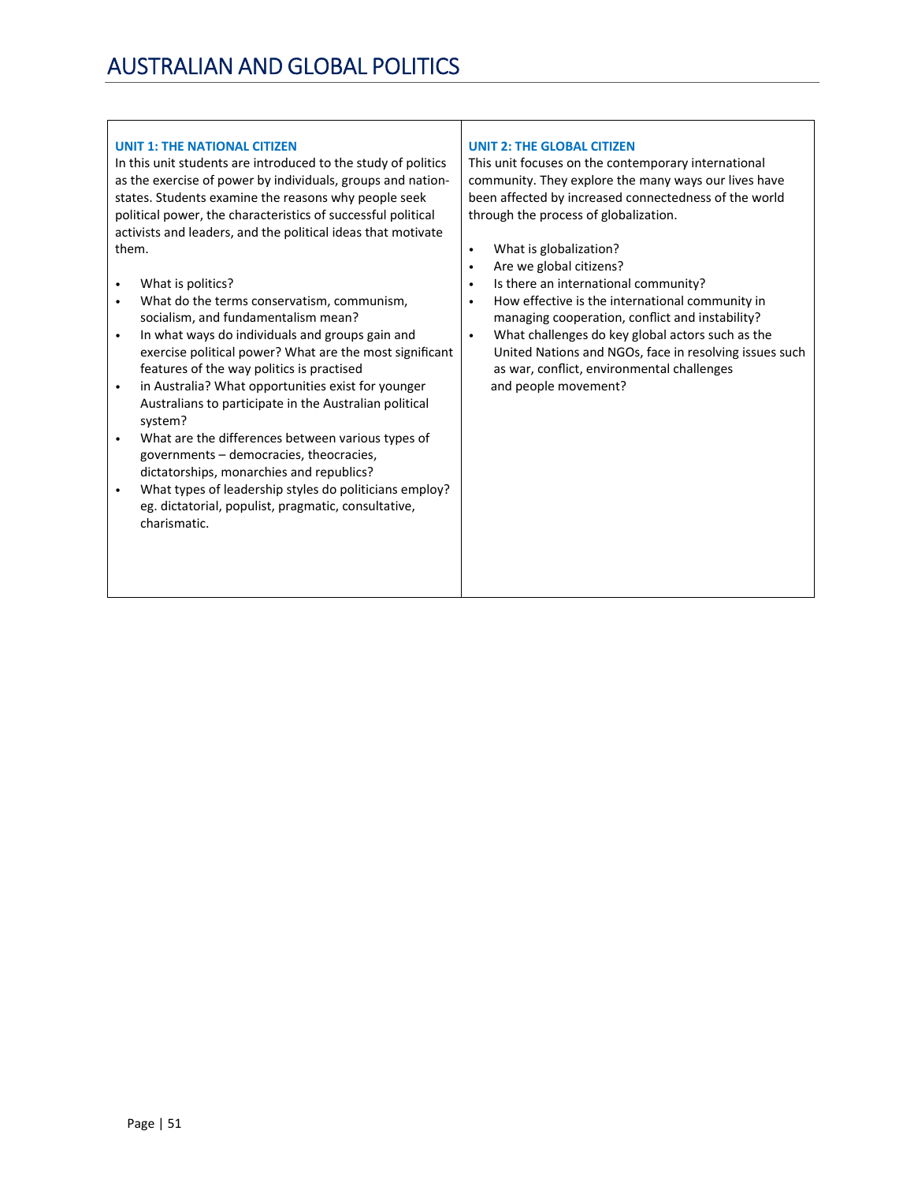# AUSTRALIAN AND GLOBAL POLITICS

### UNIT 1: THE NATIONAL CITIZEN

In this unit students are introduced to the study of politics as the exercise of power by individuals, groups and nation-states. Students examine the reasons why people seek political power, the characteristics of successful political activists and leaders, and the political ideas that motivate them.

- What is politics?
- What do the terms conservatism, communism, socialism, and fundamentalism mean?
- In what ways do individuals and groups gain and exercise political power? What are the most significant features of the way politics is practised
- in Australia? What opportunities exist for younger Australians to participate in the Australian political system?
- What are the differences between various types of governments – democracies, theocracies, dictatorships, monarchies and republics?
- What types of leadership styles do politicians employ? eg. dictatorial, populist, pragmatic, consultative, charismatic.

### UNIT 2: THE GLOBAL CITIZEN

This unit focuses on the contemporary international community. They explore the many ways our lives have been affected by increased connectedness of the world through the process of globalization.

- What is globalization?
- Are we global citizens?
- Is there an international community?
- How effective is the international community in managing cooperation, conflict and instability?
- What challenges do key global actors such as the United Nations and NGOs, face in resolving issues such as war, conflict, environmental challenges and people movement?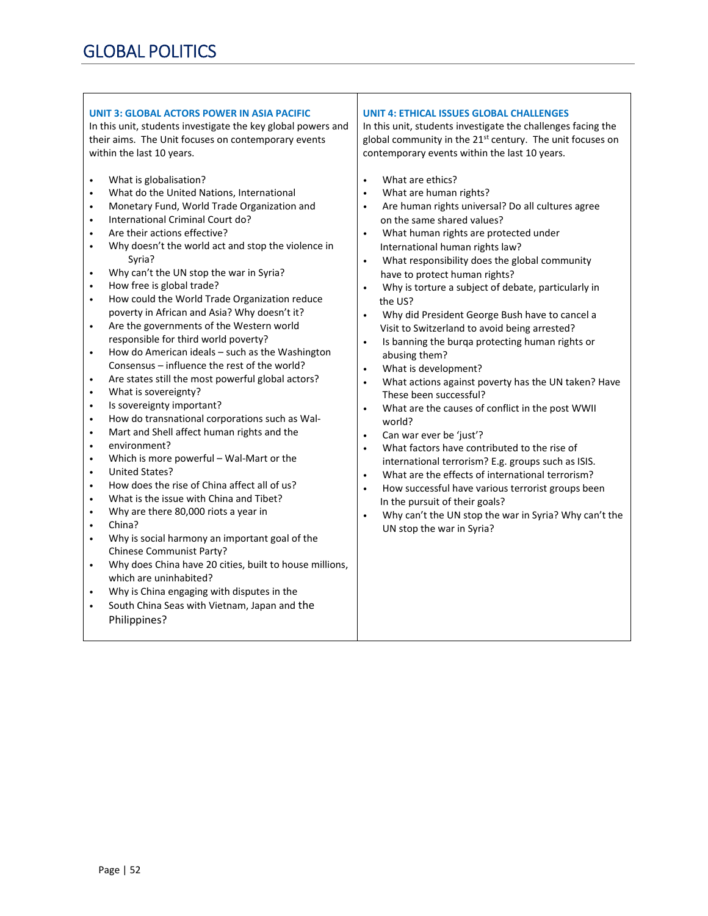# GLOBAL POLITICS

## UNIT 3: GLOBAL ACTORS POWER IN ASIA PACIFIC

In this unit, students investigate the key global powers and their aims. The Unit focuses on contemporary events within the last 10 years.

- What is globalisation?
- What do the United Nations, International
- Monetary Fund, World Trade Organization and
- International Criminal Court do?
- Are their actions effective?
- Why doesn't the world act and stop the violence in Syria?
- Why can't the UN stop the war in Syria?
- How free is global trade?
- How could the World Trade Organization reduce poverty in African and Asia? Why doesn't it?
- Are the governments of the Western world responsible for third world poverty?
- How do American ideals – such as the Washington Consensus – influence the rest of the world?
- Are states still the most powerful global actors?
- What is sovereignty?
- Is sovereignty important?
- How do transnational corporations such as Wal-
- Mart and Shell affect human rights and the
- environment?
- Which is more powerful – Wal-Mart or the
- United States?
- How does the rise of China affect all of us?
- What is the issue with China and Tibet?
- Why are there 80,000 riots a year in
- China?
- Why is social harmony an important goal of the Chinese Communist Party?
- Why does China have 20 cities, built to house millions, which are uninhabited?
- Why is China engaging with disputes in the
- South China Seas with Vietnam, Japan and the Philippines?

## UNIT 4: ETHICAL ISSUES GLOBAL CHALLENGES

In this unit, students investigate the challenges facing the global community in the 21st century. The unit focuses on contemporary events within the last 10 years.

- What are ethics?
- What are human rights?
- Are human rights universal? Do all cultures agree on the same shared values?
- What human rights are protected under International human rights law?
- What responsibility does the global community have to protect human rights?
- Why is torture a subject of debate, particularly in the US?
- Why did President George Bush have to cancel a Visit to Switzerland to avoid being arrested?
- Is banning the burqa protecting human rights or abusing them?
- What is development?
- What actions against poverty has the UN taken? Have These been successful?
- What are the causes of conflict in the post WWII world?
- Can war ever be 'just'?
- What factors have contributed to the rise of international terrorism? E.g. groups such as ISIS.
- What are the effects of international terrorism?
- How successful have various terrorist groups been In the pursuit of their goals?
- Why can't the UN stop the war in Syria? Why can't the UN stop the war in Syria?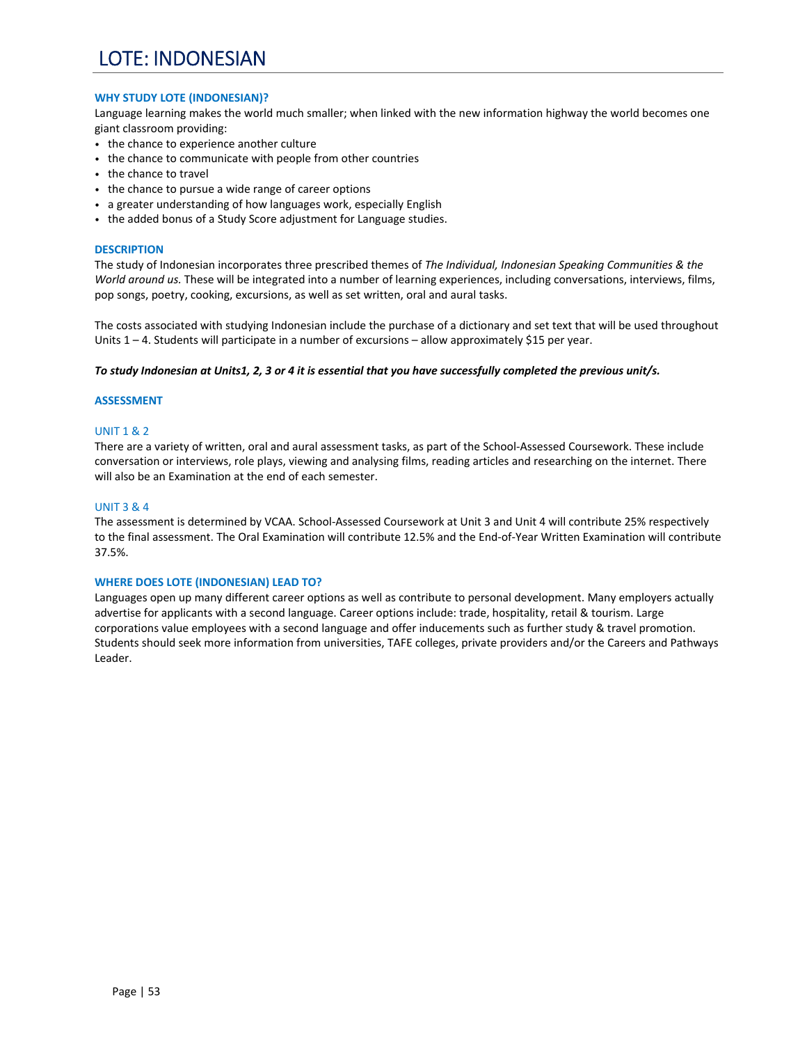# LOTE: INDONESIAN

### WHY STUDY LOTE (INDONESIAN)?

Language learning makes the world much smaller; when linked with the new information highway the world becomes one giant classroom providing:

- the chance to experience another culture
- the chance to communicate with people from other countries
- the chance to travel
- the chance to pursue a wide range of career options
- a greater understanding of how languages work, especially English
- the added bonus of a Study Score adjustment for Language studies.

### DESCRIPTION

The study of Indonesian incorporates three prescribed themes of *The Individual, Indonesian Speaking Communities & the World around us.* These will be integrated into a number of learning experiences, including conversations, interviews, films, pop songs, poetry, cooking, excursions, as well as set written, oral and aural tasks.

The costs associated with studying Indonesian include the purchase of a dictionary and set text that will be used throughout Units 1 – 4. Students will participate in a number of excursions – allow approximately $15 per year.

***To study Indonesian at Units1, 2, 3 or 4 it is essential that you have successfully completed the previous unit/s.***

### ASSESSMENT

#### UNIT 1 & 2

There are a variety of written, oral and aural assessment tasks, as part of the School-Assessed Coursework. These include conversation or interviews, role plays, viewing and analysing films, reading articles and researching on the internet. There will also be an Examination at the end of each semester.

#### UNIT 3 & 4

The assessment is determined by VCAA. School-Assessed Coursework at Unit 3 and Unit 4 will contribute 25% respectively to the final assessment. The Oral Examination will contribute 12.5% and the End-of-Year Written Examination will contribute 37.5%.

### WHERE DOES LOTE (INDONESIAN) LEAD TO?

Languages open up many different career options as well as contribute to personal development. Many employers actually advertise for applicants with a second language. Career options include: trade, hospitality, retail & tourism. Large corporations value employees with a second language and offer inducements such as further study & travel promotion. Students should seek more information from universities, TAFE colleges, private providers and/or the Careers and Pathways Leader.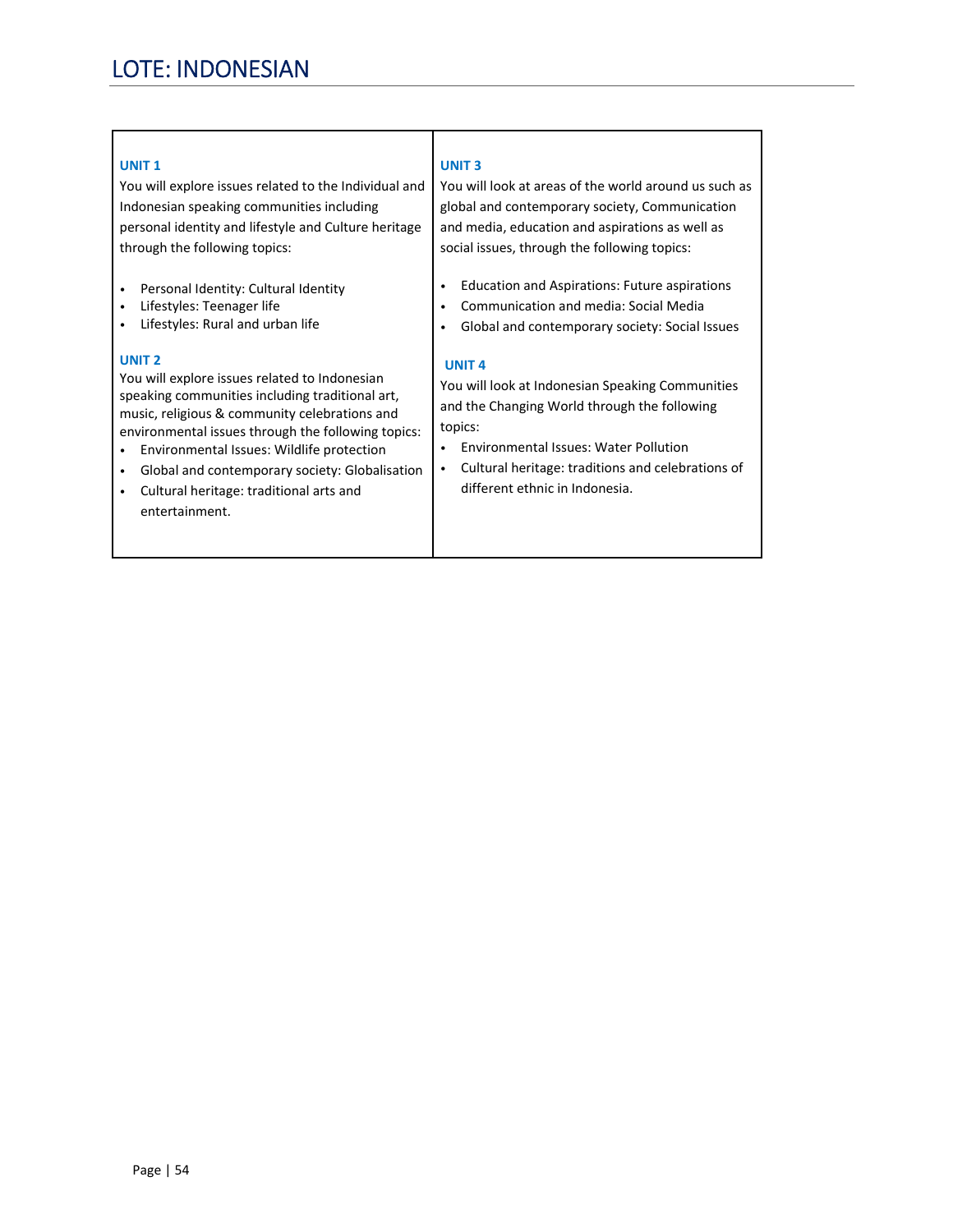# LOTE: INDONESIAN

### UNIT 1

You will explore issues related to the Individual and Indonesian speaking communities including personal identity and lifestyle and Culture heritage through the following topics:

- Personal Identity: Cultural Identity
- Lifestyles: Teenager life
- Lifestyles: Rural and urban life

### UNIT 2

You will explore issues related to Indonesian speaking communities including traditional art, music, religious & community celebrations and environmental issues through the following topics:

- Environmental Issues: Wildlife protection
- Global and contemporary society: Globalisation
- Cultural heritage: traditional arts and entertainment.

### UNIT 3

You will look at areas of the world around us such as global and contemporary society, Communication and media, education and aspirations as well as social issues, through the following topics:

- Education and Aspirations: Future aspirations
- Communication and media: Social Media
- Global and contemporary society: Social Issues

### UNIT 4

You will look at Indonesian Speaking Communities and the Changing World through the following topics:

- Environmental Issues: Water Pollution
- Cultural heritage: traditions and celebrations of different ethnic in Indonesia.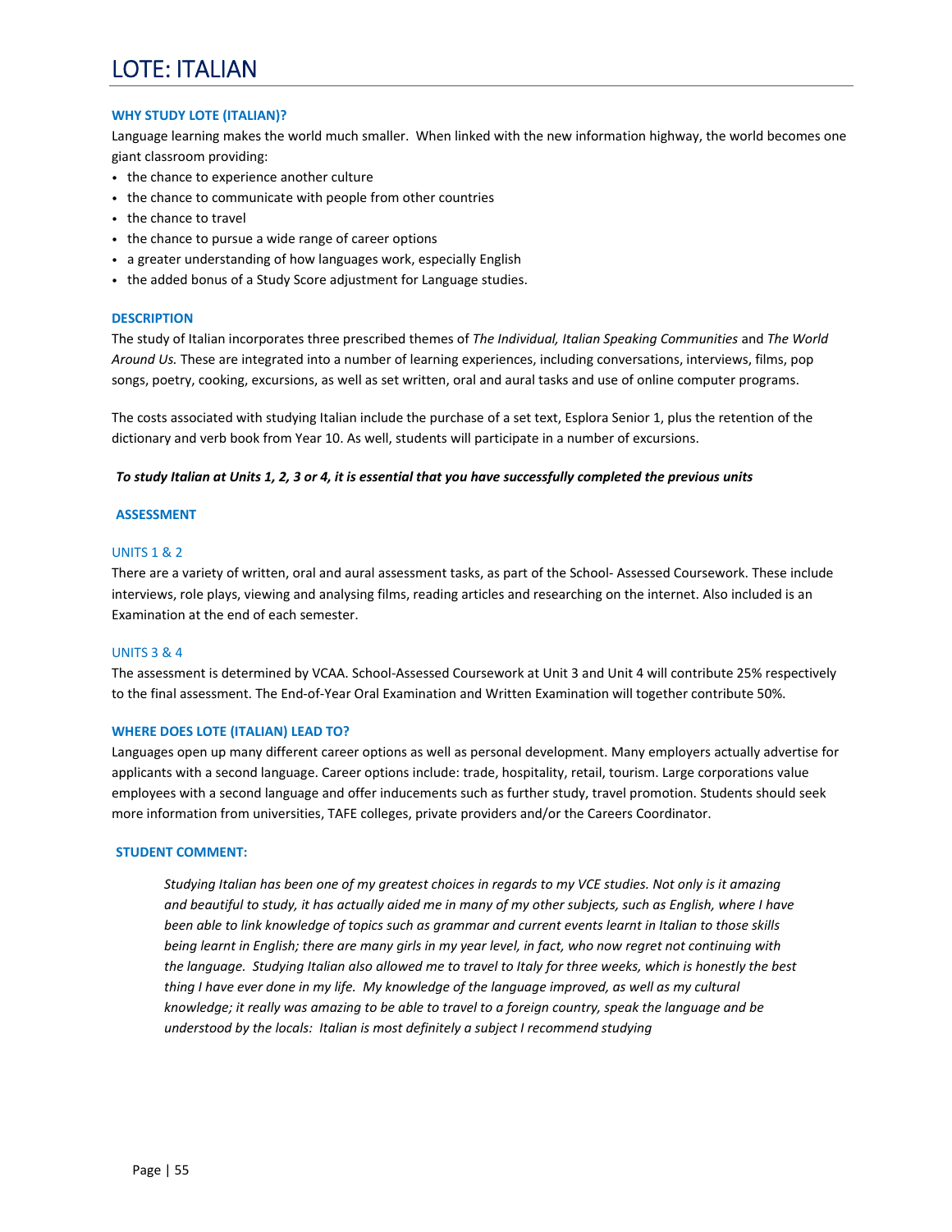# LOTE: ITALIAN

### WHY STUDY LOTE (ITALIAN)?

Language learning makes the world much smaller. When linked with the new information highway, the world becomes one giant classroom providing:

- the chance to experience another culture
- the chance to communicate with people from other countries
- the chance to travel
- the chance to pursue a wide range of career options
- a greater understanding of how languages work, especially English
- the added bonus of a Study Score adjustment for Language studies.

### DESCRIPTION

The study of Italian incorporates three prescribed themes of *The Individual, Italian Speaking Communities* and *The World Around Us.* These are integrated into a number of learning experiences, including conversations, interviews, films, pop songs, poetry, cooking, excursions, as well as set written, oral and aural tasks and use of online computer programs.

The costs associated with studying Italian include the purchase of a set text, Esplora Senior 1, plus the retention of the dictionary and verb book from Year 10. As well, students will participate in a number of excursions.

***To study Italian at Units 1, 2, 3 or 4, it is essential that you have successfully completed the previous units***

### ASSESSMENT

#### UNITS 1 & 2

There are a variety of written, oral and aural assessment tasks, as part of the School- Assessed Coursework. These include interviews, role plays, viewing and analysing films, reading articles and researching on the internet. Also included is an Examination at the end of each semester.

#### UNITS 3 & 4

The assessment is determined by VCAA. School-Assessed Coursework at Unit 3 and Unit 4 will contribute 25% respectively to the final assessment. The End-of-Year Oral Examination and Written Examination will together contribute 50%.

### WHERE DOES LOTE (ITALIAN) LEAD TO?

Languages open up many different career options as well as personal development. Many employers actually advertise for applicants with a second language. Career options include: trade, hospitality, retail, tourism. Large corporations value employees with a second language and offer inducements such as further study, travel promotion. Students should seek more information from universities, TAFE colleges, private providers and/or the Careers Coordinator.

### STUDENT COMMENT:

> *Studying Italian has been one of my greatest choices in regards to my VCE studies. Not only is it amazing and beautiful to study, it has actually aided me in many of my other subjects, such as English, where I have been able to link knowledge of topics such as grammar and current events learnt in Italian to those skills being learnt in English; there are many girls in my year level, in fact, who now regret not continuing with the language. Studying Italian also allowed me to travel to Italy for three weeks, which is honestly the best thing I have ever done in my life. My knowledge of the language improved, as well as my cultural knowledge; it really was amazing to be able to travel to a foreign country, speak the language and be understood by the locals: Italian is most definitely a subject I recommend studying*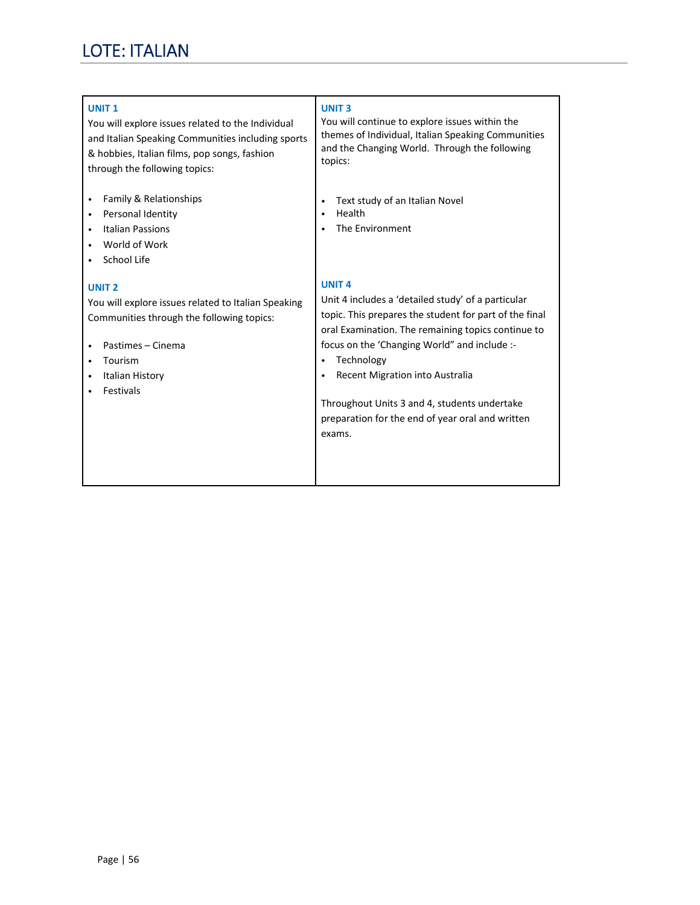# LOTE: ITALIAN

### UNIT 1

You will explore issues related to the Individual and Italian Speaking Communities including sports & hobbies, Italian films, pop songs, fashion through the following topics:

- Family & Relationships
- Personal Identity
- Italian Passions
- World of Work
- School Life

### UNIT 2

You will explore issues related to Italian Speaking Communities through the following topics:

- Pastimes – Cinema
- Tourism
- Italian History
- Festivals

### UNIT 3

You will continue to explore issues within the themes of Individual, Italian Speaking Communities and the Changing World. Through the following topics:

- Text study of an Italian Novel
- Health
- The Environment

### UNIT 4

Unit 4 includes a 'detailed study' of a particular topic. This prepares the student for part of the final oral Examination. The remaining topics continue to focus on the 'Changing World" and include :-

- Technology
- Recent Migration into Australia

Throughout Units 3 and 4, students undertake preparation for the end of year oral and written exams.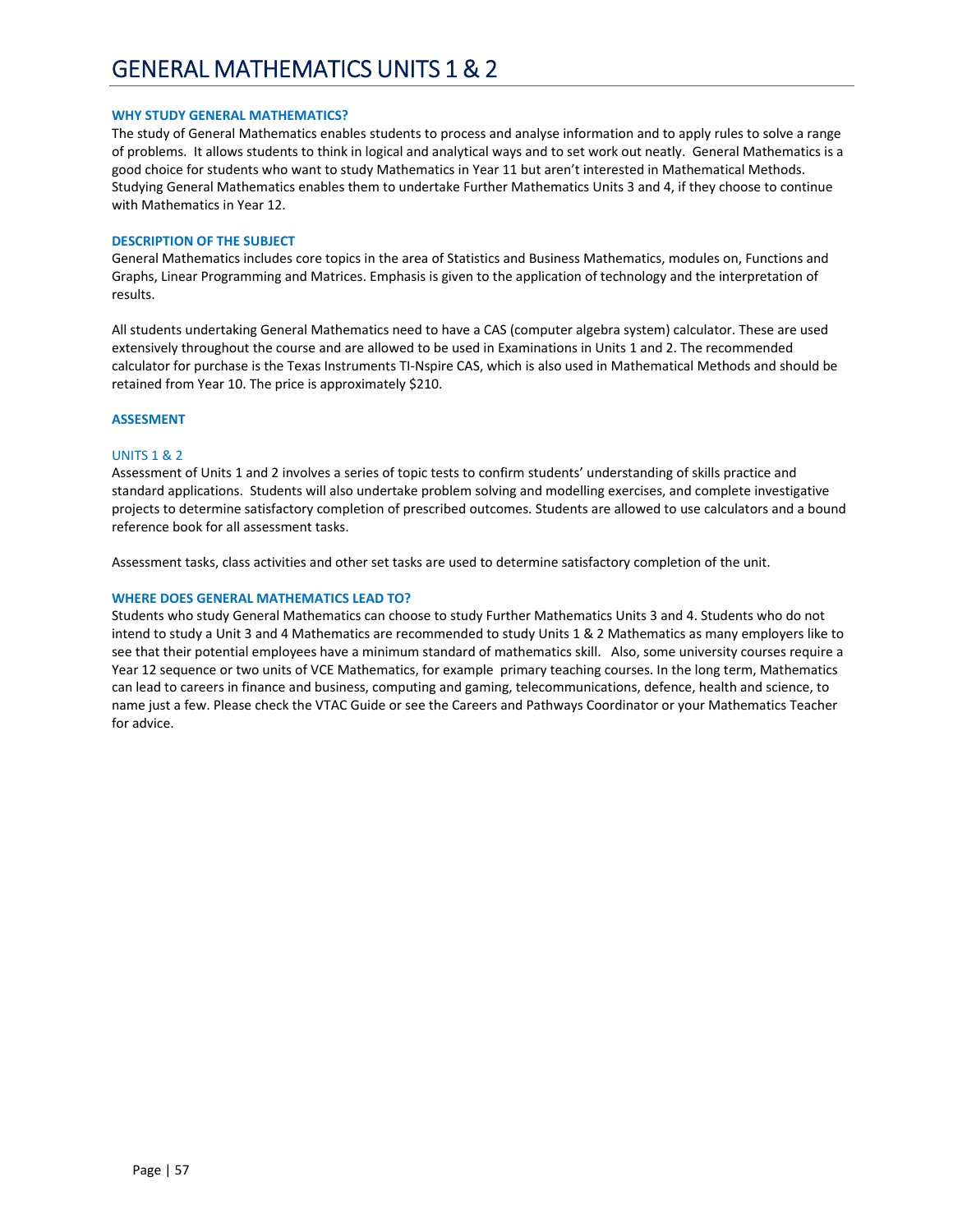# GENERAL MATHEMATICS UNITS 1 & 2

### WHY STUDY GENERAL MATHEMATICS?

The study of General Mathematics enables students to process and analyse information and to apply rules to solve a range of problems. It allows students to think in logical and analytical ways and to set work out neatly. General Mathematics is a good choice for students who want to study Mathematics in Year 11 but aren't interested in Mathematical Methods. Studying General Mathematics enables them to undertake Further Mathematics Units 3 and 4, if they choose to continue with Mathematics in Year 12.

### DESCRIPTION OF THE SUBJECT

General Mathematics includes core topics in the area of Statistics and Business Mathematics, modules on, Functions and Graphs, Linear Programming and Matrices. Emphasis is given to the application of technology and the interpretation of results.

All students undertaking General Mathematics need to have a CAS (computer algebra system) calculator. These are used extensively throughout the course and are allowed to be used in Examinations in Units 1 and 2. The recommended calculator for purchase is the Texas Instruments TI-Nspire CAS, which is also used in Mathematical Methods and should be retained from Year 10. The price is approximately $210.

### ASSESMENT

#### UNITS 1 & 2

Assessment of Units 1 and 2 involves a series of topic tests to confirm students' understanding of skills practice and standard applications. Students will also undertake problem solving and modelling exercises, and complete investigative projects to determine satisfactory completion of prescribed outcomes. Students are allowed to use calculators and a bound reference book for all assessment tasks.

Assessment tasks, class activities and other set tasks are used to determine satisfactory completion of the unit.

### WHERE DOES GENERAL MATHEMATICS LEAD TO?

Students who study General Mathematics can choose to study Further Mathematics Units 3 and 4. Students who do not intend to study a Unit 3 and 4 Mathematics are recommended to study Units 1 & 2 Mathematics as many employers like to see that their potential employees have a minimum standard of mathematics skill. Also, some university courses require a Year 12 sequence or two units of VCE Mathematics, for example primary teaching courses. In the long term, Mathematics can lead to careers in finance and business, computing and gaming, telecommunications, defence, health and science, to name just a few. Please check the VTAC Guide or see the Careers and Pathways Coordinator or your Mathematics Teacher for advice.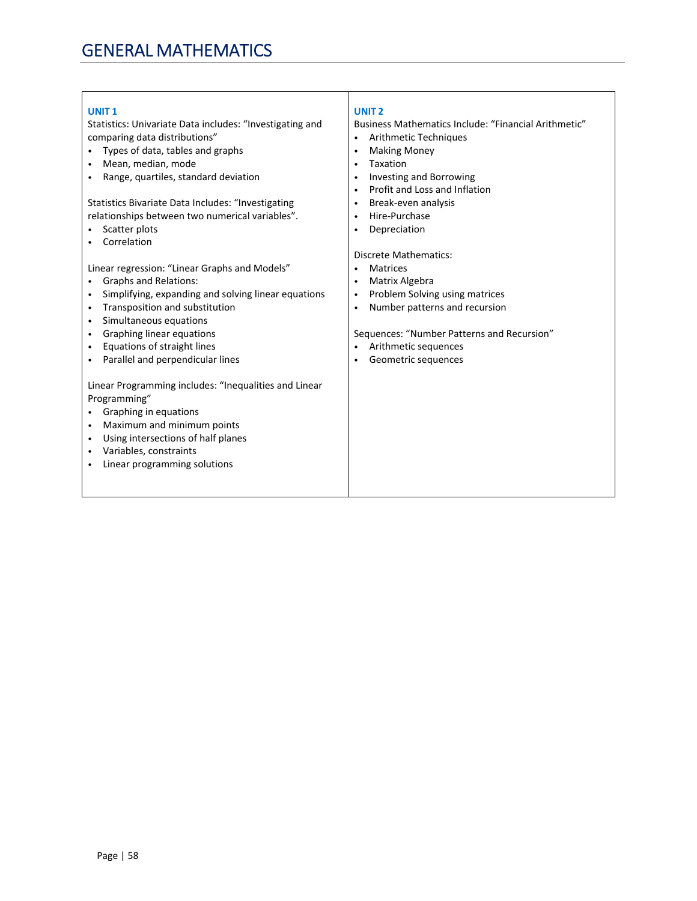# GENERAL MATHEMATICS

## UNIT 1

Statistics: Univariate Data includes: "Investigating and comparing data distributions"

- Types of data, tables and graphs
- Mean, median, mode
- Range, quartiles, standard deviation

Statistics Bivariate Data Includes: "Investigating relationships between two numerical variables".

- Scatter plots
- Correlation

Linear regression: "Linear Graphs and Models"

- Graphs and Relations:
- Simplifying, expanding and solving linear equations
- Transposition and substitution
- Simultaneous equations
- Graphing linear equations
- Equations of straight lines
- Parallel and perpendicular lines

Linear Programming includes: "Inequalities and Linear Programming"

- Graphing in equations
- Maximum and minimum points
- Using intersections of half planes
- Variables, constraints
- Linear programming solutions

## UNIT 2

Business Mathematics Include: "Financial Arithmetic"

- Arithmetic Techniques
- Making Money
- Taxation
- Investing and Borrowing
- Profit and Loss and Inflation
- Break-even analysis
- Hire-Purchase
- Depreciation

Discrete Mathematics:

- Matrices
- Matrix Algebra
- Problem Solving using matrices
- Number patterns and recursion

Sequences: "Number Patterns and Recursion"

- Arithmetic sequences
- Geometric sequences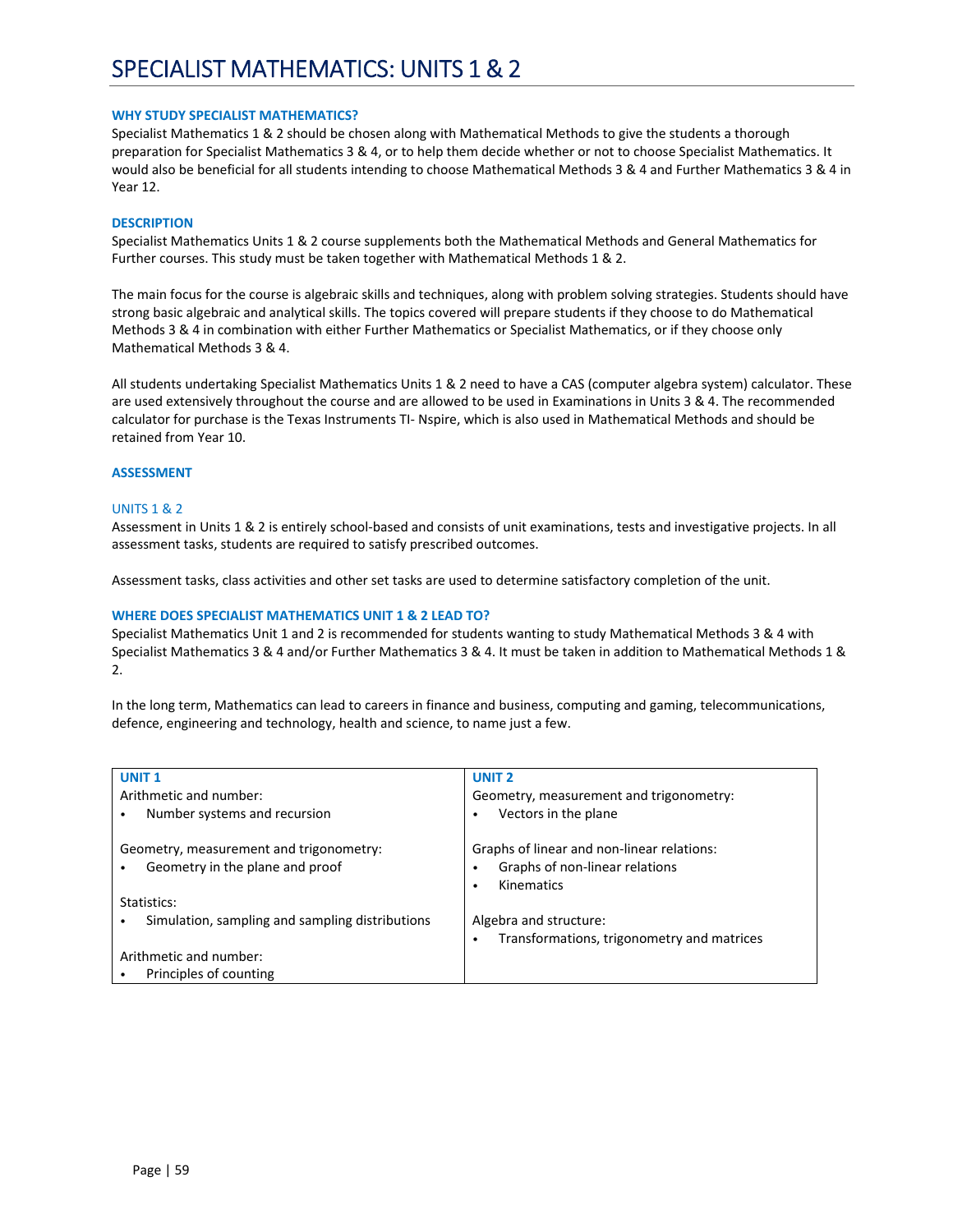# SPECIALIST MATHEMATICS: UNITS 1 & 2

### WHY STUDY SPECIALIST MATHEMATICS?

Specialist Mathematics 1 & 2 should be chosen along with Mathematical Methods to give the students a thorough preparation for Specialist Mathematics 3 & 4, or to help them decide whether or not to choose Specialist Mathematics. It would also be beneficial for all students intending to choose Mathematical Methods 3 & 4 and Further Mathematics 3 & 4 in Year 12.

### DESCRIPTION

Specialist Mathematics Units 1 & 2 course supplements both the Mathematical Methods and General Mathematics for Further courses. This study must be taken together with Mathematical Methods 1 & 2.

The main focus for the course is algebraic skills and techniques, along with problem solving strategies. Students should have strong basic algebraic and analytical skills. The topics covered will prepare students if they choose to do Mathematical Methods 3 & 4 in combination with either Further Mathematics or Specialist Mathematics, or if they choose only Mathematical Methods 3 & 4.

All students undertaking Specialist Mathematics Units 1 & 2 need to have a CAS (computer algebra system) calculator. These are used extensively throughout the course and are allowed to be used in Examinations in Units 3 & 4. The recommended calculator for purchase is the Texas Instruments TI- Nspire, which is also used in Mathematical Methods and should be retained from Year 10.

### ASSESSMENT

#### UNITS 1 & 2

Assessment in Units 1 & 2 is entirely school-based and consists of unit examinations, tests and investigative projects. In all assessment tasks, students are required to satisfy prescribed outcomes.

Assessment tasks, class activities and other set tasks are used to determine satisfactory completion of the unit.

### WHERE DOES SPECIALIST MATHEMATICS UNIT 1 & 2 LEAD TO?

Specialist Mathematics Unit 1 and 2 is recommended for students wanting to study Mathematical Methods 3 & 4 with Specialist Mathematics 3 & 4 and/or Further Mathematics 3 & 4. It must be taken in addition to Mathematical Methods 1 & 2.

In the long term, Mathematics can lead to careers in finance and business, computing and gaming, telecommunications, defence, engineering and technology, health and science, to name just a few.

| UNIT 1 | UNIT 2 |
|---|---|
| Arithmetic and number:<br>• Number systems and recursion<br><br>Geometry, measurement and trigonometry:<br>• Geometry in the plane and proof<br><br>Statistics:<br>• Simulation, sampling and sampling distributions<br><br>Arithmetic and number:<br>• Principles of counting | Geometry, measurement and trigonometry:<br>• Vectors in the plane<br><br>Graphs of linear and non-linear relations:<br>• Graphs of non-linear relations<br>• Kinematics<br><br>Algebra and structure:<br>• Transformations, trigonometry and matrices |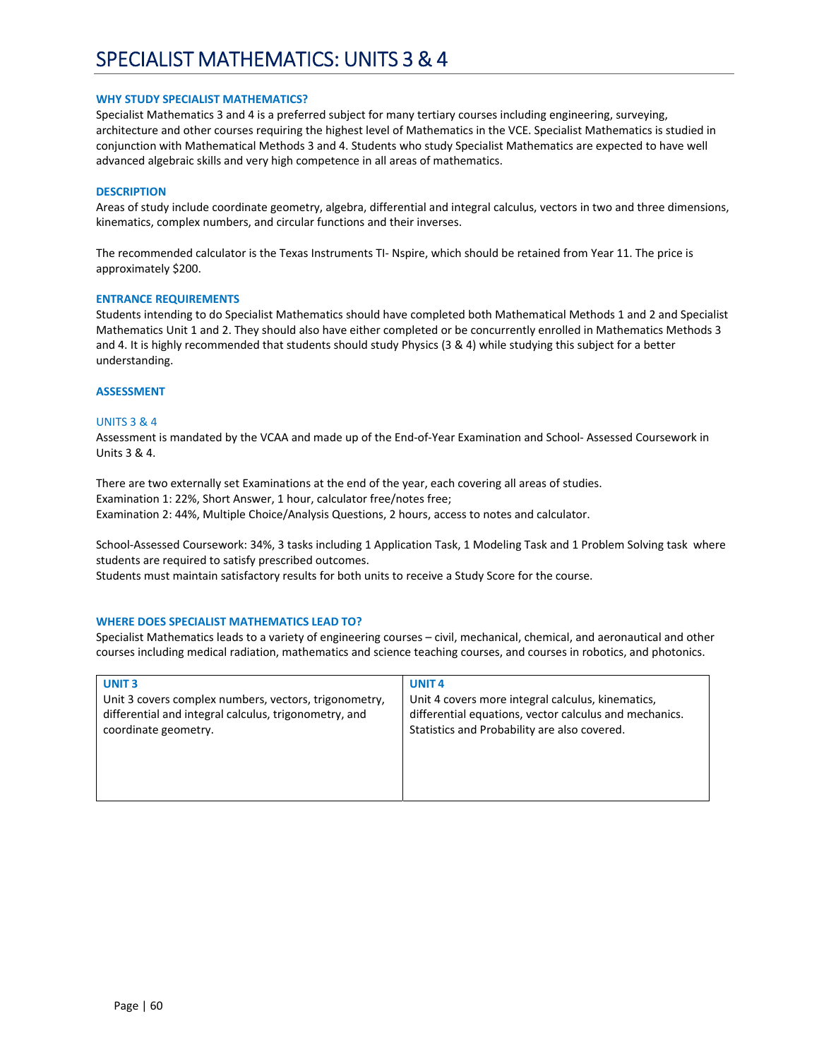# SPECIALIST MATHEMATICS: UNITS 3 & 4

### WHY STUDY SPECIALIST MATHEMATICS?

Specialist Mathematics 3 and 4 is a preferred subject for many tertiary courses including engineering, surveying, architecture and other courses requiring the highest level of Mathematics in the VCE. Specialist Mathematics is studied in conjunction with Mathematical Methods 3 and 4. Students who study Specialist Mathematics are expected to have well advanced algebraic skills and very high competence in all areas of mathematics.

### DESCRIPTION

Areas of study include coordinate geometry, algebra, differential and integral calculus, vectors in two and three dimensions, kinematics, complex numbers, and circular functions and their inverses.

The recommended calculator is the Texas Instruments TI- Nspire, which should be retained from Year 11. The price is approximately $200.

### ENTRANCE REQUIREMENTS

Students intending to do Specialist Mathematics should have completed both Mathematical Methods 1 and 2 and Specialist Mathematics Unit 1 and 2. They should also have either completed or be concurrently enrolled in Mathematics Methods 3 and 4. It is highly recommended that students should study Physics (3 & 4) while studying this subject for a better understanding.

### ASSESSMENT

#### UNITS 3 & 4

Assessment is mandated by the VCAA and made up of the End-of-Year Examination and School- Assessed Coursework in Units 3 & 4.

There are two externally set Examinations at the end of the year, each covering all areas of studies.
Examination 1: 22%, Short Answer, 1 hour, calculator free/notes free;
Examination 2: 44%, Multiple Choice/Analysis Questions, 2 hours, access to notes and calculator.

School-Assessed Coursework: 34%, 3 tasks including 1 Application Task, 1 Modeling Task and 1 Problem Solving task where students are required to satisfy prescribed outcomes.
Students must maintain satisfactory results for both units to receive a Study Score for the course.

### WHERE DOES SPECIALIST MATHEMATICS LEAD TO?

Specialist Mathematics leads to a variety of engineering courses – civil, mechanical, chemical, and aeronautical and other courses including medical radiation, mathematics and science teaching courses, and courses in robotics, and photonics.

| UNIT 3 | UNIT 4 |
|---|---|
| Unit 3 covers complex numbers, vectors, trigonometry, differential and integral calculus, trigonometry, and coordinate geometry. | Unit 4 covers more integral calculus, kinematics, differential equations, vector calculus and mechanics. Statistics and Probability are also covered. |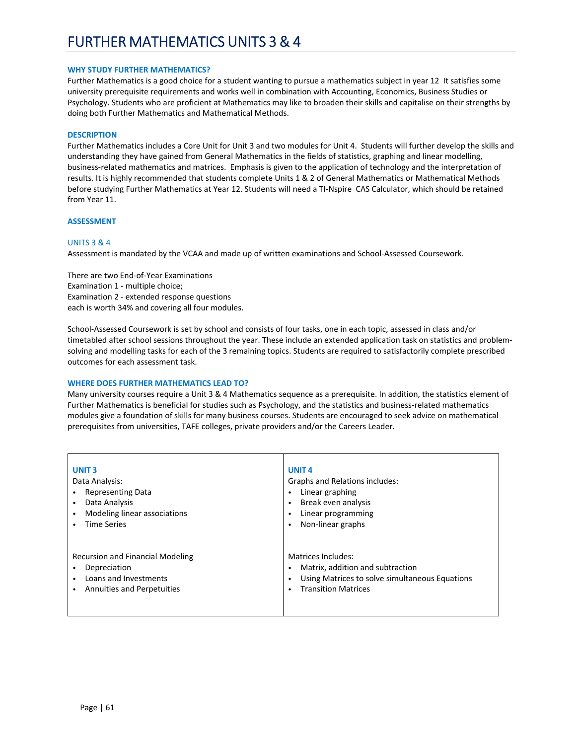# FURTHER MATHEMATICS UNITS 3 & 4

### WHY STUDY FURTHER MATHEMATICS?

Further Mathematics is a good choice for a student wanting to pursue a mathematics subject in year 12  It satisfies some university prerequisite requirements and works well in combination with Accounting, Economics, Business Studies or Psychology. Students who are proficient at Mathematics may like to broaden their skills and capitalise on their strengths by doing both Further Mathematics and Mathematical Methods.

### DESCRIPTION

Further Mathematics includes a Core Unit for Unit 3 and two modules for Unit 4.  Students will further develop the skills and understanding they have gained from General Mathematics in the fields of statistics, graphing and linear modelling, business-related mathematics and matrices.  Emphasis is given to the application of technology and the interpretation of results. It is highly recommended that students complete Units 1 & 2 of General Mathematics or Mathematical Methods before studying Further Mathematics at Year 12. Students will need a TI-Nspire  CAS Calculator, which should be retained from Year 11.

### ASSESSMENT

#### UNITS 3 & 4

Assessment is mandated by the VCAA and made up of written examinations and School-Assessed Coursework.

There are two End-of-Year Examinations
Examination 1 - multiple choice;
Examination 2 - extended response questions
each is worth 34% and covering all four modules.

School-Assessed Coursework is set by school and consists of four tasks, one in each topic, assessed in class and/or timetabled after school sessions throughout the year. These include an extended application task on statistics and problem-solving and modelling tasks for each of the 3 remaining topics. Students are required to satisfactorily complete prescribed outcomes for each assessment task.

### WHERE DOES FURTHER MATHEMATICS LEAD TO?

Many university courses require a Unit 3 & 4 Mathematics sequence as a prerequisite. In addition, the statistics element of Further Mathematics is beneficial for studies such as Psychology, and the statistics and business-related mathematics modules give a foundation of skills for many business courses. Students are encouraged to seek advice on mathematical prerequisites from universities, TAFE colleges, private providers and/or the Careers Leader.

| UNIT 3 | UNIT 4 |
|---|---|
| Data Analysis:<br>• Representing Data<br>• Data Analysis<br>• Modeling linear associations<br>• Time Series | Graphs and Relations includes:<br>• Linear graphing<br>• Break even analysis<br>• Linear programming<br>• Non-linear graphs |
| Recursion and Financial Modeling<br>• Depreciation<br>• Loans and Investments<br>• Annuities and Perpetuities | Matrices Includes:<br>• Matrix, addition and subtraction<br>• Using Matrices to solve simultaneous Equations<br>• Transition Matrices |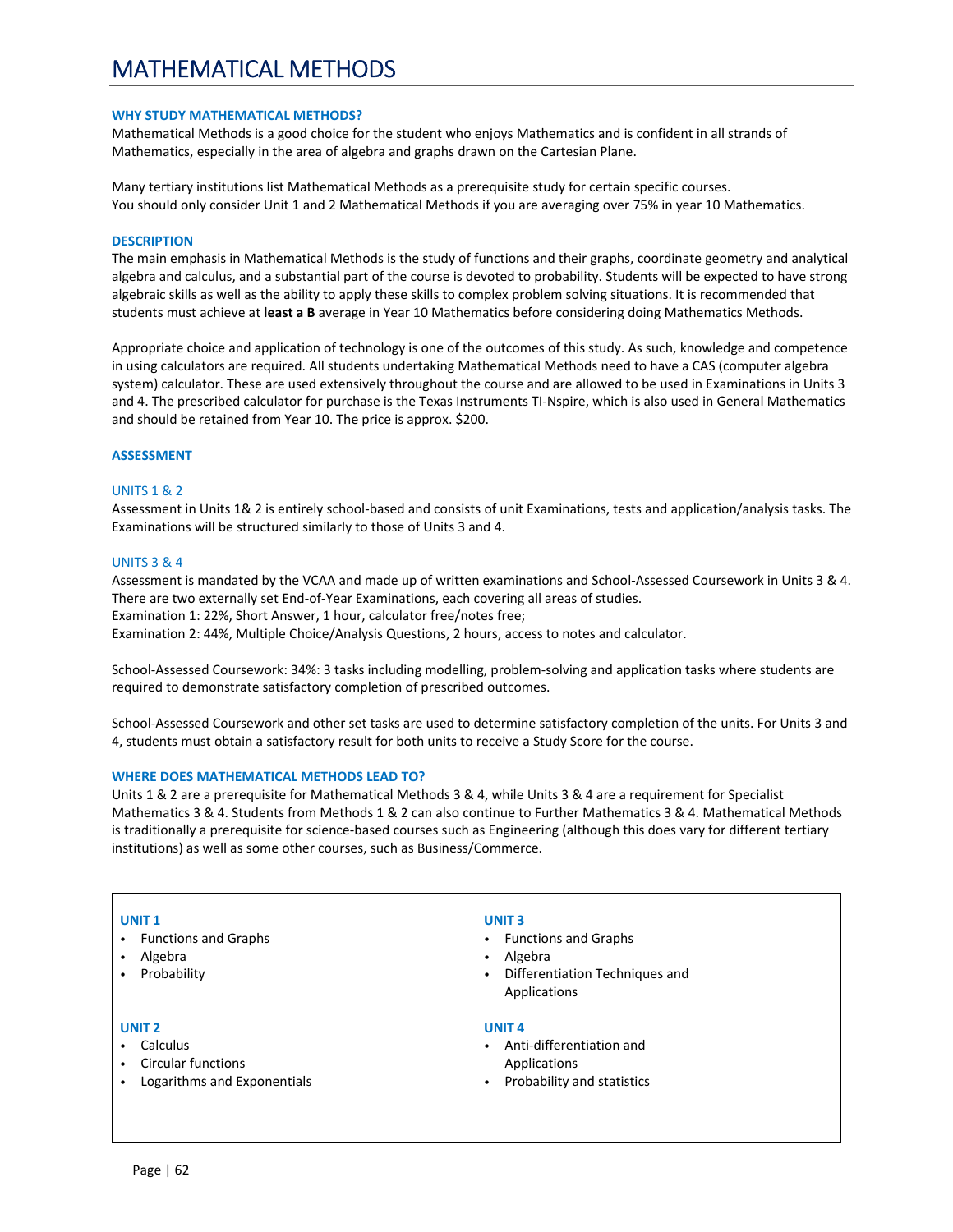# MATHEMATICAL METHODS

### WHY STUDY MATHEMATICAL METHODS?

Mathematical Methods is a good choice for the student who enjoys Mathematics and is confident in all strands of Mathematics, especially in the area of algebra and graphs drawn on the Cartesian Plane.

Many tertiary institutions list Mathematical Methods as a prerequisite study for certain specific courses.
You should only consider Unit 1 and 2 Mathematical Methods if you are averaging over 75% in year 10 Mathematics.

### DESCRIPTION

The main emphasis in Mathematical Methods is the study of functions and their graphs, coordinate geometry and analytical algebra and calculus, and a substantial part of the course is devoted to probability. Students will be expected to have strong algebraic skills as well as the ability to apply these skills to complex problem solving situations. It is recommended that students must achieve at **least a B** average in Year 10 Mathematics before considering doing Mathematics Methods.

Appropriate choice and application of technology is one of the outcomes of this study. As such, knowledge and competence in using calculators are required. All students undertaking Mathematical Methods need to have a CAS (computer algebra system) calculator. These are used extensively throughout the course and are allowed to be used in Examinations in Units 3 and 4. The prescribed calculator for purchase is the Texas Instruments TI-Nspire, which is also used in General Mathematics and should be retained from Year 10. The price is approx. $200.

### ASSESSMENT

#### UNITS 1 & 2

Assessment in Units 1& 2 is entirely school-based and consists of unit Examinations, tests and application/analysis tasks. The Examinations will be structured similarly to those of Units 3 and 4.

#### UNITS 3 & 4

Assessment is mandated by the VCAA and made up of written examinations and School-Assessed Coursework in Units 3 & 4. There are two externally set End-of-Year Examinations, each covering all areas of studies.
Examination 1: 22%, Short Answer, 1 hour, calculator free/notes free;
Examination 2: 44%, Multiple Choice/Analysis Questions, 2 hours, access to notes and calculator.

School-Assessed Coursework: 34%: 3 tasks including modelling, problem-solving and application tasks where students are required to demonstrate satisfactory completion of prescribed outcomes.

School-Assessed Coursework and other set tasks are used to determine satisfactory completion of the units. For Units 3 and 4, students must obtain a satisfactory result for both units to receive a Study Score for the course.

### WHERE DOES MATHEMATICAL METHODS LEAD TO?

Units 1 & 2 are a prerequisite for Mathematical Methods 3 & 4, while Units 3 & 4 are a requirement for Specialist Mathematics 3 & 4. Students from Methods 1 & 2 can also continue to Further Mathematics 3 & 4. Mathematical Methods is traditionally a prerequisite for science-based courses such as Engineering (although this does vary for different tertiary institutions) as well as some other courses, such as Business/Commerce.

| **UNIT 1** | **UNIT 3** |
|---|---|
| • Functions and Graphs<br>• Algebra<br>• Probability | • Functions and Graphs<br>• Algebra<br>• Differentiation Techniques and Applications |
| **UNIT 2** | **UNIT 4** |
| • Calculus<br>• Circular functions<br>• Logarithms and Exponentials | • Anti-differentiation and Applications<br>• Probability and statistics |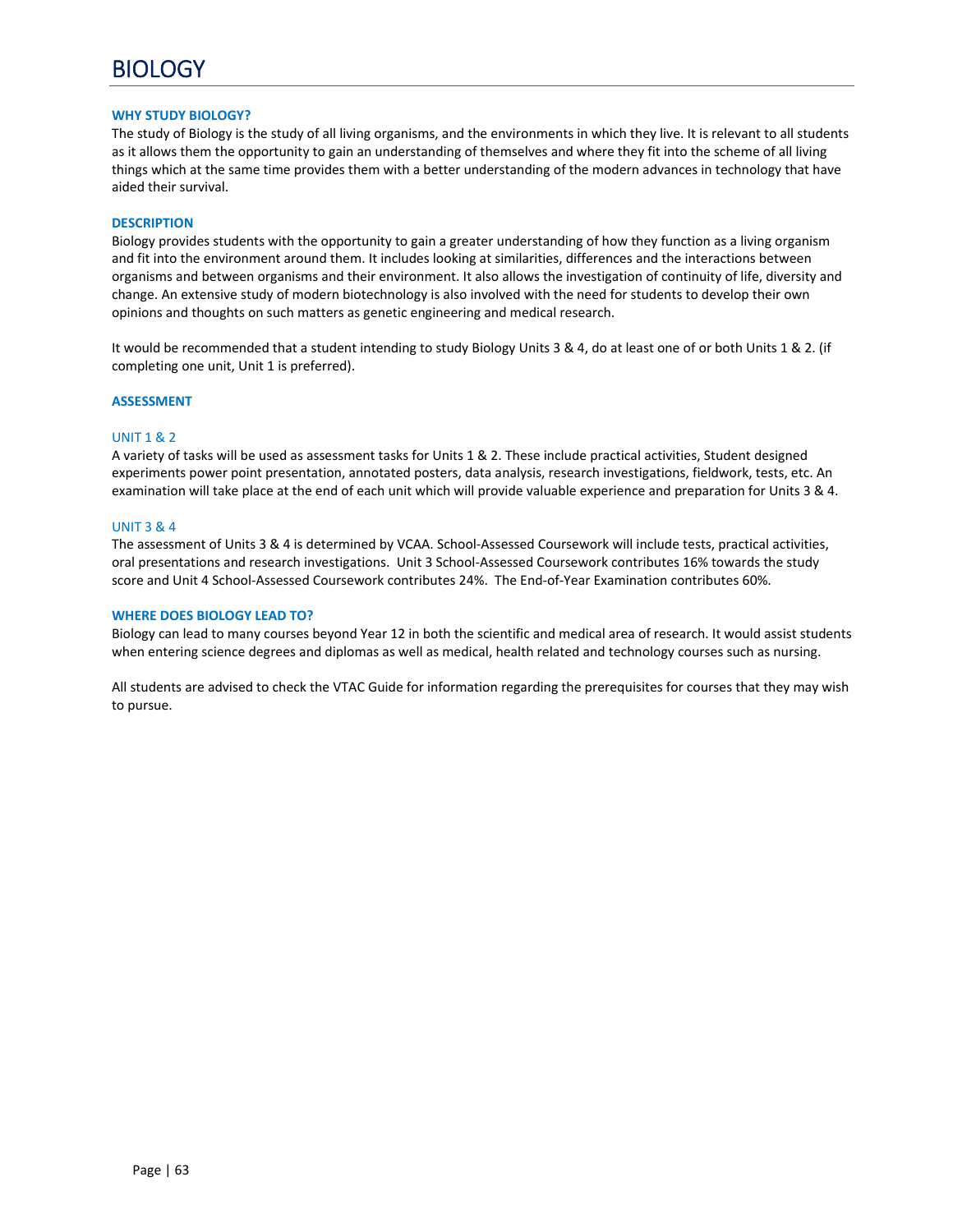# BIOLOGY

### WHY STUDY BIOLOGY?

The study of Biology is the study of all living organisms, and the environments in which they live. It is relevant to all students as it allows them the opportunity to gain an understanding of themselves and where they fit into the scheme of all living things which at the same time provides them with a better understanding of the modern advances in technology that have aided their survival.

### DESCRIPTION

Biology provides students with the opportunity to gain a greater understanding of how they function as a living organism and fit into the environment around them. It includes looking at similarities, differences and the interactions between organisms and between organisms and their environment. It also allows the investigation of continuity of life, diversity and change. An extensive study of modern biotechnology is also involved with the need for students to develop their own opinions and thoughts on such matters as genetic engineering and medical research.

It would be recommended that a student intending to study Biology Units 3 & 4, do at least one of or both Units 1 & 2. (if completing one unit, Unit 1 is preferred).

### ASSESSMENT

#### UNIT 1 & 2

A variety of tasks will be used as assessment tasks for Units 1 & 2. These include practical activities, Student designed experiments power point presentation, annotated posters, data analysis, research investigations, fieldwork, tests, etc. An examination will take place at the end of each unit which will provide valuable experience and preparation for Units 3 & 4.

#### UNIT 3 & 4

The assessment of Units 3 & 4 is determined by VCAA. School-Assessed Coursework will include tests, practical activities, oral presentations and research investigations. Unit 3 School-Assessed Coursework contributes 16% towards the study score and Unit 4 School-Assessed Coursework contributes 24%. The End-of-Year Examination contributes 60%.

### WHERE DOES BIOLOGY LEAD TO?

Biology can lead to many courses beyond Year 12 in both the scientific and medical area of research. It would assist students when entering science degrees and diplomas as well as medical, health related and technology courses such as nursing.

All students are advised to check the VTAC Guide for information regarding the prerequisites for courses that they may wish to pursue.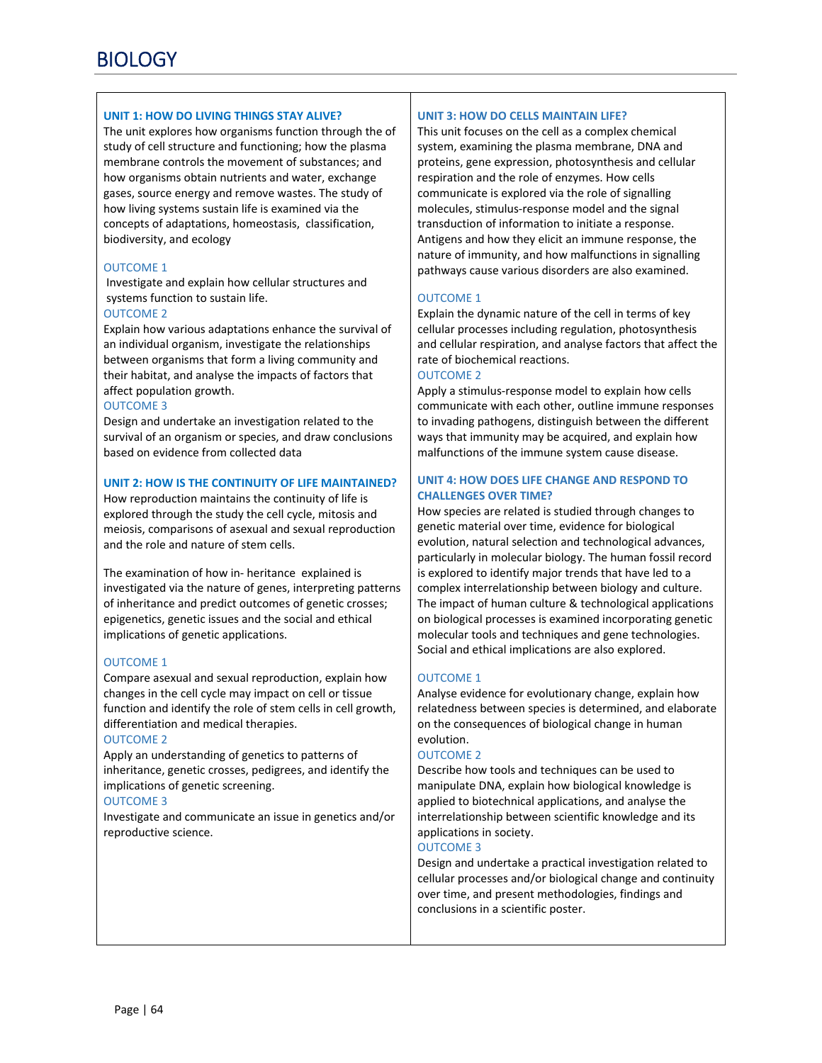# BIOLOGY

### UNIT 1: HOW DO LIVING THINGS STAY ALIVE?

The unit explores how organisms function through the of study of cell structure and functioning; how the plasma membrane controls the movement of substances; and how organisms obtain nutrients and water, exchange gases, source energy and remove wastes. The study of how living systems sustain life is examined via the concepts of adaptations, homeostasis, classification, biodiversity, and ecology

OUTCOME 1

Investigate and explain how cellular structures and systems function to sustain life.

OUTCOME 2

Explain how various adaptations enhance the survival of an individual organism, investigate the relationships between organisms that form a living community and their habitat, and analyse the impacts of factors that affect population growth.

OUTCOME 3

Design and undertake an investigation related to the survival of an organism or species, and draw conclusions based on evidence from collected data

### UNIT 2: HOW IS THE CONTINUITY OF LIFE MAINTAINED?

How reproduction maintains the continuity of life is explored through the study the cell cycle, mitosis and meiosis, comparisons of asexual and sexual reproduction and the role and nature of stem cells.

The examination of how in- heritance explained is investigated via the nature of genes, interpreting patterns of inheritance and predict outcomes of genetic crosses; epigenetics, genetic issues and the social and ethical implications of genetic applications.

OUTCOME 1

Compare asexual and sexual reproduction, explain how changes in the cell cycle may impact on cell or tissue function and identify the role of stem cells in cell growth, differentiation and medical therapies.

OUTCOME 2

Apply an understanding of genetics to patterns of inheritance, genetic crosses, pedigrees, and identify the implications of genetic screening.

OUTCOME 3

Investigate and communicate an issue in genetics and/or reproductive science.

### UNIT 3: HOW DO CELLS MAINTAIN LIFE?

This unit focuses on the cell as a complex chemical system, examining the plasma membrane, DNA and proteins, gene expression, photosynthesis and cellular respiration and the role of enzymes. How cells communicate is explored via the role of signalling molecules, stimulus-response model and the signal transduction of information to initiate a response. Antigens and how they elicit an immune response, the nature of immunity, and how malfunctions in signalling pathways cause various disorders are also examined.

OUTCOME 1

Explain the dynamic nature of the cell in terms of key cellular processes including regulation, photosynthesis and cellular respiration, and analyse factors that affect the rate of biochemical reactions.

OUTCOME 2

Apply a stimulus-response model to explain how cells communicate with each other, outline immune responses to invading pathogens, distinguish between the different ways that immunity may be acquired, and explain how malfunctions of the immune system cause disease.

### UNIT 4: HOW DOES LIFE CHANGE AND RESPOND TO CHALLENGES OVER TIME?

How species are related is studied through changes to genetic material over time, evidence for biological evolution, natural selection and technological advances, particularly in molecular biology. The human fossil record is explored to identify major trends that have led to a complex interrelationship between biology and culture. The impact of human culture & technological applications on biological processes is examined incorporating genetic molecular tools and techniques and gene technologies. Social and ethical implications are also explored.

OUTCOME 1

Analyse evidence for evolutionary change, explain how relatedness between species is determined, and elaborate on the consequences of biological change in human evolution.

OUTCOME 2

Describe how tools and techniques can be used to manipulate DNA, explain how biological knowledge is applied to biotechnical applications, and analyse the interrelationship between scientific knowledge and its applications in society.

OUTCOME 3

Design and undertake a practical investigation related to cellular processes and/or biological change and continuity over time, and present methodologies, findings and conclusions in a scientific poster.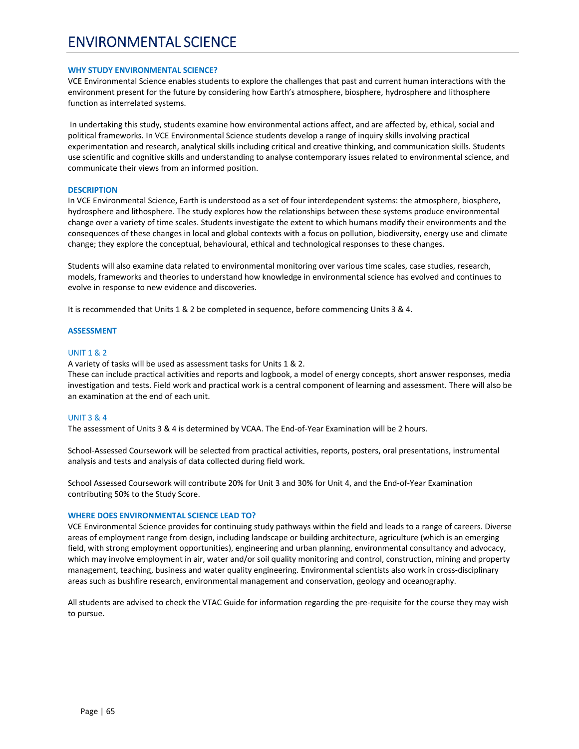# ENVIRONMENTAL SCIENCE

### WHY STUDY ENVIRONMENTAL SCIENCE?

VCE Environmental Science enables students to explore the challenges that past and current human interactions with the environment present for the future by considering how Earth's atmosphere, biosphere, hydrosphere and lithosphere function as interrelated systems.

In undertaking this study, students examine how environmental actions affect, and are affected by, ethical, social and political frameworks. In VCE Environmental Science students develop a range of inquiry skills involving practical experimentation and research, analytical skills including critical and creative thinking, and communication skills. Students use scientific and cognitive skills and understanding to analyse contemporary issues related to environmental science, and communicate their views from an informed position.

### DESCRIPTION

In VCE Environmental Science, Earth is understood as a set of four interdependent systems: the atmosphere, biosphere, hydrosphere and lithosphere. The study explores how the relationships between these systems produce environmental change over a variety of time scales. Students investigate the extent to which humans modify their environments and the consequences of these changes in local and global contexts with a focus on pollution, biodiversity, energy use and climate change; they explore the conceptual, behavioural, ethical and technological responses to these changes.

Students will also examine data related to environmental monitoring over various time scales, case studies, research, models, frameworks and theories to understand how knowledge in environmental science has evolved and continues to evolve in response to new evidence and discoveries.

It is recommended that Units 1 & 2 be completed in sequence, before commencing Units 3 & 4.

### ASSESSMENT

#### UNIT 1 & 2

A variety of tasks will be used as assessment tasks for Units 1 & 2.
These can include practical activities and reports and logbook, a model of energy concepts, short answer responses, media investigation and tests. Field work and practical work is a central component of learning and assessment. There will also be an examination at the end of each unit.

#### UNIT 3 & 4

The assessment of Units 3 & 4 is determined by VCAA. The End-of-Year Examination will be 2 hours.

School-Assessed Coursework will be selected from practical activities, reports, posters, oral presentations, instrumental analysis and tests and analysis of data collected during field work.

School Assessed Coursework will contribute 20% for Unit 3 and 30% for Unit 4, and the End-of-Year Examination contributing 50% to the Study Score.

### WHERE DOES ENVIRONMENTAL SCIENCE LEAD TO?

VCE Environmental Science provides for continuing study pathways within the field and leads to a range of careers. Diverse areas of employment range from design, including landscape or building architecture, agriculture (which is an emerging field, with strong employment opportunities), engineering and urban planning, environmental consultancy and advocacy, which may involve employment in air, water and/or soil quality monitoring and control, construction, mining and property management, teaching, business and water quality engineering. Environmental scientists also work in cross-disciplinary areas such as bushfire research, environmental management and conservation, geology and oceanography.

All students are advised to check the VTAC Guide for information regarding the pre-requisite for the course they may wish to pursue.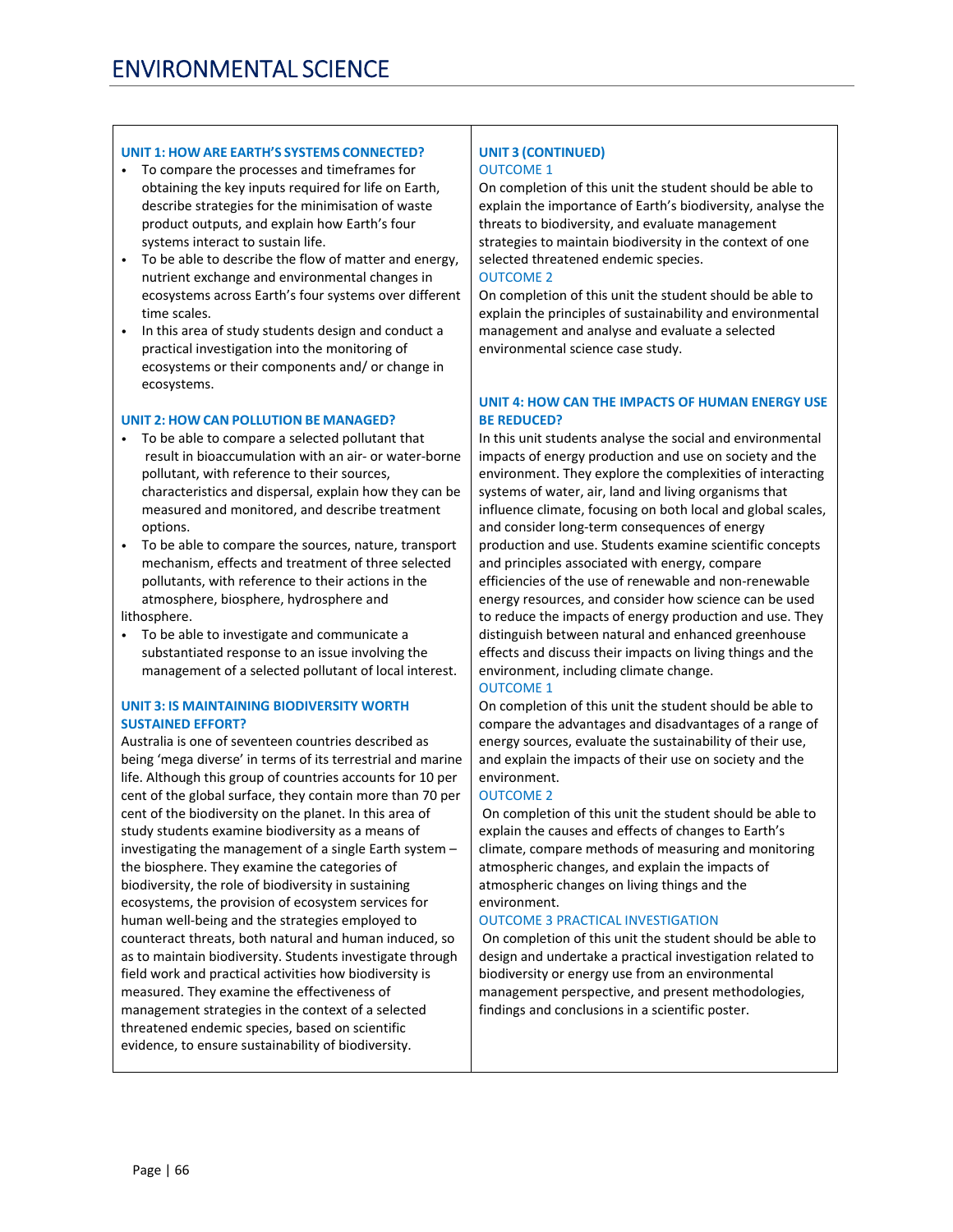# ENVIRONMENTAL SCIENCE

## UNIT 1: HOW ARE EARTH'S SYSTEMS CONNECTED?

- To compare the processes and timeframes for obtaining the key inputs required for life on Earth, describe strategies for the minimisation of waste product outputs, and explain how Earth's four systems interact to sustain life.
- To be able to describe the flow of matter and energy, nutrient exchange and environmental changes in ecosystems across Earth's four systems over different time scales.
- In this area of study students design and conduct a practical investigation into the monitoring of ecosystems or their components and/ or change in ecosystems.

## UNIT 2: HOW CAN POLLUTION BE MANAGED?

- To be able to compare a selected pollutant that result in bioaccumulation with an air- or water-borne pollutant, with reference to their sources, characteristics and dispersal, explain how they can be measured and monitored, and describe treatment options.
- To be able to compare the sources, nature, transport mechanism, effects and treatment of three selected pollutants, with reference to their actions in the atmosphere, biosphere, hydrosphere and lithosphere.
- To be able to investigate and communicate a substantiated response to an issue involving the management of a selected pollutant of local interest.

## UNIT 3: IS MAINTAINING BIODIVERSITY WORTH SUSTAINED EFFORT?

Australia is one of seventeen countries described as being 'mega diverse' in terms of its terrestrial and marine life. Although this group of countries accounts for 10 per cent of the global surface, they contain more than 70 per cent of the biodiversity on the planet. In this area of study students examine biodiversity as a means of investigating the management of a single Earth system – the biosphere. They examine the categories of biodiversity, the role of biodiversity in sustaining ecosystems, the provision of ecosystem services for human well-being and the strategies employed to counteract threats, both natural and human induced, so as to maintain biodiversity. Students investigate through field work and practical activities how biodiversity is measured. They examine the effectiveness of management strategies in the context of a selected threatened endemic species, based on scientific evidence, to ensure sustainability of biodiversity.

## UNIT 3 (CONTINUED)

### OUTCOME 1

On completion of this unit the student should be able to explain the importance of Earth's biodiversity, analyse the threats to biodiversity, and evaluate management strategies to maintain biodiversity in the context of one selected threatened endemic species.

### OUTCOME 2

On completion of this unit the student should be able to explain the principles of sustainability and environmental management and analyse and evaluate a selected environmental science case study.

## UNIT 4: HOW CAN THE IMPACTS OF HUMAN ENERGY USE BE REDUCED?

In this unit students analyse the social and environmental impacts of energy production and use on society and the environment. They explore the complexities of interacting systems of water, air, land and living organisms that influence climate, focusing on both local and global scales, and consider long-term consequences of energy production and use. Students examine scientific concepts and principles associated with energy, compare efficiencies of the use of renewable and non-renewable energy resources, and consider how science can be used to reduce the impacts of energy production and use. They distinguish between natural and enhanced greenhouse effects and discuss their impacts on living things and the environment, including climate change.

### OUTCOME 1

On completion of this unit the student should be able to compare the advantages and disadvantages of a range of energy sources, evaluate the sustainability of their use, and explain the impacts of their use on society and the environment.

### OUTCOME 2

On completion of this unit the student should be able to explain the causes and effects of changes to Earth's climate, compare methods of measuring and monitoring atmospheric changes, and explain the impacts of atmospheric changes on living things and the environment.

### OUTCOME 3 PRACTICAL INVESTIGATION

On completion of this unit the student should be able to design and undertake a practical investigation related to biodiversity or energy use from an environmental management perspective, and present methodologies, findings and conclusions in a scientific poster.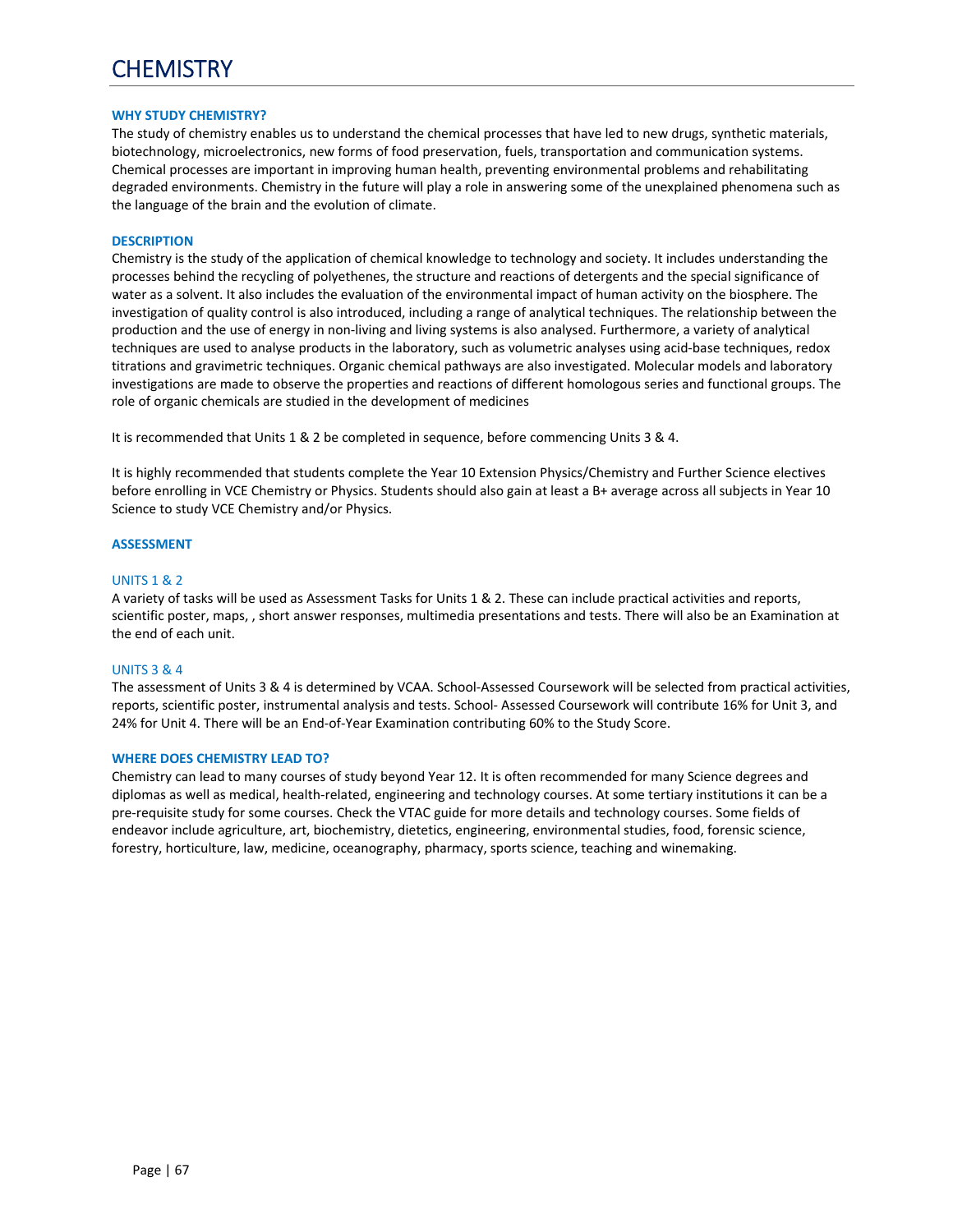# CHEMISTRY

### WHY STUDY CHEMISTRY?

The study of chemistry enables us to understand the chemical processes that have led to new drugs, synthetic materials, biotechnology, microelectronics, new forms of food preservation, fuels, transportation and communication systems. Chemical processes are important in improving human health, preventing environmental problems and rehabilitating degraded environments. Chemistry in the future will play a role in answering some of the unexplained phenomena such as the language of the brain and the evolution of climate.

### DESCRIPTION

Chemistry is the study of the application of chemical knowledge to technology and society. It includes understanding the processes behind the recycling of polyethenes, the structure and reactions of detergents and the special significance of water as a solvent. It also includes the evaluation of the environmental impact of human activity on the biosphere. The investigation of quality control is also introduced, including a range of analytical techniques. The relationship between the production and the use of energy in non-living and living systems is also analysed. Furthermore, a variety of analytical techniques are used to analyse products in the laboratory, such as volumetric analyses using acid-base techniques, redox titrations and gravimetric techniques. Organic chemical pathways are also investigated. Molecular models and laboratory investigations are made to observe the properties and reactions of different homologous series and functional groups. The role of organic chemicals are studied in the development of medicines

It is recommended that Units 1 & 2 be completed in sequence, before commencing Units 3 & 4.

It is highly recommended that students complete the Year 10 Extension Physics/Chemistry and Further Science electives before enrolling in VCE Chemistry or Physics. Students should also gain at least a B+ average across all subjects in Year 10 Science to study VCE Chemistry and/or Physics.

### ASSESSMENT

#### UNITS 1 & 2

A variety of tasks will be used as Assessment Tasks for Units 1 & 2. These can include practical activities and reports, scientific poster, maps, , short answer responses, multimedia presentations and tests. There will also be an Examination at the end of each unit.

#### UNITS 3 & 4

The assessment of Units 3 & 4 is determined by VCAA. School-Assessed Coursework will be selected from practical activities, reports, scientific poster, instrumental analysis and tests. School- Assessed Coursework will contribute 16% for Unit 3, and 24% for Unit 4. There will be an End-of-Year Examination contributing 60% to the Study Score.

### WHERE DOES CHEMISTRY LEAD TO?

Chemistry can lead to many courses of study beyond Year 12. It is often recommended for many Science degrees and diplomas as well as medical, health-related, engineering and technology courses. At some tertiary institutions it can be a pre-requisite study for some courses. Check the VTAC guide for more details and technology courses. Some fields of endeavor include agriculture, art, biochemistry, dietetics, engineering, environmental studies, food, forensic science, forestry, horticulture, law, medicine, oceanography, pharmacy, sports science, teaching and winemaking.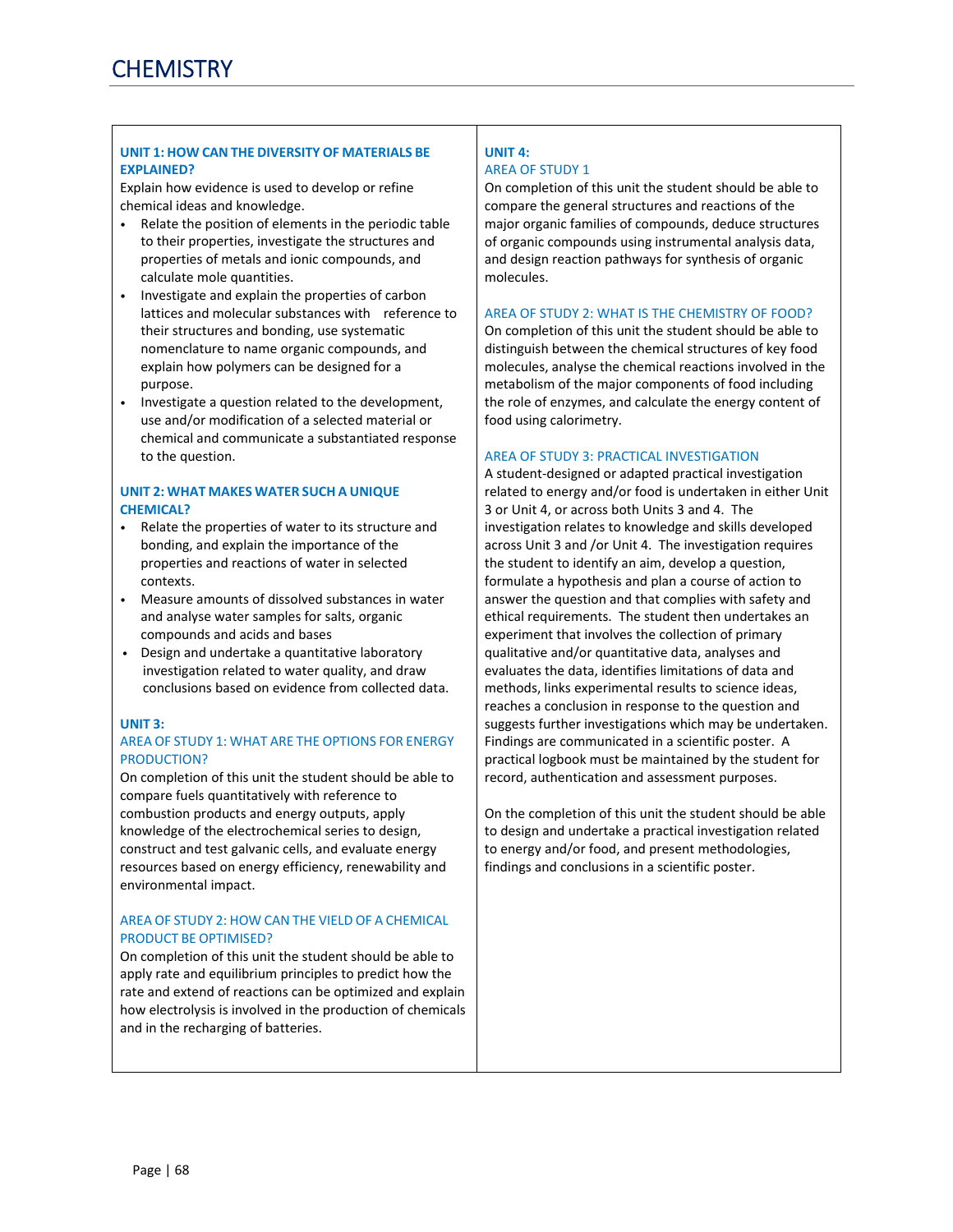# CHEMISTRY

## UNIT 1: HOW CAN THE DIVERSITY OF MATERIALS BE EXPLAINED?

Explain how evidence is used to develop or refine chemical ideas and knowledge.

- Relate the position of elements in the periodic table to their properties, investigate the structures and properties of metals and ionic compounds, and calculate mole quantities.
- Investigate and explain the properties of carbon lattices and molecular substances with reference to their structures and bonding, use systematic nomenclature to name organic compounds, and explain how polymers can be designed for a purpose.
- Investigate a question related to the development, use and/or modification of a selected material or chemical and communicate a substantiated response to the question.

## UNIT 2: WHAT MAKES WATER SUCH A UNIQUE CHEMICAL?

- Relate the properties of water to its structure and bonding, and explain the importance of the properties and reactions of water in selected contexts.
- Measure amounts of dissolved substances in water and analyse water samples for salts, organic compounds and acids and bases
- Design and undertake a quantitative laboratory investigation related to water quality, and draw conclusions based on evidence from collected data.

## UNIT 3:

### AREA OF STUDY 1: WHAT ARE THE OPTIONS FOR ENERGY PRODUCTION?

On completion of this unit the student should be able to compare fuels quantitatively with reference to combustion products and energy outputs, apply knowledge of the electrochemical series to design, construct and test galvanic cells, and evaluate energy resources based on energy efficiency, renewability and environmental impact.

### AREA OF STUDY 2: HOW CAN THE VIELD OF A CHEMICAL PRODUCT BE OPTIMISED?

On completion of this unit the student should be able to apply rate and equilibrium principles to predict how the rate and extend of reactions can be optimized and explain how electrolysis is involved in the production of chemicals and in the recharging of batteries.

## UNIT 4:

### AREA OF STUDY 1

On completion of this unit the student should be able to compare the general structures and reactions of the major organic families of compounds, deduce structures of organic compounds using instrumental analysis data, and design reaction pathways for synthesis of organic molecules.

### AREA OF STUDY 2: WHAT IS THE CHEMISTRY OF FOOD?

On completion of this unit the student should be able to distinguish between the chemical structures of key food molecules, analyse the chemical reactions involved in the metabolism of the major components of food including the role of enzymes, and calculate the energy content of food using calorimetry.

### AREA OF STUDY 3: PRACTICAL INVESTIGATION

A student-designed or adapted practical investigation related to energy and/or food is undertaken in either Unit 3 or Unit 4, or across both Units 3 and 4. The investigation relates to knowledge and skills developed across Unit 3 and /or Unit 4. The investigation requires the student to identify an aim, develop a question, formulate a hypothesis and plan a course of action to answer the question and that complies with safety and ethical requirements. The student then undertakes an experiment that involves the collection of primary qualitative and/or quantitative data, analyses and evaluates the data, identifies limitations of data and methods, links experimental results to science ideas, reaches a conclusion in response to the question and suggests further investigations which may be undertaken. Findings are communicated in a scientific poster. A practical logbook must be maintained by the student for record, authentication and assessment purposes.

On the completion of this unit the student should be able to design and undertake a practical investigation related to energy and/or food, and present methodologies, findings and conclusions in a scientific poster.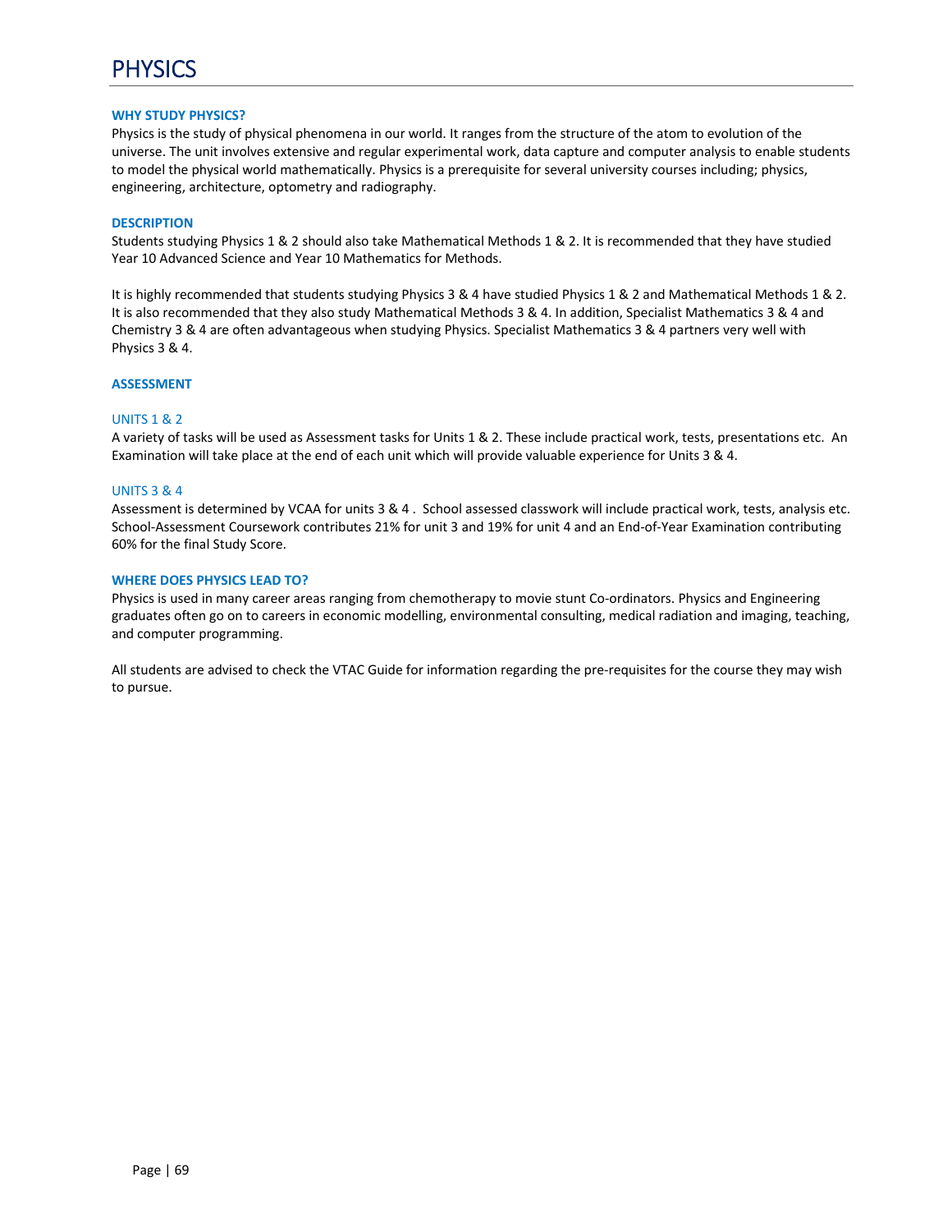# PHYSICS

### WHY STUDY PHYSICS?

Physics is the study of physical phenomena in our world. It ranges from the structure of the atom to evolution of the universe. The unit involves extensive and regular experimental work, data capture and computer analysis to enable students to model the physical world mathematically. Physics is a prerequisite for several university courses including; physics, engineering, architecture, optometry and radiography.

### DESCRIPTION

Students studying Physics 1 & 2 should also take Mathematical Methods 1 & 2. It is recommended that they have studied Year 10 Advanced Science and Year 10 Mathematics for Methods.

It is highly recommended that students studying Physics 3 & 4 have studied Physics 1 & 2 and Mathematical Methods 1 & 2. It is also recommended that they also study Mathematical Methods 3 & 4. In addition, Specialist Mathematics 3 & 4 and Chemistry 3 & 4 are often advantageous when studying Physics. Specialist Mathematics 3 & 4 partners very well with Physics 3 & 4.

### ASSESSMENT

#### UNITS 1 & 2

A variety of tasks will be used as Assessment tasks for Units 1 & 2. These include practical work, tests, presentations etc. An Examination will take place at the end of each unit which will provide valuable experience for Units 3 & 4.

#### UNITS 3 & 4

Assessment is determined by VCAA for units 3 & 4 . School assessed classwork will include practical work, tests, analysis etc. School-Assessment Coursework contributes 21% for unit 3 and 19% for unit 4 and an End-of-Year Examination contributing 60% for the final Study Score.

### WHERE DOES PHYSICS LEAD TO?

Physics is used in many career areas ranging from chemotherapy to movie stunt Co-ordinators. Physics and Engineering graduates often go on to careers in economic modelling, environmental consulting, medical radiation and imaging, teaching, and computer programming.

All students are advised to check the VTAC Guide for information regarding the pre-requisites for the course they may wish to pursue.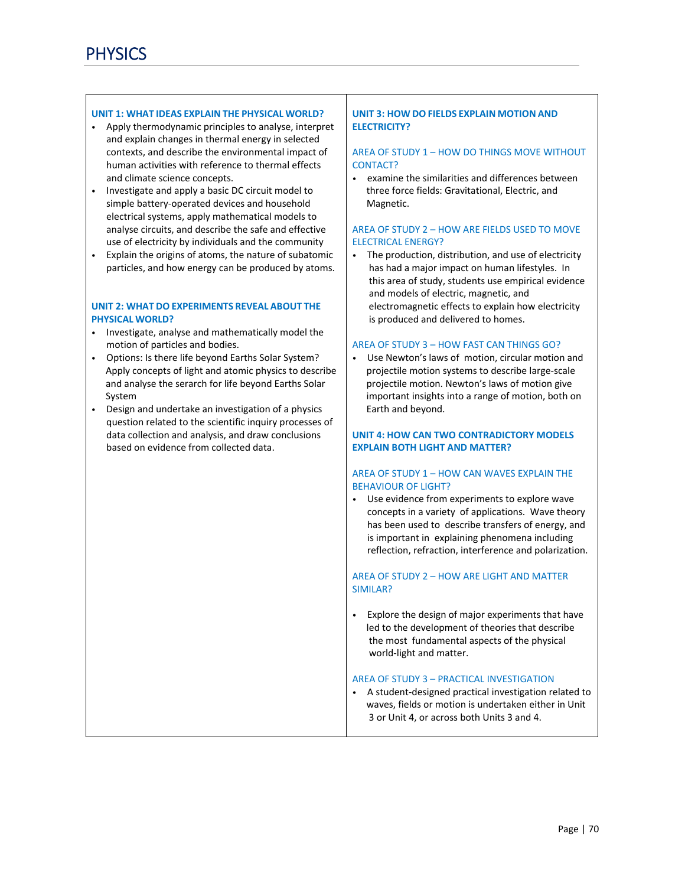# PHYSICS

### UNIT 1: WHAT IDEAS EXPLAIN THE PHYSICAL WORLD?

- Apply thermodynamic principles to analyse, interpret and explain changes in thermal energy in selected contexts, and describe the environmental impact of human activities with reference to thermal effects and climate science concepts.
- Investigate and apply a basic DC circuit model to simple battery-operated devices and household electrical systems, apply mathematical models to analyse circuits, and describe the safe and effective use of electricity by individuals and the community
- Explain the origins of atoms, the nature of subatomic particles, and how energy can be produced by atoms.

### UNIT 2: WHAT DO EXPERIMENTS REVEAL ABOUT THE PHYSICAL WORLD?

- Investigate, analyse and mathematically model the motion of particles and bodies.
- Options: Is there life beyond Earths Solar System? Apply concepts of light and atomic physics to describe and analyse the search for life beyond Earths Solar System
- Design and undertake an investigation of a physics question related to the scientific inquiry processes of data collection and analysis, and draw conclusions based on evidence from collected data.

### UNIT 3: HOW DO FIELDS EXPLAIN MOTION AND ELECTRICITY?

#### AREA OF STUDY 1 – HOW DO THINGS MOVE WITHOUT CONTACT?

- examine the similarities and differences between three force fields: Gravitational, Electric, and Magnetic.

#### AREA OF STUDY 2 – HOW ARE FIELDS USED TO MOVE ELECTRICAL ENERGY?

- The production, distribution, and use of electricity has had a major impact on human lifestyles. In this area of study, students use empirical evidence and models of electric, magnetic, and electromagnetic effects to explain how electricity is produced and delivered to homes.

#### AREA OF STUDY 3 – HOW FAST CAN THINGS GO?

- Use Newton's laws of motion, circular motion and projectile motion systems to describe large-scale projectile motion. Newton's laws of motion give important insights into a range of motion, both on Earth and beyond.

### UNIT 4: HOW CAN TWO CONTRADICTORY MODELS EXPLAIN BOTH LIGHT AND MATTER?

#### AREA OF STUDY 1 – HOW CAN WAVES EXPLAIN THE BEHAVIOUR OF LIGHT?

- Use evidence from experiments to explore wave concepts in a variety of applications. Wave theory has been used to describe transfers of energy, and is important in explaining phenomena including reflection, refraction, interference and polarization.

#### AREA OF STUDY 2 – HOW ARE LIGHT AND MATTER SIMILAR?

- Explore the design of major experiments that have led to the development of theories that describe the most fundamental aspects of the physical world-light and matter.

#### AREA OF STUDY 3 – PRACTICAL INVESTIGATION

- A student-designed practical investigation related to waves, fields or motion is undertaken either in Unit 3 or Unit 4, or across both Units 3 and 4.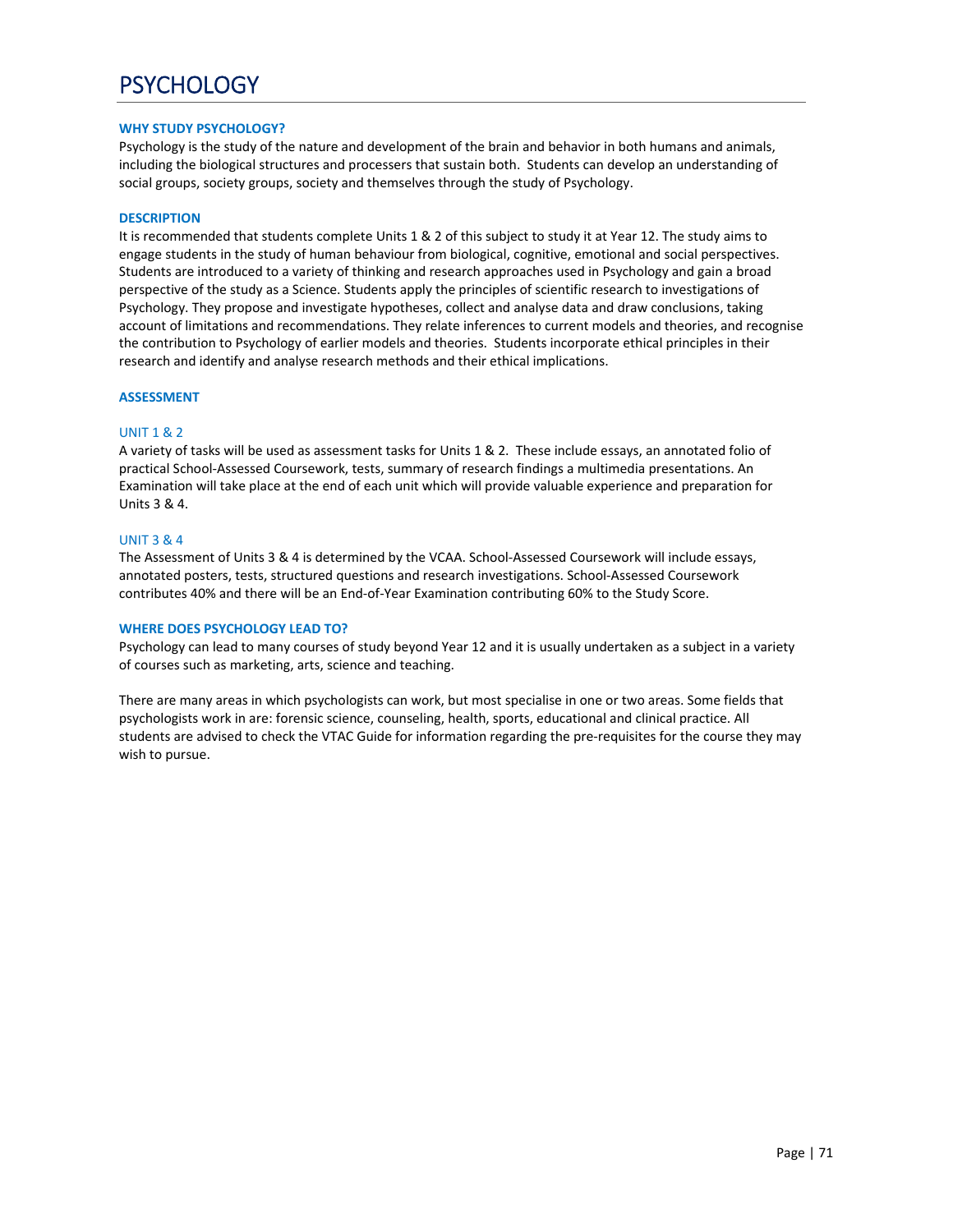# PSYCHOLOGY

### WHY STUDY PSYCHOLOGY?

Psychology is the study of the nature and development of the brain and behavior in both humans and animals, including the biological structures and processers that sustain both. Students can develop an understanding of social groups, society groups, society and themselves through the study of Psychology.

### DESCRIPTION

It is recommended that students complete Units 1 & 2 of this subject to study it at Year 12. The study aims to engage students in the study of human behaviour from biological, cognitive, emotional and social perspectives. Students are introduced to a variety of thinking and research approaches used in Psychology and gain a broad perspective of the study as a Science. Students apply the principles of scientific research to investigations of Psychology. They propose and investigate hypotheses, collect and analyse data and draw conclusions, taking account of limitations and recommendations. They relate inferences to current models and theories, and recognise the contribution to Psychology of earlier models and theories. Students incorporate ethical principles in their research and identify and analyse research methods and their ethical implications.

### ASSESSMENT

#### UNIT 1 & 2

A variety of tasks will be used as assessment tasks for Units 1 & 2. These include essays, an annotated folio of practical School-Assessed Coursework, tests, summary of research findings a multimedia presentations. An Examination will take place at the end of each unit which will provide valuable experience and preparation for Units 3 & 4.

#### UNIT 3 & 4

The Assessment of Units 3 & 4 is determined by the VCAA. School-Assessed Coursework will include essays, annotated posters, tests, structured questions and research investigations. School-Assessed Coursework contributes 40% and there will be an End-of-Year Examination contributing 60% to the Study Score.

### WHERE DOES PSYCHOLOGY LEAD TO?

Psychology can lead to many courses of study beyond Year 12 and it is usually undertaken as a subject in a variety of courses such as marketing, arts, science and teaching.

There are many areas in which psychologists can work, but most specialise in one or two areas. Some fields that psychologists work in are: forensic science, counseling, health, sports, educational and clinical practice. All students are advised to check the VTAC Guide for information regarding the pre-requisites for the course they may wish to pursue.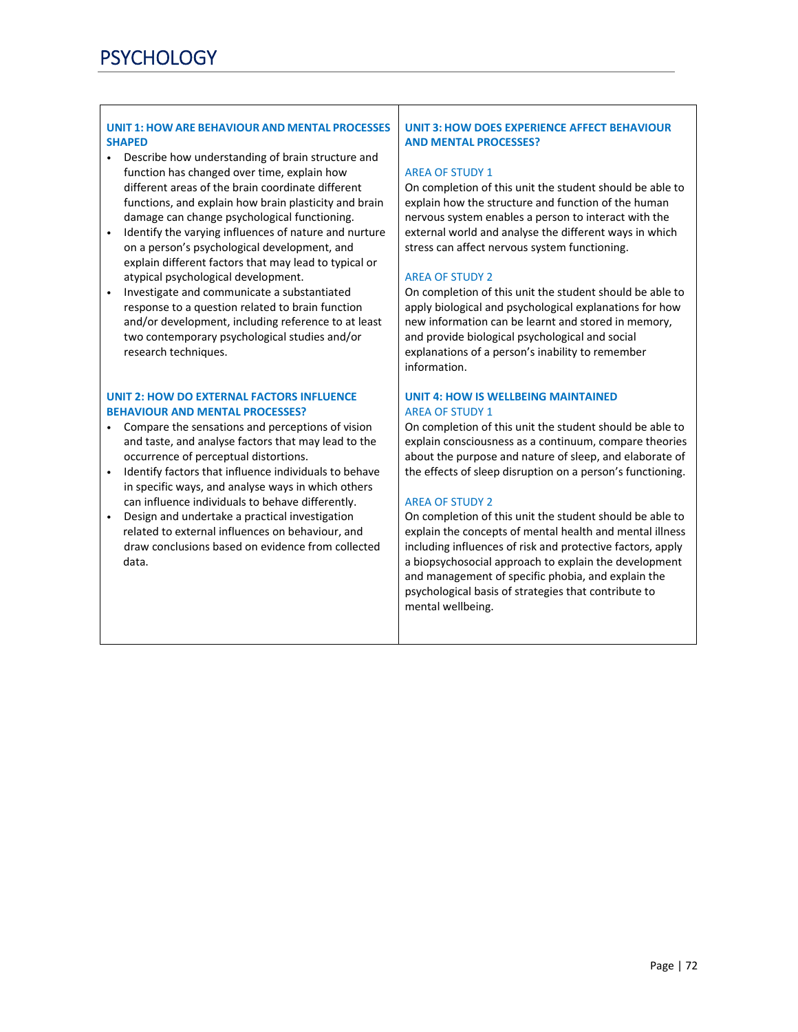# PSYCHOLOGY

### UNIT 1: HOW ARE BEHAVIOUR AND MENTAL PROCESSES SHAPED

- Describe how understanding of brain structure and function has changed over time, explain how different areas of the brain coordinate different functions, and explain how brain plasticity and brain damage can change psychological functioning.
- Identify the varying influences of nature and nurture on a person's psychological development, and explain different factors that may lead to typical or atypical psychological development.
- Investigate and communicate a substantiated response to a question related to brain function and/or development, including reference to at least two contemporary psychological studies and/or research techniques.

### UNIT 2: HOW DO EXTERNAL FACTORS INFLUENCE BEHAVIOUR AND MENTAL PROCESSES?

- Compare the sensations and perceptions of vision and taste, and analyse factors that may lead to the occurrence of perceptual distortions.
- Identify factors that influence individuals to behave in specific ways, and analyse ways in which others can influence individuals to behave differently.
- Design and undertake a practical investigation related to external influences on behaviour, and draw conclusions based on evidence from collected data.

### UNIT 3: HOW DOES EXPERIENCE AFFECT BEHAVIOUR AND MENTAL PROCESSES?

#### AREA OF STUDY 1

On completion of this unit the student should be able to explain how the structure and function of the human nervous system enables a person to interact with the external world and analyse the different ways in which stress can affect nervous system functioning.

#### AREA OF STUDY 2

On completion of this unit the student should be able to apply biological and psychological explanations for how new information can be learnt and stored in memory, and provide biological psychological and social explanations of a person's inability to remember information.

### UNIT 4: HOW IS WELLBEING MAINTAINED

#### AREA OF STUDY 1

On completion of this unit the student should be able to explain consciousness as a continuum, compare theories about the purpose and nature of sleep, and elaborate of the effects of sleep disruption on a person's functioning.

#### AREA OF STUDY 2

On completion of this unit the student should be able to explain the concepts of mental health and mental illness including influences of risk and protective factors, apply a biopsychosocial approach to explain the development and management of specific phobia, and explain the psychological basis of strategies that contribute to mental wellbeing.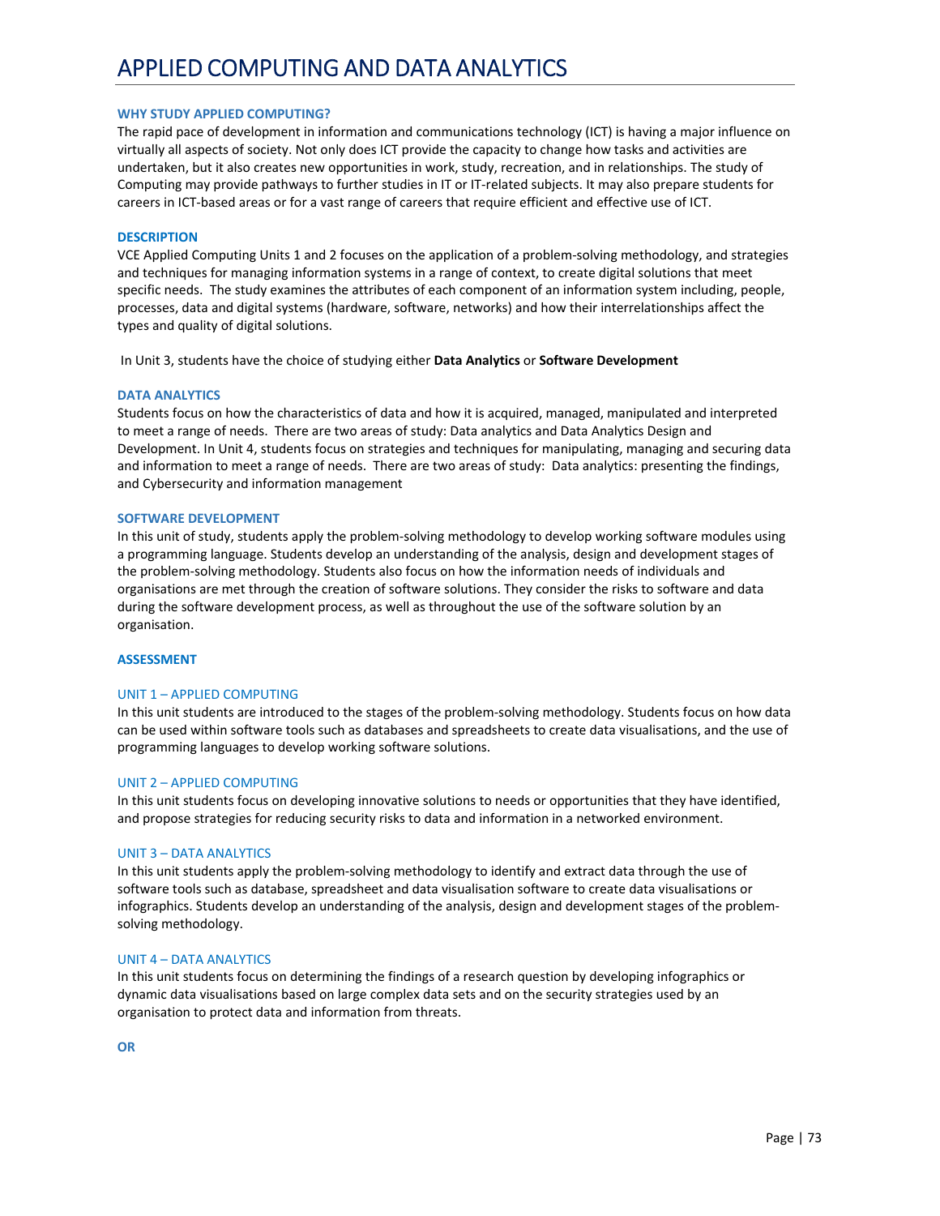# APPLIED COMPUTING AND DATA ANALYTICS

### WHY STUDY APPLIED COMPUTING?

The rapid pace of development in information and communications technology (ICT) is having a major influence on virtually all aspects of society. Not only does ICT provide the capacity to change how tasks and activities are undertaken, but it also creates new opportunities in work, study, recreation, and in relationships. The study of Computing may provide pathways to further studies in IT or IT-related subjects. It may also prepare students for careers in ICT-based areas or for a vast range of careers that require efficient and effective use of ICT.

### DESCRIPTION

VCE Applied Computing Units 1 and 2 focuses on the application of a problem-solving methodology, and strategies and techniques for managing information systems in a range of context, to create digital solutions that meet specific needs. The study examines the attributes of each component of an information system including, people, processes, data and digital systems (hardware, software, networks) and how their interrelationships affect the types and quality of digital solutions.

In Unit 3, students have the choice of studying either **Data Analytics** or **Software Development**

### DATA ANALYTICS

Students focus on how the characteristics of data and how it is acquired, managed, manipulated and interpreted to meet a range of needs. There are two areas of study: Data analytics and Data Analytics Design and Development. In Unit 4, students focus on strategies and techniques for manipulating, managing and securing data and information to meet a range of needs. There are two areas of study: Data analytics: presenting the findings, and Cybersecurity and information management

### SOFTWARE DEVELOPMENT

In this unit of study, students apply the problem-solving methodology to develop working software modules using a programming language. Students develop an understanding of the analysis, design and development stages of the problem-solving methodology. Students also focus on how the information needs of individuals and organisations are met through the creation of software solutions. They consider the risks to software and data during the software development process, as well as throughout the use of the software solution by an organisation.

### ASSESSMENT

#### UNIT 1 – APPLIED COMPUTING

In this unit students are introduced to the stages of the problem-solving methodology. Students focus on how data can be used within software tools such as databases and spreadsheets to create data visualisations, and the use of programming languages to develop working software solutions.

#### UNIT 2 – APPLIED COMPUTING

In this unit students focus on developing innovative solutions to needs or opportunities that they have identified, and propose strategies for reducing security risks to data and information in a networked environment.

#### UNIT 3 – DATA ANALYTICS

In this unit students apply the problem-solving methodology to identify and extract data through the use of software tools such as database, spreadsheet and data visualisation software to create data visualisations or infographics. Students develop an understanding of the analysis, design and development stages of the problem-solving methodology.

#### UNIT 4 – DATA ANALYTICS

In this unit students focus on determining the findings of a research question by developing infographics or dynamic data visualisations based on large complex data sets and on the security strategies used by an organisation to protect data and information from threats.

**OR**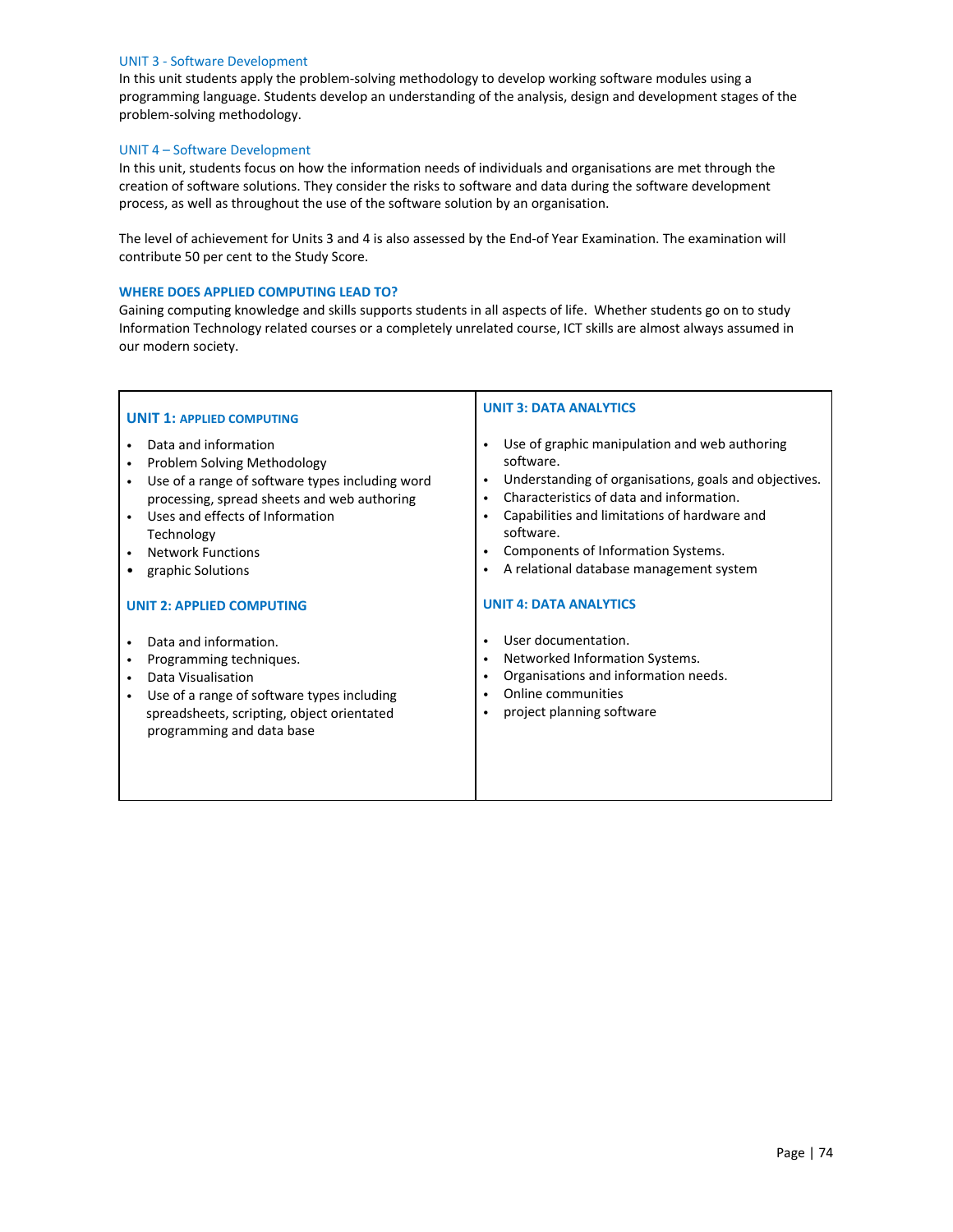### UNIT 3 - Software Development

In this unit students apply the problem-solving methodology to develop working software modules using a programming language. Students develop an understanding of the analysis, design and development stages of the problem-solving methodology.

### UNIT 4 – Software Development

In this unit, students focus on how the information needs of individuals and organisations are met through the creation of software solutions. They consider the risks to software and data during the software development process, as well as throughout the use of the software solution by an organisation.

The level of achievement for Units 3 and 4 is also assessed by the End-of Year Examination. The examination will contribute 50 per cent to the Study Score.

### WHERE DOES APPLIED COMPUTING LEAD TO?

Gaining computing knowledge and skills supports students in all aspects of life. Whether students go on to study Information Technology related courses or a completely unrelated course, ICT skills are almost always assumed in our modern society.

| **UNIT 1: APPLIED COMPUTING** | **UNIT 3: DATA ANALYTICS** |
|---|---|
| • Data and information<br>• Problem Solving Methodology<br>• Use of a range of software types including word processing, spread sheets and web authoring<br>• Uses and effects of Information Technology<br>• Network Functions<br>• graphic Solutions | • Use of graphic manipulation and web authoring software.<br>• Understanding of organisations, goals and objectives.<br>• Characteristics of data and information.<br>• Capabilities and limitations of hardware and software.<br>• Components of Information Systems.<br>• A relational database management system |
| **UNIT 2: APPLIED COMPUTING** | **UNIT 4: DATA ANALYTICS** |
| • Data and information.<br>• Programming techniques.<br>• Data Visualisation<br>• Use of a range of software types including spreadsheets, scripting, object orientated programming and data base | • User documentation.<br>• Networked Information Systems.<br>• Organisations and information needs.<br>• Online communities<br>• project planning software |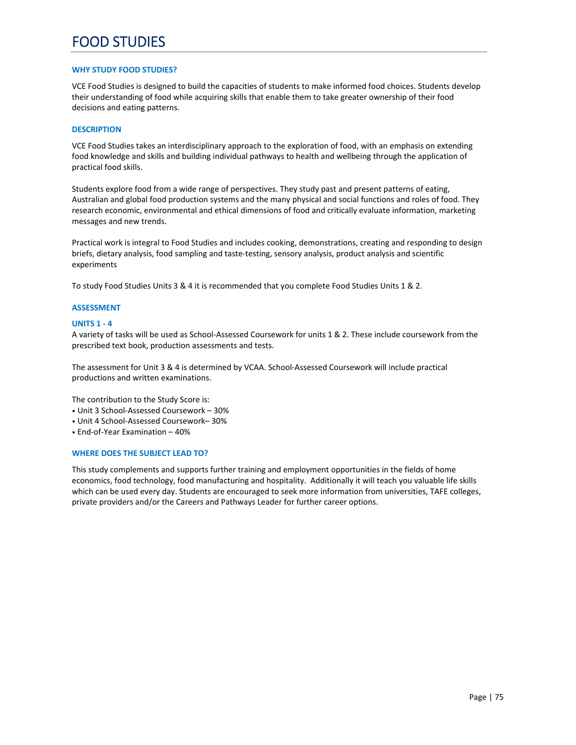# FOOD STUDIES

### WHY STUDY FOOD STUDIES?

VCE Food Studies is designed to build the capacities of students to make informed food choices. Students develop their understanding of food while acquiring skills that enable them to take greater ownership of their food decisions and eating patterns.

### DESCRIPTION

VCE Food Studies takes an interdisciplinary approach to the exploration of food, with an emphasis on extending food knowledge and skills and building individual pathways to health and wellbeing through the application of practical food skills.

Students explore food from a wide range of perspectives. They study past and present patterns of eating, Australian and global food production systems and the many physical and social functions and roles of food. They research economic, environmental and ethical dimensions of food and critically evaluate information, marketing messages and new trends.

Practical work is integral to Food Studies and includes cooking, demonstrations, creating and responding to design briefs, dietary analysis, food sampling and taste-testing, sensory analysis, product analysis and scientific experiments

To study Food Studies Units 3 & 4 it is recommended that you complete Food Studies Units 1 & 2.

### ASSESSMENT

#### UNITS 1 - 4

A variety of tasks will be used as School-Assessed Coursework for units 1 & 2. These include coursework from the prescribed text book, production assessments and tests.

The assessment for Unit 3 & 4 is determined by VCAA. School-Assessed Coursework will include practical productions and written examinations.

The contribution to the Study Score is:

- Unit 3 School-Assessed Coursework – 30%
- Unit 4 School-Assessed Coursework– 30%
- End-of-Year Examination – 40%

### WHERE DOES THE SUBJECT LEAD TO?

This study complements and supports further training and employment opportunities in the fields of home economics, food technology, food manufacturing and hospitality. Additionally it will teach you valuable life skills which can be used every day. Students are encouraged to seek more information from universities, TAFE colleges, private providers and/or the Careers and Pathways Leader for further career options.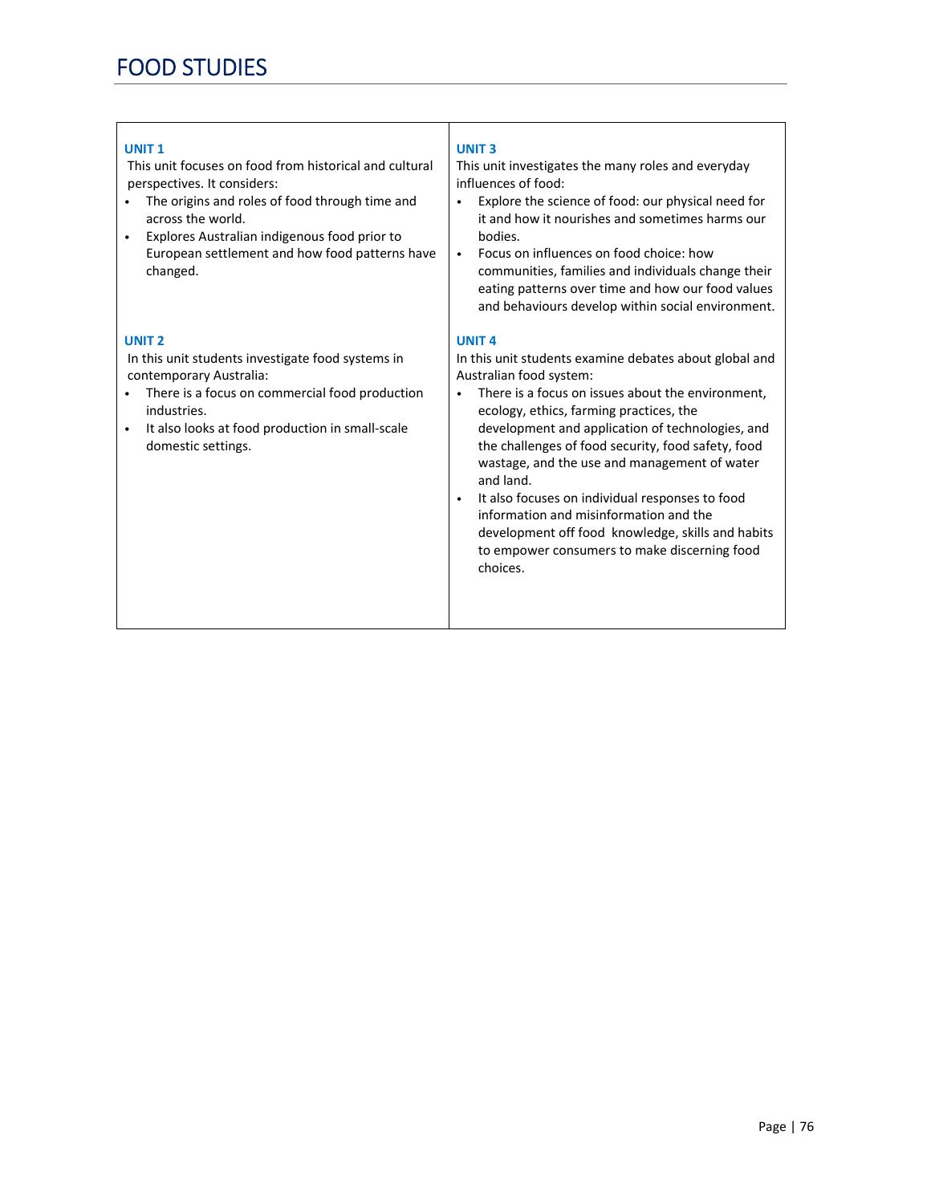# FOOD STUDIES

**UNIT 1**

This unit focuses on food from historical and cultural perspectives. It considers:

- The origins and roles of food through time and across the world.
- Explores Australian indigenous food prior to European settlement and how food patterns have changed.

**UNIT 2**

In this unit students investigate food systems in contemporary Australia:

- There is a focus on commercial food production industries.
- It also looks at food production in small-scale domestic settings.

**UNIT 3**

This unit investigates the many roles and everyday influences of food:

- Explore the science of food: our physical need for it and how it nourishes and sometimes harms our bodies.
- Focus on influences on food choice: how communities, families and individuals change their eating patterns over time and how our food values and behaviours develop within social environment.

**UNIT 4**

In this unit students examine debates about global and Australian food system:

- There is a focus on issues about the environment, ecology, ethics, farming practices, the development and application of technologies, and the challenges of food security, food safety, food wastage, and the use and management of water and land.
- It also focuses on individual responses to food information and misinformation and the development off food knowledge, skills and habits to empower consumers to make discerning food choices.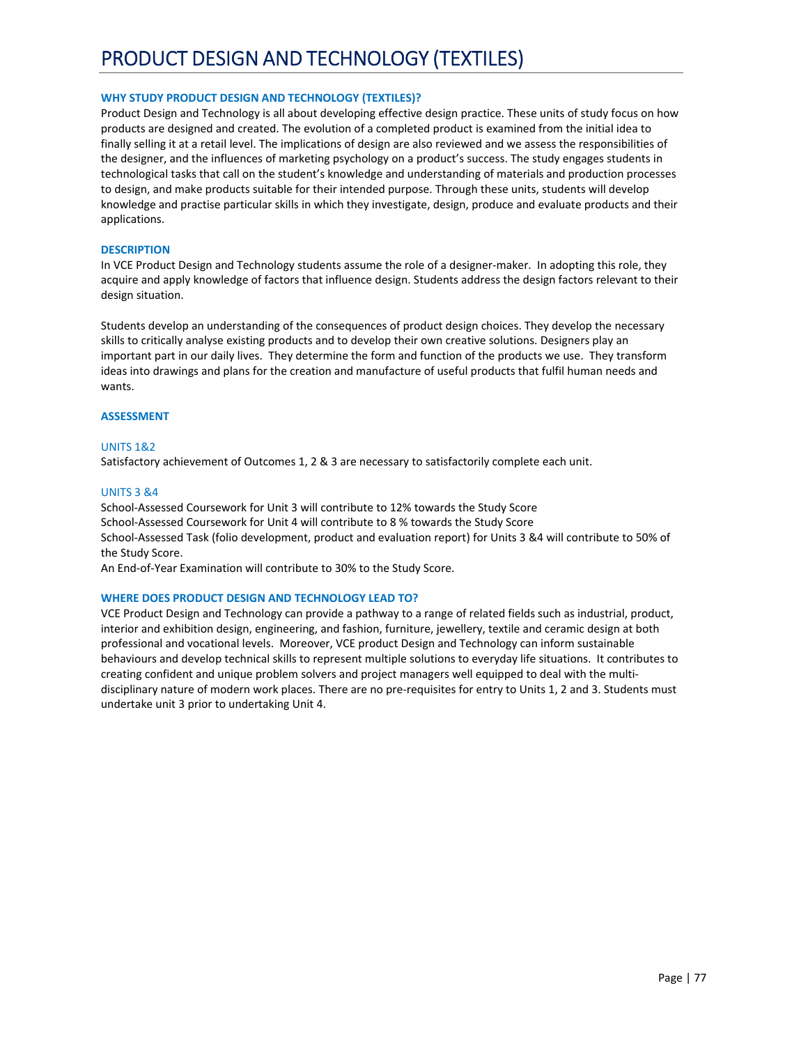# PRODUCT DESIGN AND TECHNOLOGY (TEXTILES)

### WHY STUDY PRODUCT DESIGN AND TECHNOLOGY (TEXTILES)?

Product Design and Technology is all about developing effective design practice. These units of study focus on how products are designed and created. The evolution of a completed product is examined from the initial idea to finally selling it at a retail level. The implications of design are also reviewed and we assess the responsibilities of the designer, and the influences of marketing psychology on a product's success. The study engages students in technological tasks that call on the student's knowledge and understanding of materials and production processes to design, and make products suitable for their intended purpose. Through these units, students will develop knowledge and practise particular skills in which they investigate, design, produce and evaluate products and their applications.

### DESCRIPTION

In VCE Product Design and Technology students assume the role of a designer-maker. In adopting this role, they acquire and apply knowledge of factors that influence design. Students address the design factors relevant to their design situation.

Students develop an understanding of the consequences of product design choices. They develop the necessary skills to critically analyse existing products and to develop their own creative solutions. Designers play an important part in our daily lives. They determine the form and function of the products we use. They transform ideas into drawings and plans for the creation and manufacture of useful products that fulfil human needs and wants.

### ASSESSMENT

#### UNITS 1&2

Satisfactory achievement of Outcomes 1, 2 & 3 are necessary to satisfactorily complete each unit.

#### UNITS 3 &4

School-Assessed Coursework for Unit 3 will contribute to 12% towards the Study Score
School-Assessed Coursework for Unit 4 will contribute to 8 % towards the Study Score
School-Assessed Task (folio development, product and evaluation report) for Units 3 &4 will contribute to 50% of the Study Score.
An End-of-Year Examination will contribute to 30% to the Study Score.

### WHERE DOES PRODUCT DESIGN AND TECHNOLOGY LEAD TO?

VCE Product Design and Technology can provide a pathway to a range of related fields such as industrial, product, interior and exhibition design, engineering, and fashion, furniture, jewellery, textile and ceramic design at both professional and vocational levels. Moreover, VCE product Design and Technology can inform sustainable behaviours and develop technical skills to represent multiple solutions to everyday life situations. It contributes to creating confident and unique problem solvers and project managers well equipped to deal with the multi-disciplinary nature of modern work places. There are no pre-requisites for entry to Units 1, 2 and 3. Students must undertake unit 3 prior to undertaking Unit 4.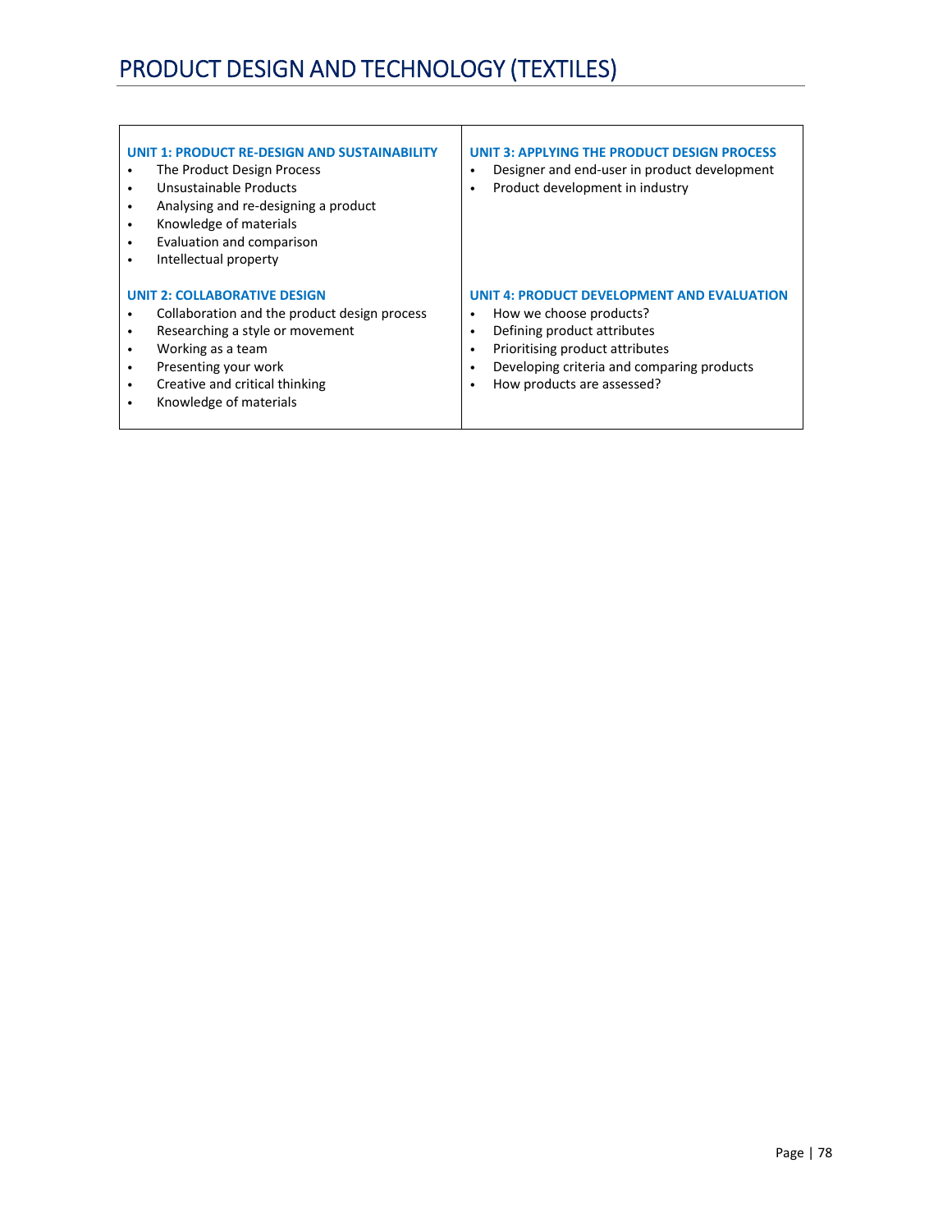# PRODUCT DESIGN AND TECHNOLOGY (TEXTILES)

**UNIT 1: PRODUCT RE-DESIGN AND SUSTAINABILITY**

- The Product Design Process
- Unsustainable Products
- Analysing and re-designing a product
- Knowledge of materials
- Evaluation and comparison
- Intellectual property

**UNIT 2: COLLABORATIVE DESIGN**

- Collaboration and the product design process
- Researching a style or movement
- Working as a team
- Presenting your work
- Creative and critical thinking
- Knowledge of materials

**UNIT 3: APPLYING THE PRODUCT DESIGN PROCESS**

- Designer and end-user in product development
- Product development in industry

**UNIT 4: PRODUCT DEVELOPMENT AND EVALUATION**

- How we choose products?
- Defining product attributes
- Prioritising product attributes
- Developing criteria and comparing products
- How products are assessed?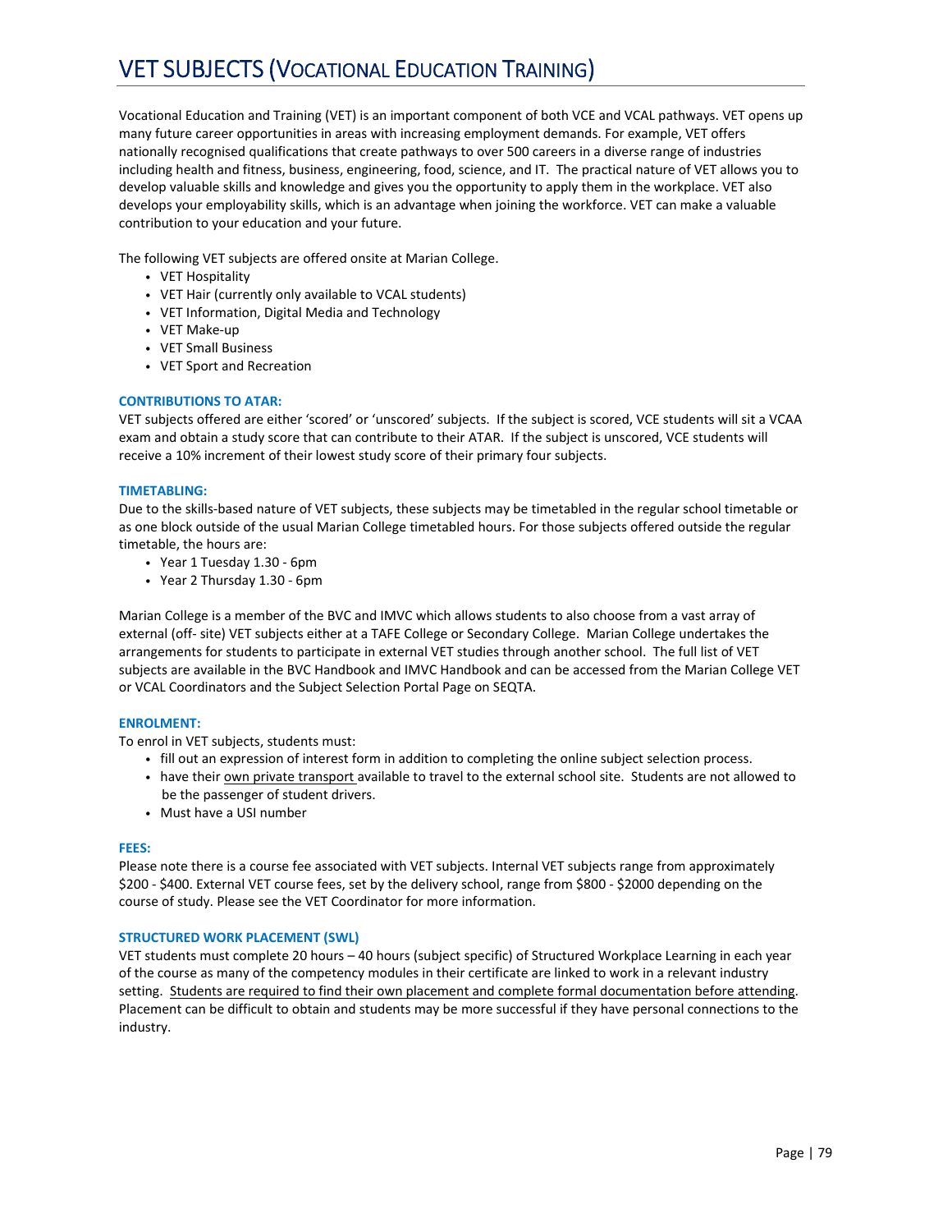# VET SUBJECTS (VOCATIONAL EDUCATION TRAINING)

Vocational Education and Training (VET) is an important component of both VCE and VCAL pathways. VET opens up many future career opportunities in areas with increasing employment demands. For example, VET offers nationally recognised qualifications that create pathways to over 500 careers in a diverse range of industries including health and fitness, business, engineering, food, science, and IT. The practical nature of VET allows you to develop valuable skills and knowledge and gives you the opportunity to apply them in the workplace. VET also develops your employability skills, which is an advantage when joining the workforce. VET can make a valuable contribution to your education and your future.

The following VET subjects are offered onsite at Marian College.

- VET Hospitality
- VET Hair (currently only available to VCAL students)
- VET Information, Digital Media and Technology
- VET Make-up
- VET Small Business
- VET Sport and Recreation

### CONTRIBUTIONS TO ATAR:

VET subjects offered are either 'scored' or 'unscored' subjects. If the subject is scored, VCE students will sit a VCAA exam and obtain a study score that can contribute to their ATAR. If the subject is unscored, VCE students will receive a 10% increment of their lowest study score of their primary four subjects.

### TIMETABLING:

Due to the skills-based nature of VET subjects, these subjects may be timetabled in the regular school timetable or as one block outside of the usual Marian College timetabled hours. For those subjects offered outside the regular timetable, the hours are:

- Year 1 Tuesday 1.30 - 6pm
- Year 2 Thursday 1.30 - 6pm

Marian College is a member of the BVC and IMVC which allows students to also choose from a vast array of external (off- site) VET subjects either at a TAFE College or Secondary College. Marian College undertakes the arrangements for students to participate in external VET studies through another school. The full list of VET subjects are available in the BVC Handbook and IMVC Handbook and can be accessed from the Marian College VET or VCAL Coordinators and the Subject Selection Portal Page on SEQTA.

### ENROLMENT:

To enrol in VET subjects, students must:

- fill out an expression of interest form in addition to completing the online subject selection process.
- have their own private transport available to travel to the external school site. Students are not allowed to be the passenger of student drivers.
- Must have a USI number

### FEES:

Please note there is a course fee associated with VET subjects. Internal VET subjects range from approximately $200 - $400. External VET course fees, set by the delivery school, range from $800 - $2000 depending on the course of study. Please see the VET Coordinator for more information.

### STRUCTURED WORK PLACEMENT (SWL)

VET students must complete 20 hours – 40 hours (subject specific) of Structured Workplace Learning in each year of the course as many of the competency modules in their certificate are linked to work in a relevant industry setting. Students are required to find their own placement and complete formal documentation before attending. Placement can be difficult to obtain and students may be more successful if they have personal connections to the industry.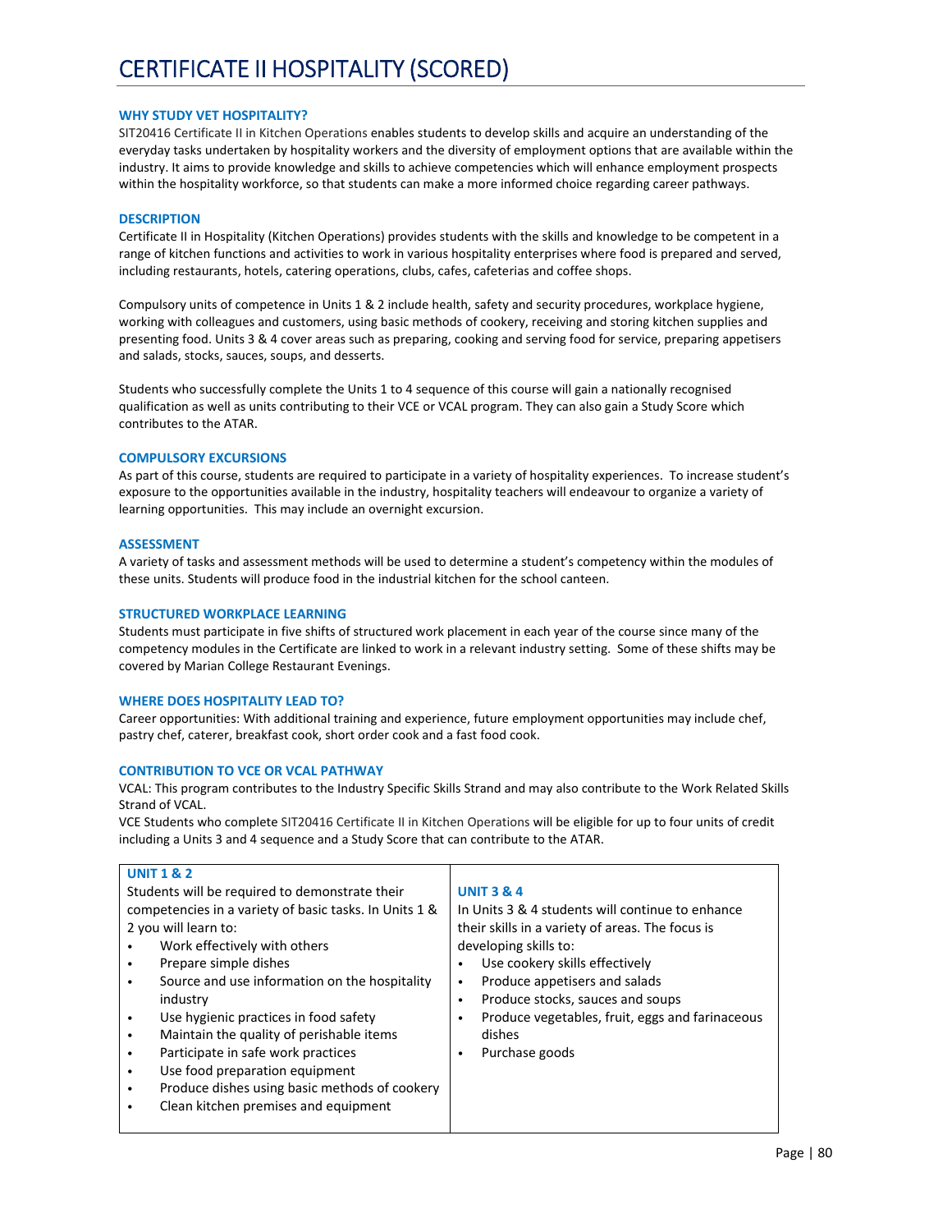# CERTIFICATE II HOSPITALITY (SCORED)

### WHY STUDY VET HOSPITALITY?

SIT20416 Certificate II in Kitchen Operations enables students to develop skills and acquire an understanding of the everyday tasks undertaken by hospitality workers and the diversity of employment options that are available within the industry. It aims to provide knowledge and skills to achieve competencies which will enhance employment prospects within the hospitality workforce, so that students can make a more informed choice regarding career pathways.

### DESCRIPTION

Certificate II in Hospitality (Kitchen Operations) provides students with the skills and knowledge to be competent in a range of kitchen functions and activities to work in various hospitality enterprises where food is prepared and served, including restaurants, hotels, catering operations, clubs, cafes, cafeterias and coffee shops.

Compulsory units of competence in Units 1 & 2 include health, safety and security procedures, workplace hygiene, working with colleagues and customers, using basic methods of cookery, receiving and storing kitchen supplies and presenting food. Units 3 & 4 cover areas such as preparing, cooking and serving food for service, preparing appetisers and salads, stocks, sauces, soups, and desserts.

Students who successfully complete the Units 1 to 4 sequence of this course will gain a nationally recognised qualification as well as units contributing to their VCE or VCAL program. They can also gain a Study Score which contributes to the ATAR.

### COMPULSORY EXCURSIONS

As part of this course, students are required to participate in a variety of hospitality experiences. To increase student's exposure to the opportunities available in the industry, hospitality teachers will endeavour to organize a variety of learning opportunities. This may include an overnight excursion.

### ASSESSMENT

A variety of tasks and assessment methods will be used to determine a student's competency within the modules of these units. Students will produce food in the industrial kitchen for the school canteen.

### STRUCTURED WORKPLACE LEARNING

Students must participate in five shifts of structured work placement in each year of the course since many of the competency modules in the Certificate are linked to work in a relevant industry setting. Some of these shifts may be covered by Marian College Restaurant Evenings.

### WHERE DOES HOSPITALITY LEAD TO?

Career opportunities: With additional training and experience, future employment opportunities may include chef, pastry chef, caterer, breakfast cook, short order cook and a fast food cook.

### CONTRIBUTION TO VCE OR VCAL PATHWAY

VCAL: This program contributes to the Industry Specific Skills Strand and may also contribute to the Work Related Skills Strand of VCAL.
VCE Students who complete SIT20416 Certificate II in Kitchen Operations will be eligible for up to four units of credit including a Units 3 and 4 sequence and a Study Score that can contribute to the ATAR.

### UNIT 1 & 2

Students will be required to demonstrate their competencies in a variety of basic tasks. In Units 1 & 2 you will learn to:

- Work effectively with others
- Prepare simple dishes
- Source and use information on the hospitality industry
- Use hygienic practices in food safety
- Maintain the quality of perishable items
- Participate in safe work practices
- Use food preparation equipment
- Produce dishes using basic methods of cookery
- Clean kitchen premises and equipment

### UNIT 3 & 4

In Units 3 & 4 students will continue to enhance their skills in a variety of areas. The focus is developing skills to:

- Use cookery skills effectively
- Produce appetisers and salads
- Produce stocks, sauces and soups
- Produce vegetables, fruit, eggs and farinaceous dishes
- Purchase goods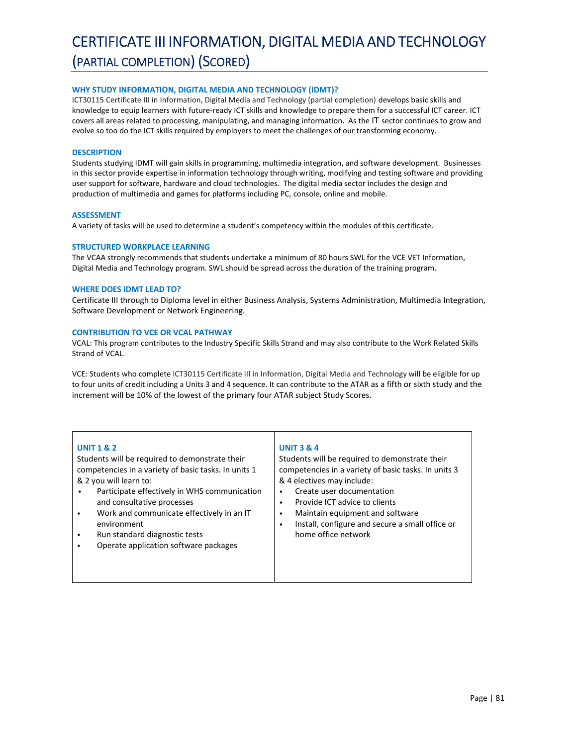# CERTIFICATE III INFORMATION, DIGITAL MEDIA AND TECHNOLOGY (PARTIAL COMPLETION) (SCORED)

### WHY STUDY INFORMATION, DIGITAL MEDIA AND TECHNOLOGY (IDMT)?

ICT30115 Certificate III in Information, Digital Media and Technology (partial completion) develops basic skills and knowledge to equip learners with future-ready ICT skills and knowledge to prepare them for a successful ICT career. ICT covers all areas related to processing, manipulating, and managing information. As the IT sector continues to grow and evolve so too do the ICT skills required by employers to meet the challenges of our transforming economy.

### DESCRIPTION

Students studying IDMT will gain skills in programming, multimedia integration, and software development. Businesses in this sector provide expertise in information technology through writing, modifying and testing software and providing user support for software, hardware and cloud technologies. The digital media sector includes the design and production of multimedia and games for platforms including PC, console, online and mobile.

### ASSESSMENT

A variety of tasks will be used to determine a student's competency within the modules of this certificate.

### STRUCTURED WORKPLACE LEARNING

The VCAA strongly recommends that students undertake a minimum of 80 hours SWL for the VCE VET Information, Digital Media and Technology program. SWL should be spread across the duration of the training program.

### WHERE DOES IDMT LEAD TO?

Certificate III through to Diploma level in either Business Analysis, Systems Administration, Multimedia Integration, Software Development or Network Engineering.

### CONTRIBUTION TO VCE OR VCAL PATHWAY

VCAL: This program contributes to the Industry Specific Skills Strand and may also contribute to the Work Related Skills Strand of VCAL.

VCE: Students who complete ICT30115 Certificate III in Information, Digital Media and Technology will be eligible for up to four units of credit including a Units 3 and 4 sequence. It can contribute to the ATAR as a fifth or sixth study and the increment will be 10% of the lowest of the primary four ATAR subject Study Scores.

| UNIT 1 & 2 | UNIT 3 & 4 |
|---|---|
| Students will be required to demonstrate their competencies in a variety of basic tasks. In units 1 & 2 you will learn to:<br>• Participate effectively in WHS communication and consultative processes<br>• Work and communicate effectively in an IT environment<br>• Run standard diagnostic tests<br>• Operate application software packages | Students will be required to demonstrate their competencies in a variety of basic tasks. In units 3 & 4 electives may include:<br>• Create user documentation<br>• Provide ICT advice to clients<br>• Maintain equipment and software<br>• Install, configure and secure a small office or home office network |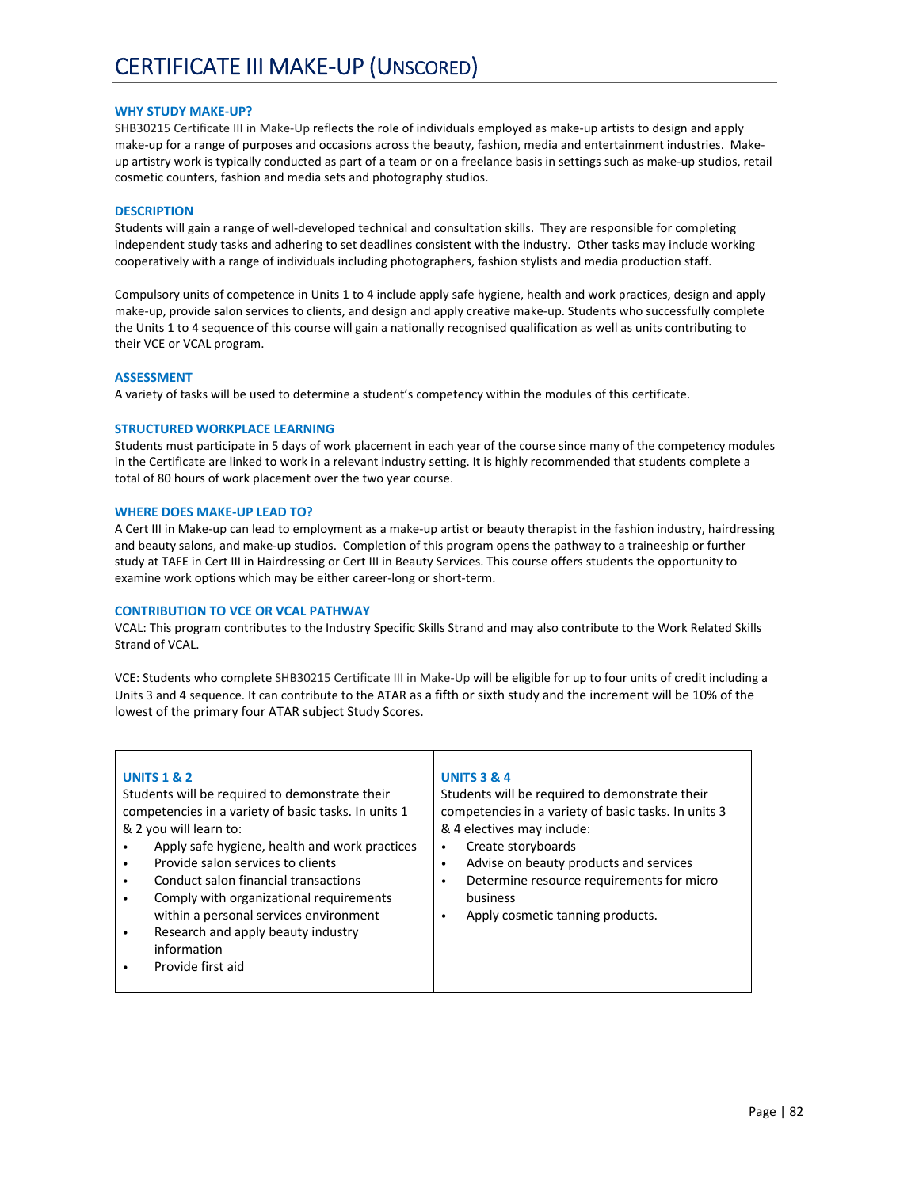# CERTIFICATE III MAKE-UP (UNSCORED)

### WHY STUDY MAKE-UP?

SHB30215 Certificate III in Make-Up reflects the role of individuals employed as make-up artists to design and apply make-up for a range of purposes and occasions across the beauty, fashion, media and entertainment industries. Make-up artistry work is typically conducted as part of a team or on a freelance basis in settings such as make-up studios, retail cosmetic counters, fashion and media sets and photography studios.

### DESCRIPTION

Students will gain a range of well-developed technical and consultation skills. They are responsible for completing independent study tasks and adhering to set deadlines consistent with the industry. Other tasks may include working cooperatively with a range of individuals including photographers, fashion stylists and media production staff.

Compulsory units of competence in Units 1 to 4 include apply safe hygiene, health and work practices, design and apply make-up, provide salon services to clients, and design and apply creative make-up. Students who successfully complete the Units 1 to 4 sequence of this course will gain a nationally recognised qualification as well as units contributing to their VCE or VCAL program.

### ASSESSMENT

A variety of tasks will be used to determine a student's competency within the modules of this certificate.

### STRUCTURED WORKPLACE LEARNING

Students must participate in 5 days of work placement in each year of the course since many of the competency modules in the Certificate are linked to work in a relevant industry setting. It is highly recommended that students complete a total of 80 hours of work placement over the two year course.

### WHERE DOES MAKE-UP LEAD TO?

A Cert III in Make-up can lead to employment as a make-up artist or beauty therapist in the fashion industry, hairdressing and beauty salons, and make-up studios. Completion of this program opens the pathway to a traineeship or further study at TAFE in Cert III in Hairdressing or Cert III in Beauty Services. This course offers students the opportunity to examine work options which may be either career-long or short-term.

### CONTRIBUTION TO VCE OR VCAL PATHWAY

VCAL: This program contributes to the Industry Specific Skills Strand and may also contribute to the Work Related Skills Strand of VCAL.

VCE: Students who complete SHB30215 Certificate III in Make-Up will be eligible for up to four units of credit including a Units 3 and 4 sequence. It can contribute to the ATAR as a fifth or sixth study and the increment will be 10% of the lowest of the primary four ATAR subject Study Scores.

| UNITS 1 & 2 | UNITS 3 & 4 |
| --- | --- |
| Students will be required to demonstrate their competencies in a variety of basic tasks. In units 1 & 2 you will learn to:<br>• Apply safe hygiene, health and work practices<br>• Provide salon services to clients<br>• Conduct salon financial transactions<br>• Comply with organizational requirements within a personal services environment<br>• Research and apply beauty industry information<br>• Provide first aid | Students will be required to demonstrate their competencies in a variety of basic tasks. In units 3 & 4 electives may include:<br>• Create storyboards<br>• Advise on beauty products and services<br>• Determine resource requirements for micro business<br>• Apply cosmetic tanning products. |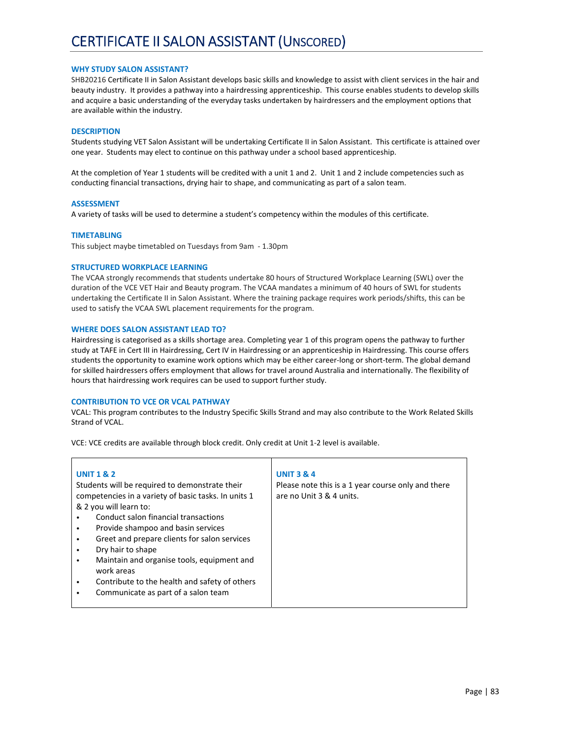# CERTIFICATE II SALON ASSISTANT (UNSCORED)

### WHY STUDY SALON ASSISTANT?

SHB20216 Certificate II in Salon Assistant develops basic skills and knowledge to assist with client services in the hair and beauty industry. It provides a pathway into a hairdressing apprenticeship. This course enables students to develop skills and acquire a basic understanding of the everyday tasks undertaken by hairdressers and the employment options that are available within the industry.

### DESCRIPTION

Students studying VET Salon Assistant will be undertaking Certificate II in Salon Assistant. This certificate is attained over one year. Students may elect to continue on this pathway under a school based apprenticeship.

At the completion of Year 1 students will be credited with a unit 1 and 2. Unit 1 and 2 include competencies such as conducting financial transactions, drying hair to shape, and communicating as part of a salon team.

### ASSESSMENT

A variety of tasks will be used to determine a student's competency within the modules of this certificate.

### TIMETABLING

This subject maybe timetabled on Tuesdays from 9am - 1.30pm

### STRUCTURED WORKPLACE LEARNING

The VCAA strongly recommends that students undertake 80 hours of Structured Workplace Learning (SWL) over the duration of the VCE VET Hair and Beauty program. The VCAA mandates a minimum of 40 hours of SWL for students undertaking the Certificate II in Salon Assistant. Where the training package requires work periods/shifts, this can be used to satisfy the VCAA SWL placement requirements for the program.

### WHERE DOES SALON ASSISTANT LEAD TO?

Hairdressing is categorised as a skills shortage area. Completing year 1 of this program opens the pathway to further study at TAFE in Cert III in Hairdressing, Cert IV in Hairdressing or an apprenticeship in Hairdressing. This course offers students the opportunity to examine work options which may be either career-long or short-term. The global demand for skilled hairdressers offers employment that allows for travel around Australia and internationally. The flexibility of hours that hairdressing work requires can be used to support further study.

### CONTRIBUTION TO VCE OR VCAL PATHWAY

VCAL: This program contributes to the Industry Specific Skills Strand and may also contribute to the Work Related Skills Strand of VCAL.

VCE: VCE credits are available through block credit. Only credit at Unit 1-2 level is available.

| UNIT 1 & 2 | UNIT 3 & 4 |
|---|---|
| Students will be required to demonstrate their competencies in a variety of basic tasks. In units 1 & 2 you will learn to:<br>• Conduct salon financial transactions<br>• Provide shampoo and basin services<br>• Greet and prepare clients for salon services<br>• Dry hair to shape<br>• Maintain and organise tools, equipment and work areas<br>• Contribute to the health and safety of others<br>• Communicate as part of a salon team | Please note this is a 1 year course only and there are no Unit 3 & 4 units. |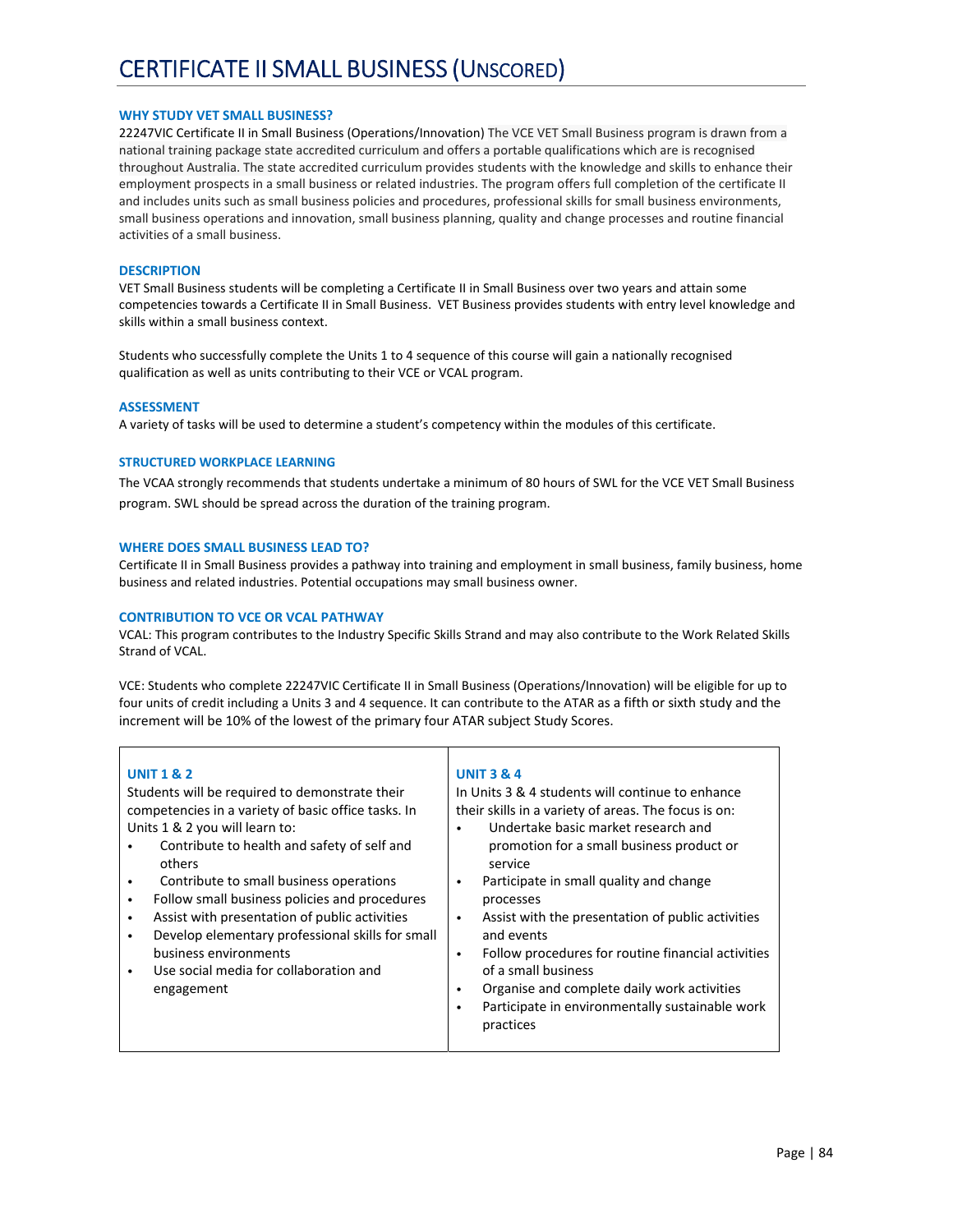# CERTIFICATE II SMALL BUSINESS (UNSCORED)

### WHY STUDY VET SMALL BUSINESS?

22247VIC Certificate II in Small Business (Operations/Innovation) The VCE VET Small Business program is drawn from a national training package state accredited curriculum and offers a portable qualifications which are is recognised throughout Australia. The state accredited curriculum provides students with the knowledge and skills to enhance their employment prospects in a small business or related industries. The program offers full completion of the certificate II and includes units such as small business policies and procedures, professional skills for small business environments, small business operations and innovation, small business planning, quality and change processes and routine financial activities of a small business.

### DESCRIPTION

VET Small Business students will be completing a Certificate II in Small Business over two years and attain some competencies towards a Certificate II in Small Business. VET Business provides students with entry level knowledge and skills within a small business context.

Students who successfully complete the Units 1 to 4 sequence of this course will gain a nationally recognised qualification as well as units contributing to their VCE or VCAL program.

### ASSESSMENT

A variety of tasks will be used to determine a student's competency within the modules of this certificate.

### STRUCTURED WORKPLACE LEARNING

The VCAA strongly recommends that students undertake a minimum of 80 hours of SWL for the VCE VET Small Business program. SWL should be spread across the duration of the training program.

### WHERE DOES SMALL BUSINESS LEAD TO?

Certificate II in Small Business provides a pathway into training and employment in small business, family business, home business and related industries. Potential occupations may small business owner.

### CONTRIBUTION TO VCE OR VCAL PATHWAY

VCAL: This program contributes to the Industry Specific Skills Strand and may also contribute to the Work Related Skills Strand of VCAL.

VCE: Students who complete 22247VIC Certificate II in Small Business (Operations/Innovation) will be eligible for up to four units of credit including a Units 3 and 4 sequence. It can contribute to the ATAR as a fifth or sixth study and the increment will be 10% of the lowest of the primary four ATAR subject Study Scores.

| UNIT 1 & 2 | UNIT 3 & 4 |
|---|---|
| Students will be required to demonstrate their competencies in a variety of basic office tasks. In Units 1 & 2 you will learn to:<br>• Contribute to health and safety of self and others<br>• Contribute to small business operations<br>• Follow small business policies and procedures<br>• Assist with presentation of public activities<br>• Develop elementary professional skills for small business environments<br>• Use social media for collaboration and engagement | In Units 3 & 4 students will continue to enhance their skills in a variety of areas. The focus is on:<br>• Undertake basic market research and promotion for a small business product or service<br>• Participate in small quality and change processes<br>• Assist with the presentation of public activities and events<br>• Follow procedures for routine financial activities of a small business<br>• Organise and complete daily work activities<br>• Participate in environmentally sustainable work practices |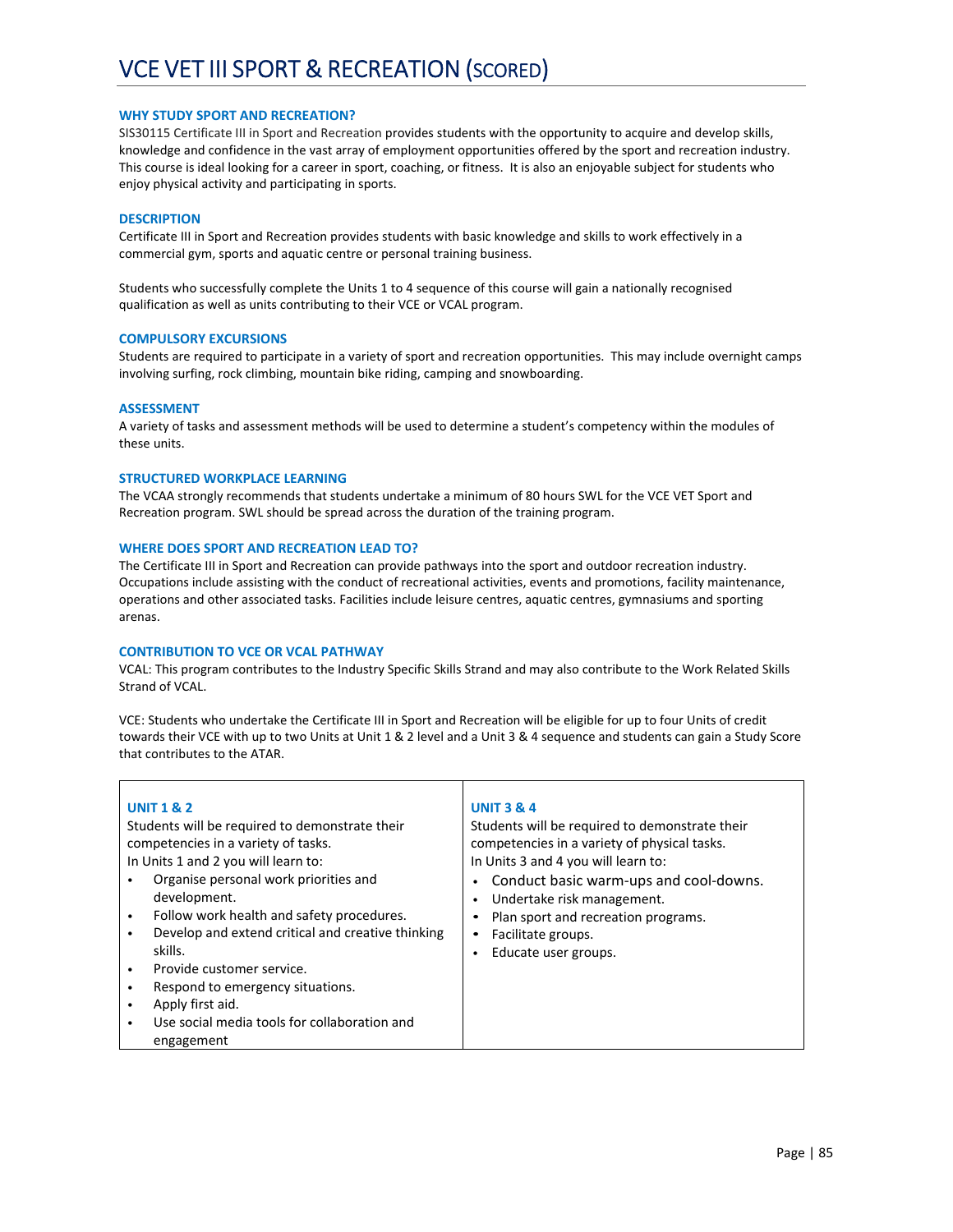# VCE VET III SPORT & RECREATION (SCORED)

### WHY STUDY SPORT AND RECREATION?

SIS30115 Certificate III in Sport and Recreation provides students with the opportunity to acquire and develop skills, knowledge and confidence in the vast array of employment opportunities offered by the sport and recreation industry. This course is ideal looking for a career in sport, coaching, or fitness. It is also an enjoyable subject for students who enjoy physical activity and participating in sports.

### DESCRIPTION

Certificate III in Sport and Recreation provides students with basic knowledge and skills to work effectively in a commercial gym, sports and aquatic centre or personal training business.

Students who successfully complete the Units 1 to 4 sequence of this course will gain a nationally recognised qualification as well as units contributing to their VCE or VCAL program.

### COMPULSORY EXCURSIONS

Students are required to participate in a variety of sport and recreation opportunities. This may include overnight camps involving surfing, rock climbing, mountain bike riding, camping and snowboarding.

### ASSESSMENT

A variety of tasks and assessment methods will be used to determine a student's competency within the modules of these units.

### STRUCTURED WORKPLACE LEARNING

The VCAA strongly recommends that students undertake a minimum of 80 hours SWL for the VCE VET Sport and Recreation program. SWL should be spread across the duration of the training program.

### WHERE DOES SPORT AND RECREATION LEAD TO?

The Certificate III in Sport and Recreation can provide pathways into the sport and outdoor recreation industry. Occupations include assisting with the conduct of recreational activities, events and promotions, facility maintenance, operations and other associated tasks. Facilities include leisure centres, aquatic centres, gymnasiums and sporting arenas.

### CONTRIBUTION TO VCE OR VCAL PATHWAY

VCAL: This program contributes to the Industry Specific Skills Strand and may also contribute to the Work Related Skills Strand of VCAL.

VCE: Students who undertake the Certificate III in Sport and Recreation will be eligible for up to four Units of credit towards their VCE with up to two Units at Unit 1 & 2 level and a Unit 3 & 4 sequence and students can gain a Study Score that contributes to the ATAR.

| UNIT 1 & 2 | UNIT 3 & 4 |
|---|---|
| Students will be required to demonstrate their competencies in a variety of tasks.<br>In Units 1 and 2 you will learn to:<br>• Organise personal work priorities and development.<br>• Follow work health and safety procedures.<br>• Develop and extend critical and creative thinking skills.<br>• Provide customer service.<br>• Respond to emergency situations.<br>• Apply first aid.<br>• Use social media tools for collaboration and engagement | Students will be required to demonstrate their competencies in a variety of physical tasks.<br>In Units 3 and 4 you will learn to:<br>• Conduct basic warm-ups and cool-downs.<br>• Undertake risk management.<br>• Plan sport and recreation programs.<br>• Facilitate groups.<br>• Educate user groups. |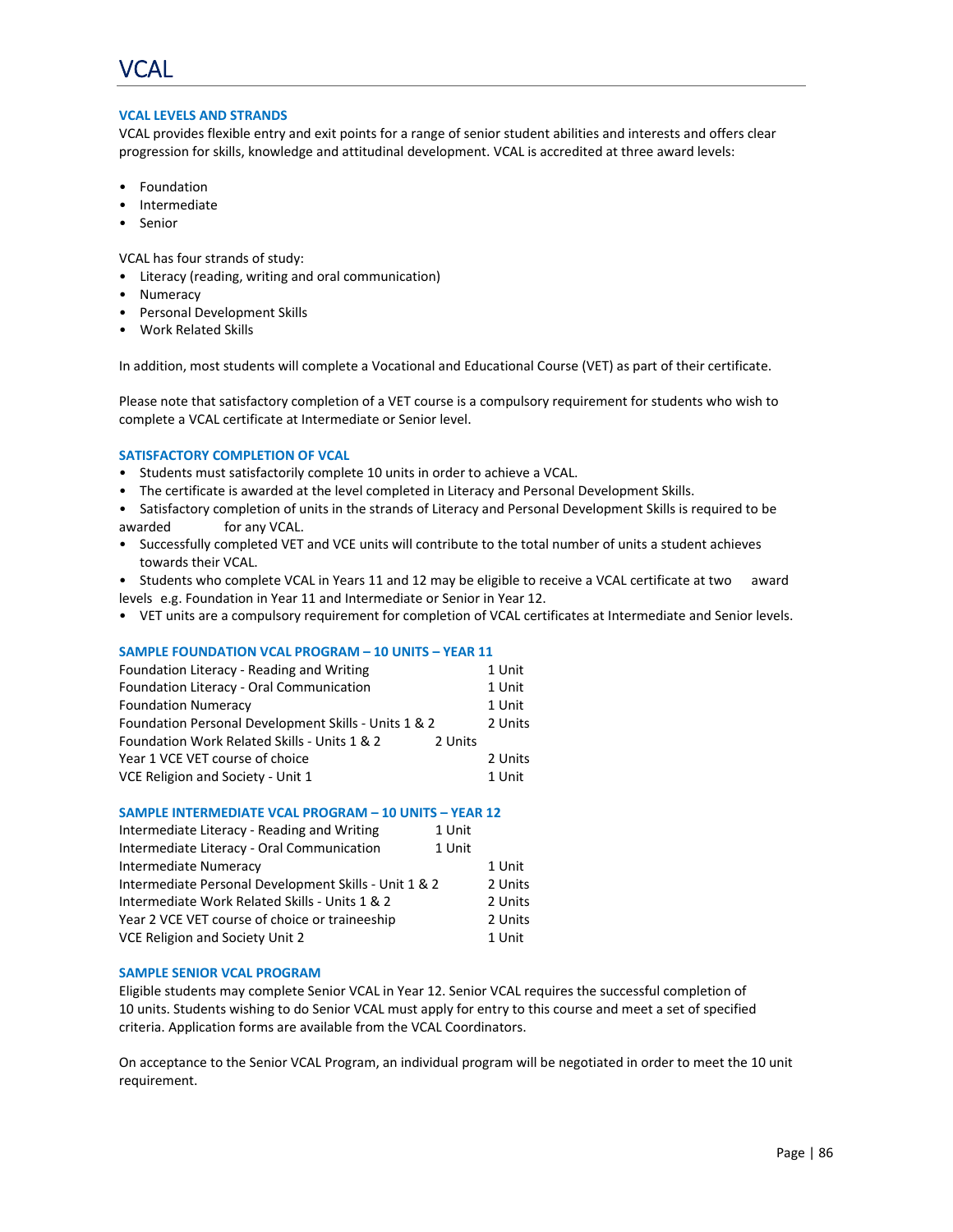# VCAL

### VCAL LEVELS AND STRANDS

VCAL provides flexible entry and exit points for a range of senior student abilities and interests and offers clear progression for skills, knowledge and attitudinal development. VCAL is accredited at three award levels:

- Foundation
- Intermediate
- Senior

VCAL has four strands of study:

- Literacy (reading, writing and oral communication)
- Numeracy
- Personal Development Skills
- Work Related Skills

In addition, most students will complete a Vocational and Educational Course (VET) as part of their certificate.

Please note that satisfactory completion of a VET course is a compulsory requirement for students who wish to complete a VCAL certificate at Intermediate or Senior level.

### SATISFACTORY COMPLETION OF VCAL

- Students must satisfactorily complete 10 units in order to achieve a VCAL.
- The certificate is awarded at the level completed in Literacy and Personal Development Skills.
- Satisfactory completion of units in the strands of Literacy and Personal Development Skills is required to be awarded for any VCAL.
- Successfully completed VET and VCE units will contribute to the total number of units a student achieves towards their VCAL.
- Students who complete VCAL in Years 11 and 12 may be eligible to receive a VCAL certificate at two award levels e.g. Foundation in Year 11 and Intermediate or Senior in Year 12.
- VET units are a compulsory requirement for completion of VCAL certificates at Intermediate and Senior levels.

### SAMPLE FOUNDATION VCAL PROGRAM – 10 UNITS – YEAR 11

| | |
|---|---|
| Foundation Literacy - Reading and Writing | 1 Unit |
| Foundation Literacy - Oral Communication | 1 Unit |
| Foundation Numeracy | 1 Unit |
| Foundation Personal Development Skills - Units 1 & 2 | 2 Units |
| Foundation Work Related Skills - Units 1 & 2 | 2 Units |
| Year 1 VCE VET course of choice | 2 Units |
| VCE Religion and Society - Unit 1 | 1 Unit |

### SAMPLE INTERMEDIATE VCAL PROGRAM – 10 UNITS – YEAR 12

| | |
|---|---|
| Intermediate Literacy - Reading and Writing | 1 Unit |
| Intermediate Literacy - Oral Communication | 1 Unit |
| Intermediate Numeracy | 1 Unit |
| Intermediate Personal Development Skills - Unit 1 & 2 | 2 Units |
| Intermediate Work Related Skills - Units 1 & 2 | 2 Units |
| Year 2 VCE VET course of choice or traineeship | 2 Units |
| VCE Religion and Society Unit 2 | 1 Unit |

### SAMPLE SENIOR VCAL PROGRAM

Eligible students may complete Senior VCAL in Year 12. Senior VCAL requires the successful completion of 10 units. Students wishing to do Senior VCAL must apply for entry to this course and meet a set of specified criteria. Application forms are available from the VCAL Coordinators.

On acceptance to the Senior VCAL Program, an individual program will be negotiated in order to meet the 10 unit requirement.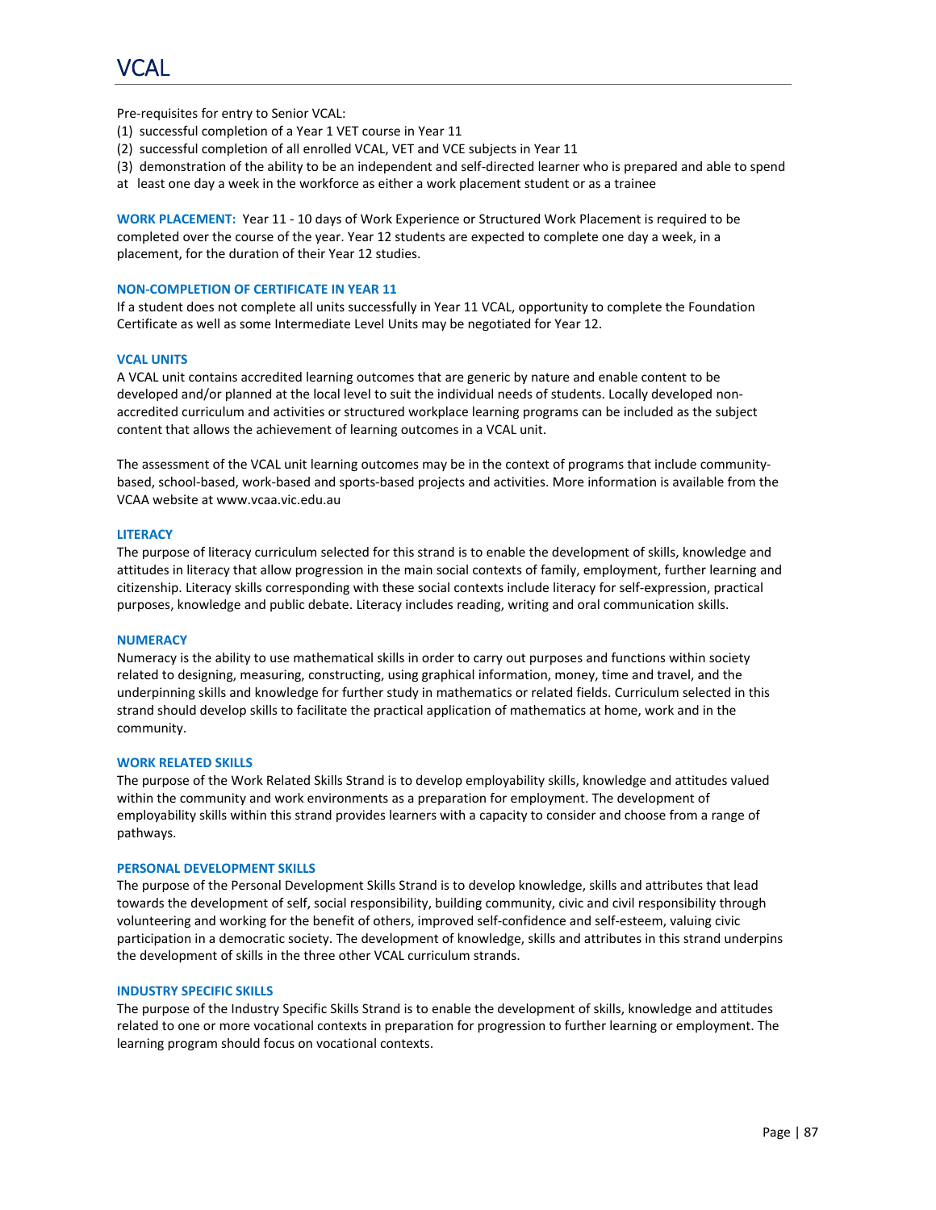# VCAL

Pre-requisites for entry to Senior VCAL:

(1) successful completion of a Year 1 VET course in Year 11

(2) successful completion of all enrolled VCAL, VET and VCE subjects in Year 11

(3) demonstration of the ability to be an independent and self-directed learner who is prepared and able to spend at least one day a week in the workforce as either a work placement student or as a trainee

**WORK PLACEMENT:** Year 11 - 10 days of Work Experience or Structured Work Placement is required to be completed over the course of the year. Year 12 students are expected to complete one day a week, in a placement, for the duration of their Year 12 studies.

### NON-COMPLETION OF CERTIFICATE IN YEAR 11

If a student does not complete all units successfully in Year 11 VCAL, opportunity to complete the Foundation Certificate as well as some Intermediate Level Units may be negotiated for Year 12.

### VCAL UNITS

A VCAL unit contains accredited learning outcomes that are generic by nature and enable content to be developed and/or planned at the local level to suit the individual needs of students. Locally developed non-accredited curriculum and activities or structured workplace learning programs can be included as the subject content that allows the achievement of learning outcomes in a VCAL unit.

The assessment of the VCAL unit learning outcomes may be in the context of programs that include community-based, school-based, work-based and sports-based projects and activities. More information is available from the VCAA website at www.vcaa.vic.edu.au

### LITERACY

The purpose of literacy curriculum selected for this strand is to enable the development of skills, knowledge and attitudes in literacy that allow progression in the main social contexts of family, employment, further learning and citizenship. Literacy skills corresponding with these social contexts include literacy for self-expression, practical purposes, knowledge and public debate. Literacy includes reading, writing and oral communication skills.

### NUMERACY

Numeracy is the ability to use mathematical skills in order to carry out purposes and functions within society related to designing, measuring, constructing, using graphical information, money, time and travel, and the underpinning skills and knowledge for further study in mathematics or related fields. Curriculum selected in this strand should develop skills to facilitate the practical application of mathematics at home, work and in the community.

### WORK RELATED SKILLS

The purpose of the Work Related Skills Strand is to develop employability skills, knowledge and attitudes valued within the community and work environments as a preparation for employment. The development of employability skills within this strand provides learners with a capacity to consider and choose from a range of pathways.

### PERSONAL DEVELOPMENT SKILLS

The purpose of the Personal Development Skills Strand is to develop knowledge, skills and attributes that lead towards the development of self, social responsibility, building community, civic and civil responsibility through volunteering and working for the benefit of others, improved self-confidence and self-esteem, valuing civic participation in a democratic society. The development of knowledge, skills and attributes in this strand underpins the development of skills in the three other VCAL curriculum strands.

### INDUSTRY SPECIFIC SKILLS

The purpose of the Industry Specific Skills Strand is to enable the development of skills, knowledge and attitudes related to one or more vocational contexts in preparation for progression to further learning or employment. The learning program should focus on vocational contexts.